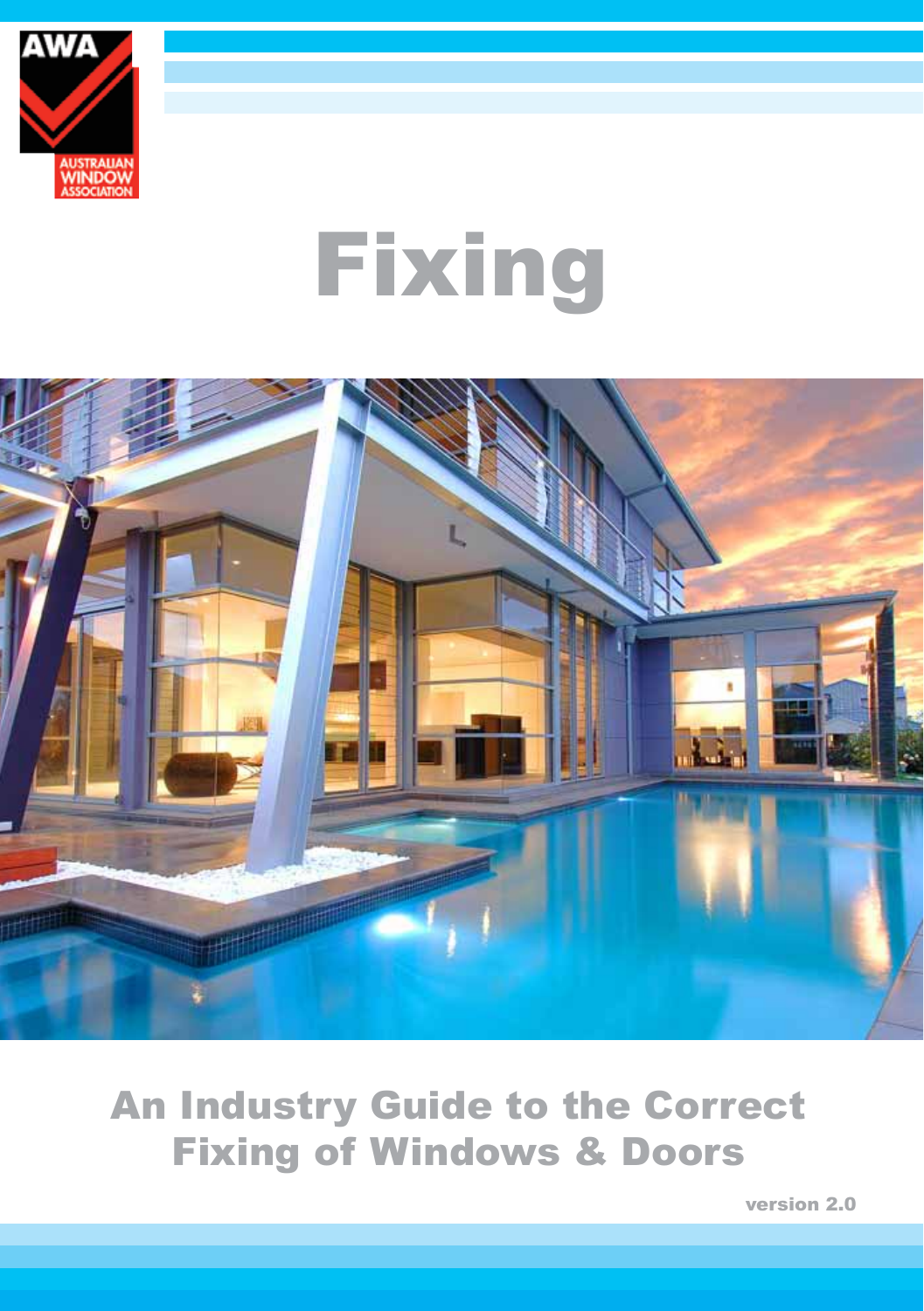AWA

AUSTRALIAN WINDOW ASSOCIATION

# Fixing

## An Industry Guide to the Correct Fixing of Windows & Doors

version 2.0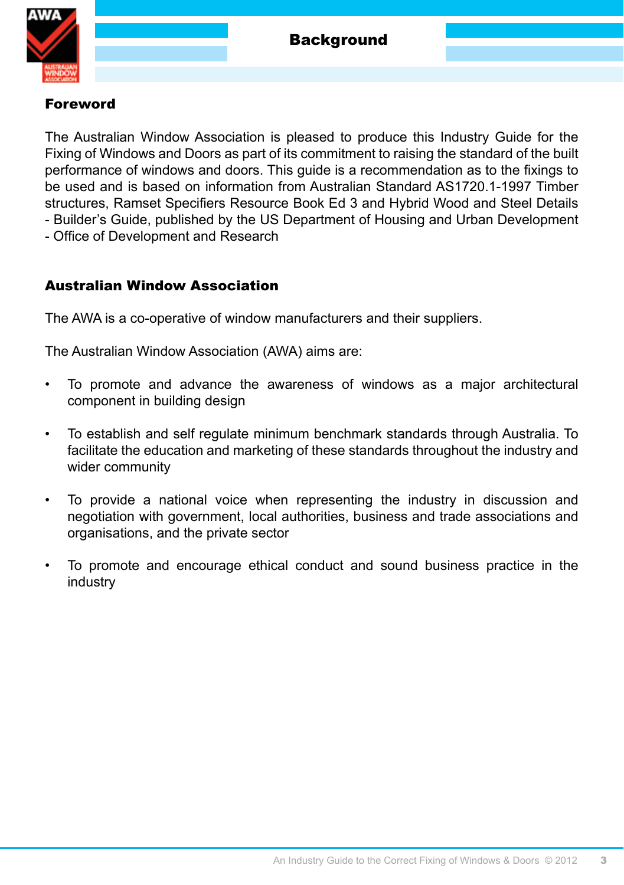# Background

## Foreword

The Australian Window Association is pleased to produce this Industry Guide for the Fixing of Windows and Doors as part of its commitment to raising the standard of the built performance of windows and doors. This guide is a recommendation as to the fixings to be used and is based on information from Australian Standard AS1720.1-1997 Timber structures, Ramset Specifiers Resource Book Ed 3 and Hybrid Wood and Steel Details - Builder's Guide, published by the US Department of Housing and Urban Development - Office of Development and Research

## Australian Window Association

The AWA is a co-operative of window manufacturers and their suppliers.

The Australian Window Association (AWA) aims are:

- To promote and advance the awareness of windows as a major architectural component in building design
- To establish and self regulate minimum benchmark standards through Australia. To facilitate the education and marketing of these standards throughout the industry and wider community
- To provide a national voice when representing the industry in discussion and negotiation with government, local authorities, business and trade associations and organisations, and the private sector
- To promote and encourage ethical conduct and sound business practice in the industry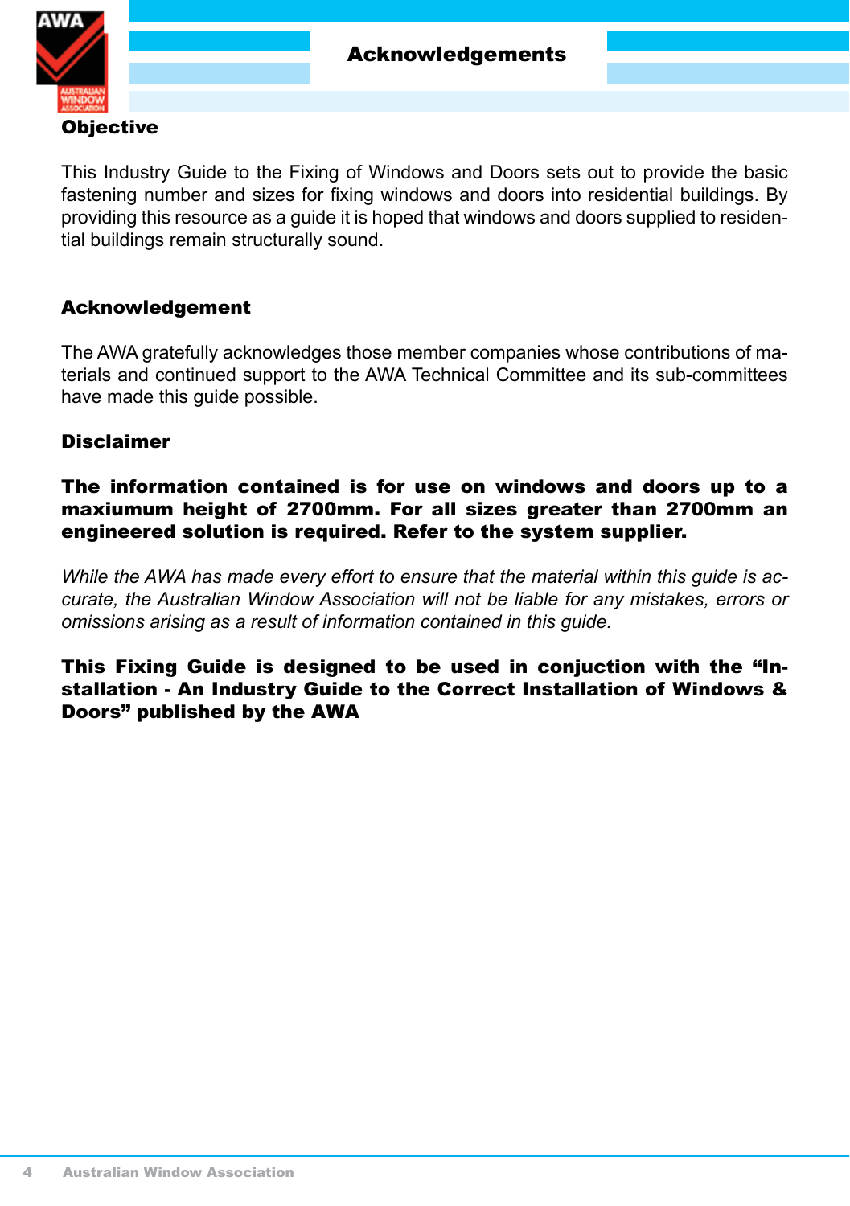# Acknowledgements

## Objective

This Industry Guide to the Fixing of Windows and Doors sets out to provide the basic fastening number and sizes for fixing windows and doors into residential buildings. By providing this resource as a guide it is hoped that windows and doors supplied to residential buildings remain structurally sound.

## Acknowledgement

The AWA gratefully acknowledges those member companies whose contributions of materials and continued support to the AWA Technical Committee and its sub-committees have made this guide possible.

## Disclaimer

**The information contained is for use on windows and doors up to a maxiumum height of 2700mm. For all sizes greater than 2700mm an engineered solution is required. Refer to the system supplier.**

*While the AWA has made every effort to ensure that the material within this guide is accurate, the Australian Window Association will not be liable for any mistakes, errors or omissions arising as a result of information contained in this guide.*

**This Fixing Guide is designed to be used in conjuction with the "Installation - An Industry Guide to the Correct Installation of Windows & Doors" published by the AWA**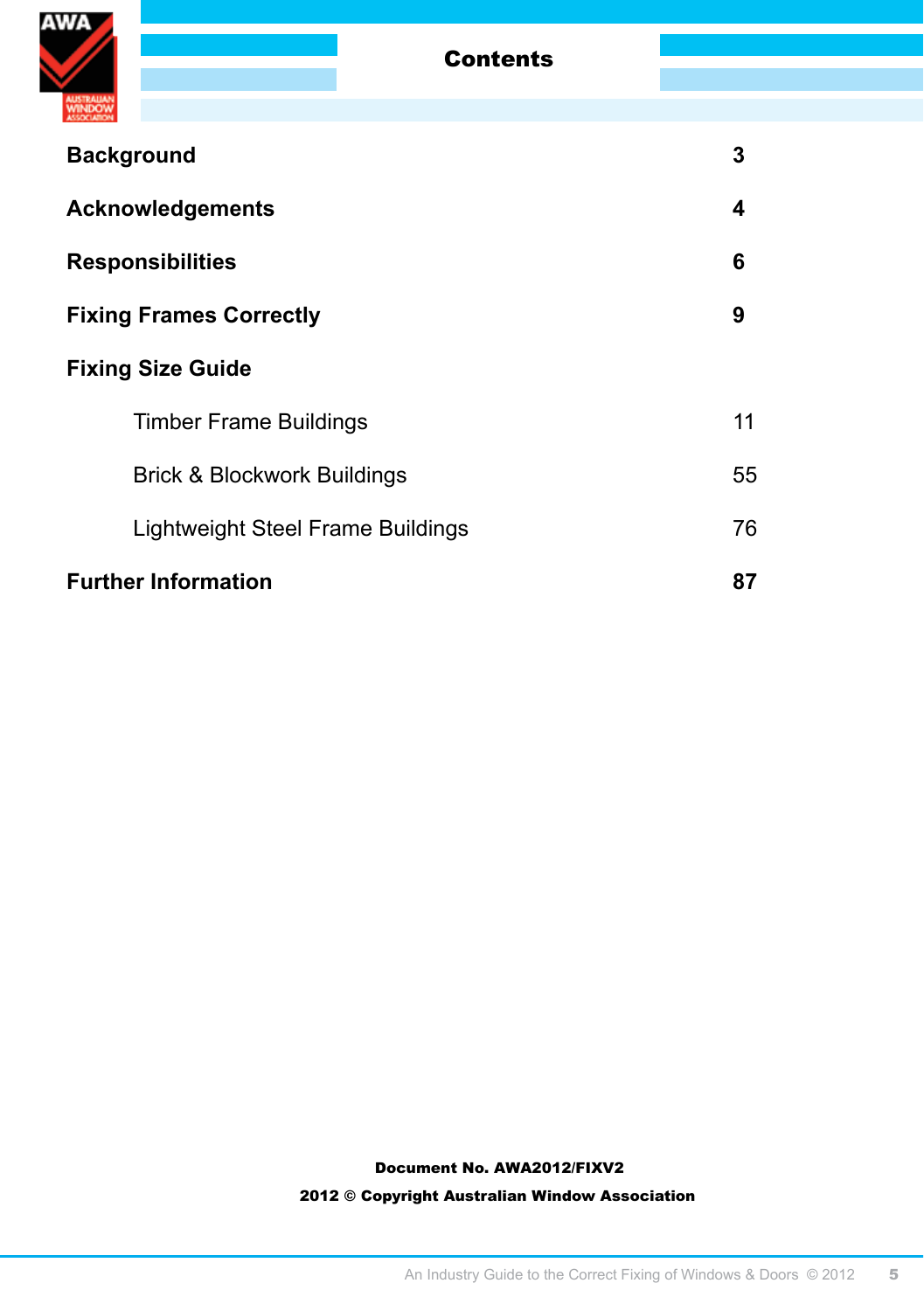# Contents

| | |
|---|---|
| **Background** | **3** |
| **Acknowledgements** | **4** |
| **Responsibilities** | **6** |
| **Fixing Frames Correctly** | **9** |
| **Fixing Size Guide** | |
| Timber Frame Buildings | 11 |
| Brick & Blockwork Buildings | 55 |
| Lightweight Steel Frame Buildings | 76 |
| **Further Information** | **87** |

**Document No. AWA2012/FIXV2**

**2012 © Copyright Australian Window Association**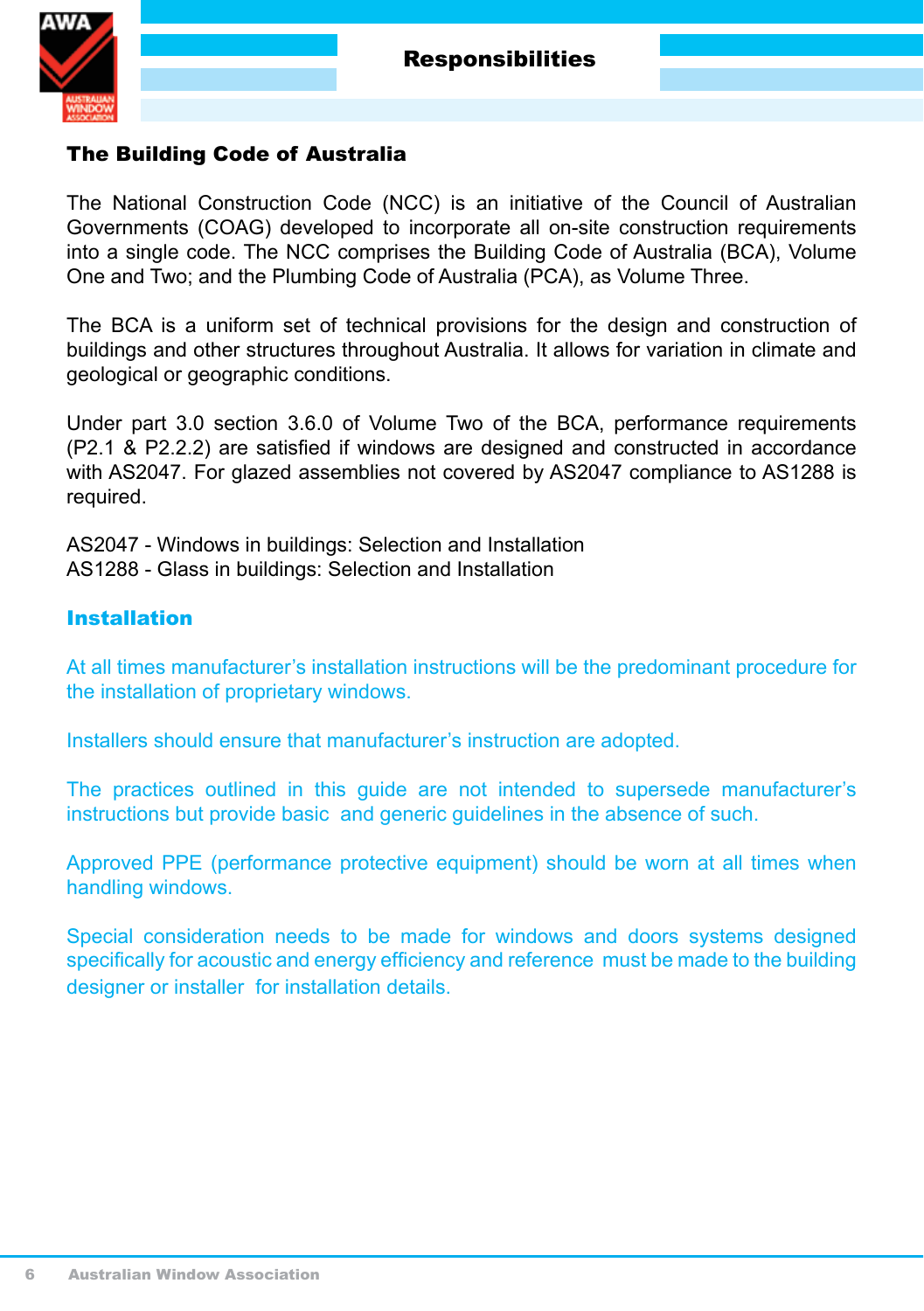# Responsibilities

## The Building Code of Australia

The National Construction Code (NCC) is an initiative of the Council of Australian Governments (COAG) developed to incorporate all on-site construction requirements into a single code. The NCC comprises the Building Code of Australia (BCA), Volume One and Two; and the Plumbing Code of Australia (PCA), as Volume Three.

The BCA is a uniform set of technical provisions for the design and construction of buildings and other structures throughout Australia. It allows for variation in climate and geological or geographic conditions.

Under part 3.0 section 3.6.0 of Volume Two of the BCA, performance requirements (P2.1 & P2.2.2) are satisfied if windows are designed and constructed in accordance with AS2047. For glazed assemblies not covered by AS2047 compliance to AS1288 is required.

AS2047 - Windows in buildings: Selection and Installation
AS1288 - Glass in buildings: Selection and Installation

## Installation

At all times manufacturer's installation instructions will be the predominant procedure for the installation of proprietary windows.

Installers should ensure that manufacturer's instruction are adopted.

The practices outlined in this guide are not intended to supersede manufacturer's instructions but provide basic and generic guidelines in the absence of such.

Approved PPE (performance protective equipment) should be worn at all times when handling windows.

Special consideration needs to be made for windows and doors systems designed specifically for acoustic and energy efficiency and reference must be made to the building designer or installer for installation details.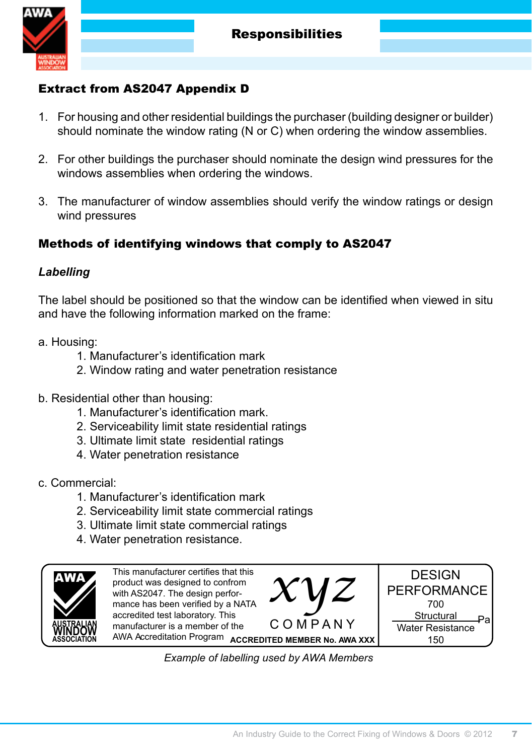# Responsibilities

## Extract from AS2047 Appendix D

1. For housing and other residential buildings the purchaser (building designer or builder) should nominate the window rating (N or C) when ordering the window assemblies.

2. For other buildings the purchaser should nominate the design wind pressures for the windows assemblies when ordering the windows.

3. The manufacturer of window assemblies should verify the window ratings or design wind pressures

## Methods of identifying windows that comply to AS2047

### *Labelling*

The label should be positioned so that the window can be identified when viewed in situ and have the following information marked on the frame:

a. Housing:
   1. Manufacturer's identification mark
   2. Window rating and water penetration resistance

b. Residential other than housing:
   1. Manufacturer's identification mark.
   2. Serviceability limit state residential ratings
   3. Ultimate limit state  residential ratings
   4. Water penetration resistance

c. Commercial:
   1. Manufacturer's identification mark
   2. Serviceability limit state commercial ratings
   3. Ultimate limit state commercial ratings
   4. Water penetration resistance.

| AWA AUSTRALIAN WINDOW ASSOCIATION | This manufacturer certifies that this product was designed to confrom with AS2047. The design performance has been verified by a NATA accredited test laboratory. This manufacturer is a member of the AWA Accreditation Program | xyz COMPANY ACCREDITED MEMBER No. AWA XXX | DESIGN PERFORMANCE 700 Structural Pa Water Resistance 150 |
|---|---|---|---|

*Example of labelling used by AWA Members*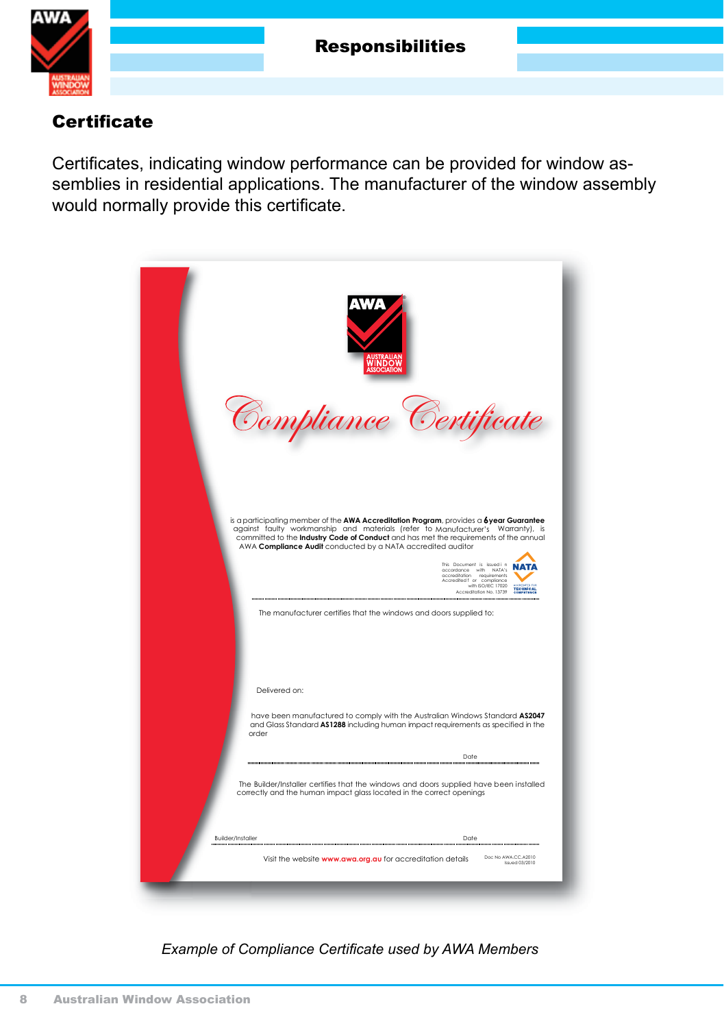## Certificate

Certificates, indicating window performance can be provided for window assemblies in residential applications. The manufacturer of the window assembly would normally provide this certificate.

AWA
AUSTRALIAN WINDOW ASSOCIATION

# Compliance Certificate

is a participating member of the **AWA Accreditation Program**, provides a **6year Guarantee** against faulty workmanship and materials (refer to Manufacturer's Warranty), is committed to the **Industry Code of Conduct** and has met the requirements of the annual AWA **Compliance Audit** conducted by a NATA accredited auditor

This Document is issued in accordance with NATA's accreditation requirements Accredited for compliance with ISO/IEC 17020 Accreditation No. 13739

NATA

The manufacturer certifies that the windows and doors supplied to:

Delivered on:

have been manufactured to comply with the Australian Windows Standard **AS2047** and Glass Standard **AS1288** including human impact requirements as specified in the order

Date

The Builder/Installer certifies that the windows and doors supplied have been installed correctly and the human impact glass located in the correct openings

Builder/Installer                                        Date

Visit the website **www.awa.org.au** for accreditation details

Doc No AWA.CC.A2010
Issued 03/2010

*Example of Compliance Certificate used by AWA Members*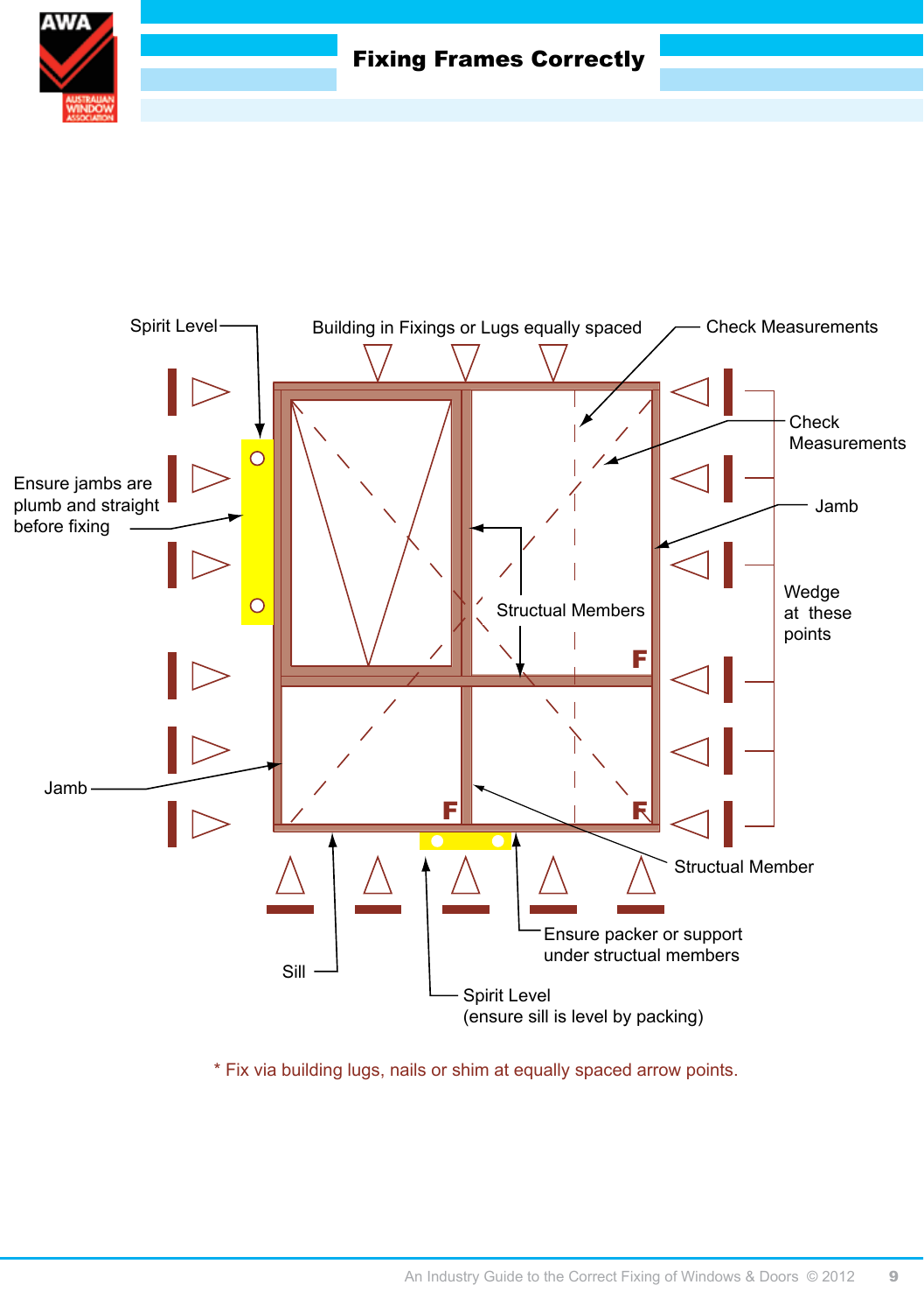# Fixing Frames Correctly

Spirit Level

Building in Fixings or Lugs equally spaced

Check Measurements

Check Measurements

Ensure jambs are plumb and straight before fixing

Jamb

Wedge at these points

Structual Members

Jamb

Structual Member

Ensure packer or support under structural members

Sill

Spirit Level (ensure sill is level by packing)

* Fix via building lugs, nails or shim at equally spaced arrow points.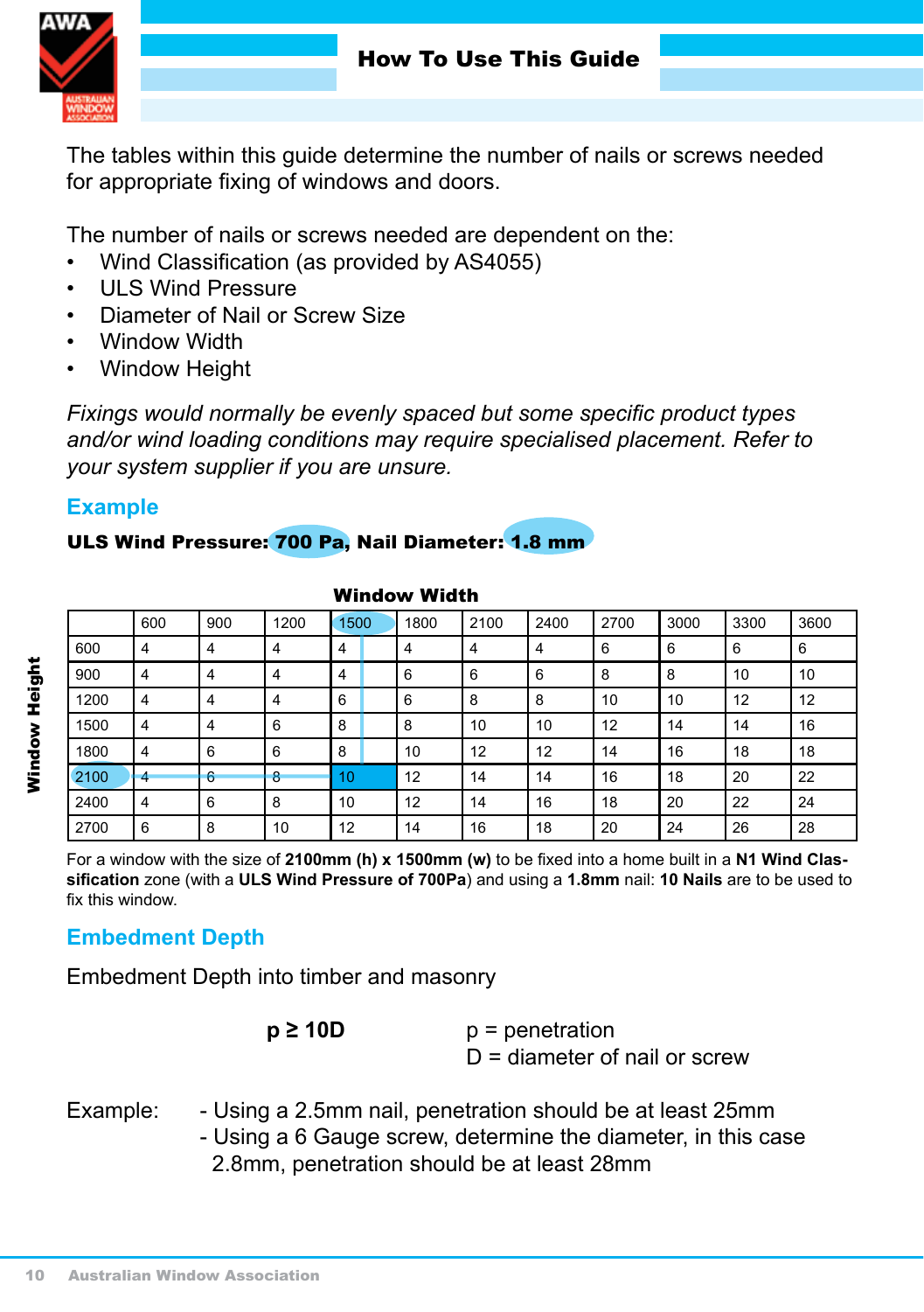# How To Use This Guide

The tables within this guide determine the number of nails or screws needed for appropriate fixing of windows and doors.

The number of nails or screws needed are dependent on the:

- Wind Classification (as provided by AS4055)
- ULS Wind Pressure
- Diameter of Nail or Screw Size
- Window Width
- Window Height

*Fixings would normally be evenly spaced but some specific product types and/or wind loading conditions may require specialised placement. Refer to your system supplier if you are unsure.*

## Example

**ULS Wind Pressure: 700 Pa, Nail Diameter: 1.8 mm**

**Window Width**

| Window Height | 600 | 900 | 1200 | 1500 | 1800 | 2100 | 2400 | 2700 | 3000 | 3300 | 3600 |
|---|---|---|---|---|---|---|---|---|---|---|---|
| 600 | 4 | 4 | 4 | 4 | 4 | 4 | 4 | 6 | 6 | 6 | 6 |
| 900 | 4 | 4 | 4 | 4 | 6 | 6 | 6 | 8 | 8 | 10 | 10 |
| 1200 | 4 | 4 | 4 | 6 | 6 | 8 | 8 | 10 | 10 | 12 | 12 |
| 1500 | 4 | 4 | 6 | 8 | 8 | 10 | 10 | 12 | 14 | 14 | 16 |
| 1800 | 4 | 6 | 6 | 8 | 10 | 12 | 12 | 14 | 16 | 18 | 18 |
| 2100 | 4 | 6 | 8 | 10 | 12 | 14 | 14 | 16 | 18 | 20 | 22 |
| 2400 | 4 | 6 | 8 | 10 | 12 | 14 | 16 | 18 | 20 | 22 | 24 |
| 2700 | 6 | 8 | 10 | 12 | 14 | 16 | 18 | 20 | 24 | 26 | 28 |

For a window with the size of **2100mm (h) x 1500mm (w)** to be fixed into a home built in a **N1 Wind Classification** zone (with a **ULS Wind Pressure of 700Pa**) and using a **1.8mm** nail: **10 Nails** are to be used to fix this window.

## Embedment Depth

Embedment Depth into timber and masonry

**p ≥ 10D**

p = penetration
D = diameter of nail or screw

Example:
- Using a 2.5mm nail, penetration should be at least 25mm
- Using a 6 Gauge screw, determine the diameter, in this case 2.8mm, penetration should be at least 28mm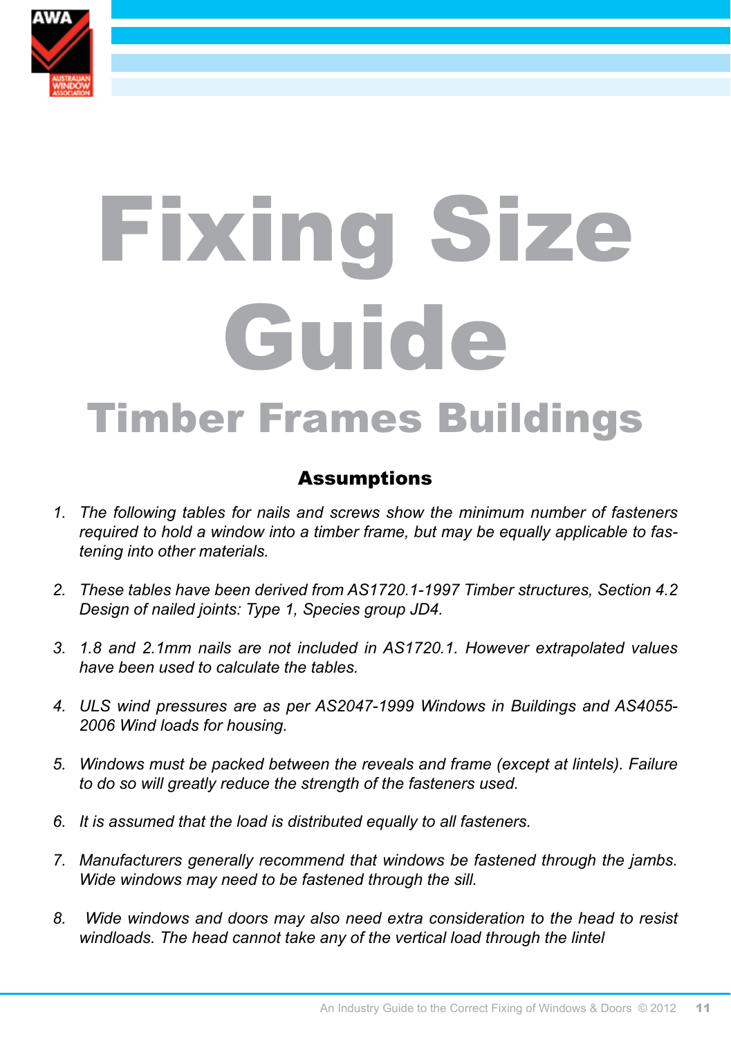# Fixing Size Guide

## Timber Frames Buildings

### Assumptions

1. *The following tables for nails and screws show the minimum number of fasteners required to hold a window into a timber frame, but may be equally applicable to fastening into other materials.*

2. *These tables have been derived from AS1720.1-1997 Timber structures, Section 4.2 Design of nailed joints: Type 1, Species group JD4.*

3. *1.8 and 2.1mm nails are not included in AS1720.1. However extrapolated values have been used to calculate the tables.*

4. *ULS wind pressures are as per AS2047-1999 Windows in Buildings and AS4055-2006 Wind loads for housing.*

5. *Windows must be packed between the reveals and frame (except at lintels). Failure to do so will greatly reduce the strength of the fasteners used.*

6. *It is assumed that the load is distributed equally to all fasteners.*

7. *Manufacturers generally recommend that windows be fastened through the jambs. Wide windows may need to be fastened through the sill.*

8. *Wide windows and doors may also need extra consideration to the head to resist windloads. The head cannot take any of the vertical load through the lintel*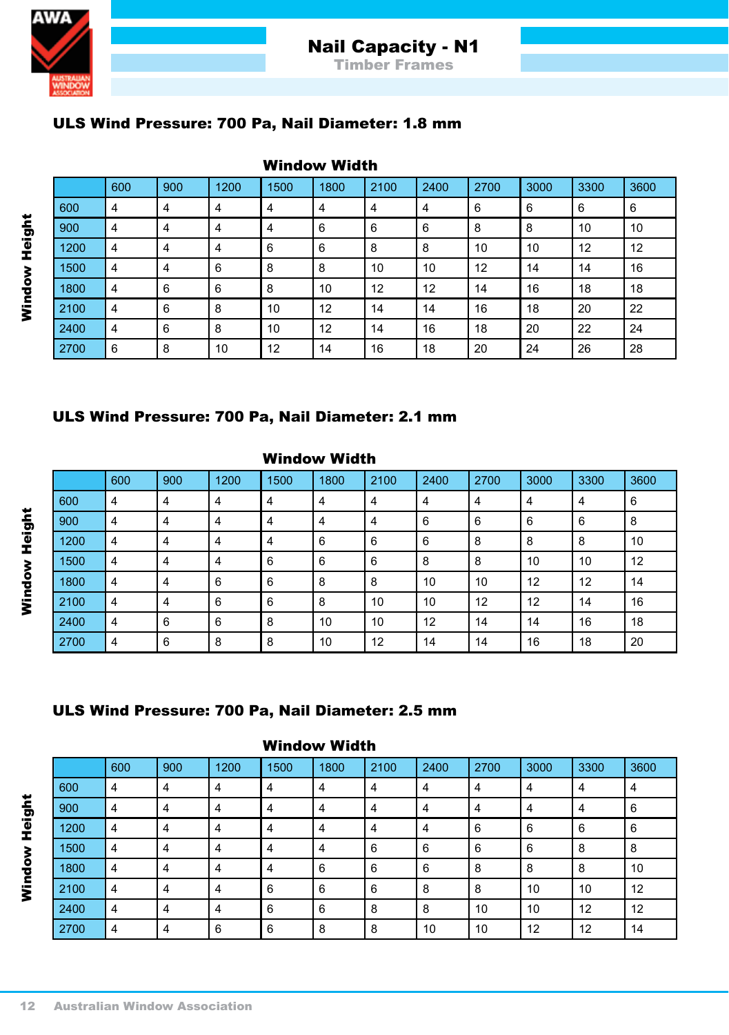# Nail Capacity - N1

## Timber Frames

### ULS Wind Pressure: 700 Pa, Nail Diameter: 1.8 mm

| Window Height \ Window Width | 600 | 900 | 1200 | 1500 | 1800 | 2100 | 2400 | 2700 | 3000 | 3300 | 3600 |
|---|---|---|---|---|---|---|---|---|---|---|---|
| 600 | 4 | 4 | 4 | 4 | 4 | 4 | 4 | 6 | 6 | 6 | 6 |
| 900 | 4 | 4 | 4 | 4 | 6 | 6 | 6 | 8 | 8 | 10 | 10 |
| 1200 | 4 | 4 | 4 | 6 | 6 | 8 | 8 | 10 | 10 | 12 | 12 |
| 1500 | 4 | 4 | 6 | 8 | 8 | 10 | 10 | 12 | 14 | 14 | 16 |
| 1800 | 4 | 6 | 6 | 8 | 10 | 12 | 12 | 14 | 16 | 18 | 18 |
| 2100 | 4 | 6 | 8 | 10 | 12 | 14 | 14 | 16 | 18 | 20 | 22 |
| 2400 | 4 | 6 | 8 | 10 | 12 | 14 | 16 | 18 | 20 | 22 | 24 |
| 2700 | 6 | 8 | 10 | 12 | 14 | 16 | 18 | 20 | 24 | 26 | 28 |

### ULS Wind Pressure: 700 Pa, Nail Diameter: 2.1 mm

| Window Height \ Window Width | 600 | 900 | 1200 | 1500 | 1800 | 2100 | 2400 | 2700 | 3000 | 3300 | 3600 |
|---|---|---|---|---|---|---|---|---|---|---|---|
| 600 | 4 | 4 | 4 | 4 | 4 | 4 | 4 | 4 | 4 | 4 | 6 |
| 900 | 4 | 4 | 4 | 4 | 4 | 4 | 6 | 6 | 6 | 6 | 8 |
| 1200 | 4 | 4 | 4 | 4 | 6 | 6 | 6 | 8 | 8 | 8 | 10 |
| 1500 | 4 | 4 | 4 | 6 | 6 | 6 | 8 | 8 | 10 | 10 | 12 |
| 1800 | 4 | 4 | 6 | 6 | 8 | 8 | 10 | 10 | 12 | 12 | 14 |
| 2100 | 4 | 4 | 6 | 6 | 8 | 10 | 10 | 12 | 12 | 14 | 16 |
| 2400 | 4 | 6 | 6 | 8 | 10 | 10 | 12 | 14 | 14 | 16 | 18 |
| 2700 | 4 | 6 | 8 | 8 | 10 | 12 | 14 | 14 | 16 | 18 | 20 |

### ULS Wind Pressure: 700 Pa, Nail Diameter: 2.5 mm

| Window Height \ Window Width | 600 | 900 | 1200 | 1500 | 1800 | 2100 | 2400 | 2700 | 3000 | 3300 | 3600 |
|---|---|---|---|---|---|---|---|---|---|---|---|
| 600 | 4 | 4 | 4 | 4 | 4 | 4 | 4 | 4 | 4 | 4 | 4 |
| 900 | 4 | 4 | 4 | 4 | 4 | 4 | 4 | 4 | 4 | 4 | 6 |
| 1200 | 4 | 4 | 4 | 4 | 4 | 4 | 4 | 6 | 6 | 6 | 6 |
| 1500 | 4 | 4 | 4 | 4 | 4 | 6 | 6 | 6 | 6 | 8 | 8 |
| 1800 | 4 | 4 | 4 | 4 | 6 | 6 | 6 | 8 | 8 | 8 | 10 |
| 2100 | 4 | 4 | 4 | 6 | 6 | 6 | 8 | 8 | 10 | 10 | 12 |
| 2400 | 4 | 4 | 4 | 6 | 6 | 8 | 8 | 10 | 10 | 12 | 12 |
| 2700 | 4 | 4 | 6 | 6 | 8 | 8 | 10 | 10 | 12 | 12 | 14 |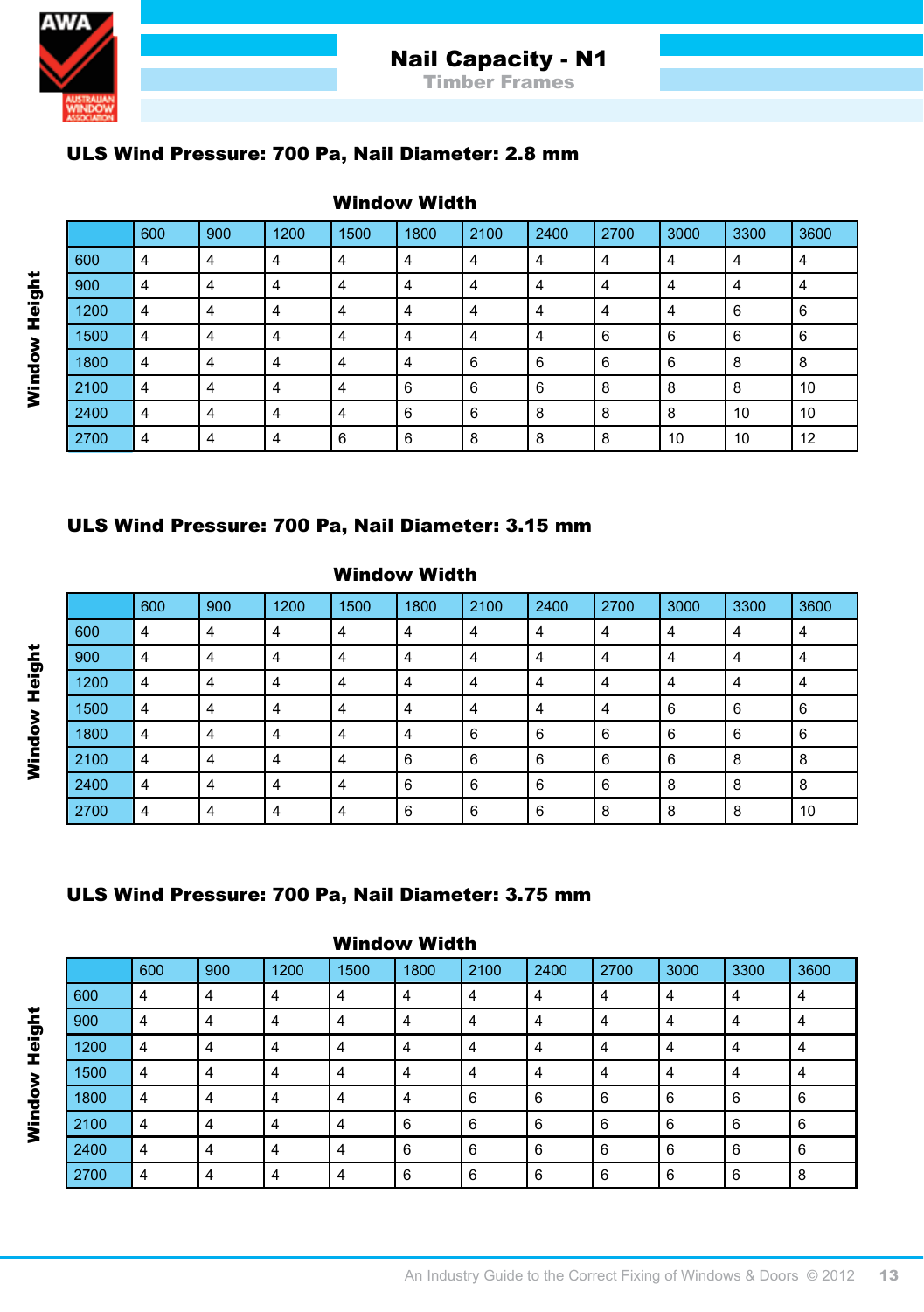# Nail Capacity - N1

## Timber Frames

### ULS Wind Pressure: 700 Pa, Nail Diameter: 2.8 mm

| Window Height \ Window Width | 600 | 900 | 1200 | 1500 | 1800 | 2100 | 2400 | 2700 | 3000 | 3300 | 3600 |
|---|---|---|---|---|---|---|---|---|---|---|---|
| 600 | 4 | 4 | 4 | 4 | 4 | 4 | 4 | 4 | 4 | 4 | 4 |
| 900 | 4 | 4 | 4 | 4 | 4 | 4 | 4 | 4 | 4 | 4 | 4 |
| 1200 | 4 | 4 | 4 | 4 | 4 | 4 | 4 | 4 | 4 | 6 | 6 |
| 1500 | 4 | 4 | 4 | 4 | 4 | 4 | 4 | 6 | 6 | 6 | 6 |
| 1800 | 4 | 4 | 4 | 4 | 4 | 6 | 6 | 6 | 6 | 8 | 8 |
| 2100 | 4 | 4 | 4 | 4 | 6 | 6 | 6 | 8 | 8 | 8 | 10 |
| 2400 | 4 | 4 | 4 | 4 | 6 | 6 | 8 | 8 | 8 | 10 | 10 |
| 2700 | 4 | 4 | 4 | 6 | 6 | 8 | 8 | 8 | 10 | 10 | 12 |

### ULS Wind Pressure: 700 Pa, Nail Diameter: 3.15 mm

| Window Height \ Window Width | 600 | 900 | 1200 | 1500 | 1800 | 2100 | 2400 | 2700 | 3000 | 3300 | 3600 |
|---|---|---|---|---|---|---|---|---|---|---|---|
| 600 | 4 | 4 | 4 | 4 | 4 | 4 | 4 | 4 | 4 | 4 | 4 |
| 900 | 4 | 4 | 4 | 4 | 4 | 4 | 4 | 4 | 4 | 4 | 4 |
| 1200 | 4 | 4 | 4 | 4 | 4 | 4 | 4 | 4 | 4 | 4 | 4 |
| 1500 | 4 | 4 | 4 | 4 | 4 | 4 | 4 | 4 | 6 | 6 | 6 |
| 1800 | 4 | 4 | 4 | 4 | 4 | 6 | 6 | 6 | 6 | 6 | 6 |
| 2100 | 4 | 4 | 4 | 4 | 6 | 6 | 6 | 6 | 6 | 8 | 8 |
| 2400 | 4 | 4 | 4 | 4 | 6 | 6 | 6 | 6 | 8 | 8 | 8 |
| 2700 | 4 | 4 | 4 | 4 | 6 | 6 | 6 | 8 | 8 | 8 | 10 |

### ULS Wind Pressure: 700 Pa, Nail Diameter: 3.75 mm

| Window Height \ Window Width | 600 | 900 | 1200 | 1500 | 1800 | 2100 | 2400 | 2700 | 3000 | 3300 | 3600 |
|---|---|---|---|---|---|---|---|---|---|---|---|
| 600 | 4 | 4 | 4 | 4 | 4 | 4 | 4 | 4 | 4 | 4 | 4 |
| 900 | 4 | 4 | 4 | 4 | 4 | 4 | 4 | 4 | 4 | 4 | 4 |
| 1200 | 4 | 4 | 4 | 4 | 4 | 4 | 4 | 4 | 4 | 4 | 4 |
| 1500 | 4 | 4 | 4 | 4 | 4 | 4 | 4 | 4 | 4 | 4 | 4 |
| 1800 | 4 | 4 | 4 | 4 | 4 | 6 | 6 | 6 | 6 | 6 | 6 |
| 2100 | 4 | 4 | 4 | 4 | 6 | 6 | 6 | 6 | 6 | 6 | 6 |
| 2400 | 4 | 4 | 4 | 4 | 6 | 6 | 6 | 6 | 6 | 6 | 6 |
| 2700 | 4 | 4 | 4 | 4 | 6 | 6 | 6 | 6 | 6 | 6 | 8 |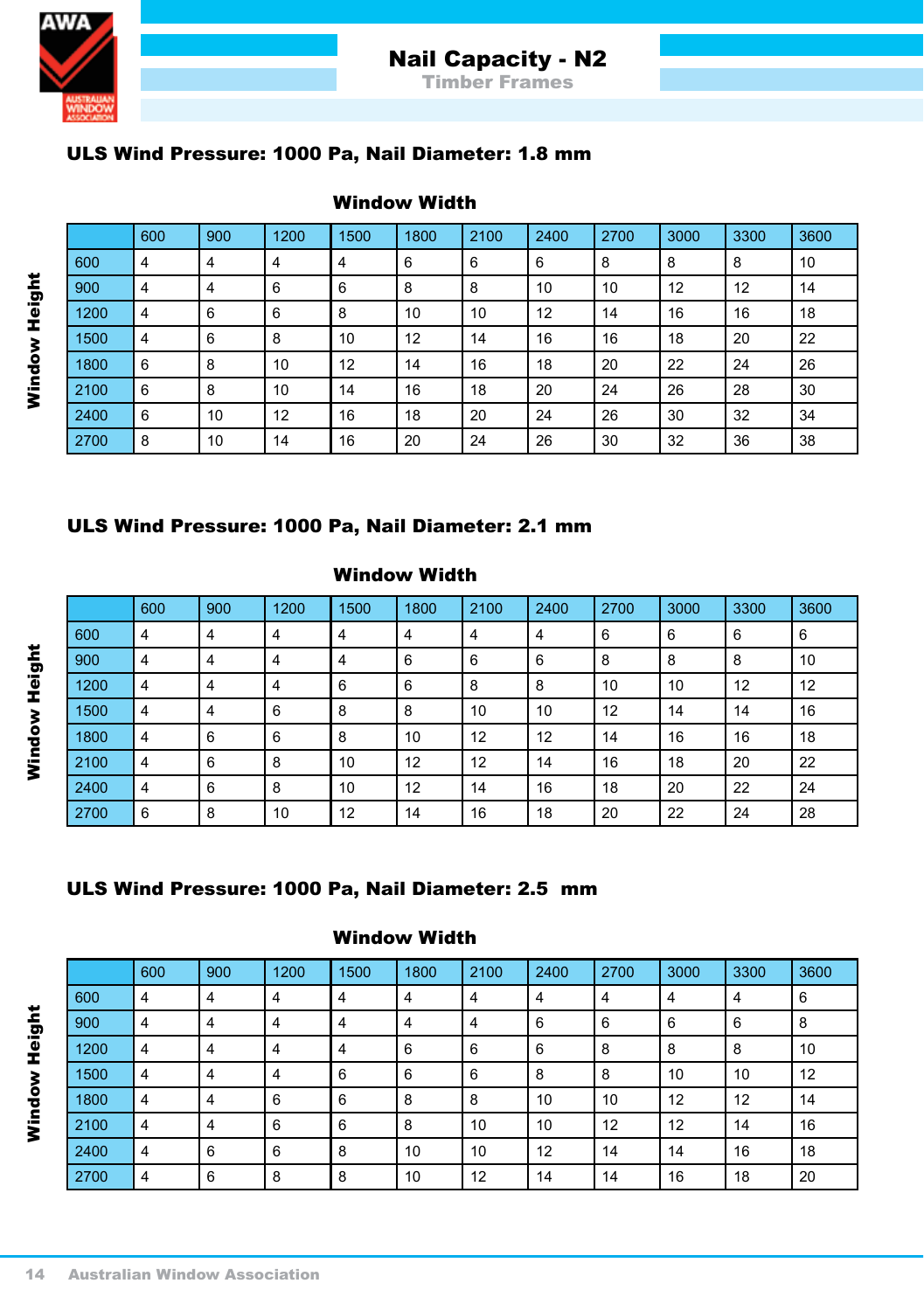# Nail Capacity - N2

## Timber Frames

### ULS Wind Pressure: 1000 Pa, Nail Diameter: 1.8 mm

**Window Width** (columns) / **Window Height** (rows)

| | 600 | 900 | 1200 | 1500 | 1800 | 2100 | 2400 | 2700 | 3000 | 3300 | 3600 |
|---|---|---|---|---|---|---|---|---|---|---|---|
| 600 | 4 | 4 | 4 | 4 | 6 | 6 | 6 | 8 | 8 | 8 | 10 |
| 900 | 4 | 4 | 6 | 6 | 8 | 8 | 10 | 10 | 12 | 12 | 14 |
| 1200 | 4 | 6 | 6 | 8 | 10 | 10 | 12 | 14 | 16 | 16 | 18 |
| 1500 | 4 | 6 | 8 | 10 | 12 | 14 | 16 | 16 | 18 | 20 | 22 |
| 1800 | 6 | 8 | 10 | 12 | 14 | 16 | 18 | 20 | 22 | 24 | 26 |
| 2100 | 6 | 8 | 10 | 14 | 16 | 18 | 20 | 24 | 26 | 28 | 30 |
| 2400 | 6 | 10 | 12 | 16 | 18 | 20 | 24 | 26 | 30 | 32 | 34 |
| 2700 | 8 | 10 | 14 | 16 | 20 | 24 | 26 | 30 | 32 | 36 | 38 |

### ULS Wind Pressure: 1000 Pa, Nail Diameter: 2.1 mm

**Window Width** (columns) / **Window Height** (rows)

| | 600 | 900 | 1200 | 1500 | 1800 | 2100 | 2400 | 2700 | 3000 | 3300 | 3600 |
|---|---|---|---|---|---|---|---|---|---|---|---|
| 600 | 4 | 4 | 4 | 4 | 4 | 4 | 4 | 6 | 6 | 6 | 6 |
| 900 | 4 | 4 | 4 | 4 | 6 | 6 | 6 | 8 | 8 | 8 | 10 |
| 1200 | 4 | 4 | 4 | 6 | 6 | 8 | 8 | 10 | 10 | 12 | 12 |
| 1500 | 4 | 4 | 6 | 8 | 8 | 10 | 10 | 12 | 14 | 14 | 16 |
| 1800 | 4 | 6 | 6 | 8 | 10 | 12 | 12 | 14 | 16 | 16 | 18 |
| 2100 | 4 | 6 | 8 | 10 | 12 | 12 | 14 | 16 | 18 | 20 | 22 |
| 2400 | 4 | 6 | 8 | 10 | 12 | 14 | 16 | 18 | 20 | 22 | 24 |
| 2700 | 6 | 8 | 10 | 12 | 14 | 16 | 18 | 20 | 22 | 24 | 28 |

### ULS Wind Pressure: 1000 Pa, Nail Diameter: 2.5 mm

**Window Width** (columns) / **Window Height** (rows)

| | 600 | 900 | 1200 | 1500 | 1800 | 2100 | 2400 | 2700 | 3000 | 3300 | 3600 |
|---|---|---|---|---|---|---|---|---|---|---|---|
| 600 | 4 | 4 | 4 | 4 | 4 | 4 | 4 | 4 | 4 | 4 | 6 |
| 900 | 4 | 4 | 4 | 4 | 4 | 4 | 6 | 6 | 6 | 6 | 8 |
| 1200 | 4 | 4 | 4 | 4 | 6 | 6 | 6 | 8 | 8 | 8 | 10 |
| 1500 | 4 | 4 | 4 | 6 | 6 | 6 | 8 | 8 | 10 | 10 | 12 |
| 1800 | 4 | 4 | 6 | 6 | 8 | 8 | 10 | 10 | 12 | 12 | 14 |
| 2100 | 4 | 4 | 6 | 6 | 8 | 10 | 10 | 12 | 12 | 14 | 16 |
| 2400 | 4 | 6 | 6 | 8 | 10 | 10 | 12 | 14 | 14 | 16 | 18 |
| 2700 | 4 | 6 | 8 | 8 | 10 | 12 | 14 | 14 | 16 | 18 | 20 |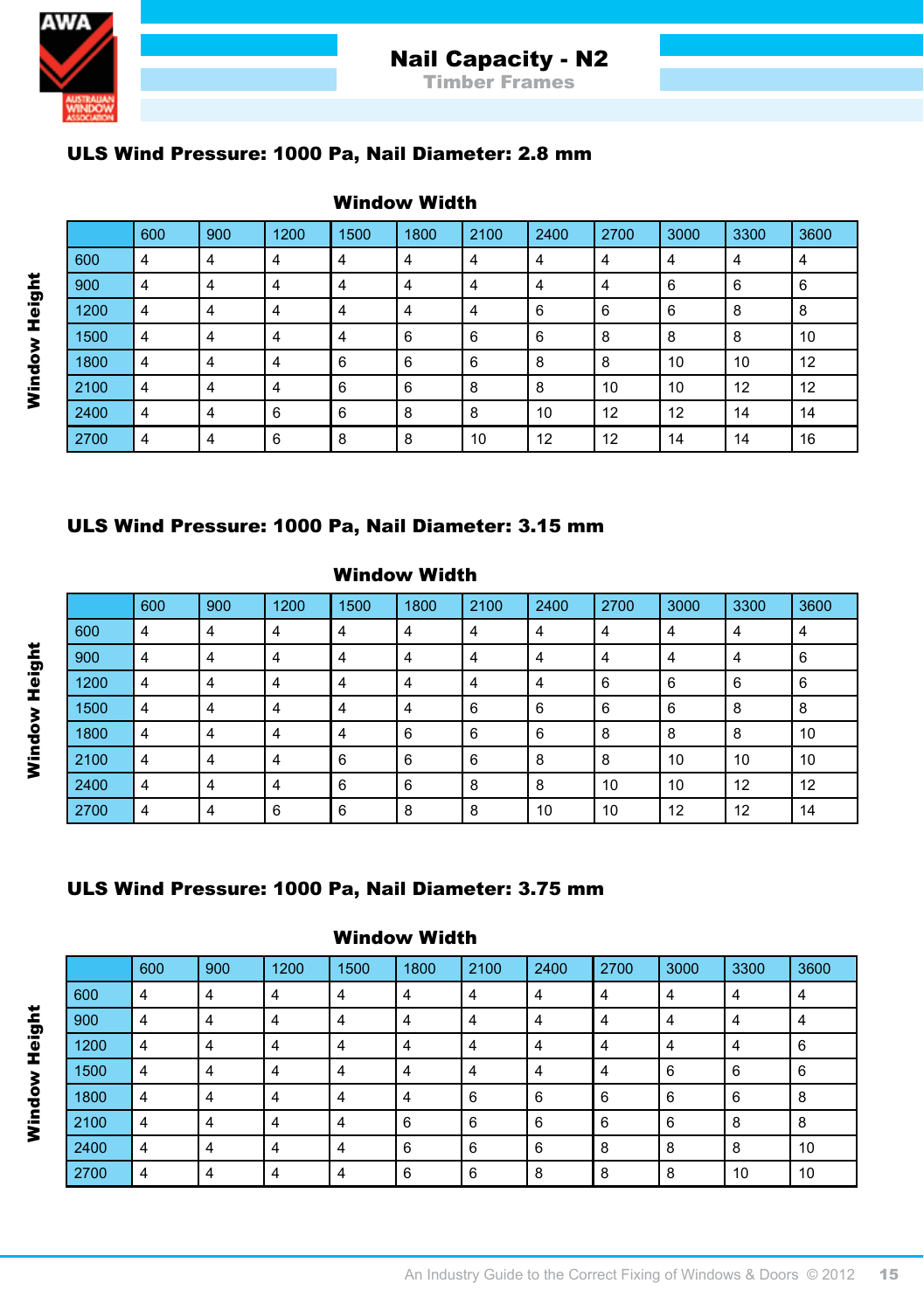# Nail Capacity - N2

## Timber Frames

### ULS Wind Pressure: 1000 Pa, Nail Diameter: 2.8 mm

Window Width (columns) / Window Height (rows)

| | 600 | 900 | 1200 | 1500 | 1800 | 2100 | 2400 | 2700 | 3000 | 3300 | 3600 |
|---|---|---|---|---|---|---|---|---|---|---|---|
| 600 | 4 | 4 | 4 | 4 | 4 | 4 | 4 | 4 | 4 | 4 | 4 |
| 900 | 4 | 4 | 4 | 4 | 4 | 4 | 4 | 4 | 6 | 6 | 6 |
| 1200 | 4 | 4 | 4 | 4 | 4 | 4 | 6 | 6 | 6 | 8 | 8 |
| 1500 | 4 | 4 | 4 | 4 | 6 | 6 | 6 | 8 | 8 | 8 | 10 |
| 1800 | 4 | 4 | 4 | 6 | 6 | 6 | 8 | 8 | 10 | 10 | 12 |
| 2100 | 4 | 4 | 4 | 6 | 6 | 8 | 8 | 10 | 10 | 12 | 12 |
| 2400 | 4 | 4 | 6 | 6 | 8 | 8 | 10 | 12 | 12 | 14 | 14 |
| 2700 | 4 | 4 | 6 | 8 | 8 | 10 | 12 | 12 | 14 | 14 | 16 |

### ULS Wind Pressure: 1000 Pa, Nail Diameter: 3.15 mm

Window Width (columns) / Window Height (rows)

| | 600 | 900 | 1200 | 1500 | 1800 | 2100 | 2400 | 2700 | 3000 | 3300 | 3600 |
|---|---|---|---|---|---|---|---|---|---|---|---|
| 600 | 4 | 4 | 4 | 4 | 4 | 4 | 4 | 4 | 4 | 4 | 4 |
| 900 | 4 | 4 | 4 | 4 | 4 | 4 | 4 | 4 | 4 | 4 | 6 |
| 1200 | 4 | 4 | 4 | 4 | 4 | 4 | 4 | 6 | 6 | 6 | 6 |
| 1500 | 4 | 4 | 4 | 4 | 4 | 6 | 6 | 6 | 6 | 8 | 8 |
| 1800 | 4 | 4 | 4 | 4 | 6 | 6 | 6 | 8 | 8 | 8 | 10 |
| 2100 | 4 | 4 | 4 | 6 | 6 | 6 | 8 | 8 | 10 | 10 | 10 |
| 2400 | 4 | 4 | 4 | 6 | 6 | 8 | 8 | 10 | 10 | 12 | 12 |
| 2700 | 4 | 4 | 6 | 6 | 8 | 8 | 10 | 10 | 12 | 12 | 14 |

### ULS Wind Pressure: 1000 Pa, Nail Diameter: 3.75 mm

Window Width (columns) / Window Height (rows)

| | 600 | 900 | 1200 | 1500 | 1800 | 2100 | 2400 | 2700 | 3000 | 3300 | 3600 |
|---|---|---|---|---|---|---|---|---|---|---|---|
| 600 | 4 | 4 | 4 | 4 | 4 | 4 | 4 | 4 | 4 | 4 | 4 |
| 900 | 4 | 4 | 4 | 4 | 4 | 4 | 4 | 4 | 4 | 4 | 4 |
| 1200 | 4 | 4 | 4 | 4 | 4 | 4 | 4 | 4 | 4 | 4 | 6 |
| 1500 | 4 | 4 | 4 | 4 | 4 | 4 | 4 | 4 | 6 | 6 | 6 |
| 1800 | 4 | 4 | 4 | 4 | 4 | 6 | 6 | 6 | 6 | 6 | 8 |
| 2100 | 4 | 4 | 4 | 4 | 6 | 6 | 6 | 6 | 6 | 8 | 8 |
| 2400 | 4 | 4 | 4 | 4 | 6 | 6 | 6 | 8 | 8 | 8 | 10 |
| 2700 | 4 | 4 | 4 | 4 | 6 | 6 | 8 | 8 | 8 | 10 | 10 |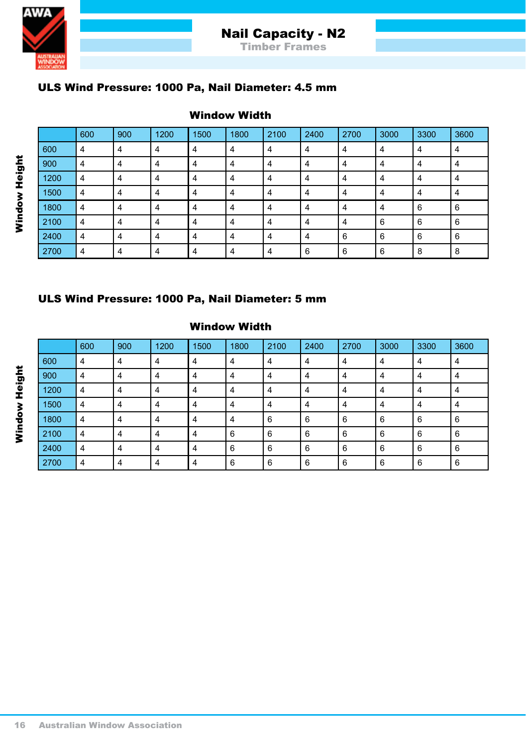# Nail Capacity - N2

## Timber Frames

### ULS Wind Pressure: 1000 Pa, Nail Diameter: 4.5 mm

**Window Width** (columns) / **Window Height** (rows)

| | 600 | 900 | 1200 | 1500 | 1800 | 2100 | 2400 | 2700 | 3000 | 3300 | 3600 |
|---|---|---|---|---|---|---|---|---|---|---|---|
| 600 | 4 | 4 | 4 | 4 | 4 | 4 | 4 | 4 | 4 | 4 | 4 |
| 900 | 4 | 4 | 4 | 4 | 4 | 4 | 4 | 4 | 4 | 4 | 4 |
| 1200 | 4 | 4 | 4 | 4 | 4 | 4 | 4 | 4 | 4 | 4 | 4 |
| 1500 | 4 | 4 | 4 | 4 | 4 | 4 | 4 | 4 | 4 | 4 | 4 |
| 1800 | 4 | 4 | 4 | 4 | 4 | 4 | 4 | 4 | 4 | 6 | 6 |
| 2100 | 4 | 4 | 4 | 4 | 4 | 4 | 4 | 4 | 6 | 6 | 6 |
| 2400 | 4 | 4 | 4 | 4 | 4 | 4 | 4 | 6 | 6 | 6 | 6 |
| 2700 | 4 | 4 | 4 | 4 | 4 | 4 | 6 | 6 | 6 | 8 | 8 |

### ULS Wind Pressure: 1000 Pa, Nail Diameter: 5 mm

**Window Width** (columns) / **Window Height** (rows)

| | 600 | 900 | 1200 | 1500 | 1800 | 2100 | 2400 | 2700 | 3000 | 3300 | 3600 |
|---|---|---|---|---|---|---|---|---|---|---|---|
| 600 | 4 | 4 | 4 | 4 | 4 | 4 | 4 | 4 | 4 | 4 | 4 |
| 900 | 4 | 4 | 4 | 4 | 4 | 4 | 4 | 4 | 4 | 4 | 4 |
| 1200 | 4 | 4 | 4 | 4 | 4 | 4 | 4 | 4 | 4 | 4 | 4 |
| 1500 | 4 | 4 | 4 | 4 | 4 | 4 | 4 | 4 | 4 | 4 | 4 |
| 1800 | 4 | 4 | 4 | 4 | 4 | 6 | 6 | 6 | 6 | 6 | 6 |
| 2100 | 4 | 4 | 4 | 4 | 6 | 6 | 6 | 6 | 6 | 6 | 6 |
| 2400 | 4 | 4 | 4 | 4 | 6 | 6 | 6 | 6 | 6 | 6 | 6 |
| 2700 | 4 | 4 | 4 | 4 | 6 | 6 | 6 | 6 | 6 | 6 | 6 |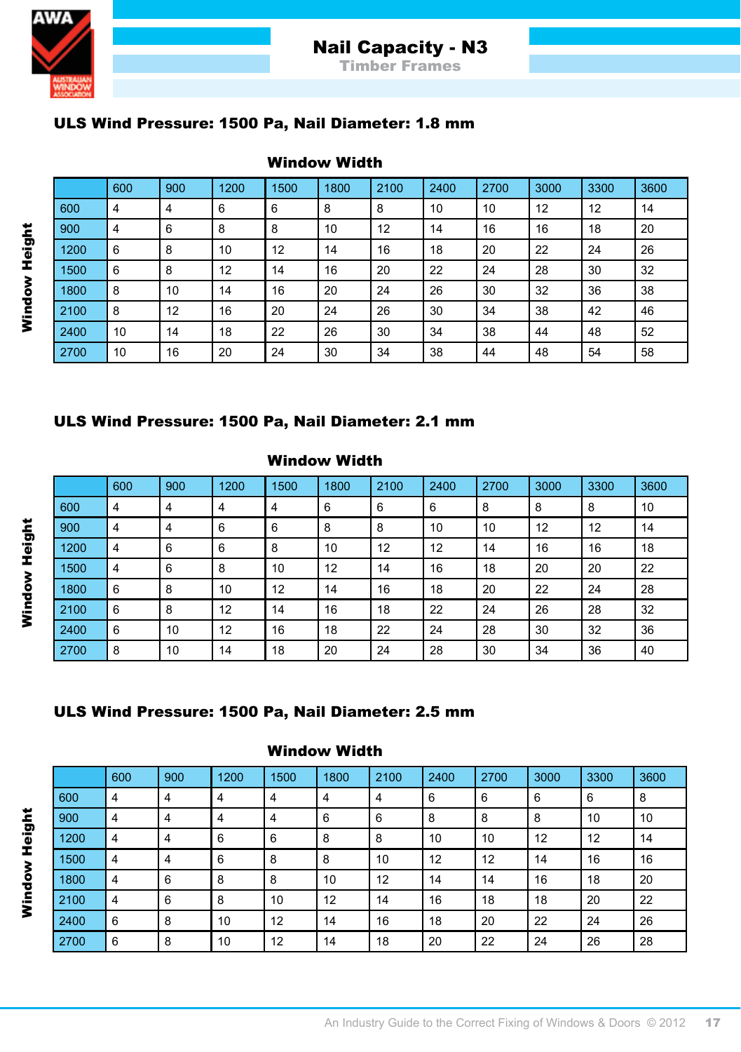# Nail Capacity - N3

## Timber Frames

### ULS Wind Pressure: 1500 Pa, Nail Diameter: 1.8 mm

**Window Width** (columns) / **Window Height** (rows)

| | 600 | 900 | 1200 | 1500 | 1800 | 2100 | 2400 | 2700 | 3000 | 3300 | 3600 |
|---|---|---|---|---|---|---|---|---|---|---|---|
| 600 | 4 | 4 | 6 | 6 | 8 | 8 | 10 | 10 | 12 | 12 | 14 |
| 900 | 4 | 6 | 8 | 8 | 10 | 12 | 14 | 16 | 16 | 18 | 20 |
| 1200 | 6 | 8 | 10 | 12 | 14 | 16 | 18 | 20 | 22 | 24 | 26 |
| 1500 | 6 | 8 | 12 | 14 | 16 | 20 | 22 | 24 | 28 | 30 | 32 |
| 1800 | 8 | 10 | 14 | 16 | 20 | 24 | 26 | 30 | 32 | 36 | 38 |
| 2100 | 8 | 12 | 16 | 20 | 24 | 26 | 30 | 34 | 38 | 42 | 46 |
| 2400 | 10 | 14 | 18 | 22 | 26 | 30 | 34 | 38 | 44 | 48 | 52 |
| 2700 | 10 | 16 | 20 | 24 | 30 | 34 | 38 | 44 | 48 | 54 | 58 |

### ULS Wind Pressure: 1500 Pa, Nail Diameter: 2.1 mm

**Window Width** (columns) / **Window Height** (rows)

| | 600 | 900 | 1200 | 1500 | 1800 | 2100 | 2400 | 2700 | 3000 | 3300 | 3600 |
|---|---|---|---|---|---|---|---|---|---|---|---|
| 600 | 4 | 4 | 4 | 4 | 6 | 6 | 6 | 8 | 8 | 8 | 10 |
| 900 | 4 | 4 | 6 | 6 | 8 | 8 | 10 | 10 | 12 | 12 | 14 |
| 1200 | 4 | 6 | 6 | 8 | 10 | 12 | 12 | 14 | 16 | 16 | 18 |
| 1500 | 4 | 6 | 8 | 10 | 12 | 14 | 16 | 18 | 20 | 20 | 22 |
| 1800 | 6 | 8 | 10 | 12 | 14 | 16 | 18 | 20 | 22 | 24 | 28 |
| 2100 | 6 | 8 | 12 | 14 | 16 | 18 | 22 | 24 | 26 | 28 | 32 |
| 2400 | 6 | 10 | 12 | 16 | 18 | 22 | 24 | 28 | 30 | 32 | 36 |
| 2700 | 8 | 10 | 14 | 18 | 20 | 24 | 28 | 30 | 34 | 36 | 40 |

### ULS Wind Pressure: 1500 Pa, Nail Diameter: 2.5 mm

**Window Width** (columns) / **Window Height** (rows)

| | 600 | 900 | 1200 | 1500 | 1800 | 2100 | 2400 | 2700 | 3000 | 3300 | 3600 |
|---|---|---|---|---|---|---|---|---|---|---|---|
| 600 | 4 | 4 | 4 | 4 | 4 | 4 | 6 | 6 | 6 | 6 | 8 |
| 900 | 4 | 4 | 4 | 4 | 6 | 6 | 8 | 8 | 8 | 10 | 10 |
| 1200 | 4 | 4 | 6 | 6 | 8 | 8 | 10 | 10 | 12 | 12 | 14 |
| 1500 | 4 | 4 | 6 | 8 | 8 | 10 | 12 | 12 | 14 | 16 | 16 |
| 1800 | 4 | 6 | 8 | 8 | 10 | 12 | 14 | 14 | 16 | 18 | 20 |
| 2100 | 4 | 6 | 8 | 10 | 12 | 14 | 16 | 18 | 18 | 20 | 22 |
| 2400 | 6 | 8 | 10 | 12 | 14 | 16 | 18 | 20 | 22 | 24 | 26 |
| 2700 | 6 | 8 | 10 | 12 | 14 | 18 | 20 | 22 | 24 | 26 | 28 |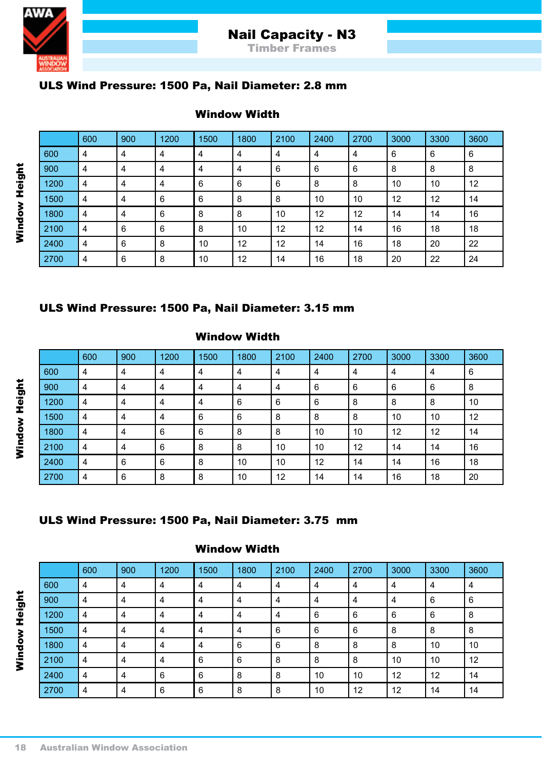# Nail Capacity - N3

## Timber Frames

### ULS Wind Pressure: 1500 Pa, Nail Diameter: 2.8 mm

**Window Width** (columns) / **Window Height** (rows)

| | 600 | 900 | 1200 | 1500 | 1800 | 2100 | 2400 | 2700 | 3000 | 3300 | 3600 |
|---|---|---|---|---|---|---|---|---|---|---|---|
| 600 | 4 | 4 | 4 | 4 | 4 | 4 | 4 | 4 | 6 | 6 | 6 |
| 900 | 4 | 4 | 4 | 4 | 4 | 6 | 6 | 6 | 8 | 8 | 8 |
| 1200 | 4 | 4 | 4 | 6 | 6 | 6 | 8 | 8 | 10 | 10 | 12 |
| 1500 | 4 | 4 | 6 | 6 | 8 | 8 | 10 | 10 | 12 | 12 | 14 |
| 1800 | 4 | 4 | 6 | 8 | 8 | 10 | 12 | 12 | 14 | 14 | 16 |
| 2100 | 4 | 6 | 6 | 8 | 10 | 12 | 12 | 14 | 16 | 18 | 18 |
| 2400 | 4 | 6 | 8 | 10 | 12 | 12 | 14 | 16 | 18 | 20 | 22 |
| 2700 | 4 | 6 | 8 | 10 | 12 | 14 | 16 | 18 | 20 | 22 | 24 |

### ULS Wind Pressure: 1500 Pa, Nail Diameter: 3.15 mm

**Window Width** (columns) / **Window Height** (rows)

| | 600 | 900 | 1200 | 1500 | 1800 | 2100 | 2400 | 2700 | 3000 | 3300 | 3600 |
|---|---|---|---|---|---|---|---|---|---|---|---|
| 600 | 4 | 4 | 4 | 4 | 4 | 4 | 4 | 4 | 4 | 4 | 6 |
| 900 | 4 | 4 | 4 | 4 | 4 | 4 | 6 | 6 | 6 | 6 | 8 |
| 1200 | 4 | 4 | 4 | 4 | 6 | 6 | 6 | 8 | 8 | 8 | 10 |
| 1500 | 4 | 4 | 4 | 6 | 6 | 8 | 8 | 8 | 10 | 10 | 12 |
| 1800 | 4 | 4 | 6 | 6 | 8 | 8 | 10 | 10 | 12 | 12 | 14 |
| 2100 | 4 | 4 | 6 | 8 | 8 | 10 | 10 | 12 | 14 | 14 | 16 |
| 2400 | 4 | 6 | 6 | 8 | 10 | 10 | 12 | 14 | 14 | 16 | 18 |
| 2700 | 4 | 6 | 8 | 8 | 10 | 12 | 14 | 14 | 16 | 18 | 20 |

### ULS Wind Pressure: 1500 Pa, Nail Diameter: 3.75 mm

**Window Width** (columns) / **Window Height** (rows)

| | 600 | 900 | 1200 | 1500 | 1800 | 2100 | 2400 | 2700 | 3000 | 3300 | 3600 |
|---|---|---|---|---|---|---|---|---|---|---|---|
| 600 | 4 | 4 | 4 | 4 | 4 | 4 | 4 | 4 | 4 | 4 | 4 |
| 900 | 4 | 4 | 4 | 4 | 4 | 4 | 4 | 4 | 4 | 6 | 6 |
| 1200 | 4 | 4 | 4 | 4 | 4 | 4 | 6 | 6 | 6 | 6 | 8 |
| 1500 | 4 | 4 | 4 | 4 | 4 | 6 | 6 | 6 | 8 | 8 | 8 |
| 1800 | 4 | 4 | 4 | 4 | 6 | 6 | 8 | 8 | 8 | 10 | 10 |
| 2100 | 4 | 4 | 4 | 6 | 6 | 8 | 8 | 8 | 10 | 10 | 12 |
| 2400 | 4 | 4 | 6 | 6 | 8 | 8 | 10 | 10 | 12 | 12 | 14 |
| 2700 | 4 | 4 | 6 | 6 | 8 | 8 | 10 | 12 | 12 | 14 | 14 |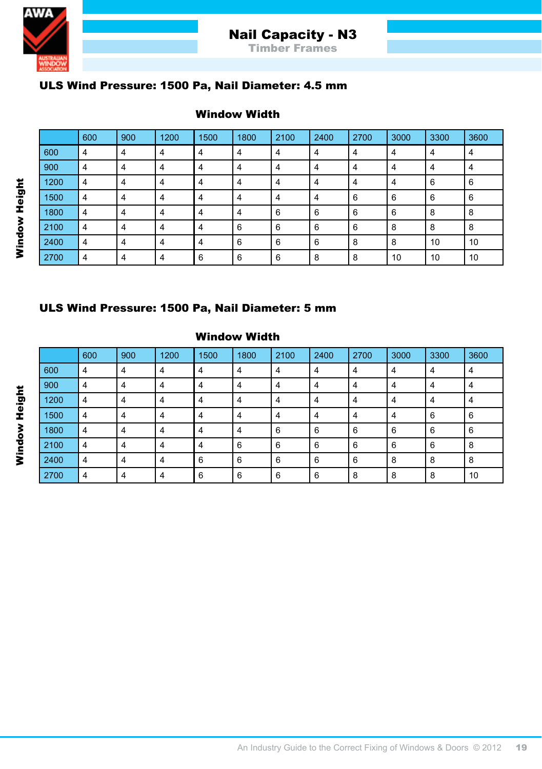# Nail Capacity - N3

## Timber Frames

### ULS Wind Pressure: 1500 Pa, Nail Diameter: 4.5 mm

**Window Width**

| Window Height | 600 | 900 | 1200 | 1500 | 1800 | 2100 | 2400 | 2700 | 3000 | 3300 | 3600 |
|---|---|---|---|---|---|---|---|---|---|---|---|
| 600 | 4 | 4 | 4 | 4 | 4 | 4 | 4 | 4 | 4 | 4 | 4 |
| 900 | 4 | 4 | 4 | 4 | 4 | 4 | 4 | 4 | 4 | 4 | 4 |
| 1200 | 4 | 4 | 4 | 4 | 4 | 4 | 4 | 4 | 4 | 6 | 6 |
| 1500 | 4 | 4 | 4 | 4 | 4 | 4 | 4 | 6 | 6 | 6 | 6 |
| 1800 | 4 | 4 | 4 | 4 | 4 | 6 | 6 | 6 | 6 | 8 | 8 |
| 2100 | 4 | 4 | 4 | 4 | 6 | 6 | 6 | 6 | 8 | 8 | 8 |
| 2400 | 4 | 4 | 4 | 4 | 6 | 6 | 6 | 8 | 8 | 10 | 10 |
| 2700 | 4 | 4 | 4 | 6 | 6 | 6 | 8 | 8 | 10 | 10 | 10 |

### ULS Wind Pressure: 1500 Pa, Nail Diameter: 5 mm

**Window Width**

| Window Height | 600 | 900 | 1200 | 1500 | 1800 | 2100 | 2400 | 2700 | 3000 | 3300 | 3600 |
|---|---|---|---|---|---|---|---|---|---|---|---|
| 600 | 4 | 4 | 4 | 4 | 4 | 4 | 4 | 4 | 4 | 4 | 4 |
| 900 | 4 | 4 | 4 | 4 | 4 | 4 | 4 | 4 | 4 | 4 | 4 |
| 1200 | 4 | 4 | 4 | 4 | 4 | 4 | 4 | 4 | 4 | 4 | 4 |
| 1500 | 4 | 4 | 4 | 4 | 4 | 4 | 4 | 4 | 4 | 6 | 6 |
| 1800 | 4 | 4 | 4 | 4 | 4 | 6 | 6 | 6 | 6 | 6 | 6 |
| 2100 | 4 | 4 | 4 | 4 | 6 | 6 | 6 | 6 | 6 | 6 | 8 |
| 2400 | 4 | 4 | 4 | 6 | 6 | 6 | 6 | 6 | 8 | 8 | 8 |
| 2700 | 4 | 4 | 4 | 6 | 6 | 6 | 6 | 8 | 8 | 8 | 10 |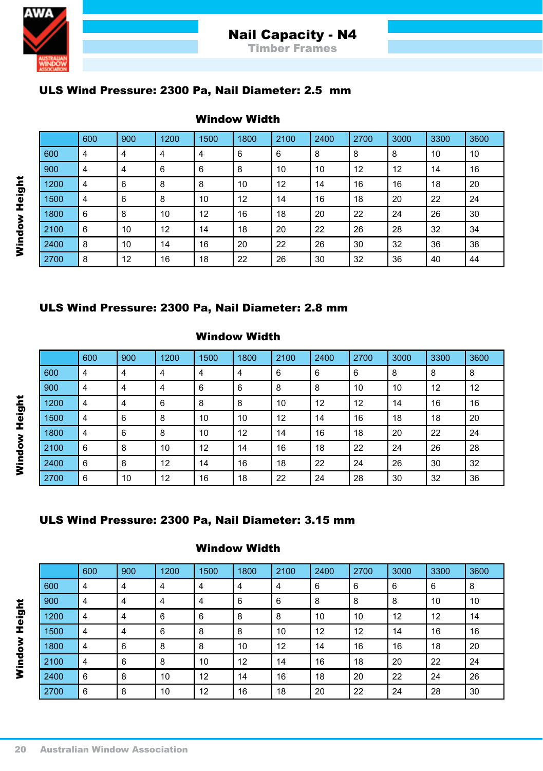# Nail Capacity - N4

## Timber Frames

### ULS Wind Pressure: 2300 Pa, Nail Diameter: 2.5 mm

**Window Width** (columns) / **Window Height** (rows)

| | 600 | 900 | 1200 | 1500 | 1800 | 2100 | 2400 | 2700 | 3000 | 3300 | 3600 |
|---|---|---|---|---|---|---|---|---|---|---|---|
| 600 | 4 | 4 | 4 | 4 | 6 | 6 | 8 | 8 | 8 | 10 | 10 |
| 900 | 4 | 4 | 6 | 6 | 8 | 10 | 10 | 12 | 12 | 14 | 16 |
| 1200 | 4 | 6 | 8 | 8 | 10 | 12 | 14 | 16 | 16 | 18 | 20 |
| 1500 | 4 | 6 | 8 | 10 | 12 | 14 | 16 | 18 | 20 | 22 | 24 |
| 1800 | 6 | 8 | 10 | 12 | 16 | 18 | 20 | 22 | 24 | 26 | 30 |
| 2100 | 6 | 10 | 12 | 14 | 18 | 20 | 22 | 26 | 28 | 32 | 34 |
| 2400 | 8 | 10 | 14 | 16 | 20 | 22 | 26 | 30 | 32 | 36 | 38 |
| 2700 | 8 | 12 | 16 | 18 | 22 | 26 | 30 | 32 | 36 | 40 | 44 |

### ULS Wind Pressure: 2300 Pa, Nail Diameter: 2.8 mm

**Window Width** (columns) / **Window Height** (rows)

| | 600 | 900 | 1200 | 1500 | 1800 | 2100 | 2400 | 2700 | 3000 | 3300 | 3600 |
|---|---|---|---|---|---|---|---|---|---|---|---|
| 600 | 4 | 4 | 4 | 4 | 4 | 6 | 6 | 6 | 8 | 8 | 8 |
| 900 | 4 | 4 | 4 | 6 | 6 | 8 | 8 | 10 | 10 | 12 | 12 |
| 1200 | 4 | 4 | 6 | 8 | 8 | 10 | 12 | 12 | 14 | 16 | 16 |
| 1500 | 4 | 6 | 8 | 10 | 10 | 12 | 14 | 16 | 18 | 18 | 20 |
| 1800 | 4 | 6 | 8 | 10 | 12 | 14 | 16 | 18 | 20 | 22 | 24 |
| 2100 | 6 | 8 | 10 | 12 | 14 | 16 | 18 | 22 | 24 | 26 | 28 |
| 2400 | 6 | 8 | 12 | 14 | 16 | 18 | 22 | 24 | 26 | 30 | 32 |
| 2700 | 6 | 10 | 12 | 16 | 18 | 22 | 24 | 28 | 30 | 32 | 36 |

### ULS Wind Pressure: 2300 Pa, Nail Diameter: 3.15 mm

**Window Width** (columns) / **Window Height** (rows)

| | 600 | 900 | 1200 | 1500 | 1800 | 2100 | 2400 | 2700 | 3000 | 3300 | 3600 |
|---|---|---|---|---|---|---|---|---|---|---|---|
| 600 | 4 | 4 | 4 | 4 | 4 | 4 | 6 | 6 | 6 | 6 | 8 |
| 900 | 4 | 4 | 4 | 4 | 6 | 6 | 8 | 8 | 8 | 10 | 10 |
| 1200 | 4 | 4 | 6 | 6 | 8 | 8 | 10 | 10 | 12 | 12 | 14 |
| 1500 | 4 | 4 | 6 | 8 | 8 | 10 | 12 | 12 | 14 | 16 | 16 |
| 1800 | 4 | 6 | 8 | 8 | 10 | 12 | 14 | 16 | 16 | 18 | 20 |
| 2100 | 4 | 6 | 8 | 10 | 12 | 14 | 16 | 18 | 20 | 22 | 24 |
| 2400 | 6 | 8 | 10 | 12 | 14 | 16 | 18 | 20 | 22 | 24 | 26 |
| 2700 | 6 | 8 | 10 | 12 | 16 | 18 | 20 | 22 | 24 | 28 | 30 |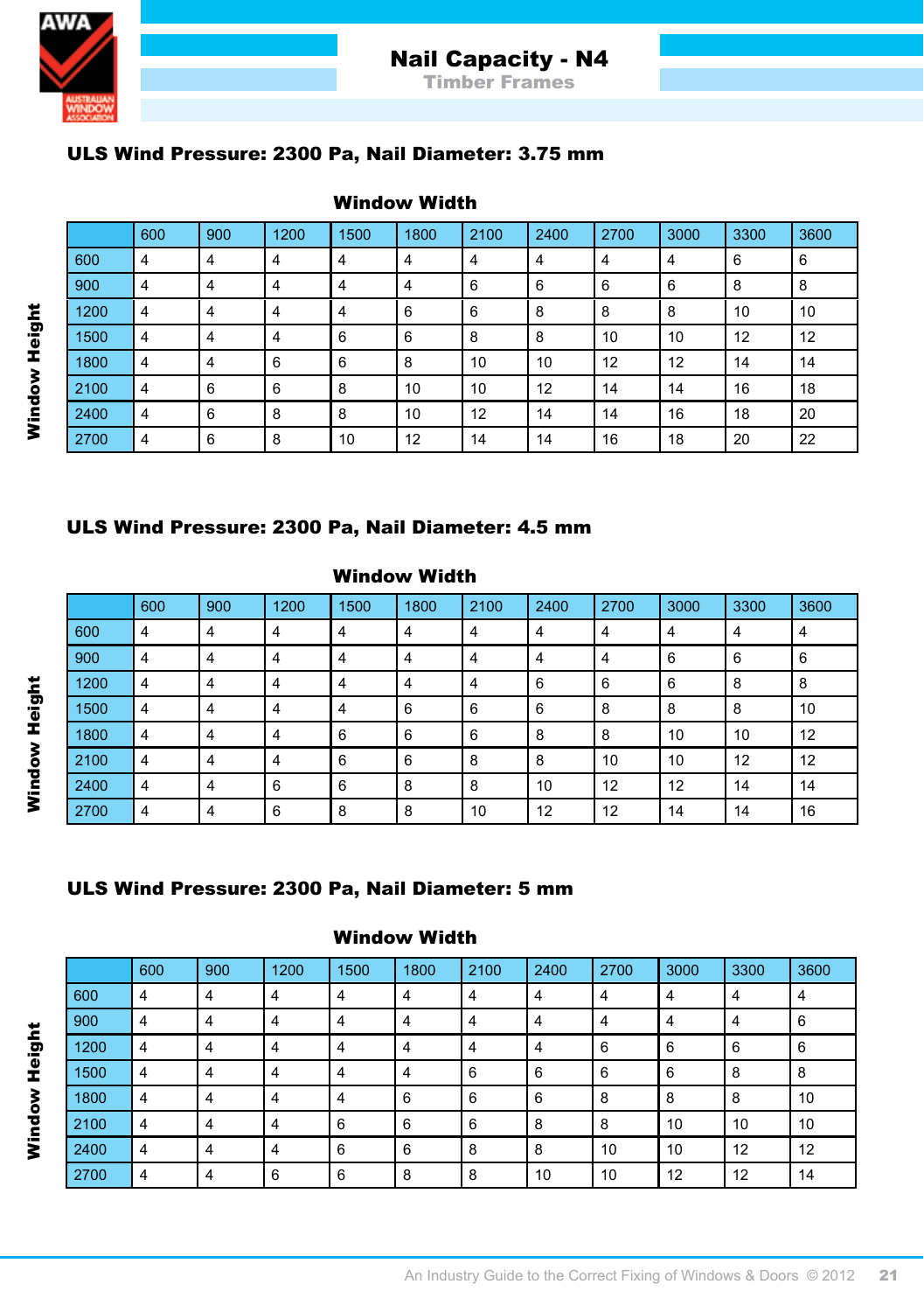# Nail Capacity - N4

## Timber Frames

### ULS Wind Pressure: 2300 Pa, Nail Diameter: 3.75 mm

**Window Width**

| Window Height | 600 | 900 | 1200 | 1500 | 1800 | 2100 | 2400 | 2700 | 3000 | 3300 | 3600 |
|---|---|---|---|---|---|---|---|---|---|---|---|
| 600 | 4 | 4 | 4 | 4 | 4 | 4 | 4 | 4 | 4 | 6 | 6 |
| 900 | 4 | 4 | 4 | 4 | 4 | 6 | 6 | 6 | 6 | 8 | 8 |
| 1200 | 4 | 4 | 4 | 4 | 6 | 6 | 8 | 8 | 8 | 10 | 10 |
| 1500 | 4 | 4 | 4 | 6 | 6 | 8 | 8 | 10 | 10 | 12 | 12 |
| 1800 | 4 | 4 | 6 | 6 | 8 | 10 | 10 | 12 | 12 | 14 | 14 |
| 2100 | 4 | 6 | 6 | 8 | 10 | 10 | 12 | 14 | 14 | 16 | 18 |
| 2400 | 4 | 6 | 8 | 8 | 10 | 12 | 14 | 14 | 16 | 18 | 20 |
| 2700 | 4 | 6 | 8 | 10 | 12 | 14 | 14 | 16 | 18 | 20 | 22 |

### ULS Wind Pressure: 2300 Pa, Nail Diameter: 4.5 mm

**Window Width**

| Window Height | 600 | 900 | 1200 | 1500 | 1800 | 2100 | 2400 | 2700 | 3000 | 3300 | 3600 |
|---|---|---|---|---|---|---|---|---|---|---|---|
| 600 | 4 | 4 | 4 | 4 | 4 | 4 | 4 | 4 | 4 | 4 | 4 |
| 900 | 4 | 4 | 4 | 4 | 4 | 4 | 4 | 4 | 6 | 6 | 6 |
| 1200 | 4 | 4 | 4 | 4 | 4 | 4 | 6 | 6 | 6 | 8 | 8 |
| 1500 | 4 | 4 | 4 | 4 | 6 | 6 | 6 | 8 | 8 | 8 | 10 |
| 1800 | 4 | 4 | 4 | 6 | 6 | 6 | 8 | 8 | 10 | 10 | 12 |
| 2100 | 4 | 4 | 4 | 6 | 6 | 8 | 8 | 10 | 10 | 12 | 12 |
| 2400 | 4 | 4 | 6 | 6 | 8 | 8 | 10 | 12 | 12 | 14 | 14 |
| 2700 | 4 | 4 | 6 | 8 | 8 | 10 | 12 | 12 | 14 | 14 | 16 |

### ULS Wind Pressure: 2300 Pa, Nail Diameter: 5 mm

**Window Width**

| Window Height | 600 | 900 | 1200 | 1500 | 1800 | 2100 | 2400 | 2700 | 3000 | 3300 | 3600 |
|---|---|---|---|---|---|---|---|---|---|---|---|
| 600 | 4 | 4 | 4 | 4 | 4 | 4 | 4 | 4 | 4 | 4 | 4 |
| 900 | 4 | 4 | 4 | 4 | 4 | 4 | 4 | 4 | 4 | 4 | 6 |
| 1200 | 4 | 4 | 4 | 4 | 4 | 4 | 4 | 6 | 6 | 6 | 6 |
| 1500 | 4 | 4 | 4 | 4 | 4 | 6 | 6 | 6 | 6 | 8 | 8 |
| 1800 | 4 | 4 | 4 | 4 | 6 | 6 | 6 | 8 | 8 | 8 | 10 |
| 2100 | 4 | 4 | 4 | 6 | 6 | 6 | 8 | 8 | 10 | 10 | 10 |
| 2400 | 4 | 4 | 4 | 6 | 6 | 8 | 8 | 10 | 10 | 12 | 12 |
| 2700 | 4 | 4 | 6 | 6 | 8 | 8 | 10 | 10 | 12 | 12 | 14 |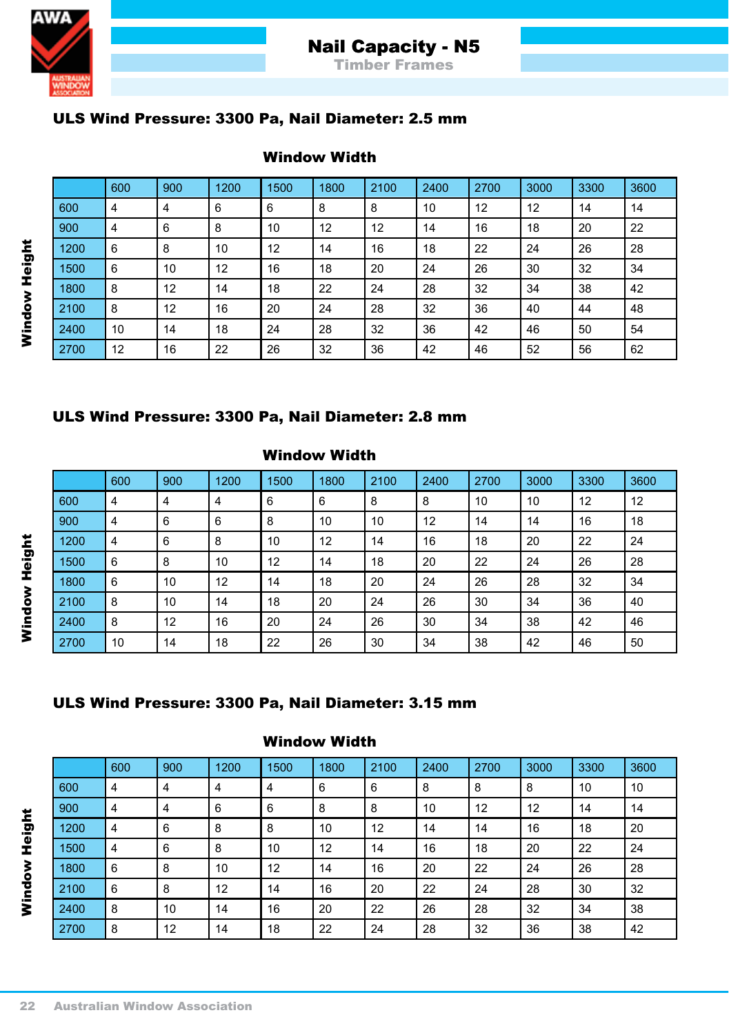# Nail Capacity - N5

## Timber Frames

### ULS Wind Pressure: 3300 Pa, Nail Diameter: 2.5 mm

**Window Width** (columns) / **Window Height** (rows)

| | 600 | 900 | 1200 | 1500 | 1800 | 2100 | 2400 | 2700 | 3000 | 3300 | 3600 |
|---|---|---|---|---|---|---|---|---|---|---|---|
| 600 | 4 | 4 | 6 | 6 | 8 | 8 | 10 | 12 | 12 | 14 | 14 |
| 900 | 4 | 6 | 8 | 10 | 12 | 12 | 14 | 16 | 18 | 20 | 22 |
| 1200 | 6 | 8 | 10 | 12 | 14 | 16 | 18 | 22 | 24 | 26 | 28 |
| 1500 | 6 | 10 | 12 | 16 | 18 | 20 | 24 | 26 | 30 | 32 | 34 |
| 1800 | 8 | 12 | 14 | 18 | 22 | 24 | 28 | 32 | 34 | 38 | 42 |
| 2100 | 8 | 12 | 16 | 20 | 24 | 28 | 32 | 36 | 40 | 44 | 48 |
| 2400 | 10 | 14 | 18 | 24 | 28 | 32 | 36 | 42 | 46 | 50 | 54 |
| 2700 | 12 | 16 | 22 | 26 | 32 | 36 | 42 | 46 | 52 | 56 | 62 |

### ULS Wind Pressure: 3300 Pa, Nail Diameter: 2.8 mm

**Window Width** (columns) / **Window Height** (rows)

| | 600 | 900 | 1200 | 1500 | 1800 | 2100 | 2400 | 2700 | 3000 | 3300 | 3600 |
|---|---|---|---|---|---|---|---|---|---|---|---|
| 600 | 4 | 4 | 4 | 6 | 6 | 8 | 8 | 10 | 10 | 12 | 12 |
| 900 | 4 | 6 | 6 | 8 | 10 | 10 | 12 | 14 | 14 | 16 | 18 |
| 1200 | 4 | 6 | 8 | 10 | 12 | 14 | 16 | 18 | 20 | 22 | 24 |
| 1500 | 6 | 8 | 10 | 12 | 14 | 18 | 20 | 22 | 24 | 26 | 28 |
| 1800 | 6 | 10 | 12 | 14 | 18 | 20 | 24 | 26 | 28 | 32 | 34 |
| 2100 | 8 | 10 | 14 | 18 | 20 | 24 | 26 | 30 | 34 | 36 | 40 |
| 2400 | 8 | 12 | 16 | 20 | 24 | 26 | 30 | 34 | 38 | 42 | 46 |
| 2700 | 10 | 14 | 18 | 22 | 26 | 30 | 34 | 38 | 42 | 46 | 50 |

### ULS Wind Pressure: 3300 Pa, Nail Diameter: 3.15 mm

**Window Width** (columns) / **Window Height** (rows)

| | 600 | 900 | 1200 | 1500 | 1800 | 2100 | 2400 | 2700 | 3000 | 3300 | 3600 |
|---|---|---|---|---|---|---|---|---|---|---|---|
| 600 | 4 | 4 | 4 | 4 | 6 | 6 | 8 | 8 | 8 | 10 | 10 |
| 900 | 4 | 4 | 6 | 6 | 8 | 8 | 10 | 12 | 12 | 14 | 14 |
| 1200 | 4 | 6 | 8 | 8 | 10 | 12 | 14 | 14 | 16 | 18 | 20 |
| 1500 | 4 | 6 | 8 | 10 | 12 | 14 | 16 | 18 | 20 | 22 | 24 |
| 1800 | 6 | 8 | 10 | 12 | 14 | 16 | 20 | 22 | 24 | 26 | 28 |
| 2100 | 6 | 8 | 12 | 14 | 16 | 20 | 22 | 24 | 28 | 30 | 32 |
| 2400 | 8 | 10 | 14 | 16 | 20 | 22 | 26 | 28 | 32 | 34 | 38 |
| 2700 | 8 | 12 | 14 | 18 | 22 | 24 | 28 | 32 | 36 | 38 | 42 |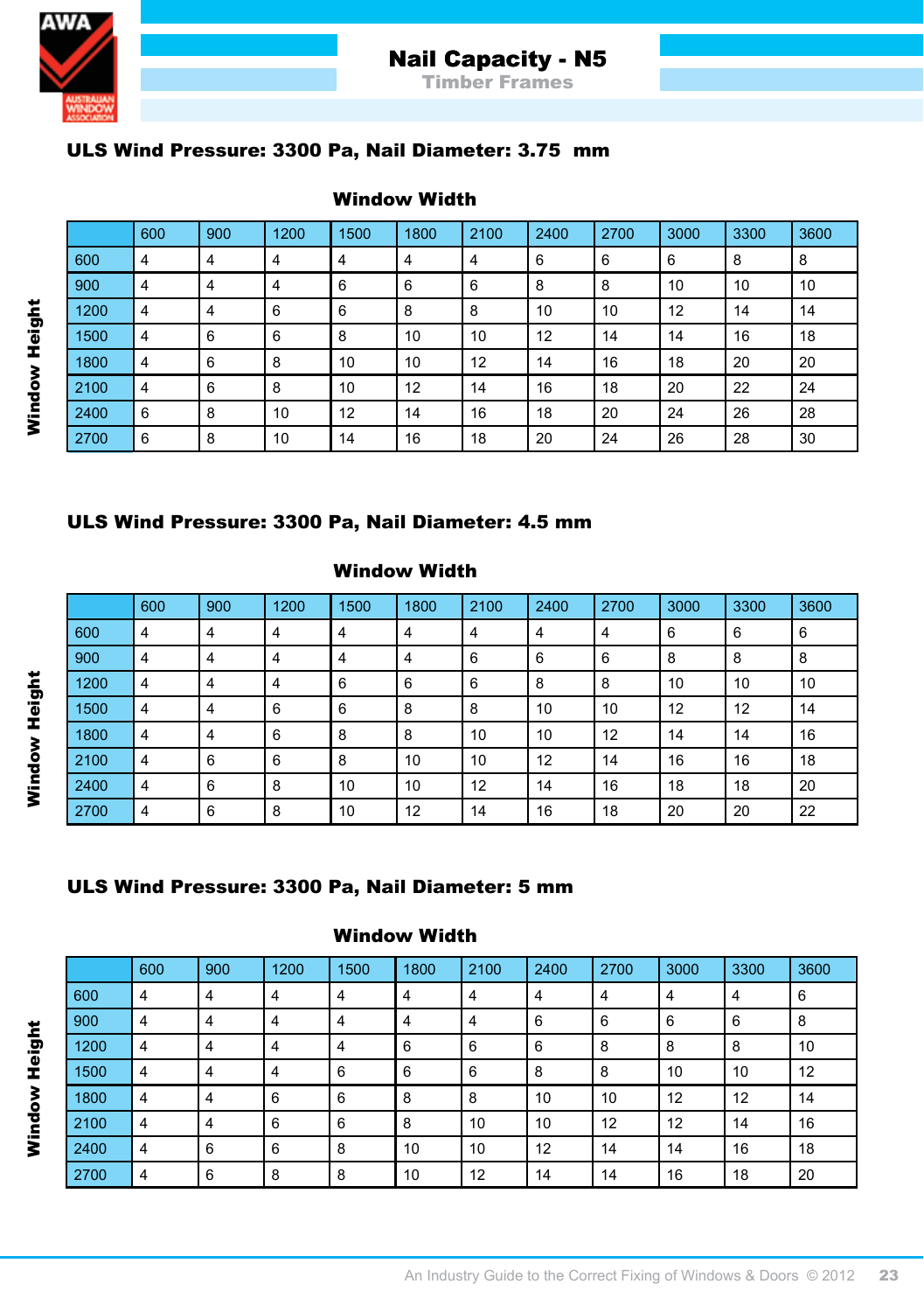# Nail Capacity - N5

## Timber Frames

### ULS Wind Pressure: 3300 Pa, Nail Diameter: 3.75 mm

**Window Width** (columns) / **Window Height** (rows)

| | 600 | 900 | 1200 | 1500 | 1800 | 2100 | 2400 | 2700 | 3000 | 3300 | 3600 |
|---|---|---|---|---|---|---|---|---|---|---|---|
| 600 | 4 | 4 | 4 | 4 | 4 | 4 | 6 | 6 | 6 | 8 | 8 |
| 900 | 4 | 4 | 4 | 6 | 6 | 6 | 8 | 8 | 10 | 10 | 10 |
| 1200 | 4 | 4 | 6 | 6 | 8 | 8 | 10 | 10 | 12 | 14 | 14 |
| 1500 | 4 | 6 | 6 | 8 | 10 | 10 | 12 | 14 | 14 | 16 | 18 |
| 1800 | 4 | 6 | 8 | 10 | 10 | 12 | 14 | 16 | 18 | 20 | 20 |
| 2100 | 4 | 6 | 8 | 10 | 12 | 14 | 16 | 18 | 20 | 22 | 24 |
| 2400 | 6 | 8 | 10 | 12 | 14 | 16 | 18 | 20 | 24 | 26 | 28 |
| 2700 | 6 | 8 | 10 | 14 | 16 | 18 | 20 | 24 | 26 | 28 | 30 |

### ULS Wind Pressure: 3300 Pa, Nail Diameter: 4.5 mm

**Window Width** (columns) / **Window Height** (rows)

| | 600 | 900 | 1200 | 1500 | 1800 | 2100 | 2400 | 2700 | 3000 | 3300 | 3600 |
|---|---|---|---|---|---|---|---|---|---|---|---|
| 600 | 4 | 4 | 4 | 4 | 4 | 4 | 4 | 4 | 6 | 6 | 6 |
| 900 | 4 | 4 | 4 | 4 | 4 | 6 | 6 | 6 | 8 | 8 | 8 |
| 1200 | 4 | 4 | 4 | 6 | 6 | 6 | 8 | 8 | 10 | 10 | 10 |
| 1500 | 4 | 4 | 6 | 6 | 8 | 8 | 10 | 10 | 12 | 12 | 14 |
| 1800 | 4 | 4 | 6 | 8 | 8 | 10 | 10 | 12 | 14 | 14 | 16 |
| 2100 | 4 | 6 | 6 | 8 | 10 | 10 | 12 | 14 | 16 | 16 | 18 |
| 2400 | 4 | 6 | 8 | 10 | 10 | 12 | 14 | 16 | 18 | 18 | 20 |
| 2700 | 4 | 6 | 8 | 10 | 12 | 14 | 16 | 18 | 20 | 20 | 22 |

### ULS Wind Pressure: 3300 Pa, Nail Diameter: 5 mm

**Window Width** (columns) / **Window Height** (rows)

| | 600 | 900 | 1200 | 1500 | 1800 | 2100 | 2400 | 2700 | 3000 | 3300 | 3600 |
|---|---|---|---|---|---|---|---|---|---|---|---|
| 600 | 4 | 4 | 4 | 4 | 4 | 4 | 4 | 4 | 4 | 4 | 6 |
| 900 | 4 | 4 | 4 | 4 | 4 | 4 | 6 | 6 | 6 | 6 | 8 |
| 1200 | 4 | 4 | 4 | 4 | 6 | 6 | 6 | 8 | 8 | 8 | 10 |
| 1500 | 4 | 4 | 4 | 6 | 6 | 6 | 8 | 8 | 10 | 10 | 12 |
| 1800 | 4 | 4 | 6 | 6 | 8 | 8 | 10 | 10 | 12 | 12 | 14 |
| 2100 | 4 | 4 | 6 | 6 | 8 | 10 | 10 | 12 | 12 | 14 | 16 |
| 2400 | 4 | 6 | 6 | 8 | 10 | 10 | 12 | 14 | 14 | 16 | 18 |
| 2700 | 4 | 6 | 8 | 8 | 10 | 12 | 14 | 14 | 16 | 18 | 20 |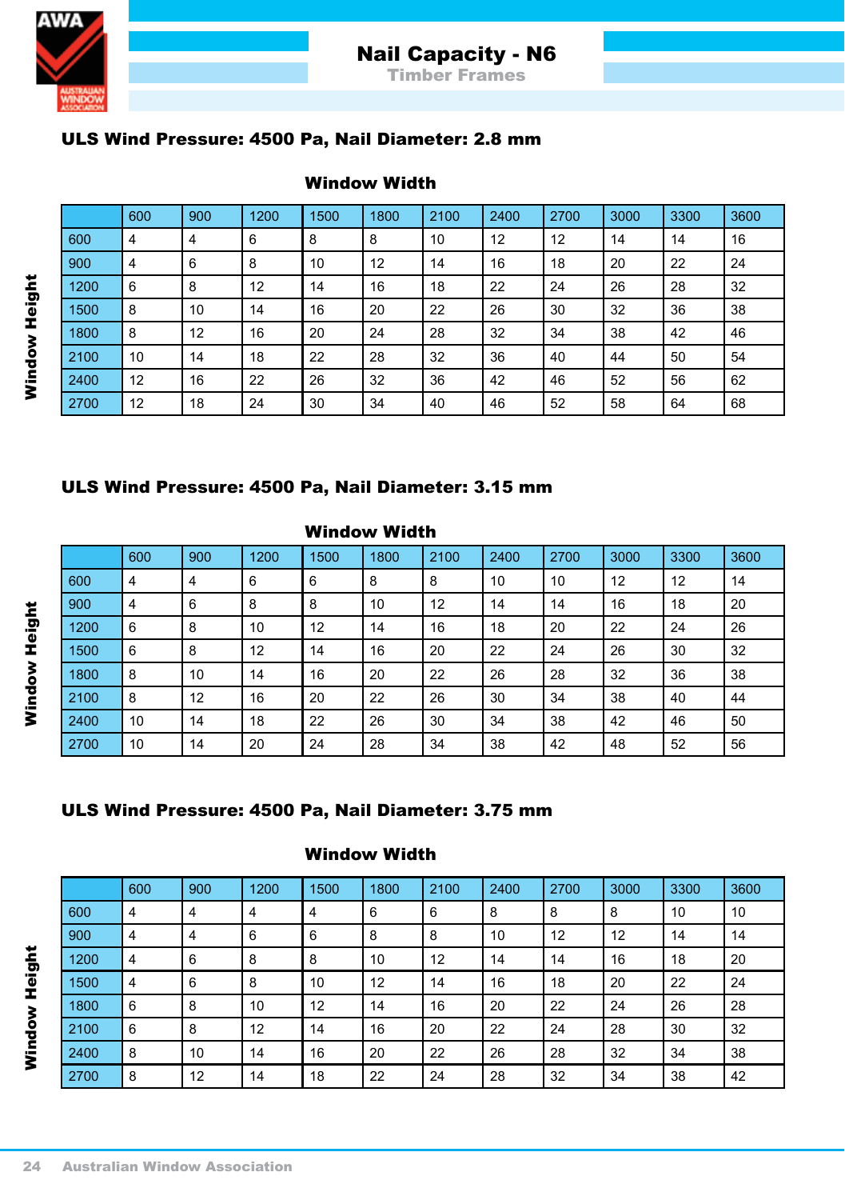# Nail Capacity - N6

## Timber Frames

### ULS Wind Pressure: 4500 Pa, Nail Diameter: 2.8 mm

Window Width

| Window Height | 600 | 900 | 1200 | 1500 | 1800 | 2100 | 2400 | 2700 | 3000 | 3300 | 3600 |
|---|---|---|---|---|---|---|---|---|---|---|---|
| 600 | 4 | 4 | 6 | 8 | 8 | 10 | 12 | 12 | 14 | 14 | 16 |
| 900 | 4 | 6 | 8 | 10 | 12 | 14 | 16 | 18 | 20 | 22 | 24 |
| 1200 | 6 | 8 | 12 | 14 | 16 | 18 | 22 | 24 | 26 | 28 | 32 |
| 1500 | 8 | 10 | 14 | 16 | 20 | 22 | 26 | 30 | 32 | 36 | 38 |
| 1800 | 8 | 12 | 16 | 20 | 24 | 28 | 32 | 34 | 38 | 42 | 46 |
| 2100 | 10 | 14 | 18 | 22 | 28 | 32 | 36 | 40 | 44 | 50 | 54 |
| 2400 | 12 | 16 | 22 | 26 | 32 | 36 | 42 | 46 | 52 | 56 | 62 |
| 2700 | 12 | 18 | 24 | 30 | 34 | 40 | 46 | 52 | 58 | 64 | 68 |

### ULS Wind Pressure: 4500 Pa, Nail Diameter: 3.15 mm

Window Width

| Window Height | 600 | 900 | 1200 | 1500 | 1800 | 2100 | 2400 | 2700 | 3000 | 3300 | 3600 |
|---|---|---|---|---|---|---|---|---|---|---|---|
| 600 | 4 | 4 | 6 | 6 | 8 | 8 | 10 | 10 | 12 | 12 | 14 |
| 900 | 4 | 6 | 8 | 8 | 10 | 12 | 14 | 14 | 16 | 18 | 20 |
| 1200 | 6 | 8 | 10 | 12 | 14 | 16 | 18 | 20 | 22 | 24 | 26 |
| 1500 | 6 | 8 | 12 | 14 | 16 | 20 | 22 | 24 | 26 | 30 | 32 |
| 1800 | 8 | 10 | 14 | 16 | 20 | 22 | 26 | 28 | 32 | 36 | 38 |
| 2100 | 8 | 12 | 16 | 20 | 22 | 26 | 30 | 34 | 38 | 40 | 44 |
| 2400 | 10 | 14 | 18 | 22 | 26 | 30 | 34 | 38 | 42 | 46 | 50 |
| 2700 | 10 | 14 | 20 | 24 | 28 | 34 | 38 | 42 | 48 | 52 | 56 |

### ULS Wind Pressure: 4500 Pa, Nail Diameter: 3.75 mm

Window Width

| Window Height | 600 | 900 | 1200 | 1500 | 1800 | 2100 | 2400 | 2700 | 3000 | 3300 | 3600 |
|---|---|---|---|---|---|---|---|---|---|---|---|
| 600 | 4 | 4 | 4 | 4 | 6 | 6 | 8 | 8 | 8 | 10 | 10 |
| 900 | 4 | 4 | 6 | 6 | 8 | 8 | 10 | 12 | 12 | 14 | 14 |
| 1200 | 4 | 6 | 8 | 8 | 10 | 12 | 14 | 14 | 16 | 18 | 20 |
| 1500 | 4 | 6 | 8 | 10 | 12 | 14 | 16 | 18 | 20 | 22 | 24 |
| 1800 | 6 | 8 | 10 | 12 | 14 | 16 | 20 | 22 | 24 | 26 | 28 |
| 2100 | 6 | 8 | 12 | 14 | 16 | 20 | 22 | 24 | 28 | 30 | 32 |
| 2400 | 8 | 10 | 14 | 16 | 20 | 22 | 26 | 28 | 32 | 34 | 38 |
| 2700 | 8 | 12 | 14 | 18 | 22 | 24 | 28 | 32 | 34 | 38 | 42 |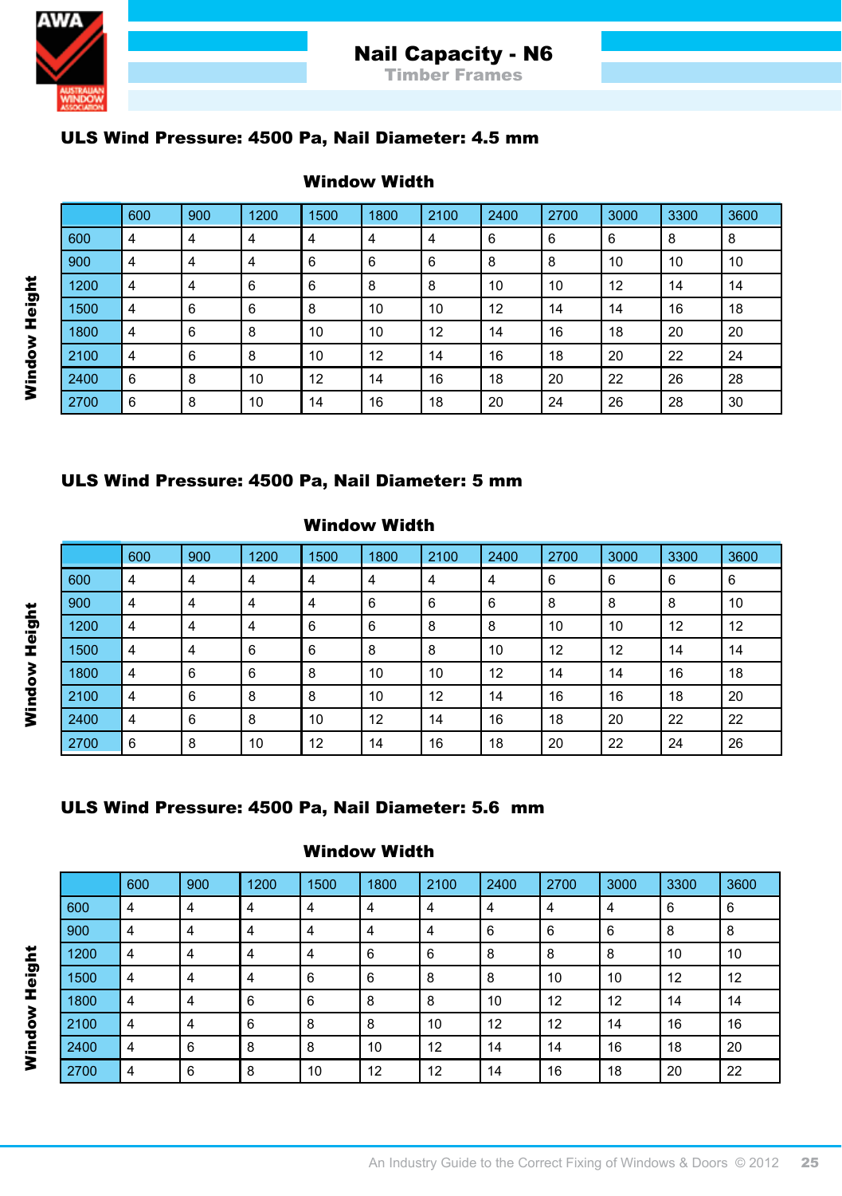# Nail Capacity - N6

## Timber Frames

### ULS Wind Pressure: 4500 Pa, Nail Diameter: 4.5 mm

Window Width (columns) / Window Height (rows)

| | 600 | 900 | 1200 | 1500 | 1800 | 2100 | 2400 | 2700 | 3000 | 3300 | 3600 |
|---|---|---|---|---|---|---|---|---|---|---|---|
| 600 | 4 | 4 | 4 | 4 | 4 | 4 | 6 | 6 | 6 | 8 | 8 |
| 900 | 4 | 4 | 4 | 6 | 6 | 6 | 8 | 8 | 10 | 10 | 10 |
| 1200 | 4 | 4 | 6 | 6 | 8 | 8 | 10 | 10 | 12 | 14 | 14 |
| 1500 | 4 | 6 | 6 | 8 | 10 | 10 | 12 | 14 | 14 | 16 | 18 |
| 1800 | 4 | 6 | 8 | 10 | 10 | 12 | 14 | 16 | 18 | 20 | 20 |
| 2100 | 4 | 6 | 8 | 10 | 12 | 14 | 16 | 18 | 20 | 22 | 24 |
| 2400 | 6 | 8 | 10 | 12 | 14 | 16 | 18 | 20 | 22 | 26 | 28 |
| 2700 | 6 | 8 | 10 | 14 | 16 | 18 | 20 | 24 | 26 | 28 | 30 |

### ULS Wind Pressure: 4500 Pa, Nail Diameter: 5 mm

Window Width (columns) / Window Height (rows)

| | 600 | 900 | 1200 | 1500 | 1800 | 2100 | 2400 | 2700 | 3000 | 3300 | 3600 |
|---|---|---|---|---|---|---|---|---|---|---|---|
| 600 | 4 | 4 | 4 | 4 | 4 | 4 | 4 | 6 | 6 | 6 | 6 |
| 900 | 4 | 4 | 4 | 4 | 6 | 6 | 6 | 8 | 8 | 8 | 10 |
| 1200 | 4 | 4 | 4 | 6 | 6 | 8 | 8 | 10 | 10 | 12 | 12 |
| 1500 | 4 | 4 | 6 | 6 | 8 | 8 | 10 | 12 | 12 | 14 | 14 |
| 1800 | 4 | 6 | 6 | 8 | 10 | 10 | 12 | 14 | 14 | 16 | 18 |
| 2100 | 4 | 6 | 8 | 8 | 10 | 12 | 14 | 16 | 16 | 18 | 20 |
| 2400 | 4 | 6 | 8 | 10 | 12 | 14 | 16 | 18 | 20 | 22 | 22 |
| 2700 | 6 | 8 | 10 | 12 | 14 | 16 | 18 | 20 | 22 | 24 | 26 |

### ULS Wind Pressure: 4500 Pa, Nail Diameter: 5.6 mm

Window Width (columns) / Window Height (rows)

| | 600 | 900 | 1200 | 1500 | 1800 | 2100 | 2400 | 2700 | 3000 | 3300 | 3600 |
|---|---|---|---|---|---|---|---|---|---|---|---|
| 600 | 4 | 4 | 4 | 4 | 4 | 4 | 4 | 4 | 4 | 6 | 6 |
| 900 | 4 | 4 | 4 | 4 | 4 | 4 | 6 | 6 | 6 | 8 | 8 |
| 1200 | 4 | 4 | 4 | 4 | 6 | 6 | 8 | 8 | 8 | 10 | 10 |
| 1500 | 4 | 4 | 4 | 6 | 6 | 8 | 8 | 10 | 10 | 12 | 12 |
| 1800 | 4 | 4 | 6 | 6 | 8 | 8 | 10 | 12 | 12 | 14 | 14 |
| 2100 | 4 | 4 | 6 | 8 | 8 | 10 | 12 | 12 | 14 | 16 | 16 |
| 2400 | 4 | 6 | 8 | 8 | 10 | 12 | 14 | 14 | 16 | 18 | 20 |
| 2700 | 4 | 6 | 8 | 10 | 12 | 12 | 14 | 16 | 18 | 20 | 22 |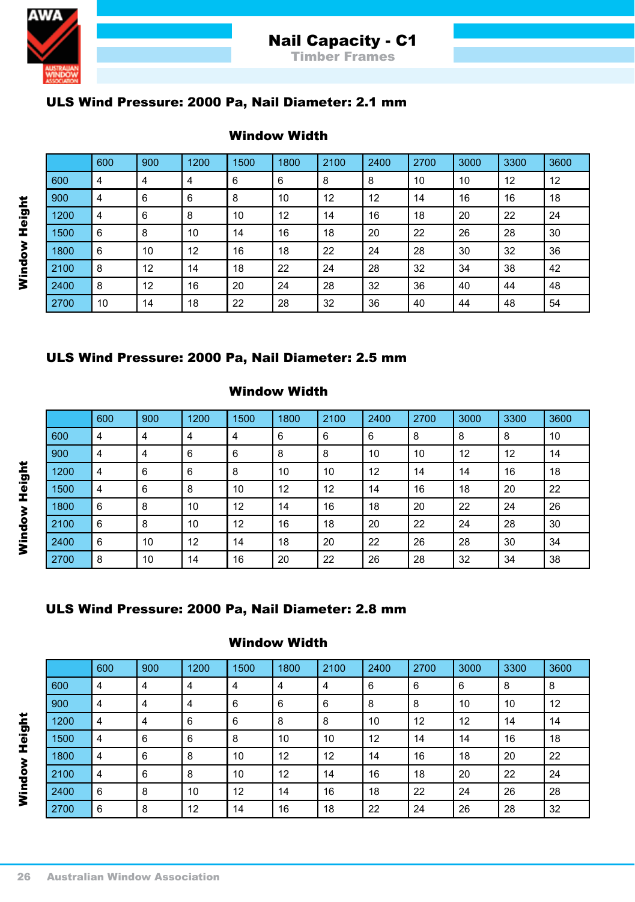# Nail Capacity - C1

## Timber Frames

### ULS Wind Pressure: 2000 Pa, Nail Diameter: 2.1 mm

**Window Width**

| Window Height | 600 | 900 | 1200 | 1500 | 1800 | 2100 | 2400 | 2700 | 3000 | 3300 | 3600 |
|---|---|---|---|---|---|---|---|---|---|---|---|
| 600 | 4 | 4 | 4 | 6 | 6 | 8 | 8 | 10 | 10 | 12 | 12 |
| 900 | 4 | 6 | 6 | 8 | 10 | 12 | 12 | 14 | 16 | 16 | 18 |
| 1200 | 4 | 6 | 8 | 10 | 12 | 14 | 16 | 18 | 20 | 22 | 24 |
| 1500 | 6 | 8 | 10 | 14 | 16 | 18 | 20 | 22 | 26 | 28 | 30 |
| 1800 | 6 | 10 | 12 | 16 | 18 | 22 | 24 | 28 | 30 | 32 | 36 |
| 2100 | 8 | 12 | 14 | 18 | 22 | 24 | 28 | 32 | 34 | 38 | 42 |
| 2400 | 8 | 12 | 16 | 20 | 24 | 28 | 32 | 36 | 40 | 44 | 48 |
| 2700 | 10 | 14 | 18 | 22 | 28 | 32 | 36 | 40 | 44 | 48 | 54 |

### ULS Wind Pressure: 2000 Pa, Nail Diameter: 2.5 mm

**Window Width**

| Window Height | 600 | 900 | 1200 | 1500 | 1800 | 2100 | 2400 | 2700 | 3000 | 3300 | 3600 |
|---|---|---|---|---|---|---|---|---|---|---|---|
| 600 | 4 | 4 | 4 | 4 | 6 | 6 | 6 | 8 | 8 | 8 | 10 |
| 900 | 4 | 4 | 6 | 6 | 8 | 8 | 10 | 10 | 12 | 12 | 14 |
| 1200 | 4 | 6 | 6 | 8 | 10 | 10 | 12 | 14 | 14 | 16 | 18 |
| 1500 | 4 | 6 | 8 | 10 | 12 | 12 | 14 | 16 | 18 | 20 | 22 |
| 1800 | 6 | 8 | 10 | 12 | 14 | 16 | 18 | 20 | 22 | 24 | 26 |
| 2100 | 6 | 8 | 10 | 12 | 16 | 18 | 20 | 22 | 24 | 28 | 30 |
| 2400 | 6 | 10 | 12 | 14 | 18 | 20 | 22 | 26 | 28 | 30 | 34 |
| 2700 | 8 | 10 | 14 | 16 | 20 | 22 | 26 | 28 | 32 | 34 | 38 |

### ULS Wind Pressure: 2000 Pa, Nail Diameter: 2.8 mm

**Window Width**

| Window Height | 600 | 900 | 1200 | 1500 | 1800 | 2100 | 2400 | 2700 | 3000 | 3300 | 3600 |
|---|---|---|---|---|---|---|---|---|---|---|---|
| 600 | 4 | 4 | 4 | 4 | 4 | 4 | 6 | 6 | 6 | 8 | 8 |
| 900 | 4 | 4 | 4 | 6 | 6 | 6 | 8 | 8 | 10 | 10 | 12 |
| 1200 | 4 | 4 | 6 | 6 | 8 | 8 | 10 | 12 | 12 | 14 | 14 |
| 1500 | 4 | 6 | 6 | 8 | 10 | 10 | 12 | 14 | 14 | 16 | 18 |
| 1800 | 4 | 6 | 8 | 10 | 12 | 12 | 14 | 16 | 18 | 20 | 22 |
| 2100 | 4 | 6 | 8 | 10 | 12 | 14 | 16 | 18 | 20 | 22 | 24 |
| 2400 | 6 | 8 | 10 | 12 | 14 | 16 | 18 | 22 | 24 | 26 | 28 |
| 2700 | 6 | 8 | 12 | 14 | 16 | 18 | 22 | 24 | 26 | 28 | 32 |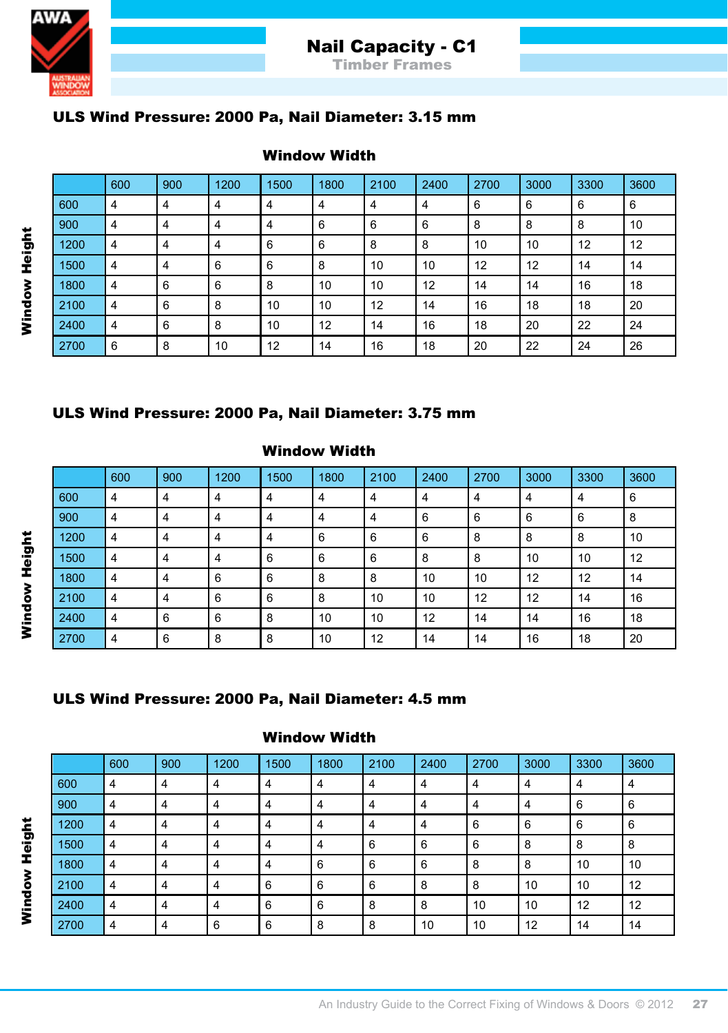# Nail Capacity - C1

## Timber Frames

### ULS Wind Pressure: 2000 Pa, Nail Diameter: 3.15 mm

**Window Width**

| Window Height | 600 | 900 | 1200 | 1500 | 1800 | 2100 | 2400 | 2700 | 3000 | 3300 | 3600 |
|---|---|---|---|---|---|---|---|---|---|---|---|
| 600 | 4 | 4 | 4 | 4 | 4 | 4 | 4 | 6 | 6 | 6 | 6 |
| 900 | 4 | 4 | 4 | 4 | 6 | 6 | 6 | 8 | 8 | 8 | 10 |
| 1200 | 4 | 4 | 4 | 6 | 6 | 8 | 8 | 10 | 10 | 12 | 12 |
| 1500 | 4 | 4 | 6 | 6 | 8 | 10 | 10 | 12 | 12 | 14 | 14 |
| 1800 | 4 | 6 | 6 | 8 | 10 | 10 | 12 | 14 | 14 | 16 | 18 |
| 2100 | 4 | 6 | 8 | 10 | 10 | 12 | 14 | 16 | 18 | 18 | 20 |
| 2400 | 4 | 6 | 8 | 10 | 12 | 14 | 16 | 18 | 20 | 22 | 24 |
| 2700 | 6 | 8 | 10 | 12 | 14 | 16 | 18 | 20 | 22 | 24 | 26 |

### ULS Wind Pressure: 2000 Pa, Nail Diameter: 3.75 mm

**Window Width**

| Window Height | 600 | 900 | 1200 | 1500 | 1800 | 2100 | 2400 | 2700 | 3000 | 3300 | 3600 |
|---|---|---|---|---|---|---|---|---|---|---|---|
| 600 | 4 | 4 | 4 | 4 | 4 | 4 | 4 | 4 | 4 | 4 | 6 |
| 900 | 4 | 4 | 4 | 4 | 4 | 4 | 6 | 6 | 6 | 6 | 8 |
| 1200 | 4 | 4 | 4 | 4 | 6 | 6 | 6 | 8 | 8 | 8 | 10 |
| 1500 | 4 | 4 | 4 | 6 | 6 | 6 | 8 | 8 | 10 | 10 | 12 |
| 1800 | 4 | 4 | 6 | 6 | 8 | 8 | 10 | 10 | 12 | 12 | 14 |
| 2100 | 4 | 4 | 6 | 6 | 8 | 10 | 10 | 12 | 12 | 14 | 16 |
| 2400 | 4 | 6 | 6 | 8 | 10 | 10 | 12 | 14 | 14 | 16 | 18 |
| 2700 | 4 | 6 | 8 | 8 | 10 | 12 | 14 | 14 | 16 | 18 | 20 |

### ULS Wind Pressure: 2000 Pa, Nail Diameter: 4.5 mm

**Window Width**

| Window Height | 600 | 900 | 1200 | 1500 | 1800 | 2100 | 2400 | 2700 | 3000 | 3300 | 3600 |
|---|---|---|---|---|---|---|---|---|---|---|---|
| 600 | 4 | 4 | 4 | 4 | 4 | 4 | 4 | 4 | 4 | 4 | 4 |
| 900 | 4 | 4 | 4 | 4 | 4 | 4 | 4 | 4 | 4 | 6 | 6 |
| 1200 | 4 | 4 | 4 | 4 | 4 | 4 | 4 | 6 | 6 | 6 | 6 |
| 1500 | 4 | 4 | 4 | 4 | 4 | 6 | 6 | 6 | 8 | 8 | 8 |
| 1800 | 4 | 4 | 4 | 4 | 6 | 6 | 6 | 8 | 8 | 10 | 10 |
| 2100 | 4 | 4 | 4 | 6 | 6 | 6 | 8 | 8 | 10 | 10 | 12 |
| 2400 | 4 | 4 | 4 | 6 | 6 | 8 | 8 | 10 | 10 | 12 | 12 |
| 2700 | 4 | 4 | 6 | 6 | 8 | 8 | 10 | 10 | 12 | 14 | 14 |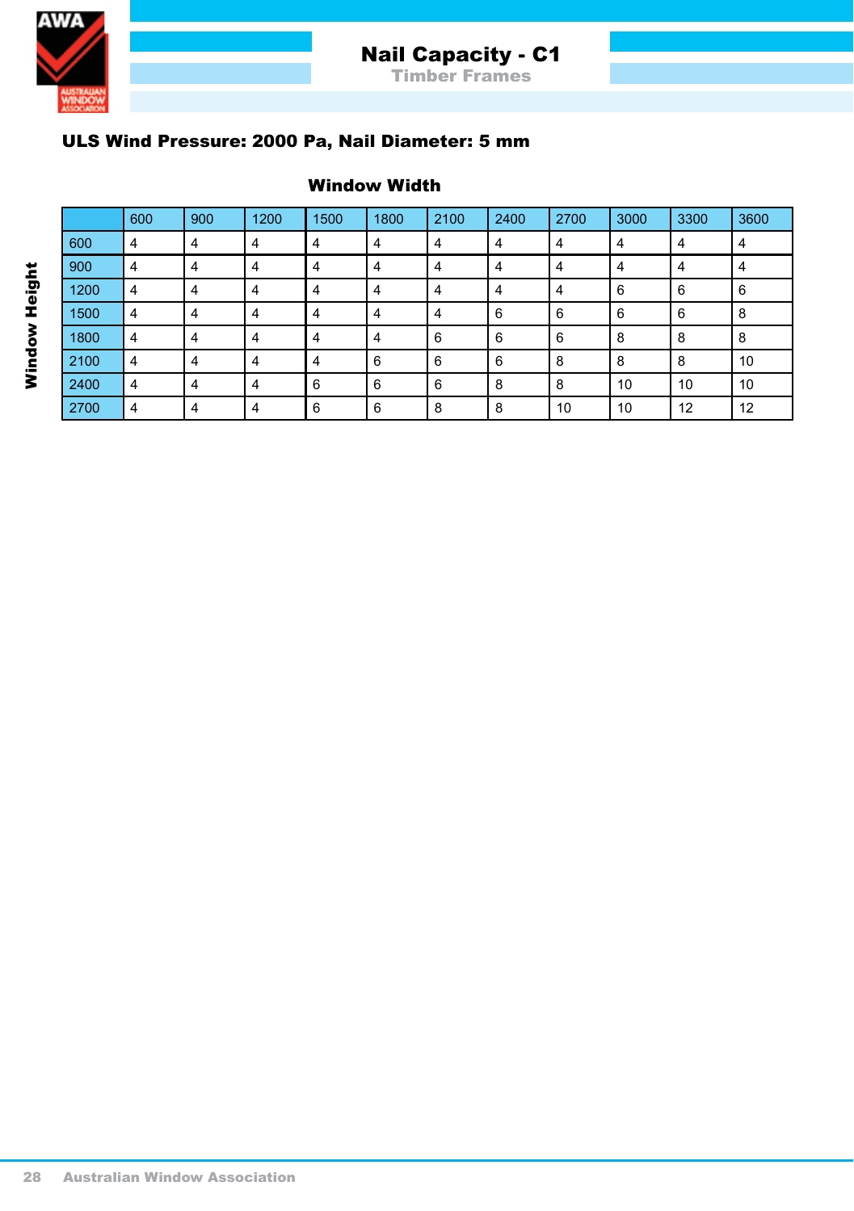# Nail Capacity - C1

## Timber Frames

### ULS Wind Pressure: 2000 Pa, Nail Diameter: 5 mm

**Window Width** (columns) / **Window Height** (rows)

| | 600 | 900 | 1200 | 1500 | 1800 | 2100 | 2400 | 2700 | 3000 | 3300 | 3600 |
|---|---|---|---|---|---|---|---|---|---|---|---|
| 600 | 4 | 4 | 4 | 4 | 4 | 4 | 4 | 4 | 4 | 4 | 4 |
| 900 | 4 | 4 | 4 | 4 | 4 | 4 | 4 | 4 | 4 | 4 | 4 |
| 1200 | 4 | 4 | 4 | 4 | 4 | 4 | 4 | 4 | 6 | 6 | 6 |
| 1500 | 4 | 4 | 4 | 4 | 4 | 4 | 6 | 6 | 6 | 6 | 8 |
| 1800 | 4 | 4 | 4 | 4 | 4 | 6 | 6 | 6 | 8 | 8 | 8 |
| 2100 | 4 | 4 | 4 | 4 | 6 | 6 | 6 | 8 | 8 | 8 | 10 |
| 2400 | 4 | 4 | 4 | 6 | 6 | 6 | 8 | 8 | 10 | 10 | 10 |
| 2700 | 4 | 4 | 4 | 6 | 6 | 8 | 8 | 10 | 10 | 12 | 12 |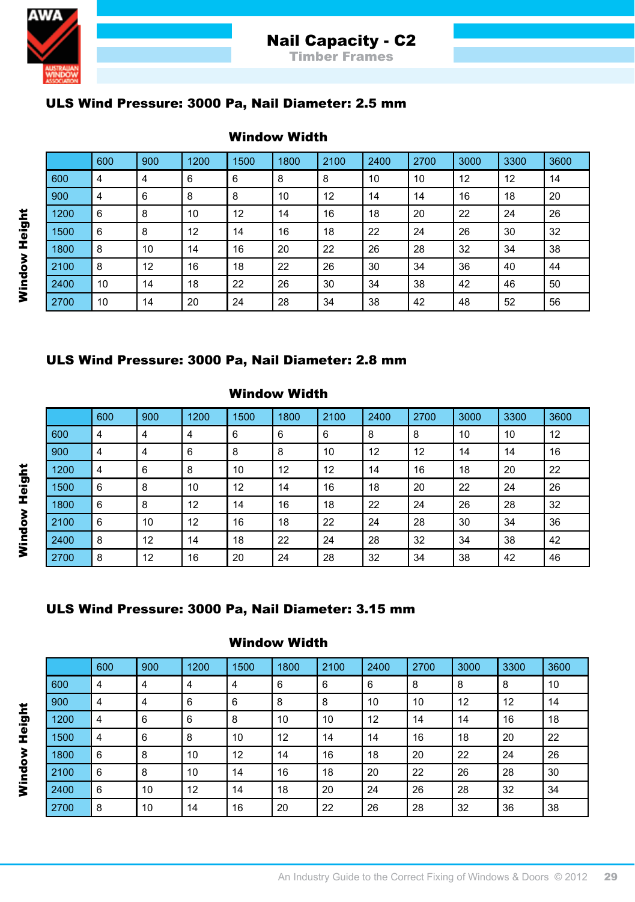# Nail Capacity - C2

## Timber Frames

### ULS Wind Pressure: 3000 Pa, Nail Diameter: 2.5 mm

**Window Width** (columns) / **Window Height** (rows)

| | 600 | 900 | 1200 | 1500 | 1800 | 2100 | 2400 | 2700 | 3000 | 3300 | 3600 |
|---|---|---|---|---|---|---|---|---|---|---|---|
| 600 | 4 | 4 | 6 | 6 | 8 | 8 | 10 | 10 | 12 | 12 | 14 |
| 900 | 4 | 6 | 8 | 8 | 10 | 12 | 14 | 14 | 16 | 18 | 20 |
| 1200 | 6 | 8 | 10 | 12 | 14 | 16 | 18 | 20 | 22 | 24 | 26 |
| 1500 | 6 | 8 | 12 | 14 | 16 | 18 | 22 | 24 | 26 | 30 | 32 |
| 1800 | 8 | 10 | 14 | 16 | 20 | 22 | 26 | 28 | 32 | 34 | 38 |
| 2100 | 8 | 12 | 16 | 18 | 22 | 26 | 30 | 34 | 36 | 40 | 44 |
| 2400 | 10 | 14 | 18 | 22 | 26 | 30 | 34 | 38 | 42 | 46 | 50 |
| 2700 | 10 | 14 | 20 | 24 | 28 | 34 | 38 | 42 | 48 | 52 | 56 |

### ULS Wind Pressure: 3000 Pa, Nail Diameter: 2.8 mm

**Window Width** (columns) / **Window Height** (rows)

| | 600 | 900 | 1200 | 1500 | 1800 | 2100 | 2400 | 2700 | 3000 | 3300 | 3600 |
|---|---|---|---|---|---|---|---|---|---|---|---|
| 600 | 4 | 4 | 4 | 6 | 6 | 6 | 8 | 8 | 10 | 10 | 12 |
| 900 | 4 | 4 | 6 | 8 | 8 | 10 | 12 | 12 | 14 | 14 | 16 |
| 1200 | 4 | 6 | 8 | 10 | 12 | 12 | 14 | 16 | 18 | 20 | 22 |
| 1500 | 6 | 8 | 10 | 12 | 14 | 16 | 18 | 20 | 22 | 24 | 26 |
| 1800 | 6 | 8 | 12 | 14 | 16 | 18 | 22 | 24 | 26 | 28 | 32 |
| 2100 | 6 | 10 | 12 | 16 | 18 | 22 | 24 | 28 | 30 | 34 | 36 |
| 2400 | 8 | 12 | 14 | 18 | 22 | 24 | 28 | 32 | 34 | 38 | 42 |
| 2700 | 8 | 12 | 16 | 20 | 24 | 28 | 32 | 34 | 38 | 42 | 46 |

### ULS Wind Pressure: 3000 Pa, Nail Diameter: 3.15 mm

**Window Width** (columns) / **Window Height** (rows)

| | 600 | 900 | 1200 | 1500 | 1800 | 2100 | 2400 | 2700 | 3000 | 3300 | 3600 |
|---|---|---|---|---|---|---|---|---|---|---|---|
| 600 | 4 | 4 | 4 | 4 | 6 | 6 | 6 | 8 | 8 | 8 | 10 |
| 900 | 4 | 4 | 6 | 6 | 8 | 8 | 10 | 10 | 12 | 12 | 14 |
| 1200 | 4 | 6 | 6 | 8 | 10 | 10 | 12 | 14 | 14 | 16 | 18 |
| 1500 | 4 | 6 | 8 | 10 | 12 | 14 | 14 | 16 | 18 | 20 | 22 |
| 1800 | 6 | 8 | 10 | 12 | 14 | 16 | 18 | 20 | 22 | 24 | 26 |
| 2100 | 6 | 8 | 10 | 14 | 16 | 18 | 20 | 22 | 26 | 28 | 30 |
| 2400 | 6 | 10 | 12 | 14 | 18 | 20 | 24 | 26 | 28 | 32 | 34 |
| 2700 | 8 | 10 | 14 | 16 | 20 | 22 | 26 | 28 | 32 | 36 | 38 |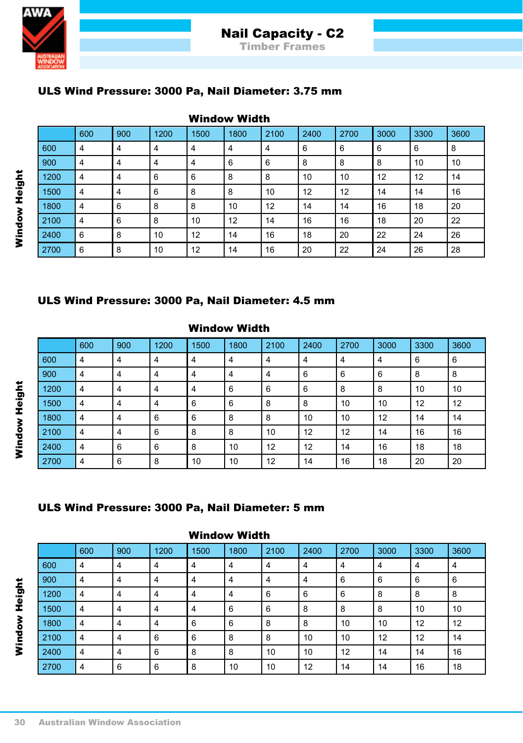# Nail Capacity - C2

## Timber Frames

### ULS Wind Pressure: 3000 Pa, Nail Diameter: 3.75 mm

**Window Width**

| Window Height | 600 | 900 | 1200 | 1500 | 1800 | 2100 | 2400 | 2700 | 3000 | 3300 | 3600 |
|---|---|---|---|---|---|---|---|---|---|---|---|
| 600 | 4 | 4 | 4 | 4 | 4 | 4 | 6 | 6 | 6 | 6 | 8 |
| 900 | 4 | 4 | 4 | 4 | 6 | 6 | 8 | 8 | 8 | 10 | 10 |
| 1200 | 4 | 4 | 6 | 6 | 8 | 8 | 10 | 10 | 12 | 12 | 14 |
| 1500 | 4 | 4 | 6 | 8 | 8 | 10 | 12 | 12 | 14 | 14 | 16 |
| 1800 | 4 | 6 | 8 | 8 | 10 | 12 | 14 | 14 | 16 | 18 | 20 |
| 2100 | 4 | 6 | 8 | 10 | 12 | 14 | 16 | 16 | 18 | 20 | 22 |
| 2400 | 6 | 8 | 10 | 12 | 14 | 16 | 18 | 20 | 22 | 24 | 26 |
| 2700 | 6 | 8 | 10 | 12 | 14 | 16 | 20 | 22 | 24 | 26 | 28 |

### ULS Wind Pressure: 3000 Pa, Nail Diameter: 4.5 mm

**Window Width**

| Window Height | 600 | 900 | 1200 | 1500 | 1800 | 2100 | 2400 | 2700 | 3000 | 3300 | 3600 |
|---|---|---|---|---|---|---|---|---|---|---|---|
| 600 | 4 | 4 | 4 | 4 | 4 | 4 | 4 | 4 | 4 | 6 | 6 |
| 900 | 4 | 4 | 4 | 4 | 4 | 4 | 6 | 6 | 6 | 8 | 8 |
| 1200 | 4 | 4 | 4 | 4 | 6 | 6 | 6 | 8 | 8 | 10 | 10 |
| 1500 | 4 | 4 | 4 | 6 | 6 | 8 | 8 | 10 | 10 | 12 | 12 |
| 1800 | 4 | 4 | 6 | 6 | 8 | 8 | 10 | 10 | 12 | 14 | 14 |
| 2100 | 4 | 4 | 6 | 8 | 8 | 10 | 12 | 12 | 14 | 16 | 16 |
| 2400 | 4 | 6 | 6 | 8 | 10 | 12 | 12 | 14 | 16 | 18 | 18 |
| 2700 | 4 | 6 | 8 | 10 | 10 | 12 | 14 | 16 | 18 | 20 | 20 |

### ULS Wind Pressure: 3000 Pa, Nail Diameter: 5 mm

**Window Width**

| Window Height | 600 | 900 | 1200 | 1500 | 1800 | 2100 | 2400 | 2700 | 3000 | 3300 | 3600 |
|---|---|---|---|---|---|---|---|---|---|---|---|
| 600 | 4 | 4 | 4 | 4 | 4 | 4 | 4 | 4 | 4 | 4 | 4 |
| 900 | 4 | 4 | 4 | 4 | 4 | 4 | 4 | 6 | 6 | 6 | 6 |
| 1200 | 4 | 4 | 4 | 4 | 4 | 6 | 6 | 6 | 8 | 8 | 8 |
| 1500 | 4 | 4 | 4 | 4 | 6 | 6 | 8 | 8 | 8 | 10 | 10 |
| 1800 | 4 | 4 | 4 | 6 | 6 | 8 | 8 | 10 | 10 | 12 | 12 |
| 2100 | 4 | 4 | 6 | 6 | 8 | 8 | 10 | 10 | 12 | 12 | 14 |
| 2400 | 4 | 4 | 6 | 8 | 8 | 10 | 10 | 12 | 14 | 14 | 16 |
| 2700 | 4 | 6 | 6 | 8 | 10 | 10 | 12 | 14 | 14 | 16 | 18 |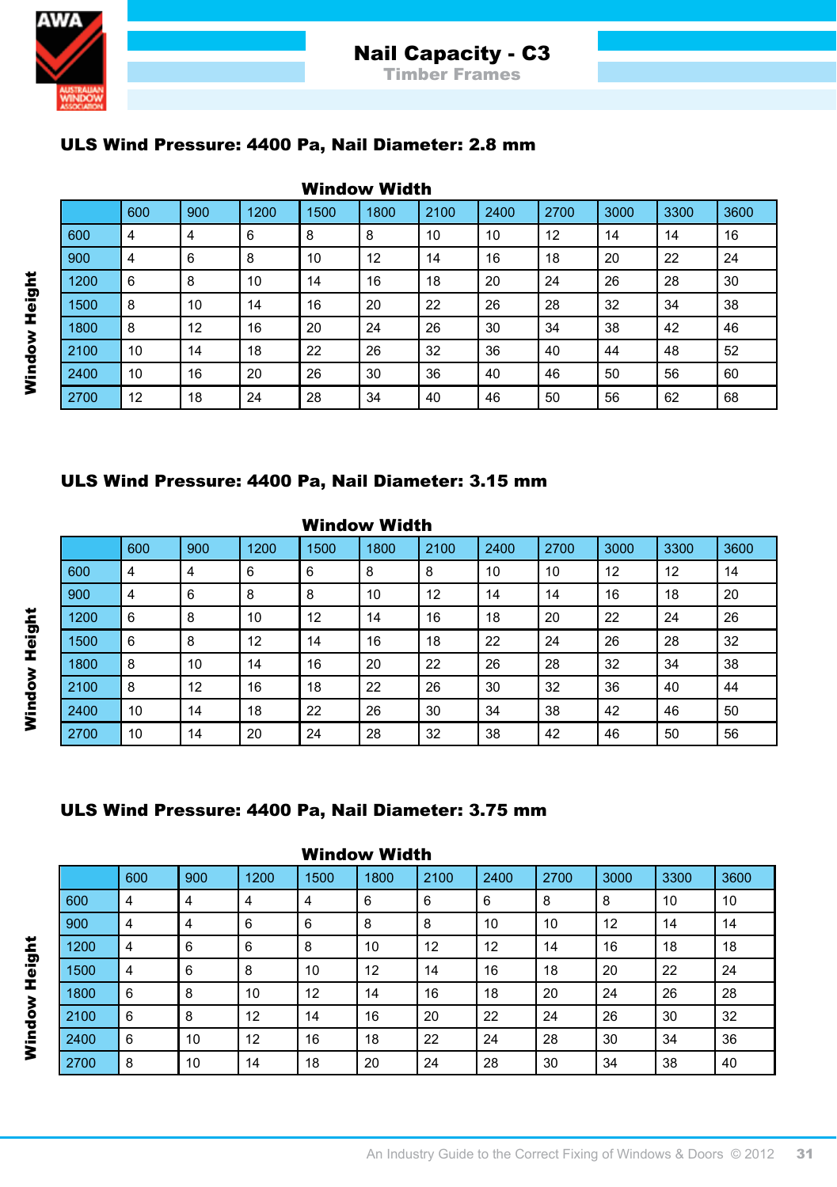# Nail Capacity - C3

## Timber Frames

### ULS Wind Pressure: 4400 Pa, Nail Diameter: 2.8 mm

| Window Height \ Window Width | 600 | 900 | 1200 | 1500 | 1800 | 2100 | 2400 | 2700 | 3000 | 3300 | 3600 |
|---|---|---|---|---|---|---|---|---|---|---|---|
| 600 | 4 | 4 | 6 | 8 | 8 | 10 | 10 | 12 | 14 | 14 | 16 |
| 900 | 4 | 6 | 8 | 10 | 12 | 14 | 16 | 18 | 20 | 22 | 24 |
| 1200 | 6 | 8 | 10 | 14 | 16 | 18 | 20 | 24 | 26 | 28 | 30 |
| 1500 | 8 | 10 | 14 | 16 | 20 | 22 | 26 | 28 | 32 | 34 | 38 |
| 1800 | 8 | 12 | 16 | 20 | 24 | 26 | 30 | 34 | 38 | 42 | 46 |
| 2100 | 10 | 14 | 18 | 22 | 26 | 32 | 36 | 40 | 44 | 48 | 52 |
| 2400 | 10 | 16 | 20 | 26 | 30 | 36 | 40 | 46 | 50 | 56 | 60 |
| 2700 | 12 | 18 | 24 | 28 | 34 | 40 | 46 | 50 | 56 | 62 | 68 |

### ULS Wind Pressure: 4400 Pa, Nail Diameter: 3.15 mm

| Window Height \ Window Width | 600 | 900 | 1200 | 1500 | 1800 | 2100 | 2400 | 2700 | 3000 | 3300 | 3600 |
|---|---|---|---|---|---|---|---|---|---|---|---|
| 600 | 4 | 4 | 6 | 6 | 8 | 8 | 10 | 10 | 12 | 12 | 14 |
| 900 | 4 | 6 | 8 | 8 | 10 | 12 | 14 | 14 | 16 | 18 | 20 |
| 1200 | 6 | 8 | 10 | 12 | 14 | 16 | 18 | 20 | 22 | 24 | 26 |
| 1500 | 6 | 8 | 12 | 14 | 16 | 18 | 22 | 24 | 26 | 28 | 32 |
| 1800 | 8 | 10 | 14 | 16 | 20 | 22 | 26 | 28 | 32 | 34 | 38 |
| 2100 | 8 | 12 | 16 | 18 | 22 | 26 | 30 | 32 | 36 | 40 | 44 |
| 2400 | 10 | 14 | 18 | 22 | 26 | 30 | 34 | 38 | 42 | 46 | 50 |
| 2700 | 10 | 14 | 20 | 24 | 28 | 32 | 38 | 42 | 46 | 50 | 56 |

### ULS Wind Pressure: 4400 Pa, Nail Diameter: 3.75 mm

| Window Height \ Window Width | 600 | 900 | 1200 | 1500 | 1800 | 2100 | 2400 | 2700 | 3000 | 3300 | 3600 |
|---|---|---|---|---|---|---|---|---|---|---|---|
| 600 | 4 | 4 | 4 | 4 | 6 | 6 | 6 | 8 | 8 | 10 | 10 |
| 900 | 4 | 4 | 6 | 6 | 8 | 8 | 10 | 10 | 12 | 14 | 14 |
| 1200 | 4 | 6 | 6 | 8 | 10 | 12 | 12 | 14 | 16 | 18 | 18 |
| 1500 | 4 | 6 | 8 | 10 | 12 | 14 | 16 | 18 | 20 | 22 | 24 |
| 1800 | 6 | 8 | 10 | 12 | 14 | 16 | 18 | 20 | 24 | 26 | 28 |
| 2100 | 6 | 8 | 12 | 14 | 16 | 20 | 22 | 24 | 26 | 30 | 32 |
| 2400 | 6 | 10 | 12 | 16 | 18 | 22 | 24 | 28 | 30 | 34 | 36 |
| 2700 | 8 | 10 | 14 | 18 | 20 | 24 | 28 | 30 | 34 | 38 | 40 |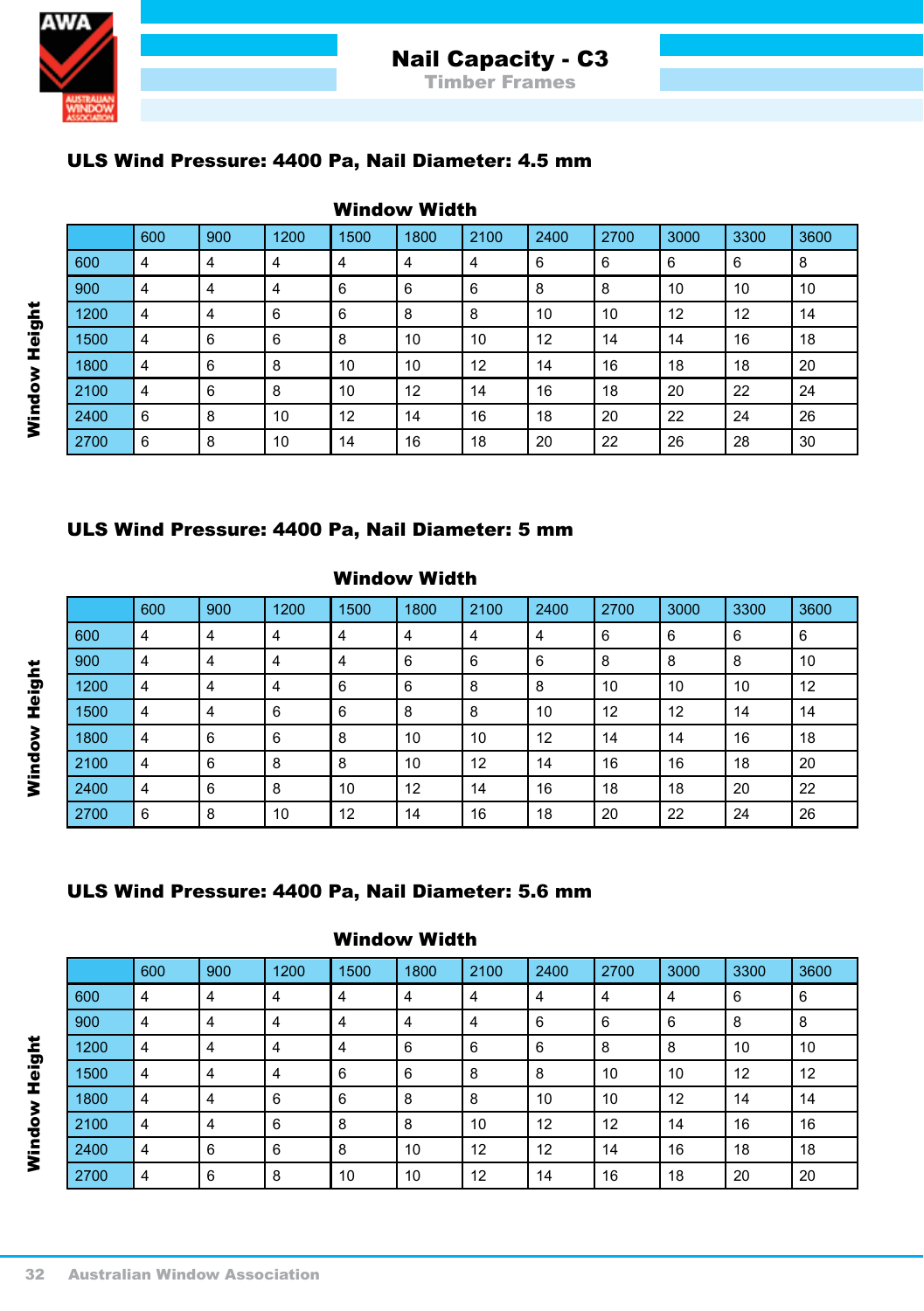# Nail Capacity - C3

## Timber Frames

### ULS Wind Pressure: 4400 Pa, Nail Diameter: 4.5 mm

Window Width

| Window Height | 600 | 900 | 1200 | 1500 | 1800 | 2100 | 2400 | 2700 | 3000 | 3300 | 3600 |
|---|---|---|---|---|---|---|---|---|---|---|---|
| 600 | 4 | 4 | 4 | 4 | 4 | 4 | 6 | 6 | 6 | 6 | 8 |
| 900 | 4 | 4 | 4 | 6 | 6 | 6 | 8 | 8 | 10 | 10 | 10 |
| 1200 | 4 | 4 | 6 | 6 | 8 | 8 | 10 | 10 | 12 | 12 | 14 |
| 1500 | 4 | 6 | 6 | 8 | 10 | 10 | 12 | 14 | 14 | 16 | 18 |
| 1800 | 4 | 6 | 8 | 10 | 10 | 12 | 14 | 16 | 18 | 18 | 20 |
| 2100 | 4 | 6 | 8 | 10 | 12 | 14 | 16 | 18 | 20 | 22 | 24 |
| 2400 | 6 | 8 | 10 | 12 | 14 | 16 | 18 | 20 | 22 | 24 | 26 |
| 2700 | 6 | 8 | 10 | 14 | 16 | 18 | 20 | 22 | 26 | 28 | 30 |

### ULS Wind Pressure: 4400 Pa, Nail Diameter: 5 mm

Window Width

| Window Height | 600 | 900 | 1200 | 1500 | 1800 | 2100 | 2400 | 2700 | 3000 | 3300 | 3600 |
|---|---|---|---|---|---|---|---|---|---|---|---|
| 600 | 4 | 4 | 4 | 4 | 4 | 4 | 4 | 6 | 6 | 6 | 6 |
| 900 | 4 | 4 | 4 | 4 | 6 | 6 | 6 | 8 | 8 | 8 | 10 |
| 1200 | 4 | 4 | 4 | 6 | 6 | 8 | 8 | 10 | 10 | 10 | 12 |
| 1500 | 4 | 4 | 6 | 6 | 8 | 8 | 10 | 12 | 12 | 14 | 14 |
| 1800 | 4 | 6 | 6 | 8 | 10 | 10 | 12 | 14 | 14 | 16 | 18 |
| 2100 | 4 | 6 | 8 | 8 | 10 | 12 | 14 | 16 | 16 | 18 | 20 |
| 2400 | 4 | 6 | 8 | 10 | 12 | 14 | 16 | 18 | 18 | 20 | 22 |
| 2700 | 6 | 8 | 10 | 12 | 14 | 16 | 18 | 20 | 22 | 24 | 26 |

### ULS Wind Pressure: 4400 Pa, Nail Diameter: 5.6 mm

Window Width

| Window Height | 600 | 900 | 1200 | 1500 | 1800 | 2100 | 2400 | 2700 | 3000 | 3300 | 3600 |
|---|---|---|---|---|---|---|---|---|---|---|---|
| 600 | 4 | 4 | 4 | 4 | 4 | 4 | 4 | 4 | 4 | 6 | 6 |
| 900 | 4 | 4 | 4 | 4 | 4 | 4 | 6 | 6 | 6 | 8 | 8 |
| 1200 | 4 | 4 | 4 | 4 | 6 | 6 | 6 | 8 | 8 | 10 | 10 |
| 1500 | 4 | 4 | 4 | 6 | 6 | 8 | 8 | 10 | 10 | 12 | 12 |
| 1800 | 4 | 4 | 6 | 6 | 8 | 8 | 10 | 10 | 12 | 14 | 14 |
| 2100 | 4 | 4 | 6 | 8 | 8 | 10 | 12 | 12 | 14 | 16 | 16 |
| 2400 | 4 | 6 | 6 | 8 | 10 | 12 | 12 | 14 | 16 | 18 | 18 |
| 2700 | 4 | 6 | 8 | 10 | 10 | 12 | 14 | 16 | 18 | 20 | 20 |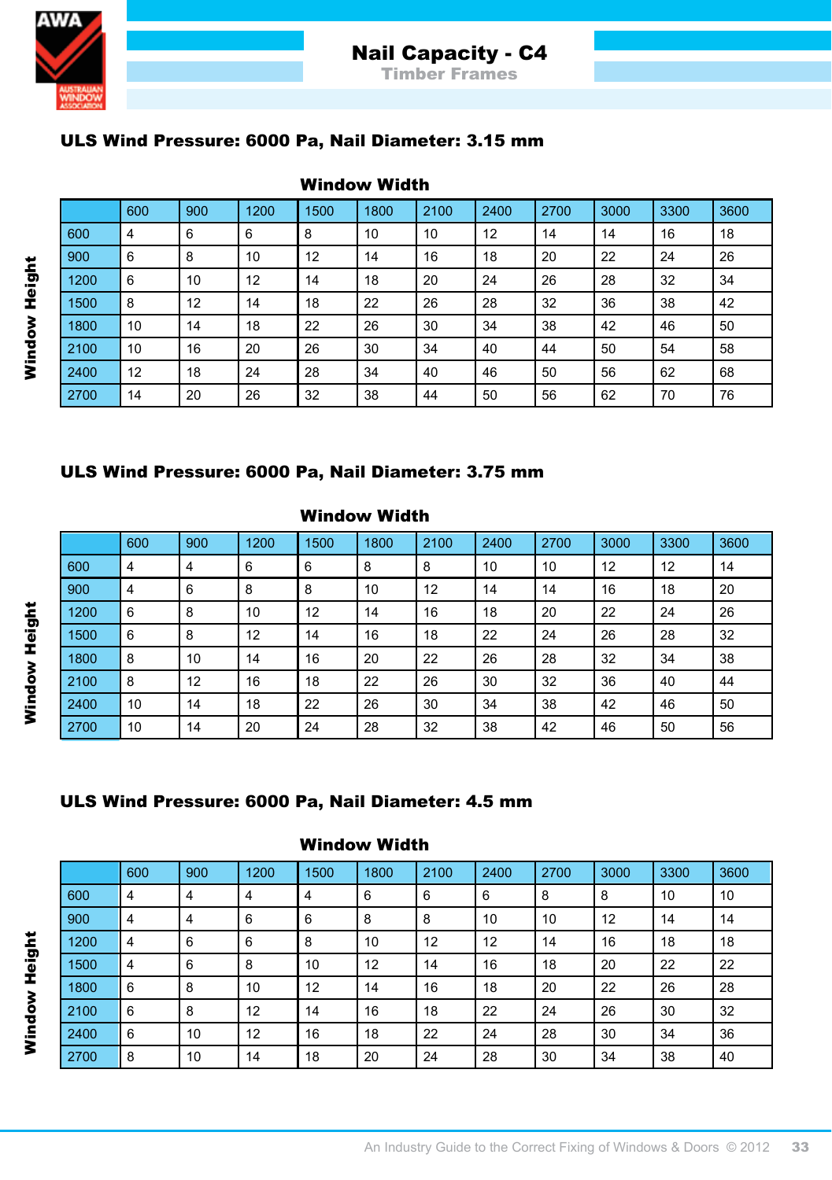# Nail Capacity - C4

## Timber Frames

### ULS Wind Pressure: 6000 Pa, Nail Diameter: 3.15 mm

**Window Width** (columns) / **Window Height** (rows)

| | 600 | 900 | 1200 | 1500 | 1800 | 2100 | 2400 | 2700 | 3000 | 3300 | 3600 |
|---|---|---|---|---|---|---|---|---|---|---|---|
| 600 | 4 | 6 | 6 | 8 | 10 | 10 | 12 | 14 | 14 | 16 | 18 |
| 900 | 6 | 8 | 10 | 12 | 14 | 16 | 18 | 20 | 22 | 24 | 26 |
| 1200 | 6 | 10 | 12 | 14 | 18 | 20 | 24 | 26 | 28 | 32 | 34 |
| 1500 | 8 | 12 | 14 | 18 | 22 | 26 | 28 | 32 | 36 | 38 | 42 |
| 1800 | 10 | 14 | 18 | 22 | 26 | 30 | 34 | 38 | 42 | 46 | 50 |
| 2100 | 10 | 16 | 20 | 26 | 30 | 34 | 40 | 44 | 50 | 54 | 58 |
| 2400 | 12 | 18 | 24 | 28 | 34 | 40 | 46 | 50 | 56 | 62 | 68 |
| 2700 | 14 | 20 | 26 | 32 | 38 | 44 | 50 | 56 | 62 | 70 | 76 |

### ULS Wind Pressure: 6000 Pa, Nail Diameter: 3.75 mm

**Window Width** (columns) / **Window Height** (rows)

| | 600 | 900 | 1200 | 1500 | 1800 | 2100 | 2400 | 2700 | 3000 | 3300 | 3600 |
|---|---|---|---|---|---|---|---|---|---|---|---|
| 600 | 4 | 4 | 6 | 6 | 8 | 8 | 10 | 10 | 12 | 12 | 14 |
| 900 | 4 | 6 | 8 | 8 | 10 | 12 | 14 | 14 | 16 | 18 | 20 |
| 1200 | 6 | 8 | 10 | 12 | 14 | 16 | 18 | 20 | 22 | 24 | 26 |
| 1500 | 6 | 8 | 12 | 14 | 16 | 18 | 22 | 24 | 26 | 28 | 32 |
| 1800 | 8 | 10 | 14 | 16 | 20 | 22 | 26 | 28 | 32 | 34 | 38 |
| 2100 | 8 | 12 | 16 | 18 | 22 | 26 | 30 | 32 | 36 | 40 | 44 |
| 2400 | 10 | 14 | 18 | 22 | 26 | 30 | 34 | 38 | 42 | 46 | 50 |
| 2700 | 10 | 14 | 20 | 24 | 28 | 32 | 38 | 42 | 46 | 50 | 56 |

### ULS Wind Pressure: 6000 Pa, Nail Diameter: 4.5 mm

**Window Width** (columns) / **Window Height** (rows)

| | 600 | 900 | 1200 | 1500 | 1800 | 2100 | 2400 | 2700 | 3000 | 3300 | 3600 |
|---|---|---|---|---|---|---|---|---|---|---|---|
| 600 | 4 | 4 | 4 | 4 | 6 | 6 | 6 | 8 | 8 | 10 | 10 |
| 900 | 4 | 4 | 6 | 6 | 8 | 8 | 10 | 10 | 12 | 14 | 14 |
| 1200 | 4 | 6 | 6 | 8 | 10 | 12 | 12 | 14 | 16 | 18 | 18 |
| 1500 | 4 | 6 | 8 | 10 | 12 | 14 | 16 | 18 | 20 | 22 | 22 |
| 1800 | 6 | 8 | 10 | 12 | 14 | 16 | 18 | 20 | 22 | 26 | 28 |
| 2100 | 6 | 8 | 12 | 14 | 16 | 18 | 22 | 24 | 26 | 30 | 32 |
| 2400 | 6 | 10 | 12 | 16 | 18 | 22 | 24 | 28 | 30 | 34 | 36 |
| 2700 | 8 | 10 | 14 | 18 | 20 | 24 | 28 | 30 | 34 | 38 | 40 |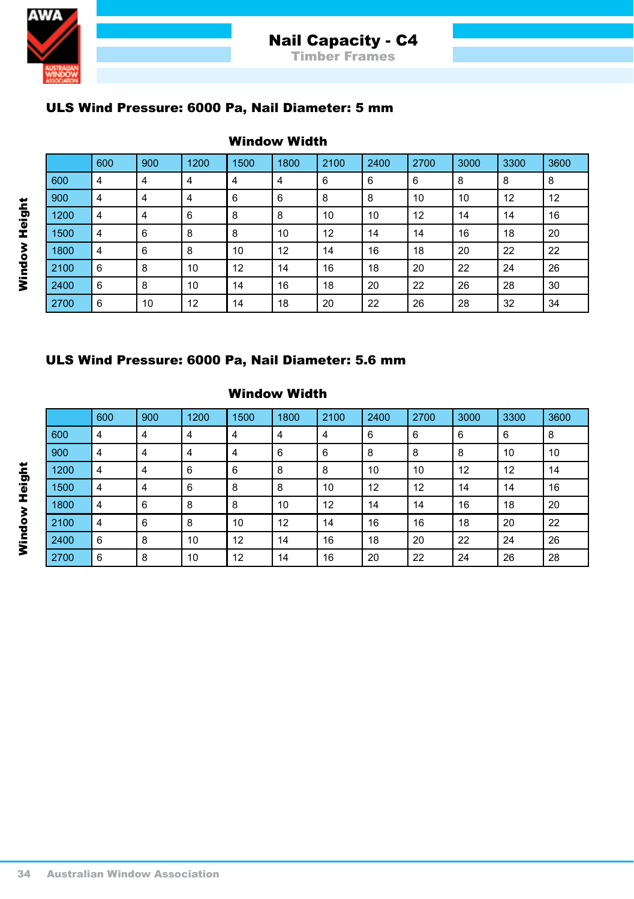# Nail Capacity - C4

## Timber Frames

### ULS Wind Pressure: 6000 Pa, Nail Diameter: 5 mm

**Window Width** (columns) / **Window Height** (rows)

| | 600 | 900 | 1200 | 1500 | 1800 | 2100 | 2400 | 2700 | 3000 | 3300 | 3600 |
|---|---|---|---|---|---|---|---|---|---|---|---|
| 600 | 4 | 4 | 4 | 4 | 4 | 6 | 6 | 6 | 8 | 8 | 8 |
| 900 | 4 | 4 | 4 | 6 | 6 | 8 | 8 | 10 | 10 | 12 | 12 |
| 1200 | 4 | 4 | 6 | 8 | 8 | 10 | 10 | 12 | 14 | 14 | 16 |
| 1500 | 4 | 6 | 8 | 8 | 10 | 12 | 14 | 14 | 16 | 18 | 20 |
| 1800 | 4 | 6 | 8 | 10 | 12 | 14 | 16 | 18 | 20 | 22 | 22 |
| 2100 | 6 | 8 | 10 | 12 | 14 | 16 | 18 | 20 | 22 | 24 | 26 |
| 2400 | 6 | 8 | 10 | 14 | 16 | 18 | 20 | 22 | 26 | 28 | 30 |
| 2700 | 6 | 10 | 12 | 14 | 18 | 20 | 22 | 26 | 28 | 32 | 34 |

### ULS Wind Pressure: 6000 Pa, Nail Diameter: 5.6 mm

**Window Width** (columns) / **Window Height** (rows)

| | 600 | 900 | 1200 | 1500 | 1800 | 2100 | 2400 | 2700 | 3000 | 3300 | 3600 |
|---|---|---|---|---|---|---|---|---|---|---|---|
| 600 | 4 | 4 | 4 | 4 | 4 | 4 | 6 | 6 | 6 | 6 | 8 |
| 900 | 4 | 4 | 4 | 4 | 6 | 6 | 8 | 8 | 8 | 10 | 10 |
| 1200 | 4 | 4 | 6 | 6 | 8 | 8 | 10 | 10 | 12 | 12 | 14 |
| 1500 | 4 | 4 | 6 | 8 | 8 | 10 | 12 | 12 | 14 | 14 | 16 |
| 1800 | 4 | 6 | 8 | 8 | 10 | 12 | 14 | 14 | 16 | 18 | 20 |
| 2100 | 4 | 6 | 8 | 10 | 12 | 14 | 16 | 16 | 18 | 20 | 22 |
| 2400 | 6 | 8 | 10 | 12 | 14 | 16 | 18 | 20 | 22 | 24 | 26 |
| 2700 | 6 | 8 | 10 | 12 | 14 | 16 | 20 | 22 | 24 | 26 | 28 |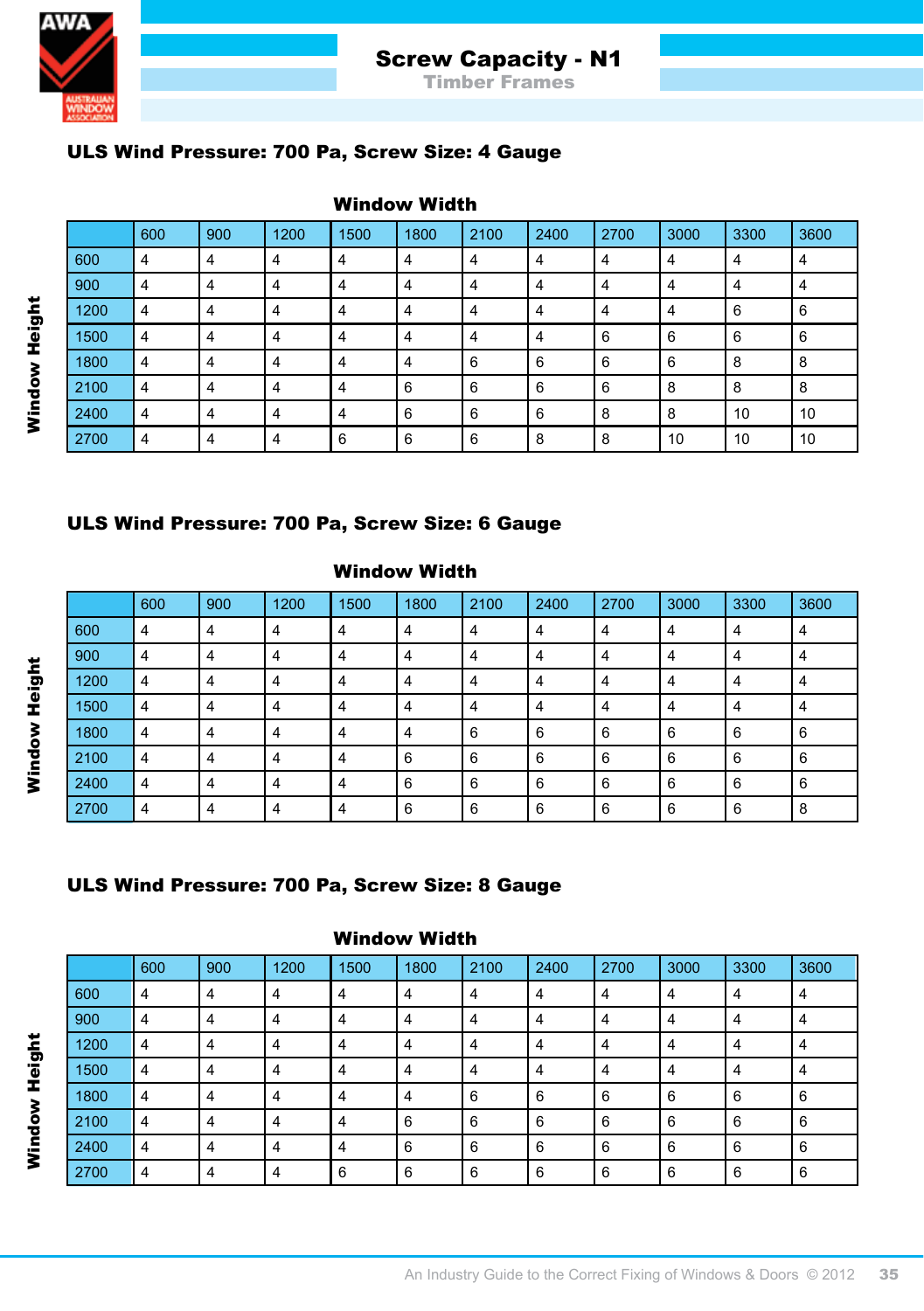# Screw Capacity - N1

## Timber Frames

### ULS Wind Pressure: 700 Pa, Screw Size: 4 Gauge

**Window Width** (columns) / **Window Height** (rows)

| | 600 | 900 | 1200 | 1500 | 1800 | 2100 | 2400 | 2700 | 3000 | 3300 | 3600 |
|---|---|---|---|---|---|---|---|---|---|---|---|
| 600 | 4 | 4 | 4 | 4 | 4 | 4 | 4 | 4 | 4 | 4 | 4 |
| 900 | 4 | 4 | 4 | 4 | 4 | 4 | 4 | 4 | 4 | 4 | 4 |
| 1200 | 4 | 4 | 4 | 4 | 4 | 4 | 4 | 4 | 4 | 6 | 6 |
| 1500 | 4 | 4 | 4 | 4 | 4 | 4 | 4 | 6 | 6 | 6 | 6 |
| 1800 | 4 | 4 | 4 | 4 | 4 | 6 | 6 | 6 | 6 | 8 | 8 |
| 2100 | 4 | 4 | 4 | 4 | 6 | 6 | 6 | 6 | 8 | 8 | 8 |
| 2400 | 4 | 4 | 4 | 4 | 6 | 6 | 6 | 8 | 8 | 10 | 10 |
| 2700 | 4 | 4 | 4 | 6 | 6 | 6 | 8 | 8 | 10 | 10 | 10 |

### ULS Wind Pressure: 700 Pa, Screw Size: 6 Gauge

**Window Width** (columns) / **Window Height** (rows)

| | 600 | 900 | 1200 | 1500 | 1800 | 2100 | 2400 | 2700 | 3000 | 3300 | 3600 |
|---|---|---|---|---|---|---|---|---|---|---|---|
| 600 | 4 | 4 | 4 | 4 | 4 | 4 | 4 | 4 | 4 | 4 | 4 |
| 900 | 4 | 4 | 4 | 4 | 4 | 4 | 4 | 4 | 4 | 4 | 4 |
| 1200 | 4 | 4 | 4 | 4 | 4 | 4 | 4 | 4 | 4 | 4 | 4 |
| 1500 | 4 | 4 | 4 | 4 | 4 | 4 | 4 | 4 | 4 | 4 | 4 |
| 1800 | 4 | 4 | 4 | 4 | 4 | 6 | 6 | 6 | 6 | 6 | 6 |
| 2100 | 4 | 4 | 4 | 4 | 6 | 6 | 6 | 6 | 6 | 6 | 6 |
| 2400 | 4 | 4 | 4 | 4 | 6 | 6 | 6 | 6 | 6 | 6 | 6 |
| 2700 | 4 | 4 | 4 | 4 | 6 | 6 | 6 | 6 | 6 | 6 | 8 |

### ULS Wind Pressure: 700 Pa, Screw Size: 8 Gauge

**Window Width** (columns) / **Window Height** (rows)

| | 600 | 900 | 1200 | 1500 | 1800 | 2100 | 2400 | 2700 | 3000 | 3300 | 3600 |
|---|---|---|---|---|---|---|---|---|---|---|---|
| 600 | 4 | 4 | 4 | 4 | 4 | 4 | 4 | 4 | 4 | 4 | 4 |
| 900 | 4 | 4 | 4 | 4 | 4 | 4 | 4 | 4 | 4 | 4 | 4 |
| 1200 | 4 | 4 | 4 | 4 | 4 | 4 | 4 | 4 | 4 | 4 | 4 |
| 1500 | 4 | 4 | 4 | 4 | 4 | 4 | 4 | 4 | 4 | 4 | 4 |
| 1800 | 4 | 4 | 4 | 4 | 4 | 6 | 6 | 6 | 6 | 6 | 6 |
| 2100 | 4 | 4 | 4 | 4 | 6 | 6 | 6 | 6 | 6 | 6 | 6 |
| 2400 | 4 | 4 | 4 | 4 | 6 | 6 | 6 | 6 | 6 | 6 | 6 |
| 2700 | 4 | 4 | 4 | 6 | 6 | 6 | 6 | 6 | 6 | 6 | 6 |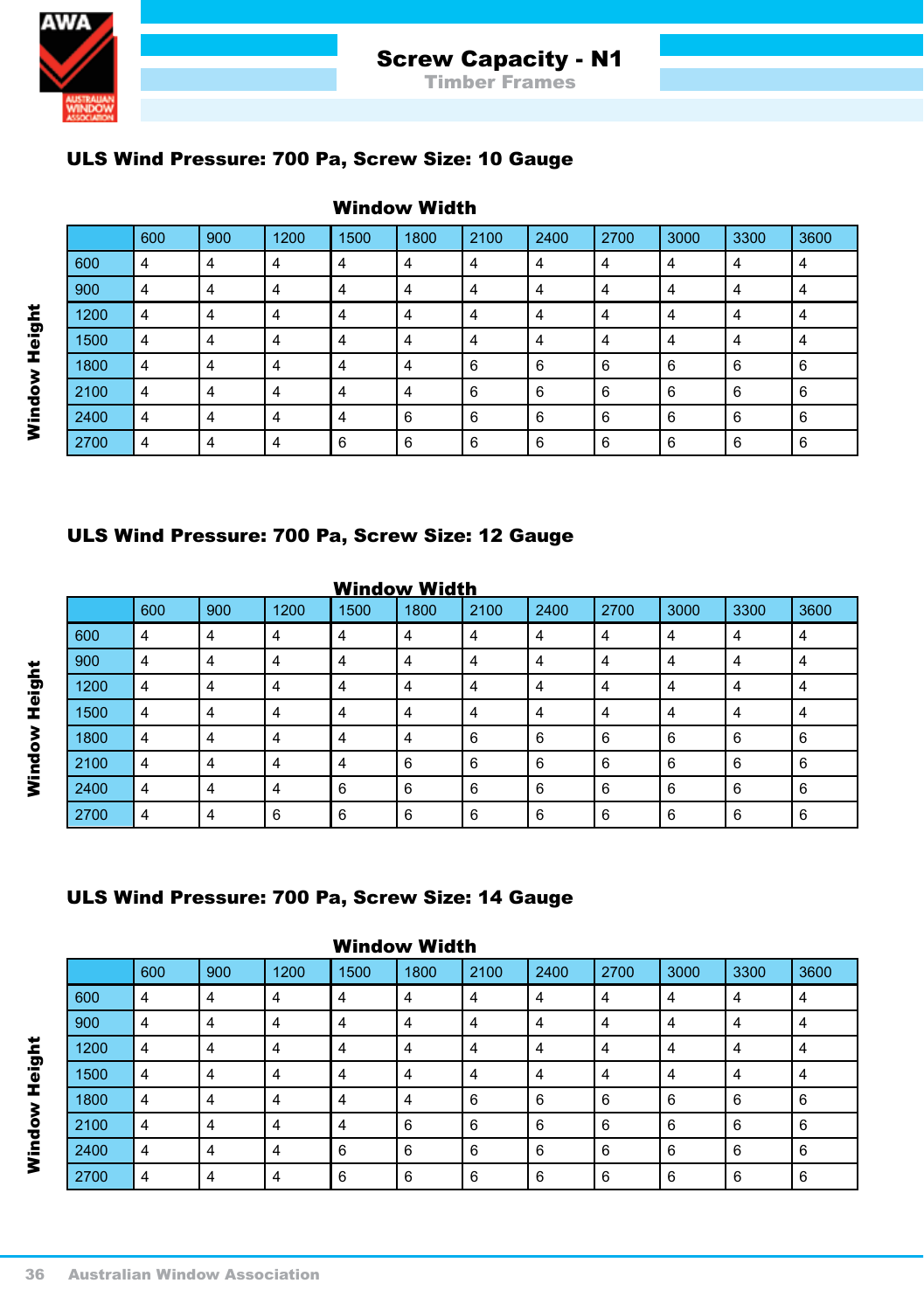# Screw Capacity - N1

## Timber Frames

### ULS Wind Pressure: 700 Pa, Screw Size: 10 Gauge

**Window Width** (columns) / **Window Height** (rows)

| | 600 | 900 | 1200 | 1500 | 1800 | 2100 | 2400 | 2700 | 3000 | 3300 | 3600 |
|---|---|---|---|---|---|---|---|---|---|---|---|
| 600 | 4 | 4 | 4 | 4 | 4 | 4 | 4 | 4 | 4 | 4 | 4 |
| 900 | 4 | 4 | 4 | 4 | 4 | 4 | 4 | 4 | 4 | 4 | 4 |
| 1200 | 4 | 4 | 4 | 4 | 4 | 4 | 4 | 4 | 4 | 4 | 4 |
| 1500 | 4 | 4 | 4 | 4 | 4 | 4 | 4 | 4 | 4 | 4 | 4 |
| 1800 | 4 | 4 | 4 | 4 | 4 | 6 | 6 | 6 | 6 | 6 | 6 |
| 2100 | 4 | 4 | 4 | 4 | 4 | 6 | 6 | 6 | 6 | 6 | 6 |
| 2400 | 4 | 4 | 4 | 4 | 6 | 6 | 6 | 6 | 6 | 6 | 6 |
| 2700 | 4 | 4 | 4 | 6 | 6 | 6 | 6 | 6 | 6 | 6 | 6 |

### ULS Wind Pressure: 700 Pa, Screw Size: 12 Gauge

**Window Width** (columns) / **Window Height** (rows)

| | 600 | 900 | 1200 | 1500 | 1800 | 2100 | 2400 | 2700 | 3000 | 3300 | 3600 |
|---|---|---|---|---|---|---|---|---|---|---|---|
| 600 | 4 | 4 | 4 | 4 | 4 | 4 | 4 | 4 | 4 | 4 | 4 |
| 900 | 4 | 4 | 4 | 4 | 4 | 4 | 4 | 4 | 4 | 4 | 4 |
| 1200 | 4 | 4 | 4 | 4 | 4 | 4 | 4 | 4 | 4 | 4 | 4 |
| 1500 | 4 | 4 | 4 | 4 | 4 | 4 | 4 | 4 | 4 | 4 | 4 |
| 1800 | 4 | 4 | 4 | 4 | 4 | 6 | 6 | 6 | 6 | 6 | 6 |
| 2100 | 4 | 4 | 4 | 4 | 6 | 6 | 6 | 6 | 6 | 6 | 6 |
| 2400 | 4 | 4 | 4 | 6 | 6 | 6 | 6 | 6 | 6 | 6 | 6 |
| 2700 | 4 | 4 | 6 | 6 | 6 | 6 | 6 | 6 | 6 | 6 | 6 |

### ULS Wind Pressure: 700 Pa, Screw Size: 14 Gauge

**Window Width** (columns) / **Window Height** (rows)

| | 600 | 900 | 1200 | 1500 | 1800 | 2100 | 2400 | 2700 | 3000 | 3300 | 3600 |
|---|---|---|---|---|---|---|---|---|---|---|---|
| 600 | 4 | 4 | 4 | 4 | 4 | 4 | 4 | 4 | 4 | 4 | 4 |
| 900 | 4 | 4 | 4 | 4 | 4 | 4 | 4 | 4 | 4 | 4 | 4 |
| 1200 | 4 | 4 | 4 | 4 | 4 | 4 | 4 | 4 | 4 | 4 | 4 |
| 1500 | 4 | 4 | 4 | 4 | 4 | 4 | 4 | 4 | 4 | 4 | 4 |
| 1800 | 4 | 4 | 4 | 4 | 4 | 6 | 6 | 6 | 6 | 6 | 6 |
| 2100 | 4 | 4 | 4 | 4 | 6 | 6 | 6 | 6 | 6 | 6 | 6 |
| 2400 | 4 | 4 | 4 | 6 | 6 | 6 | 6 | 6 | 6 | 6 | 6 |
| 2700 | 4 | 4 | 4 | 6 | 6 | 6 | 6 | 6 | 6 | 6 | 6 |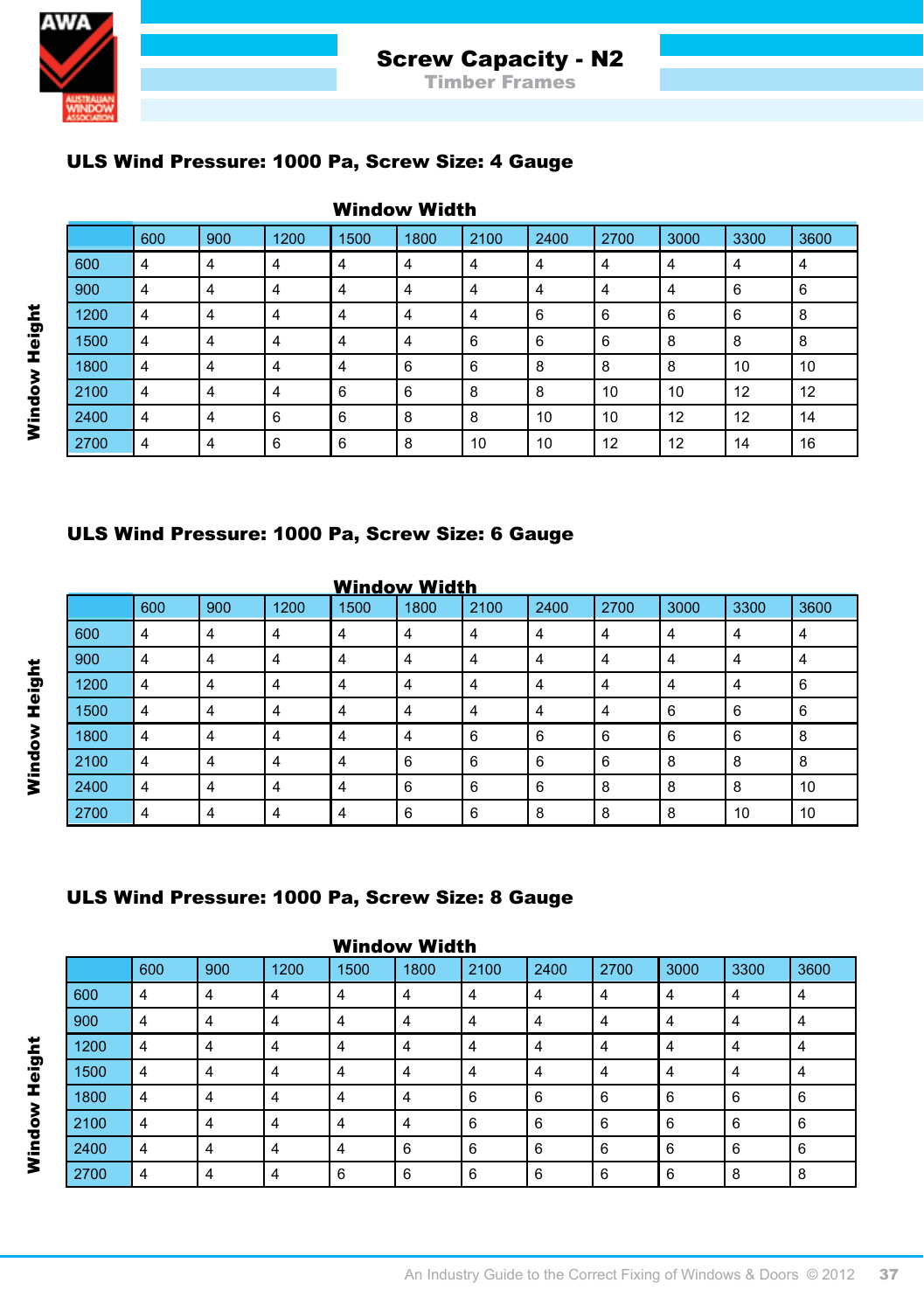# Screw Capacity - N2

## Timber Frames

### ULS Wind Pressure: 1000 Pa, Screw Size: 4 Gauge

Window Width (columns) / Window Height (rows)

| | 600 | 900 | 1200 | 1500 | 1800 | 2100 | 2400 | 2700 | 3000 | 3300 | 3600 |
|---|---|---|---|---|---|---|---|---|---|---|---|
| 600 | 4 | 4 | 4 | 4 | 4 | 4 | 4 | 4 | 4 | 4 | 4 |
| 900 | 4 | 4 | 4 | 4 | 4 | 4 | 4 | 4 | 4 | 6 | 6 |
| 1200 | 4 | 4 | 4 | 4 | 4 | 4 | 6 | 6 | 6 | 6 | 8 |
| 1500 | 4 | 4 | 4 | 4 | 4 | 6 | 6 | 6 | 8 | 8 | 8 |
| 1800 | 4 | 4 | 4 | 4 | 6 | 6 | 8 | 8 | 8 | 10 | 10 |
| 2100 | 4 | 4 | 4 | 6 | 6 | 8 | 8 | 10 | 10 | 12 | 12 |
| 2400 | 4 | 4 | 6 | 6 | 8 | 8 | 10 | 10 | 12 | 12 | 14 |
| 2700 | 4 | 4 | 6 | 6 | 8 | 10 | 10 | 12 | 12 | 14 | 16 |

### ULS Wind Pressure: 1000 Pa, Screw Size: 6 Gauge

Window Width (columns) / Window Height (rows)

| | 600 | 900 | 1200 | 1500 | 1800 | 2100 | 2400 | 2700 | 3000 | 3300 | 3600 |
|---|---|---|---|---|---|---|---|---|---|---|---|
| 600 | 4 | 4 | 4 | 4 | 4 | 4 | 4 | 4 | 4 | 4 | 4 |
| 900 | 4 | 4 | 4 | 4 | 4 | 4 | 4 | 4 | 4 | 4 | 4 |
| 1200 | 4 | 4 | 4 | 4 | 4 | 4 | 4 | 4 | 4 | 4 | 6 |
| 1500 | 4 | 4 | 4 | 4 | 4 | 4 | 4 | 4 | 6 | 6 | 6 |
| 1800 | 4 | 4 | 4 | 4 | 4 | 6 | 6 | 6 | 6 | 6 | 8 |
| 2100 | 4 | 4 | 4 | 4 | 6 | 6 | 6 | 6 | 8 | 8 | 8 |
| 2400 | 4 | 4 | 4 | 4 | 6 | 6 | 6 | 8 | 8 | 8 | 10 |
| 2700 | 4 | 4 | 4 | 4 | 6 | 6 | 8 | 8 | 8 | 10 | 10 |

### ULS Wind Pressure: 1000 Pa, Screw Size: 8 Gauge

Window Width (columns) / Window Height (rows)

| | 600 | 900 | 1200 | 1500 | 1800 | 2100 | 2400 | 2700 | 3000 | 3300 | 3600 |
|---|---|---|---|---|---|---|---|---|---|---|---|
| 600 | 4 | 4 | 4 | 4 | 4 | 4 | 4 | 4 | 4 | 4 | 4 |
| 900 | 4 | 4 | 4 | 4 | 4 | 4 | 4 | 4 | 4 | 4 | 4 |
| 1200 | 4 | 4 | 4 | 4 | 4 | 4 | 4 | 4 | 4 | 4 | 4 |
| 1500 | 4 | 4 | 4 | 4 | 4 | 4 | 4 | 4 | 4 | 4 | 4 |
| 1800 | 4 | 4 | 4 | 4 | 4 | 6 | 6 | 6 | 6 | 6 | 6 |
| 2100 | 4 | 4 | 4 | 4 | 4 | 6 | 6 | 6 | 6 | 6 | 6 |
| 2400 | 4 | 4 | 4 | 4 | 6 | 6 | 6 | 6 | 6 | 6 | 6 |
| 2700 | 4 | 4 | 4 | 6 | 6 | 6 | 6 | 6 | 6 | 8 | 8 |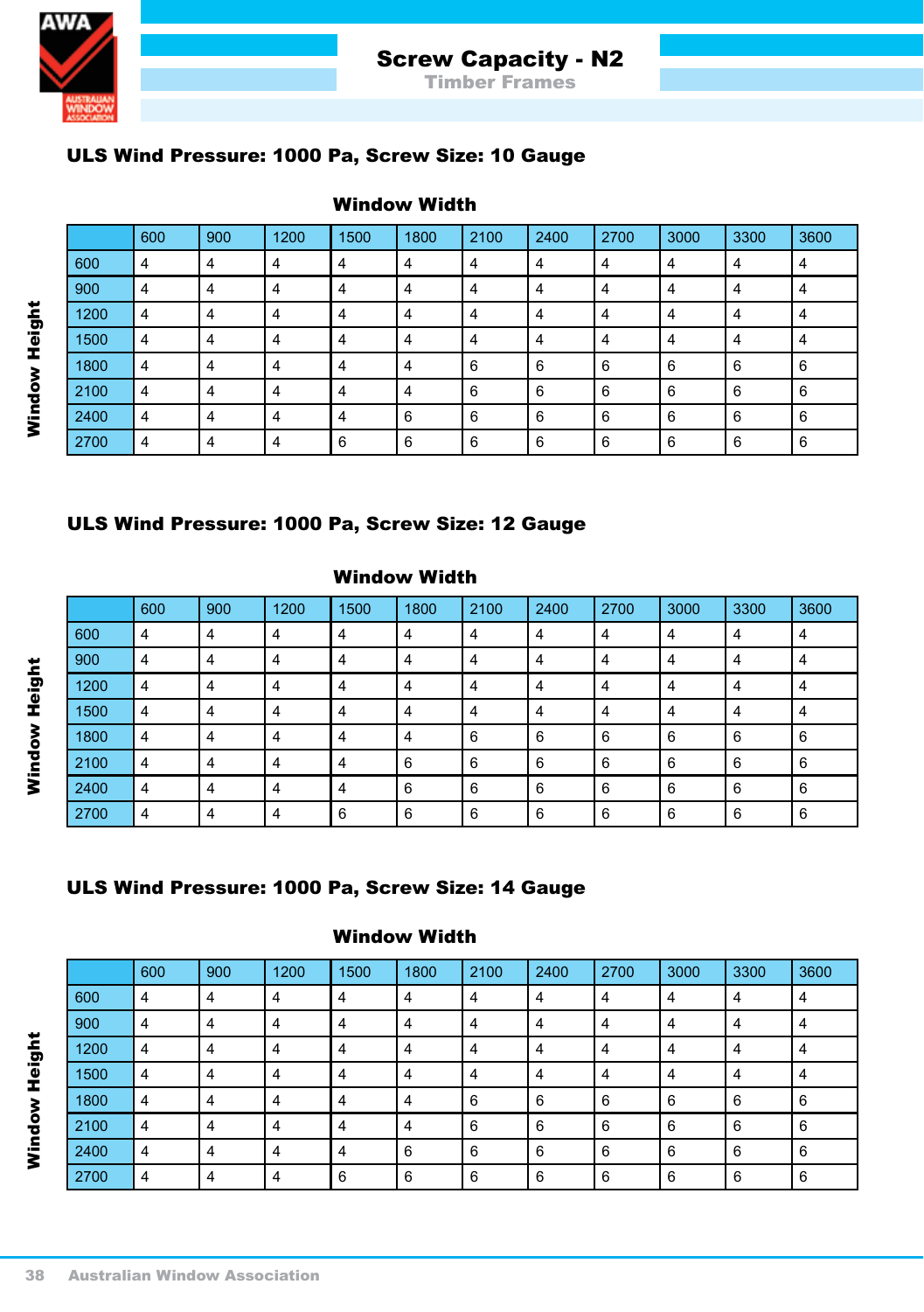# Screw Capacity - N2

## Timber Frames

### ULS Wind Pressure: 1000 Pa, Screw Size: 10 Gauge

**Window Width** (columns) / **Window Height** (rows)

| | 600 | 900 | 1200 | 1500 | 1800 | 2100 | 2400 | 2700 | 3000 | 3300 | 3600 |
|---|---|---|---|---|---|---|---|---|---|---|---|
| 600 | 4 | 4 | 4 | 4 | 4 | 4 | 4 | 4 | 4 | 4 | 4 |
| 900 | 4 | 4 | 4 | 4 | 4 | 4 | 4 | 4 | 4 | 4 | 4 |
| 1200 | 4 | 4 | 4 | 4 | 4 | 4 | 4 | 4 | 4 | 4 | 4 |
| 1500 | 4 | 4 | 4 | 4 | 4 | 4 | 4 | 4 | 4 | 4 | 4 |
| 1800 | 4 | 4 | 4 | 4 | 4 | 6 | 6 | 6 | 6 | 6 | 6 |
| 2100 | 4 | 4 | 4 | 4 | 4 | 6 | 6 | 6 | 6 | 6 | 6 |
| 2400 | 4 | 4 | 4 | 4 | 6 | 6 | 6 | 6 | 6 | 6 | 6 |
| 2700 | 4 | 4 | 4 | 6 | 6 | 6 | 6 | 6 | 6 | 6 | 6 |

### ULS Wind Pressure: 1000 Pa, Screw Size: 12 Gauge

**Window Width** (columns) / **Window Height** (rows)

| | 600 | 900 | 1200 | 1500 | 1800 | 2100 | 2400 | 2700 | 3000 | 3300 | 3600 |
|---|---|---|---|---|---|---|---|---|---|---|---|
| 600 | 4 | 4 | 4 | 4 | 4 | 4 | 4 | 4 | 4 | 4 | 4 |
| 900 | 4 | 4 | 4 | 4 | 4 | 4 | 4 | 4 | 4 | 4 | 4 |
| 1200 | 4 | 4 | 4 | 4 | 4 | 4 | 4 | 4 | 4 | 4 | 4 |
| 1500 | 4 | 4 | 4 | 4 | 4 | 4 | 4 | 4 | 4 | 4 | 4 |
| 1800 | 4 | 4 | 4 | 4 | 4 | 6 | 6 | 6 | 6 | 6 | 6 |
| 2100 | 4 | 4 | 4 | 4 | 6 | 6 | 6 | 6 | 6 | 6 | 6 |
| 2400 | 4 | 4 | 4 | 4 | 6 | 6 | 6 | 6 | 6 | 6 | 6 |
| 2700 | 4 | 4 | 4 | 6 | 6 | 6 | 6 | 6 | 6 | 6 | 6 |

### ULS Wind Pressure: 1000 Pa, Screw Size: 14 Gauge

**Window Width** (columns) / **Window Height** (rows)

| | 600 | 900 | 1200 | 1500 | 1800 | 2100 | 2400 | 2700 | 3000 | 3300 | 3600 |
|---|---|---|---|---|---|---|---|---|---|---|---|
| 600 | 4 | 4 | 4 | 4 | 4 | 4 | 4 | 4 | 4 | 4 | 4 |
| 900 | 4 | 4 | 4 | 4 | 4 | 4 | 4 | 4 | 4 | 4 | 4 |
| 1200 | 4 | 4 | 4 | 4 | 4 | 4 | 4 | 4 | 4 | 4 | 4 |
| 1500 | 4 | 4 | 4 | 4 | 4 | 4 | 4 | 4 | 4 | 4 | 4 |
| 1800 | 4 | 4 | 4 | 4 | 4 | 6 | 6 | 6 | 6 | 6 | 6 |
| 2100 | 4 | 4 | 4 | 4 | 4 | 6 | 6 | 6 | 6 | 6 | 6 |
| 2400 | 4 | 4 | 4 | 4 | 6 | 6 | 6 | 6 | 6 | 6 | 6 |
| 2700 | 4 | 4 | 4 | 6 | 6 | 6 | 6 | 6 | 6 | 6 | 6 |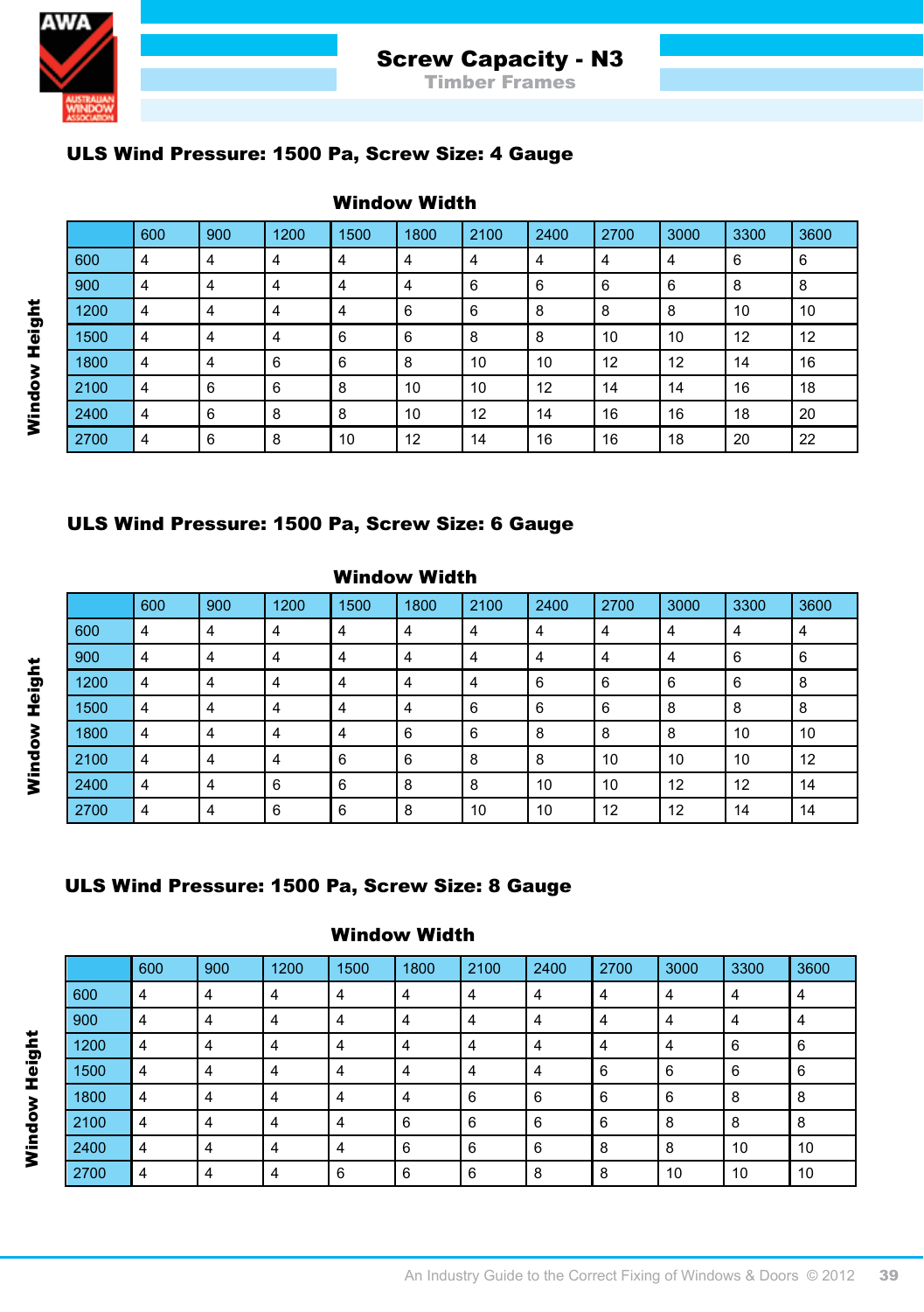# Screw Capacity - N3

## Timber Frames

### ULS Wind Pressure: 1500 Pa, Screw Size: 4 Gauge

Window Width (columns) / Window Height (rows)

| | 600 | 900 | 1200 | 1500 | 1800 | 2100 | 2400 | 2700 | 3000 | 3300 | 3600 |
|---|---|---|---|---|---|---|---|---|---|---|---|
| 600 | 4 | 4 | 4 | 4 | 4 | 4 | 4 | 4 | 4 | 6 | 6 |
| 900 | 4 | 4 | 4 | 4 | 4 | 6 | 6 | 6 | 6 | 8 | 8 |
| 1200 | 4 | 4 | 4 | 4 | 6 | 6 | 8 | 8 | 8 | 10 | 10 |
| 1500 | 4 | 4 | 4 | 6 | 6 | 8 | 8 | 10 | 10 | 12 | 12 |
| 1800 | 4 | 4 | 6 | 6 | 8 | 10 | 10 | 12 | 12 | 14 | 16 |
| 2100 | 4 | 6 | 6 | 8 | 10 | 10 | 12 | 14 | 14 | 16 | 18 |
| 2400 | 4 | 6 | 8 | 8 | 10 | 12 | 14 | 16 | 16 | 18 | 20 |
| 2700 | 4 | 6 | 8 | 10 | 12 | 14 | 16 | 16 | 18 | 20 | 22 |

### ULS Wind Pressure: 1500 Pa, Screw Size: 6 Gauge

Window Width (columns) / Window Height (rows)

| | 600 | 900 | 1200 | 1500 | 1800 | 2100 | 2400 | 2700 | 3000 | 3300 | 3600 |
|---|---|---|---|---|---|---|---|---|---|---|---|
| 600 | 4 | 4 | 4 | 4 | 4 | 4 | 4 | 4 | 4 | 4 | 4 |
| 900 | 4 | 4 | 4 | 4 | 4 | 4 | 4 | 4 | 4 | 6 | 6 |
| 1200 | 4 | 4 | 4 | 4 | 4 | 4 | 6 | 6 | 6 | 6 | 8 |
| 1500 | 4 | 4 | 4 | 4 | 4 | 6 | 6 | 6 | 8 | 8 | 8 |
| 1800 | 4 | 4 | 4 | 4 | 6 | 6 | 8 | 8 | 8 | 10 | 10 |
| 2100 | 4 | 4 | 4 | 6 | 6 | 8 | 8 | 10 | 10 | 10 | 12 |
| 2400 | 4 | 4 | 6 | 6 | 8 | 8 | 10 | 10 | 12 | 12 | 14 |
| 2700 | 4 | 4 | 6 | 6 | 8 | 10 | 10 | 12 | 12 | 14 | 14 |

### ULS Wind Pressure: 1500 Pa, Screw Size: 8 Gauge

Window Width (columns) / Window Height (rows)

| | 600 | 900 | 1200 | 1500 | 1800 | 2100 | 2400 | 2700 | 3000 | 3300 | 3600 |
|---|---|---|---|---|---|---|---|---|---|---|---|
| 600 | 4 | 4 | 4 | 4 | 4 | 4 | 4 | 4 | 4 | 4 | 4 |
| 900 | 4 | 4 | 4 | 4 | 4 | 4 | 4 | 4 | 4 | 4 | 4 |
| 1200 | 4 | 4 | 4 | 4 | 4 | 4 | 4 | 4 | 4 | 6 | 6 |
| 1500 | 4 | 4 | 4 | 4 | 4 | 4 | 4 | 6 | 6 | 6 | 6 |
| 1800 | 4 | 4 | 4 | 4 | 4 | 6 | 6 | 6 | 6 | 8 | 8 |
| 2100 | 4 | 4 | 4 | 4 | 6 | 6 | 6 | 6 | 8 | 8 | 8 |
| 2400 | 4 | 4 | 4 | 4 | 6 | 6 | 6 | 8 | 8 | 10 | 10 |
| 2700 | 4 | 4 | 4 | 6 | 6 | 6 | 8 | 8 | 10 | 10 | 10 |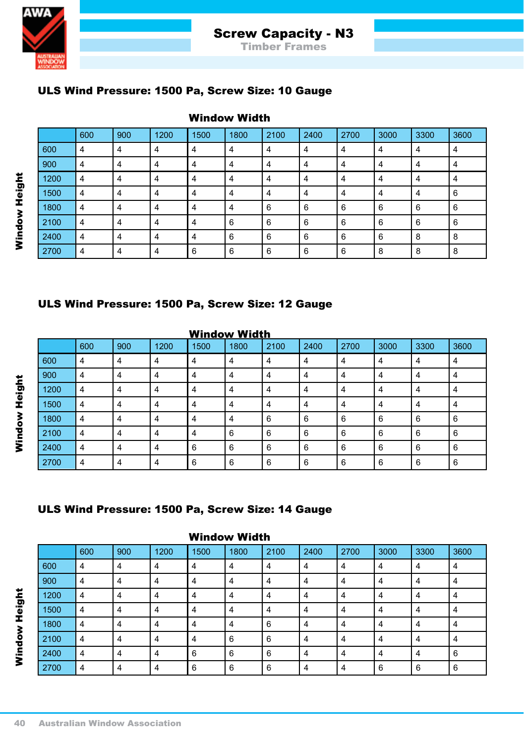# Screw Capacity - N3

## Timber Frames

### ULS Wind Pressure: 1500 Pa, Screw Size: 10 Gauge

Window Width

| Window Height | 600 | 900 | 1200 | 1500 | 1800 | 2100 | 2400 | 2700 | 3000 | 3300 | 3600 |
|---|---|---|---|---|---|---|---|---|---|---|---|
| 600 | 4 | 4 | 4 | 4 | 4 | 4 | 4 | 4 | 4 | 4 | 4 |
| 900 | 4 | 4 | 4 | 4 | 4 | 4 | 4 | 4 | 4 | 4 | 4 |
| 1200 | 4 | 4 | 4 | 4 | 4 | 4 | 4 | 4 | 4 | 4 | 4 |
| 1500 | 4 | 4 | 4 | 4 | 4 | 4 | 4 | 4 | 4 | 4 | 6 |
| 1800 | 4 | 4 | 4 | 4 | 4 | 6 | 6 | 6 | 6 | 6 | 6 |
| 2100 | 4 | 4 | 4 | 4 | 6 | 6 | 6 | 6 | 6 | 6 | 6 |
| 2400 | 4 | 4 | 4 | 4 | 6 | 6 | 6 | 6 | 6 | 8 | 8 |
| 2700 | 4 | 4 | 4 | 6 | 6 | 6 | 6 | 6 | 8 | 8 | 8 |

### ULS Wind Pressure: 1500 Pa, Screw Size: 12 Gauge

Window Width

| Window Height | 600 | 900 | 1200 | 1500 | 1800 | 2100 | 2400 | 2700 | 3000 | 3300 | 3600 |
|---|---|---|---|---|---|---|---|---|---|---|---|
| 600 | 4 | 4 | 4 | 4 | 4 | 4 | 4 | 4 | 4 | 4 | 4 |
| 900 | 4 | 4 | 4 | 4 | 4 | 4 | 4 | 4 | 4 | 4 | 4 |
| 1200 | 4 | 4 | 4 | 4 | 4 | 4 | 4 | 4 | 4 | 4 | 4 |
| 1500 | 4 | 4 | 4 | 4 | 4 | 4 | 4 | 4 | 4 | 4 | 4 |
| 1800 | 4 | 4 | 4 | 4 | 4 | 6 | 6 | 6 | 6 | 6 | 6 |
| 2100 | 4 | 4 | 4 | 4 | 6 | 6 | 6 | 6 | 6 | 6 | 6 |
| 2400 | 4 | 4 | 4 | 6 | 6 | 6 | 6 | 6 | 6 | 6 | 6 |
| 2700 | 4 | 4 | 4 | 6 | 6 | 6 | 6 | 6 | 6 | 6 | 6 |

### ULS Wind Pressure: 1500 Pa, Screw Size: 14 Gauge

Window Width

| Window Height | 600 | 900 | 1200 | 1500 | 1800 | 2100 | 2400 | 2700 | 3000 | 3300 | 3600 |
|---|---|---|---|---|---|---|---|---|---|---|---|
| 600 | 4 | 4 | 4 | 4 | 4 | 4 | 4 | 4 | 4 | 4 | 4 |
| 900 | 4 | 4 | 4 | 4 | 4 | 4 | 4 | 4 | 4 | 4 | 4 |
| 1200 | 4 | 4 | 4 | 4 | 4 | 4 | 4 | 4 | 4 | 4 | 4 |
| 1500 | 4 | 4 | 4 | 4 | 4 | 4 | 4 | 4 | 4 | 4 | 4 |
| 1800 | 4 | 4 | 4 | 4 | 4 | 6 | 4 | 4 | 4 | 4 | 4 |
| 2100 | 4 | 4 | 4 | 4 | 6 | 6 | 4 | 4 | 4 | 4 | 4 |
| 2400 | 4 | 4 | 4 | 6 | 6 | 6 | 4 | 4 | 4 | 4 | 6 |
| 2700 | 4 | 4 | 4 | 6 | 6 | 6 | 4 | 4 | 6 | 6 | 6 |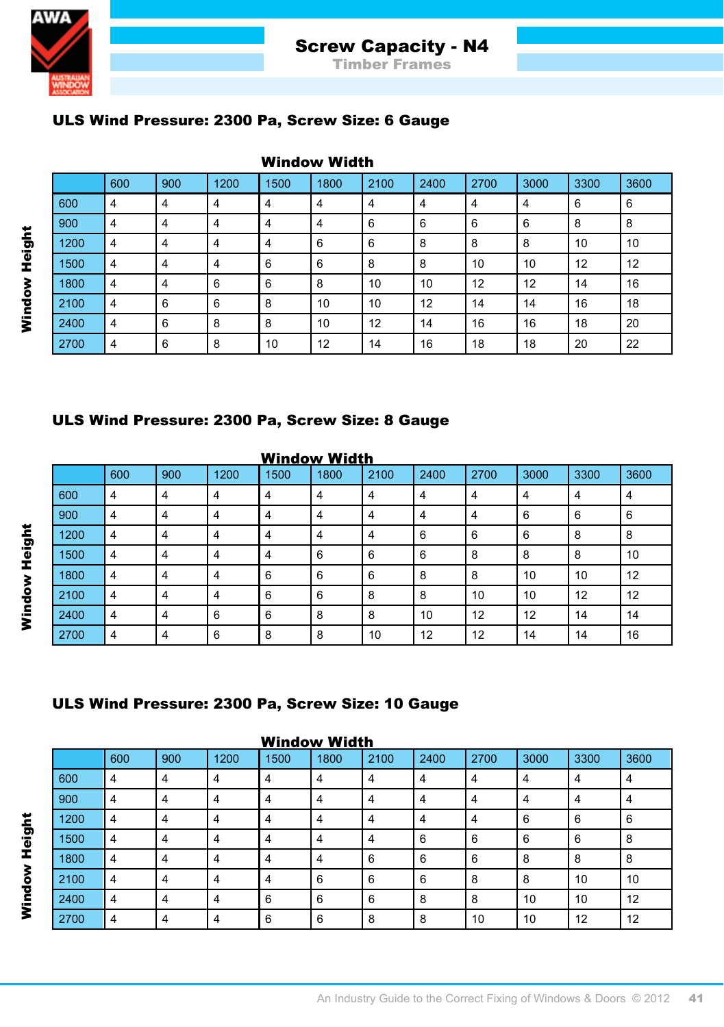# Screw Capacity - N4

## Timber Frames

### ULS Wind Pressure: 2300 Pa, Screw Size: 6 Gauge

**Window Width** (columns) / **Window Height** (rows)

| | 600 | 900 | 1200 | 1500 | 1800 | 2100 | 2400 | 2700 | 3000 | 3300 | 3600 |
|---|---|---|---|---|---|---|---|---|---|---|---|
| 600 | 4 | 4 | 4 | 4 | 4 | 4 | 4 | 4 | 4 | 6 | 6 |
| 900 | 4 | 4 | 4 | 4 | 4 | 6 | 6 | 6 | 6 | 8 | 8 |
| 1200 | 4 | 4 | 4 | 4 | 6 | 6 | 8 | 8 | 8 | 10 | 10 |
| 1500 | 4 | 4 | 4 | 6 | 6 | 8 | 8 | 10 | 10 | 12 | 12 |
| 1800 | 4 | 4 | 6 | 6 | 8 | 10 | 10 | 12 | 12 | 14 | 16 |
| 2100 | 4 | 6 | 6 | 8 | 10 | 10 | 12 | 14 | 14 | 16 | 18 |
| 2400 | 4 | 6 | 8 | 8 | 10 | 12 | 14 | 16 | 16 | 18 | 20 |
| 2700 | 4 | 6 | 8 | 10 | 12 | 14 | 16 | 18 | 18 | 20 | 22 |

### ULS Wind Pressure: 2300 Pa, Screw Size: 8 Gauge

**Window Width** (columns) / **Window Height** (rows)

| | 600 | 900 | 1200 | 1500 | 1800 | 2100 | 2400 | 2700 | 3000 | 3300 | 3600 |
|---|---|---|---|---|---|---|---|---|---|---|---|
| 600 | 4 | 4 | 4 | 4 | 4 | 4 | 4 | 4 | 4 | 4 | 4 |
| 900 | 4 | 4 | 4 | 4 | 4 | 4 | 4 | 4 | 6 | 6 | 6 |
| 1200 | 4 | 4 | 4 | 4 | 4 | 4 | 6 | 6 | 6 | 8 | 8 |
| 1500 | 4 | 4 | 4 | 4 | 6 | 6 | 6 | 8 | 8 | 8 | 10 |
| 1800 | 4 | 4 | 4 | 6 | 6 | 6 | 8 | 8 | 10 | 10 | 12 |
| 2100 | 4 | 4 | 4 | 6 | 6 | 8 | 8 | 10 | 10 | 12 | 12 |
| 2400 | 4 | 4 | 6 | 6 | 8 | 8 | 10 | 12 | 12 | 14 | 14 |
| 2700 | 4 | 4 | 6 | 8 | 8 | 10 | 12 | 12 | 14 | 14 | 16 |

### ULS Wind Pressure: 2300 Pa, Screw Size: 10 Gauge

**Window Width** (columns) / **Window Height** (rows)

| | 600 | 900 | 1200 | 1500 | 1800 | 2100 | 2400 | 2700 | 3000 | 3300 | 3600 |
|---|---|---|---|---|---|---|---|---|---|---|---|
| 600 | 4 | 4 | 4 | 4 | 4 | 4 | 4 | 4 | 4 | 4 | 4 |
| 900 | 4 | 4 | 4 | 4 | 4 | 4 | 4 | 4 | 4 | 4 | 4 |
| 1200 | 4 | 4 | 4 | 4 | 4 | 4 | 4 | 4 | 6 | 6 | 6 |
| 1500 | 4 | 4 | 4 | 4 | 4 | 4 | 6 | 6 | 6 | 6 | 8 |
| 1800 | 4 | 4 | 4 | 4 | 4 | 6 | 6 | 6 | 8 | 8 | 8 |
| 2100 | 4 | 4 | 4 | 4 | 6 | 6 | 6 | 8 | 8 | 10 | 10 |
| 2400 | 4 | 4 | 4 | 6 | 6 | 6 | 8 | 8 | 10 | 10 | 12 |
| 2700 | 4 | 4 | 4 | 6 | 6 | 8 | 8 | 10 | 10 | 12 | 12 |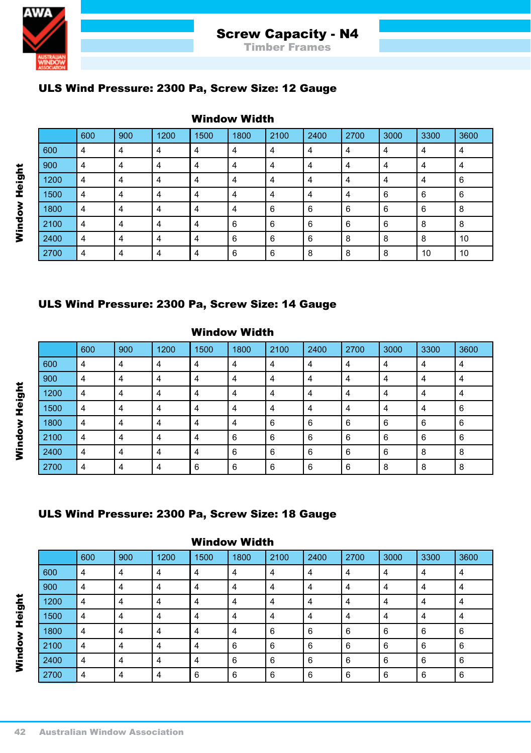# Screw Capacity - N4

## Timber Frames

### ULS Wind Pressure: 2300 Pa, Screw Size: 12 Gauge

**Window Width** (columns) / **Window Height** (rows)

| | 600 | 900 | 1200 | 1500 | 1800 | 2100 | 2400 | 2700 | 3000 | 3300 | 3600 |
|---|---|---|---|---|---|---|---|---|---|---|---|
| 600 | 4 | 4 | 4 | 4 | 4 | 4 | 4 | 4 | 4 | 4 | 4 |
| 900 | 4 | 4 | 4 | 4 | 4 | 4 | 4 | 4 | 4 | 4 | 4 |
| 1200 | 4 | 4 | 4 | 4 | 4 | 4 | 4 | 4 | 4 | 4 | 6 |
| 1500 | 4 | 4 | 4 | 4 | 4 | 4 | 4 | 4 | 6 | 6 | 6 |
| 1800 | 4 | 4 | 4 | 4 | 4 | 6 | 6 | 6 | 6 | 6 | 8 |
| 2100 | 4 | 4 | 4 | 4 | 6 | 6 | 6 | 6 | 6 | 8 | 8 |
| 2400 | 4 | 4 | 4 | 4 | 6 | 6 | 6 | 8 | 8 | 8 | 10 |
| 2700 | 4 | 4 | 4 | 4 | 6 | 6 | 8 | 8 | 8 | 10 | 10 |

### ULS Wind Pressure: 2300 Pa, Screw Size: 14 Gauge

**Window Width** (columns) / **Window Height** (rows)

| | 600 | 900 | 1200 | 1500 | 1800 | 2100 | 2400 | 2700 | 3000 | 3300 | 3600 |
|---|---|---|---|---|---|---|---|---|---|---|---|
| 600 | 4 | 4 | 4 | 4 | 4 | 4 | 4 | 4 | 4 | 4 | 4 |
| 900 | 4 | 4 | 4 | 4 | 4 | 4 | 4 | 4 | 4 | 4 | 4 |
| 1200 | 4 | 4 | 4 | 4 | 4 | 4 | 4 | 4 | 4 | 4 | 4 |
| 1500 | 4 | 4 | 4 | 4 | 4 | 4 | 4 | 4 | 4 | 4 | 6 |
| 1800 | 4 | 4 | 4 | 4 | 4 | 6 | 6 | 6 | 6 | 6 | 6 |
| 2100 | 4 | 4 | 4 | 4 | 6 | 6 | 6 | 6 | 6 | 6 | 6 |
| 2400 | 4 | 4 | 4 | 4 | 6 | 6 | 6 | 6 | 6 | 8 | 8 |
| 2700 | 4 | 4 | 4 | 6 | 6 | 6 | 6 | 6 | 8 | 8 | 8 |

### ULS Wind Pressure: 2300 Pa, Screw Size: 18 Gauge

**Window Width** (columns) / **Window Height** (rows)

| | 600 | 900 | 1200 | 1500 | 1800 | 2100 | 2400 | 2700 | 3000 | 3300 | 3600 |
|---|---|---|---|---|---|---|---|---|---|---|---|
| 600 | 4 | 4 | 4 | 4 | 4 | 4 | 4 | 4 | 4 | 4 | 4 |
| 900 | 4 | 4 | 4 | 4 | 4 | 4 | 4 | 4 | 4 | 4 | 4 |
| 1200 | 4 | 4 | 4 | 4 | 4 | 4 | 4 | 4 | 4 | 4 | 4 |
| 1500 | 4 | 4 | 4 | 4 | 4 | 4 | 4 | 4 | 4 | 4 | 4 |
| 1800 | 4 | 4 | 4 | 4 | 4 | 6 | 6 | 6 | 6 | 6 | 6 |
| 2100 | 4 | 4 | 4 | 4 | 6 | 6 | 6 | 6 | 6 | 6 | 6 |
| 2400 | 4 | 4 | 4 | 4 | 6 | 6 | 6 | 6 | 6 | 6 | 6 |
| 2700 | 4 | 4 | 4 | 6 | 6 | 6 | 6 | 6 | 6 | 6 | 6 |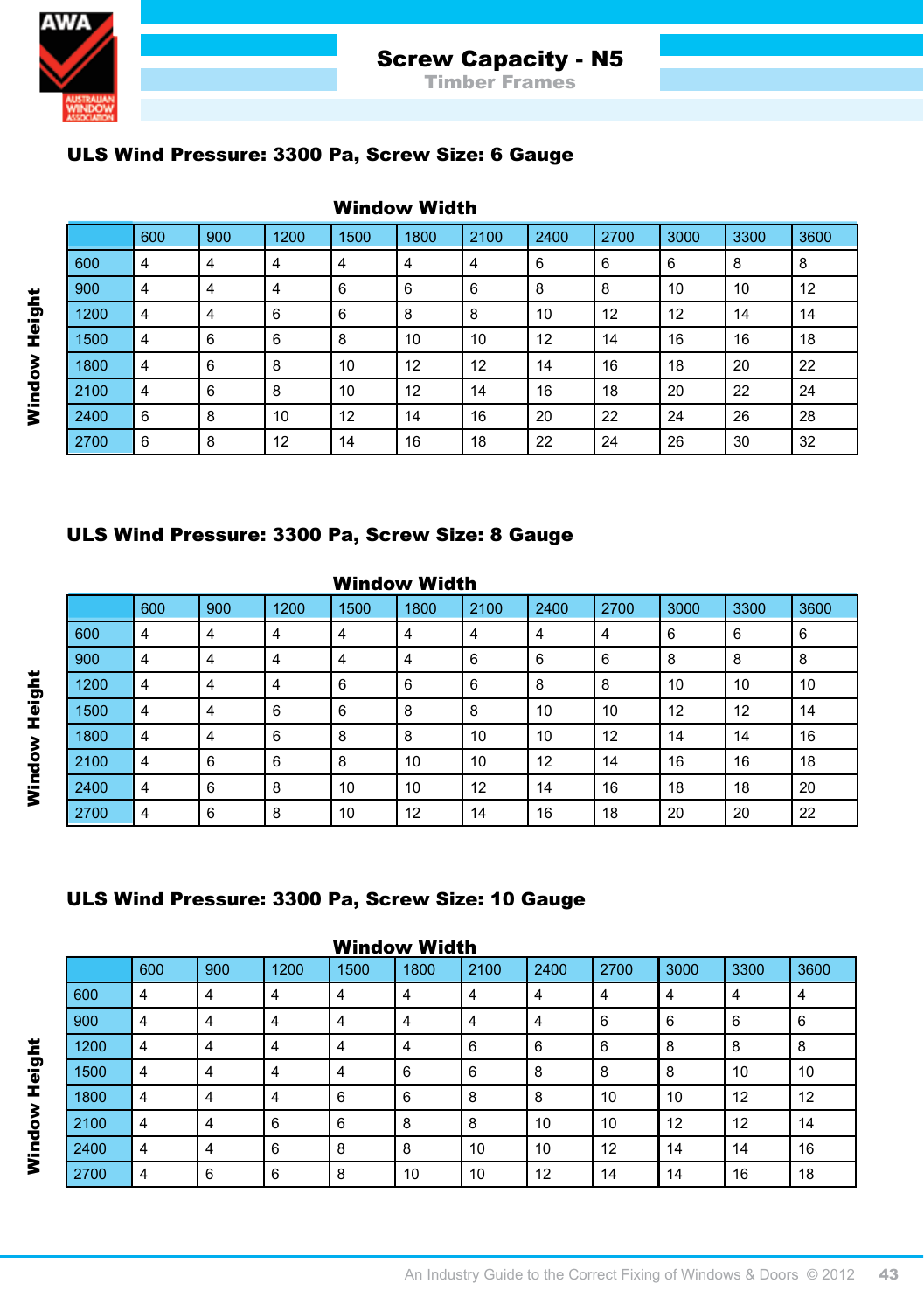# Screw Capacity - N5

## Timber Frames

### ULS Wind Pressure: 3300 Pa, Screw Size: 6 Gauge

| Window Height \ Window Width | 600 | 900 | 1200 | 1500 | 1800 | 2100 | 2400 | 2700 | 3000 | 3300 | 3600 |
|---|---|---|---|---|---|---|---|---|---|---|---|
| 600 | 4 | 4 | 4 | 4 | 4 | 4 | 6 | 6 | 6 | 8 | 8 |
| 900 | 4 | 4 | 4 | 6 | 6 | 6 | 8 | 8 | 10 | 10 | 12 |
| 1200 | 4 | 4 | 6 | 6 | 8 | 8 | 10 | 12 | 12 | 14 | 14 |
| 1500 | 4 | 6 | 6 | 8 | 10 | 10 | 12 | 14 | 16 | 16 | 18 |
| 1800 | 4 | 6 | 8 | 10 | 12 | 12 | 14 | 16 | 18 | 20 | 22 |
| 2100 | 4 | 6 | 8 | 10 | 12 | 14 | 16 | 18 | 20 | 22 | 24 |
| 2400 | 6 | 8 | 10 | 12 | 14 | 16 | 20 | 22 | 24 | 26 | 28 |
| 2700 | 6 | 8 | 12 | 14 | 16 | 18 | 22 | 24 | 26 | 30 | 32 |

### ULS Wind Pressure: 3300 Pa, Screw Size: 8 Gauge

| Window Height \ Window Width | 600 | 900 | 1200 | 1500 | 1800 | 2100 | 2400 | 2700 | 3000 | 3300 | 3600 |
|---|---|---|---|---|---|---|---|---|---|---|---|
| 600 | 4 | 4 | 4 | 4 | 4 | 4 | 4 | 4 | 6 | 6 | 6 |
| 900 | 4 | 4 | 4 | 4 | 4 | 6 | 6 | 6 | 8 | 8 | 8 |
| 1200 | 4 | 4 | 4 | 6 | 6 | 6 | 8 | 8 | 10 | 10 | 10 |
| 1500 | 4 | 4 | 6 | 6 | 8 | 8 | 10 | 10 | 12 | 12 | 14 |
| 1800 | 4 | 4 | 6 | 8 | 8 | 10 | 10 | 12 | 14 | 14 | 16 |
| 2100 | 4 | 6 | 6 | 8 | 10 | 10 | 12 | 14 | 16 | 16 | 18 |
| 2400 | 4 | 6 | 8 | 10 | 10 | 12 | 14 | 16 | 18 | 18 | 20 |
| 2700 | 4 | 6 | 8 | 10 | 12 | 14 | 16 | 18 | 20 | 20 | 22 |

### ULS Wind Pressure: 3300 Pa, Screw Size: 10 Gauge

| Window Height \ Window Width | 600 | 900 | 1200 | 1500 | 1800 | 2100 | 2400 | 2700 | 3000 | 3300 | 3600 |
|---|---|---|---|---|---|---|---|---|---|---|---|
| 600 | 4 | 4 | 4 | 4 | 4 | 4 | 4 | 4 | 4 | 4 | 4 |
| 900 | 4 | 4 | 4 | 4 | 4 | 4 | 4 | 6 | 6 | 6 | 6 |
| 1200 | 4 | 4 | 4 | 4 | 4 | 6 | 6 | 6 | 8 | 8 | 8 |
| 1500 | 4 | 4 | 4 | 4 | 6 | 6 | 8 | 8 | 8 | 10 | 10 |
| 1800 | 4 | 4 | 4 | 6 | 6 | 8 | 8 | 10 | 10 | 12 | 12 |
| 2100 | 4 | 4 | 6 | 6 | 8 | 8 | 10 | 10 | 12 | 12 | 14 |
| 2400 | 4 | 4 | 6 | 8 | 8 | 10 | 10 | 12 | 14 | 14 | 16 |
| 2700 | 4 | 6 | 6 | 8 | 10 | 10 | 12 | 14 | 14 | 16 | 18 |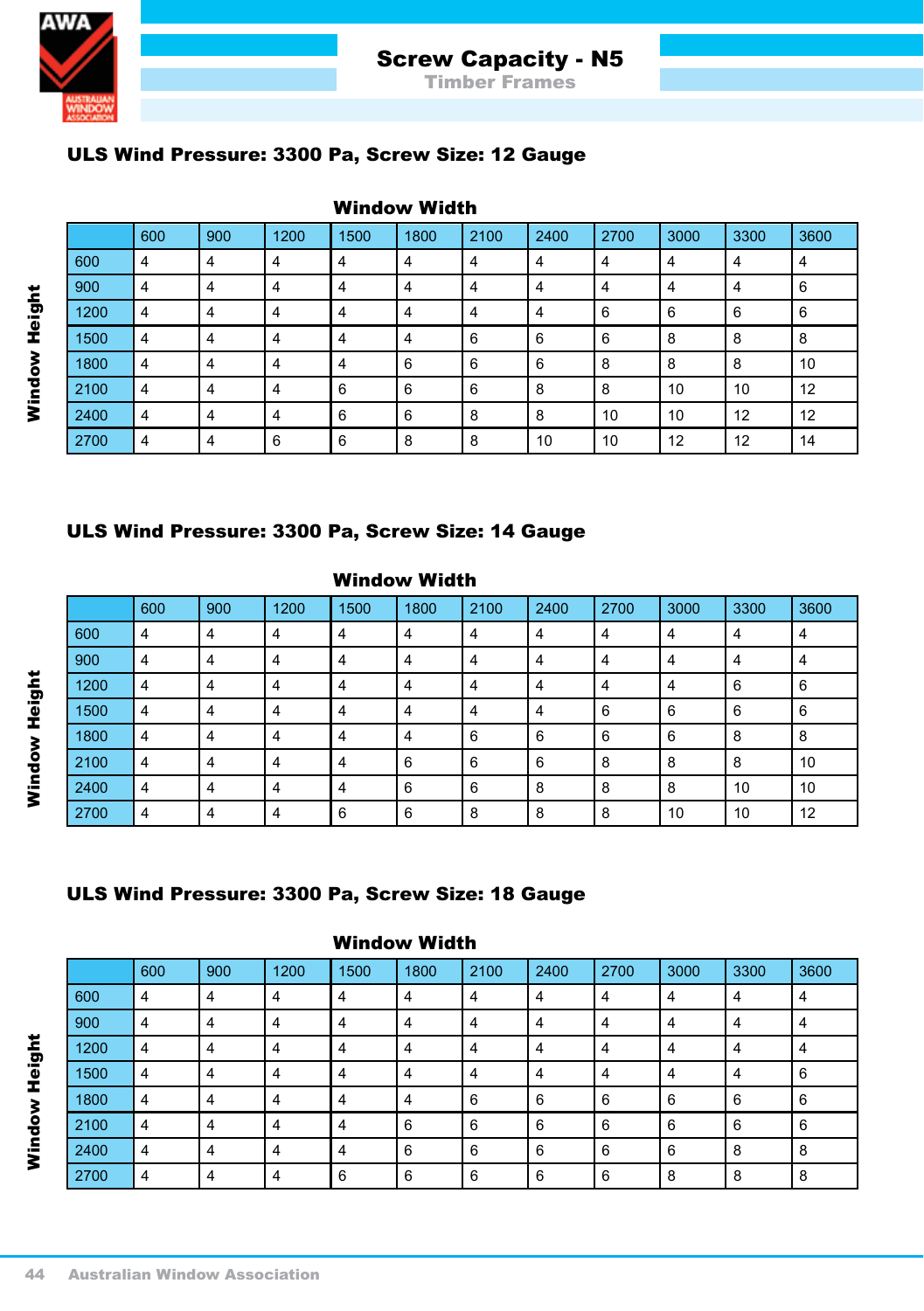# Screw Capacity - N5

## Timber Frames

### ULS Wind Pressure: 3300 Pa, Screw Size: 12 Gauge

**Window Width** (columns) / **Window Height** (rows)

| | 600 | 900 | 1200 | 1500 | 1800 | 2100 | 2400 | 2700 | 3000 | 3300 | 3600 |
|---|---|---|---|---|---|---|---|---|---|---|---|
| 600 | 4 | 4 | 4 | 4 | 4 | 4 | 4 | 4 | 4 | 4 | 4 |
| 900 | 4 | 4 | 4 | 4 | 4 | 4 | 4 | 4 | 4 | 4 | 6 |
| 1200 | 4 | 4 | 4 | 4 | 4 | 4 | 4 | 6 | 6 | 6 | 6 |
| 1500 | 4 | 4 | 4 | 4 | 4 | 6 | 6 | 6 | 8 | 8 | 8 |
| 1800 | 4 | 4 | 4 | 4 | 6 | 6 | 6 | 8 | 8 | 8 | 10 |
| 2100 | 4 | 4 | 4 | 6 | 6 | 6 | 8 | 8 | 10 | 10 | 12 |
| 2400 | 4 | 4 | 4 | 6 | 6 | 8 | 8 | 10 | 10 | 12 | 12 |
| 2700 | 4 | 4 | 6 | 6 | 8 | 8 | 10 | 10 | 12 | 12 | 14 |

### ULS Wind Pressure: 3300 Pa, Screw Size: 14 Gauge

**Window Width** (columns) / **Window Height** (rows)

| | 600 | 900 | 1200 | 1500 | 1800 | 2100 | 2400 | 2700 | 3000 | 3300 | 3600 |
|---|---|---|---|---|---|---|---|---|---|---|---|
| 600 | 4 | 4 | 4 | 4 | 4 | 4 | 4 | 4 | 4 | 4 | 4 |
| 900 | 4 | 4 | 4 | 4 | 4 | 4 | 4 | 4 | 4 | 4 | 4 |
| 1200 | 4 | 4 | 4 | 4 | 4 | 4 | 4 | 4 | 4 | 6 | 6 |
| 1500 | 4 | 4 | 4 | 4 | 4 | 4 | 4 | 6 | 6 | 6 | 6 |
| 1800 | 4 | 4 | 4 | 4 | 4 | 6 | 6 | 6 | 6 | 8 | 8 |
| 2100 | 4 | 4 | 4 | 4 | 6 | 6 | 6 | 8 | 8 | 8 | 10 |
| 2400 | 4 | 4 | 4 | 4 | 6 | 6 | 8 | 8 | 8 | 10 | 10 |
| 2700 | 4 | 4 | 4 | 6 | 6 | 8 | 8 | 8 | 10 | 10 | 12 |

### ULS Wind Pressure: 3300 Pa, Screw Size: 18 Gauge

**Window Width** (columns) / **Window Height** (rows)

| | 600 | 900 | 1200 | 1500 | 1800 | 2100 | 2400 | 2700 | 3000 | 3300 | 3600 |
|---|---|---|---|---|---|---|---|---|---|---|---|
| 600 | 4 | 4 | 4 | 4 | 4 | 4 | 4 | 4 | 4 | 4 | 4 |
| 900 | 4 | 4 | 4 | 4 | 4 | 4 | 4 | 4 | 4 | 4 | 4 |
| 1200 | 4 | 4 | 4 | 4 | 4 | 4 | 4 | 4 | 4 | 4 | 4 |
| 1500 | 4 | 4 | 4 | 4 | 4 | 4 | 4 | 4 | 4 | 4 | 6 |
| 1800 | 4 | 4 | 4 | 4 | 4 | 6 | 6 | 6 | 6 | 6 | 6 |
| 2100 | 4 | 4 | 4 | 4 | 6 | 6 | 6 | 6 | 6 | 6 | 6 |
| 2400 | 4 | 4 | 4 | 4 | 6 | 6 | 6 | 6 | 6 | 8 | 8 |
| 2700 | 4 | 4 | 4 | 6 | 6 | 6 | 6 | 6 | 8 | 8 | 8 |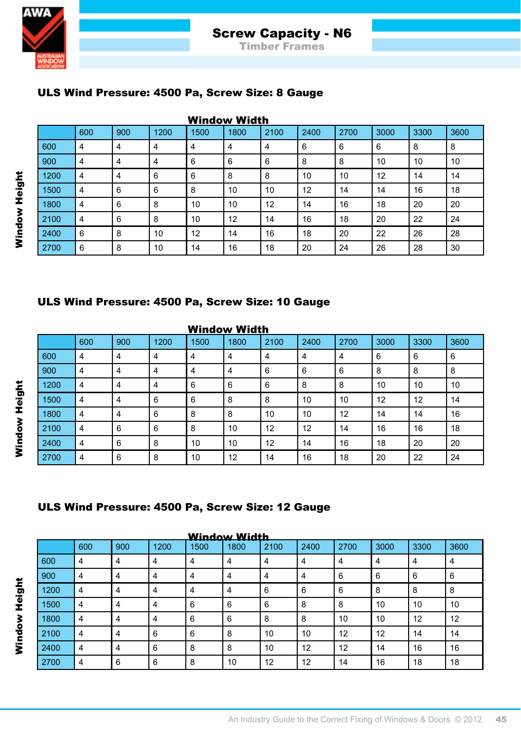# Screw Capacity - N6

## Timber Frames

### ULS Wind Pressure: 4500 Pa, Screw Size: 8 Gauge

| Window Height \ Window Width | 600 | 900 | 1200 | 1500 | 1800 | 2100 | 2400 | 2700 | 3000 | 3300 | 3600 |
|---|---|---|---|---|---|---|---|---|---|---|---|
| 600 | 4 | 4 | 4 | 4 | 4 | 4 | 6 | 6 | 6 | 8 | 8 |
| 900 | 4 | 4 | 4 | 6 | 6 | 6 | 8 | 8 | 10 | 10 | 10 |
| 1200 | 4 | 4 | 6 | 6 | 8 | 8 | 10 | 10 | 12 | 14 | 14 |
| 1500 | 4 | 6 | 6 | 8 | 10 | 10 | 12 | 14 | 14 | 16 | 18 |
| 1800 | 4 | 6 | 8 | 10 | 10 | 12 | 14 | 16 | 18 | 20 | 20 |
| 2100 | 4 | 6 | 8 | 10 | 12 | 14 | 16 | 18 | 20 | 22 | 24 |
| 2400 | 6 | 8 | 10 | 12 | 14 | 16 | 18 | 20 | 22 | 26 | 28 |
| 2700 | 6 | 8 | 10 | 14 | 16 | 18 | 20 | 24 | 26 | 28 | 30 |

### ULS Wind Pressure: 4500 Pa, Screw Size: 10 Gauge

| Window Height \ Window Width | 600 | 900 | 1200 | 1500 | 1800 | 2100 | 2400 | 2700 | 3000 | 3300 | 3600 |
|---|---|---|---|---|---|---|---|---|---|---|---|
| 600 | 4 | 4 | 4 | 4 | 4 | 4 | 4 | 4 | 6 | 6 | 6 |
| 900 | 4 | 4 | 4 | 4 | 4 | 6 | 6 | 6 | 8 | 8 | 8 |
| 1200 | 4 | 4 | 4 | 6 | 6 | 6 | 8 | 8 | 10 | 10 | 10 |
| 1500 | 4 | 4 | 6 | 6 | 8 | 8 | 10 | 10 | 12 | 12 | 14 |
| 1800 | 4 | 4 | 6 | 8 | 8 | 10 | 10 | 12 | 14 | 14 | 16 |
| 2100 | 4 | 6 | 6 | 8 | 10 | 12 | 12 | 14 | 16 | 16 | 18 |
| 2400 | 4 | 6 | 8 | 10 | 10 | 12 | 14 | 16 | 18 | 20 | 20 |
| 2700 | 4 | 6 | 8 | 10 | 12 | 14 | 16 | 18 | 20 | 22 | 24 |

### ULS Wind Pressure: 4500 Pa, Screw Size: 12 Gauge

| Window Height \ Window Width | 600 | 900 | 1200 | 1500 | 1800 | 2100 | 2400 | 2700 | 3000 | 3300 | 3600 |
|---|---|---|---|---|---|---|---|---|---|---|---|
| 600 | 4 | 4 | 4 | 4 | 4 | 4 | 4 | 4 | 4 | 4 | 4 |
| 900 | 4 | 4 | 4 | 4 | 4 | 4 | 4 | 6 | 6 | 6 | 6 |
| 1200 | 4 | 4 | 4 | 4 | 4 | 6 | 6 | 6 | 8 | 8 | 8 |
| 1500 | 4 | 4 | 4 | 6 | 6 | 6 | 8 | 8 | 10 | 10 | 10 |
| 1800 | 4 | 4 | 4 | 6 | 6 | 8 | 8 | 10 | 10 | 12 | 12 |
| 2100 | 4 | 4 | 6 | 6 | 8 | 10 | 10 | 12 | 12 | 14 | 14 |
| 2400 | 4 | 4 | 6 | 8 | 8 | 10 | 12 | 12 | 14 | 16 | 16 |
| 2700 | 4 | 6 | 6 | 8 | 10 | 12 | 12 | 14 | 16 | 18 | 18 |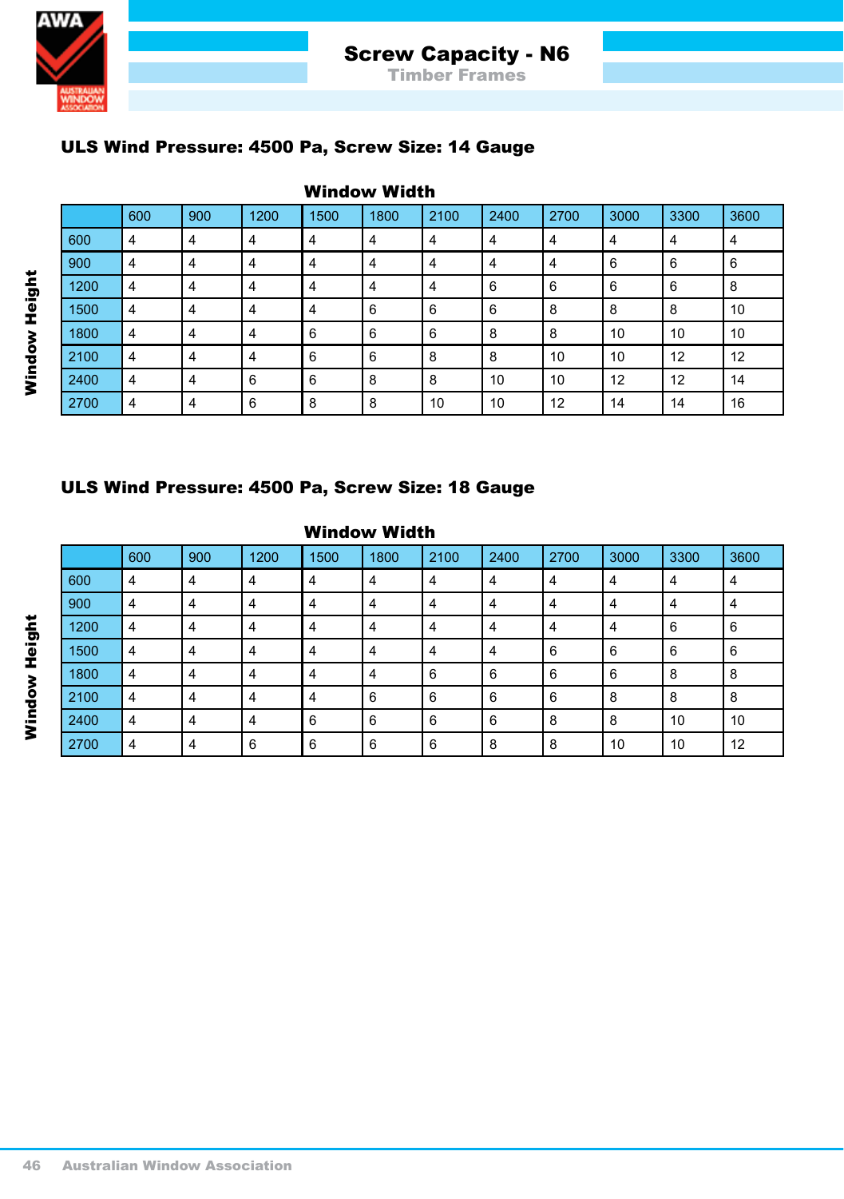# Screw Capacity - N6

## Timber Frames

### ULS Wind Pressure: 4500 Pa, Screw Size: 14 Gauge

**Window Width** (columns) / **Window Height** (rows)

| | 600 | 900 | 1200 | 1500 | 1800 | 2100 | 2400 | 2700 | 3000 | 3300 | 3600 |
|---|---|---|---|---|---|---|---|---|---|---|---|
| 600 | 4 | 4 | 4 | 4 | 4 | 4 | 4 | 4 | 4 | 4 | 4 |
| 900 | 4 | 4 | 4 | 4 | 4 | 4 | 4 | 4 | 6 | 6 | 6 |
| 1200 | 4 | 4 | 4 | 4 | 4 | 4 | 6 | 6 | 6 | 6 | 8 |
| 1500 | 4 | 4 | 4 | 4 | 6 | 6 | 6 | 8 | 8 | 8 | 10 |
| 1800 | 4 | 4 | 4 | 6 | 6 | 6 | 8 | 8 | 10 | 10 | 10 |
| 2100 | 4 | 4 | 4 | 6 | 6 | 8 | 8 | 10 | 10 | 12 | 12 |
| 2400 | 4 | 4 | 6 | 6 | 8 | 8 | 10 | 10 | 12 | 12 | 14 |
| 2700 | 4 | 4 | 6 | 8 | 8 | 10 | 10 | 12 | 14 | 14 | 16 |

### ULS Wind Pressure: 4500 Pa, Screw Size: 18 Gauge

**Window Width** (columns) / **Window Height** (rows)

| | 600 | 900 | 1200 | 1500 | 1800 | 2100 | 2400 | 2700 | 3000 | 3300 | 3600 |
|---|---|---|---|---|---|---|---|---|---|---|---|
| 600 | 4 | 4 | 4 | 4 | 4 | 4 | 4 | 4 | 4 | 4 | 4 |
| 900 | 4 | 4 | 4 | 4 | 4 | 4 | 4 | 4 | 4 | 4 | 4 |
| 1200 | 4 | 4 | 4 | 4 | 4 | 4 | 4 | 4 | 4 | 6 | 6 |
| 1500 | 4 | 4 | 4 | 4 | 4 | 4 | 4 | 6 | 6 | 6 | 6 |
| 1800 | 4 | 4 | 4 | 4 | 4 | 6 | 6 | 6 | 6 | 8 | 8 |
| 2100 | 4 | 4 | 4 | 4 | 6 | 6 | 6 | 6 | 8 | 8 | 8 |
| 2400 | 4 | 4 | 4 | 6 | 6 | 6 | 6 | 8 | 8 | 10 | 10 |
| 2700 | 4 | 4 | 6 | 6 | 6 | 6 | 8 | 8 | 10 | 10 | 12 |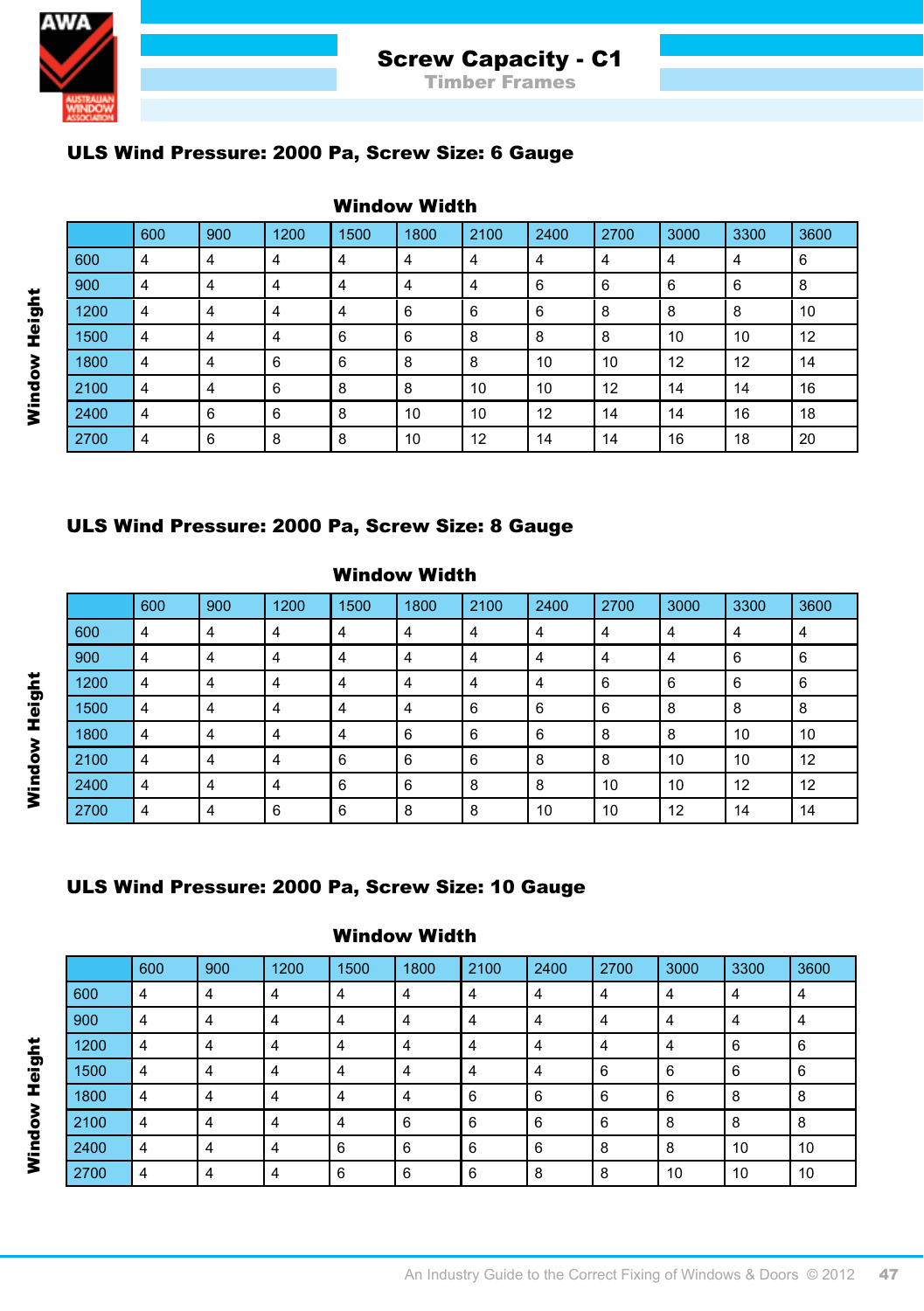# Screw Capacity - C1

## Timber Frames

### ULS Wind Pressure: 2000 Pa, Screw Size: 6 Gauge

**Window Width**

| Window Height | 600 | 900 | 1200 | 1500 | 1800 | 2100 | 2400 | 2700 | 3000 | 3300 | 3600 |
|---|---|---|---|---|---|---|---|---|---|---|---|
| 600 | 4 | 4 | 4 | 4 | 4 | 4 | 4 | 4 | 4 | 4 | 6 |
| 900 | 4 | 4 | 4 | 4 | 4 | 4 | 6 | 6 | 6 | 6 | 8 |
| 1200 | 4 | 4 | 4 | 4 | 6 | 6 | 6 | 8 | 8 | 8 | 10 |
| 1500 | 4 | 4 | 4 | 6 | 6 | 8 | 8 | 8 | 10 | 10 | 12 |
| 1800 | 4 | 4 | 6 | 6 | 8 | 8 | 10 | 10 | 12 | 12 | 14 |
| 2100 | 4 | 4 | 6 | 8 | 8 | 10 | 10 | 12 | 14 | 14 | 16 |
| 2400 | 4 | 6 | 6 | 8 | 10 | 10 | 12 | 14 | 14 | 16 | 18 |
| 2700 | 4 | 6 | 8 | 8 | 10 | 12 | 14 | 14 | 16 | 18 | 20 |

### ULS Wind Pressure: 2000 Pa, Screw Size: 8 Gauge

**Window Width**

| Window Height | 600 | 900 | 1200 | 1500 | 1800 | 2100 | 2400 | 2700 | 3000 | 3300 | 3600 |
|---|---|---|---|---|---|---|---|---|---|---|---|
| 600 | 4 | 4 | 4 | 4 | 4 | 4 | 4 | 4 | 4 | 4 | 4 |
| 900 | 4 | 4 | 4 | 4 | 4 | 4 | 4 | 4 | 4 | 6 | 6 |
| 1200 | 4 | 4 | 4 | 4 | 4 | 4 | 4 | 6 | 6 | 6 | 6 |
| 1500 | 4 | 4 | 4 | 4 | 4 | 6 | 6 | 6 | 8 | 8 | 8 |
| 1800 | 4 | 4 | 4 | 4 | 6 | 6 | 6 | 8 | 8 | 10 | 10 |
| 2100 | 4 | 4 | 4 | 6 | 6 | 6 | 8 | 8 | 10 | 10 | 12 |
| 2400 | 4 | 4 | 4 | 6 | 6 | 8 | 8 | 10 | 10 | 12 | 12 |
| 2700 | 4 | 4 | 6 | 6 | 8 | 8 | 10 | 10 | 12 | 14 | 14 |

### ULS Wind Pressure: 2000 Pa, Screw Size: 10 Gauge

**Window Width**

| Window Height | 600 | 900 | 1200 | 1500 | 1800 | 2100 | 2400 | 2700 | 3000 | 3300 | 3600 |
|---|---|---|---|---|---|---|---|---|---|---|---|
| 600 | 4 | 4 | 4 | 4 | 4 | 4 | 4 | 4 | 4 | 4 | 4 |
| 900 | 4 | 4 | 4 | 4 | 4 | 4 | 4 | 4 | 4 | 4 | 4 |
| 1200 | 4 | 4 | 4 | 4 | 4 | 4 | 4 | 4 | 4 | 6 | 6 |
| 1500 | 4 | 4 | 4 | 4 | 4 | 4 | 4 | 6 | 6 | 6 | 6 |
| 1800 | 4 | 4 | 4 | 4 | 4 | 6 | 6 | 6 | 6 | 8 | 8 |
| 2100 | 4 | 4 | 4 | 4 | 6 | 6 | 6 | 6 | 8 | 8 | 8 |
| 2400 | 4 | 4 | 4 | 6 | 6 | 6 | 6 | 8 | 8 | 10 | 10 |
| 2700 | 4 | 4 | 4 | 6 | 6 | 6 | 8 | 8 | 10 | 10 | 10 |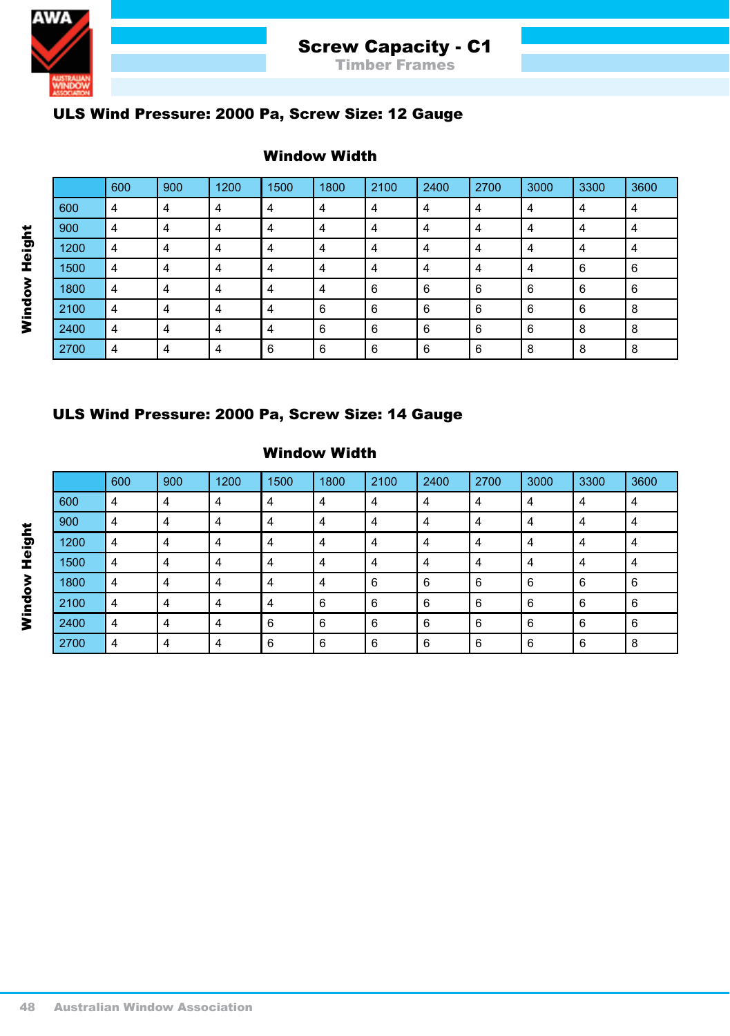# Screw Capacity - C1

## Timber Frames

### ULS Wind Pressure: 2000 Pa, Screw Size: 12 Gauge

**Window Width** (columns) / **Window Height** (rows)

| | 600 | 900 | 1200 | 1500 | 1800 | 2100 | 2400 | 2700 | 3000 | 3300 | 3600 |
|---|---|---|---|---|---|---|---|---|---|---|---|
| 600 | 4 | 4 | 4 | 4 | 4 | 4 | 4 | 4 | 4 | 4 | 4 |
| 900 | 4 | 4 | 4 | 4 | 4 | 4 | 4 | 4 | 4 | 4 | 4 |
| 1200 | 4 | 4 | 4 | 4 | 4 | 4 | 4 | 4 | 4 | 4 | 4 |
| 1500 | 4 | 4 | 4 | 4 | 4 | 4 | 4 | 4 | 4 | 6 | 6 |
| 1800 | 4 | 4 | 4 | 4 | 4 | 6 | 6 | 6 | 6 | 6 | 6 |
| 2100 | 4 | 4 | 4 | 4 | 6 | 6 | 6 | 6 | 6 | 6 | 8 |
| 2400 | 4 | 4 | 4 | 4 | 6 | 6 | 6 | 6 | 6 | 8 | 8 |
| 2700 | 4 | 4 | 4 | 6 | 6 | 6 | 6 | 6 | 8 | 8 | 8 |

### ULS Wind Pressure: 2000 Pa, Screw Size: 14 Gauge

**Window Width** (columns) / **Window Height** (rows)

| | 600 | 900 | 1200 | 1500 | 1800 | 2100 | 2400 | 2700 | 3000 | 3300 | 3600 |
|---|---|---|---|---|---|---|---|---|---|---|---|
| 600 | 4 | 4 | 4 | 4 | 4 | 4 | 4 | 4 | 4 | 4 | 4 |
| 900 | 4 | 4 | 4 | 4 | 4 | 4 | 4 | 4 | 4 | 4 | 4 |
| 1200 | 4 | 4 | 4 | 4 | 4 | 4 | 4 | 4 | 4 | 4 | 4 |
| 1500 | 4 | 4 | 4 | 4 | 4 | 4 | 4 | 4 | 4 | 4 | 4 |
| 1800 | 4 | 4 | 4 | 4 | 4 | 6 | 6 | 6 | 6 | 6 | 6 |
| 2100 | 4 | 4 | 4 | 4 | 6 | 6 | 6 | 6 | 6 | 6 | 6 |
| 2400 | 4 | 4 | 4 | 6 | 6 | 6 | 6 | 6 | 6 | 6 | 6 |
| 2700 | 4 | 4 | 4 | 6 | 6 | 6 | 6 | 6 | 6 | 6 | 8 |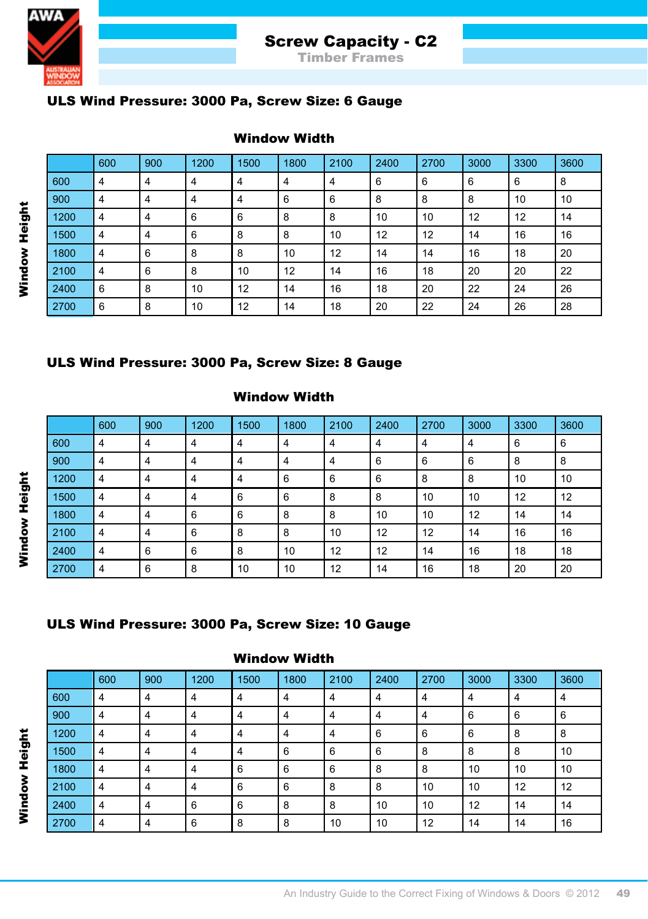# Screw Capacity - C2

## Timber Frames

### ULS Wind Pressure: 3000 Pa, Screw Size: 6 Gauge

**Window Width** (columns) / **Window Height** (rows)

| | 600 | 900 | 1200 | 1500 | 1800 | 2100 | 2400 | 2700 | 3000 | 3300 | 3600 |
|---|---|---|---|---|---|---|---|---|---|---|---|
| 600 | 4 | 4 | 4 | 4 | 4 | 4 | 6 | 6 | 6 | 6 | 8 |
| 900 | 4 | 4 | 4 | 4 | 6 | 6 | 8 | 8 | 8 | 10 | 10 |
| 1200 | 4 | 4 | 6 | 6 | 8 | 8 | 10 | 10 | 12 | 12 | 14 |
| 1500 | 4 | 4 | 6 | 8 | 8 | 10 | 12 | 12 | 14 | 16 | 16 |
| 1800 | 4 | 6 | 8 | 8 | 10 | 12 | 14 | 14 | 16 | 18 | 20 |
| 2100 | 4 | 6 | 8 | 10 | 12 | 14 | 16 | 18 | 20 | 20 | 22 |
| 2400 | 6 | 8 | 10 | 12 | 14 | 16 | 18 | 20 | 22 | 24 | 26 |
| 2700 | 6 | 8 | 10 | 12 | 14 | 18 | 20 | 22 | 24 | 26 | 28 |

### ULS Wind Pressure: 3000 Pa, Screw Size: 8 Gauge

**Window Width** (columns) / **Window Height** (rows)

| | 600 | 900 | 1200 | 1500 | 1800 | 2100 | 2400 | 2700 | 3000 | 3300 | 3600 |
|---|---|---|---|---|---|---|---|---|---|---|---|
| 600 | 4 | 4 | 4 | 4 | 4 | 4 | 4 | 4 | 4 | 6 | 6 |
| 900 | 4 | 4 | 4 | 4 | 4 | 4 | 6 | 6 | 6 | 8 | 8 |
| 1200 | 4 | 4 | 4 | 4 | 6 | 6 | 6 | 8 | 8 | 10 | 10 |
| 1500 | 4 | 4 | 4 | 6 | 6 | 8 | 8 | 10 | 10 | 12 | 12 |
| 1800 | 4 | 4 | 6 | 6 | 8 | 8 | 10 | 10 | 12 | 14 | 14 |
| 2100 | 4 | 4 | 6 | 8 | 8 | 10 | 12 | 12 | 14 | 16 | 16 |
| 2400 | 4 | 6 | 6 | 8 | 10 | 12 | 12 | 14 | 16 | 18 | 18 |
| 2700 | 4 | 6 | 8 | 10 | 10 | 12 | 14 | 16 | 18 | 20 | 20 |

### ULS Wind Pressure: 3000 Pa, Screw Size: 10 Gauge

**Window Width** (columns) / **Window Height** (rows)

| | 600 | 900 | 1200 | 1500 | 1800 | 2100 | 2400 | 2700 | 3000 | 3300 | 3600 |
|---|---|---|---|---|---|---|---|---|---|---|---|
| 600 | 4 | 4 | 4 | 4 | 4 | 4 | 4 | 4 | 4 | 4 | 4 |
| 900 | 4 | 4 | 4 | 4 | 4 | 4 | 4 | 4 | 6 | 6 | 6 |
| 1200 | 4 | 4 | 4 | 4 | 4 | 4 | 6 | 6 | 6 | 8 | 8 |
| 1500 | 4 | 4 | 4 | 4 | 6 | 6 | 6 | 8 | 8 | 8 | 10 |
| 1800 | 4 | 4 | 4 | 6 | 6 | 6 | 8 | 8 | 10 | 10 | 10 |
| 2100 | 4 | 4 | 4 | 6 | 6 | 8 | 8 | 10 | 10 | 12 | 12 |
| 2400 | 4 | 4 | 6 | 6 | 8 | 8 | 10 | 10 | 12 | 14 | 14 |
| 2700 | 4 | 4 | 6 | 8 | 8 | 10 | 10 | 12 | 14 | 14 | 16 |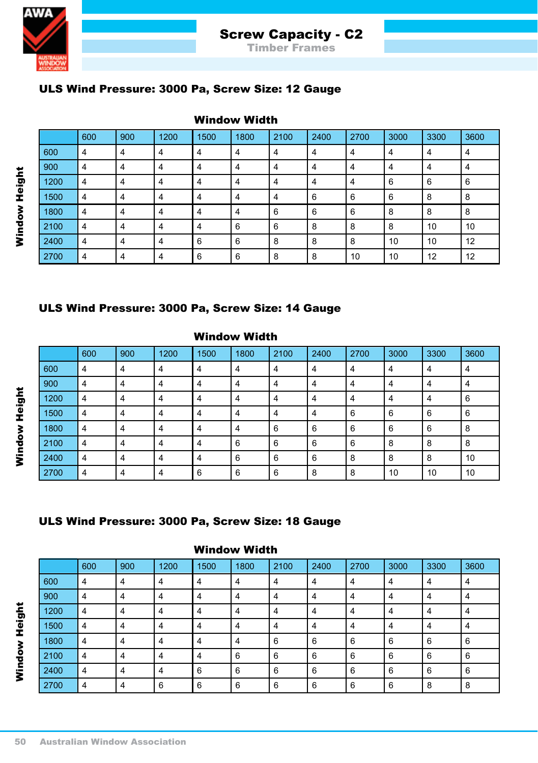# Screw Capacity - C2

## Timber Frames

### ULS Wind Pressure: 3000 Pa, Screw Size: 12 Gauge

**Window Width** (columns) / **Window Height** (rows)

| | 600 | 900 | 1200 | 1500 | 1800 | 2100 | 2400 | 2700 | 3000 | 3300 | 3600 |
|---|---|---|---|---|---|---|---|---|---|---|---|
| 600 | 4 | 4 | 4 | 4 | 4 | 4 | 4 | 4 | 4 | 4 | 4 |
| 900 | 4 | 4 | 4 | 4 | 4 | 4 | 4 | 4 | 4 | 4 | 4 |
| 1200 | 4 | 4 | 4 | 4 | 4 | 4 | 4 | 4 | 6 | 6 | 6 |
| 1500 | 4 | 4 | 4 | 4 | 4 | 4 | 6 | 6 | 6 | 8 | 8 |
| 1800 | 4 | 4 | 4 | 4 | 4 | 6 | 6 | 6 | 8 | 8 | 8 |
| 2100 | 4 | 4 | 4 | 4 | 6 | 6 | 8 | 8 | 8 | 10 | 10 |
| 2400 | 4 | 4 | 4 | 6 | 6 | 8 | 8 | 8 | 10 | 10 | 12 |
| 2700 | 4 | 4 | 4 | 6 | 6 | 8 | 8 | 10 | 10 | 12 | 12 |

### ULS Wind Pressure: 3000 Pa, Screw Size: 14 Gauge

**Window Width** (columns) / **Window Height** (rows)

| | 600 | 900 | 1200 | 1500 | 1800 | 2100 | 2400 | 2700 | 3000 | 3300 | 3600 |
|---|---|---|---|---|---|---|---|---|---|---|---|
| 600 | 4 | 4 | 4 | 4 | 4 | 4 | 4 | 4 | 4 | 4 | 4 |
| 900 | 4 | 4 | 4 | 4 | 4 | 4 | 4 | 4 | 4 | 4 | 4 |
| 1200 | 4 | 4 | 4 | 4 | 4 | 4 | 4 | 4 | 4 | 4 | 6 |
| 1500 | 4 | 4 | 4 | 4 | 4 | 4 | 4 | 6 | 6 | 6 | 6 |
| 1800 | 4 | 4 | 4 | 4 | 4 | 6 | 6 | 6 | 6 | 6 | 8 |
| 2100 | 4 | 4 | 4 | 4 | 6 | 6 | 6 | 6 | 8 | 8 | 8 |
| 2400 | 4 | 4 | 4 | 4 | 6 | 6 | 6 | 8 | 8 | 8 | 10 |
| 2700 | 4 | 4 | 4 | 6 | 6 | 6 | 8 | 8 | 10 | 10 | 10 |

### ULS Wind Pressure: 3000 Pa, Screw Size: 18 Gauge

**Window Width** (columns) / **Window Height** (rows)

| | 600 | 900 | 1200 | 1500 | 1800 | 2100 | 2400 | 2700 | 3000 | 3300 | 3600 |
|---|---|---|---|---|---|---|---|---|---|---|---|
| 600 | 4 | 4 | 4 | 4 | 4 | 4 | 4 | 4 | 4 | 4 | 4 |
| 900 | 4 | 4 | 4 | 4 | 4 | 4 | 4 | 4 | 4 | 4 | 4 |
| 1200 | 4 | 4 | 4 | 4 | 4 | 4 | 4 | 4 | 4 | 4 | 4 |
| 1500 | 4 | 4 | 4 | 4 | 4 | 4 | 4 | 4 | 4 | 4 | 4 |
| 1800 | 4 | 4 | 4 | 4 | 4 | 6 | 6 | 6 | 6 | 6 | 6 |
| 2100 | 4 | 4 | 4 | 4 | 6 | 6 | 6 | 6 | 6 | 6 | 6 |
| 2400 | 4 | 4 | 4 | 6 | 6 | 6 | 6 | 6 | 6 | 6 | 6 |
| 2700 | 4 | 4 | 6 | 6 | 6 | 6 | 6 | 6 | 6 | 8 | 8 |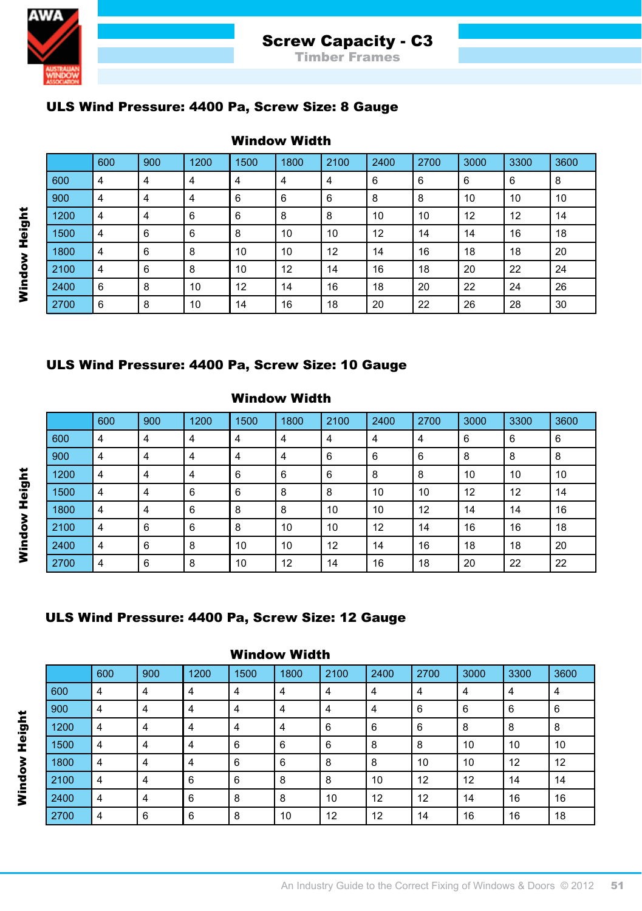# Screw Capacity - C3

## Timber Frames

### ULS Wind Pressure: 4400 Pa, Screw Size: 8 Gauge

**Window Width** (columns) / **Window Height** (rows)

| | 600 | 900 | 1200 | 1500 | 1800 | 2100 | 2400 | 2700 | 3000 | 3300 | 3600 |
|---|---|---|---|---|---|---|---|---|---|---|---|
| 600 | 4 | 4 | 4 | 4 | 4 | 4 | 6 | 6 | 6 | 6 | 8 |
| 900 | 4 | 4 | 4 | 6 | 6 | 6 | 8 | 8 | 10 | 10 | 10 |
| 1200 | 4 | 4 | 6 | 6 | 8 | 8 | 10 | 10 | 12 | 12 | 14 |
| 1500 | 4 | 6 | 6 | 8 | 10 | 10 | 12 | 14 | 14 | 16 | 18 |
| 1800 | 4 | 6 | 8 | 10 | 10 | 12 | 14 | 16 | 18 | 18 | 20 |
| 2100 | 4 | 6 | 8 | 10 | 12 | 14 | 16 | 18 | 20 | 22 | 24 |
| 2400 | 6 | 8 | 10 | 12 | 14 | 16 | 18 | 20 | 22 | 24 | 26 |
| 2700 | 6 | 8 | 10 | 14 | 16 | 18 | 20 | 22 | 26 | 28 | 30 |

### ULS Wind Pressure: 4400 Pa, Screw Size: 10 Gauge

**Window Width** (columns) / **Window Height** (rows)

| | 600 | 900 | 1200 | 1500 | 1800 | 2100 | 2400 | 2700 | 3000 | 3300 | 3600 |
|---|---|---|---|---|---|---|---|---|---|---|---|
| 600 | 4 | 4 | 4 | 4 | 4 | 4 | 4 | 4 | 6 | 6 | 6 |
| 900 | 4 | 4 | 4 | 4 | 4 | 6 | 6 | 6 | 8 | 8 | 8 |
| 1200 | 4 | 4 | 4 | 6 | 6 | 6 | 8 | 8 | 10 | 10 | 10 |
| 1500 | 4 | 4 | 6 | 6 | 8 | 8 | 10 | 10 | 12 | 12 | 14 |
| 1800 | 4 | 4 | 6 | 8 | 8 | 10 | 10 | 12 | 14 | 14 | 16 |
| 2100 | 4 | 6 | 6 | 8 | 10 | 10 | 12 | 14 | 16 | 16 | 18 |
| 2400 | 4 | 6 | 8 | 10 | 10 | 12 | 14 | 16 | 18 | 18 | 20 |
| 2700 | 4 | 6 | 8 | 10 | 12 | 14 | 16 | 18 | 20 | 22 | 22 |

### ULS Wind Pressure: 4400 Pa, Screw Size: 12 Gauge

**Window Width** (columns) / **Window Height** (rows)

| | 600 | 900 | 1200 | 1500 | 1800 | 2100 | 2400 | 2700 | 3000 | 3300 | 3600 |
|---|---|---|---|---|---|---|---|---|---|---|---|
| 600 | 4 | 4 | 4 | 4 | 4 | 4 | 4 | 4 | 4 | 4 | 4 |
| 900 | 4 | 4 | 4 | 4 | 4 | 4 | 4 | 6 | 6 | 6 | 6 |
| 1200 | 4 | 4 | 4 | 4 | 4 | 6 | 6 | 6 | 8 | 8 | 8 |
| 1500 | 4 | 4 | 4 | 6 | 6 | 6 | 8 | 8 | 10 | 10 | 10 |
| 1800 | 4 | 4 | 4 | 6 | 6 | 8 | 8 | 10 | 10 | 12 | 12 |
| 2100 | 4 | 4 | 6 | 6 | 8 | 8 | 10 | 12 | 12 | 14 | 14 |
| 2400 | 4 | 4 | 6 | 8 | 8 | 10 | 12 | 12 | 14 | 16 | 16 |
| 2700 | 4 | 6 | 6 | 8 | 10 | 12 | 12 | 14 | 16 | 16 | 18 |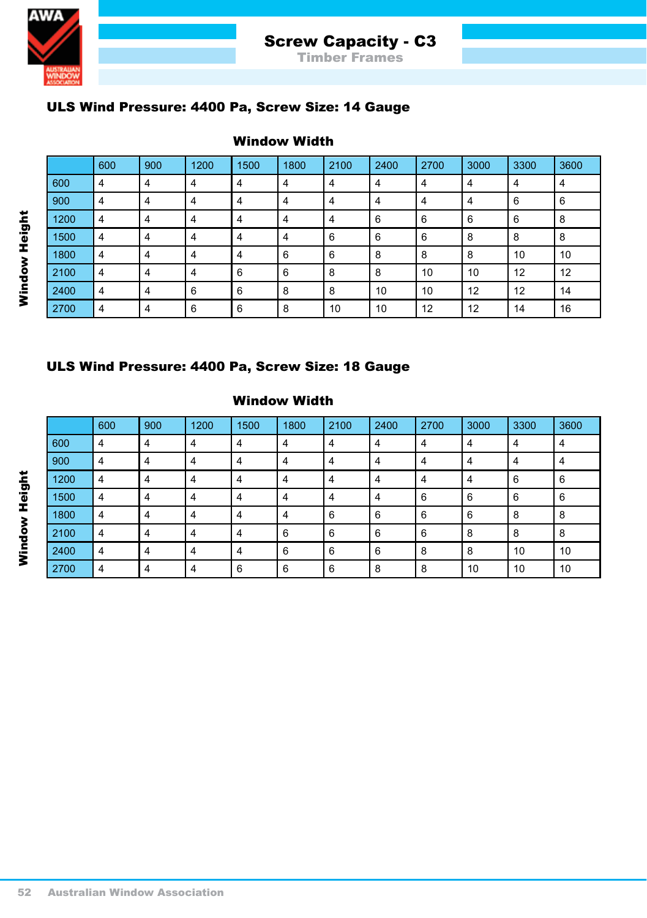# Screw Capacity - C3

## Timber Frames

### ULS Wind Pressure: 4400 Pa, Screw Size: 14 Gauge

**Window Width** (columns) / **Window Height** (rows)

| | 600 | 900 | 1200 | 1500 | 1800 | 2100 | 2400 | 2700 | 3000 | 3300 | 3600 |
|---|---|---|---|---|---|---|---|---|---|---|---|
| 600 | 4 | 4 | 4 | 4 | 4 | 4 | 4 | 4 | 4 | 4 | 4 |
| 900 | 4 | 4 | 4 | 4 | 4 | 4 | 4 | 4 | 4 | 6 | 6 |
| 1200 | 4 | 4 | 4 | 4 | 4 | 4 | 6 | 6 | 6 | 6 | 8 |
| 1500 | 4 | 4 | 4 | 4 | 4 | 6 | 6 | 6 | 8 | 8 | 8 |
| 1800 | 4 | 4 | 4 | 4 | 6 | 6 | 8 | 8 | 8 | 10 | 10 |
| 2100 | 4 | 4 | 4 | 6 | 6 | 8 | 8 | 10 | 10 | 12 | 12 |
| 2400 | 4 | 4 | 6 | 6 | 8 | 8 | 10 | 10 | 12 | 12 | 14 |
| 2700 | 4 | 4 | 6 | 6 | 8 | 10 | 10 | 12 | 12 | 14 | 16 |

### ULS Wind Pressure: 4400 Pa, Screw Size: 18 Gauge

**Window Width** (columns) / **Window Height** (rows)

| | 600 | 900 | 1200 | 1500 | 1800 | 2100 | 2400 | 2700 | 3000 | 3300 | 3600 |
|---|---|---|---|---|---|---|---|---|---|---|---|
| 600 | 4 | 4 | 4 | 4 | 4 | 4 | 4 | 4 | 4 | 4 | 4 |
| 900 | 4 | 4 | 4 | 4 | 4 | 4 | 4 | 4 | 4 | 4 | 4 |
| 1200 | 4 | 4 | 4 | 4 | 4 | 4 | 4 | 4 | 4 | 6 | 6 |
| 1500 | 4 | 4 | 4 | 4 | 4 | 4 | 4 | 6 | 6 | 6 | 6 |
| 1800 | 4 | 4 | 4 | 4 | 4 | 6 | 6 | 6 | 6 | 8 | 8 |
| 2100 | 4 | 4 | 4 | 4 | 6 | 6 | 6 | 6 | 8 | 8 | 8 |
| 2400 | 4 | 4 | 4 | 4 | 6 | 6 | 6 | 8 | 8 | 10 | 10 |
| 2700 | 4 | 4 | 4 | 6 | 6 | 6 | 8 | 8 | 10 | 10 | 10 |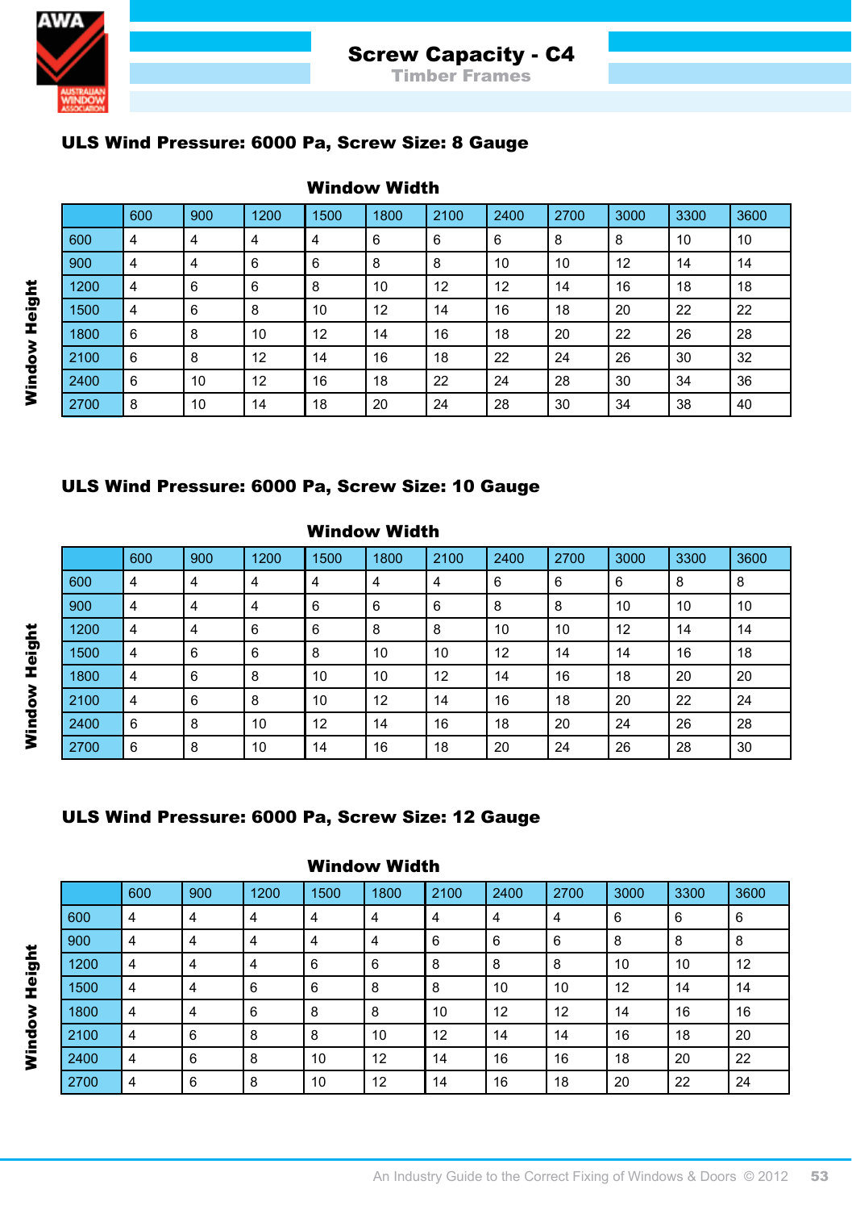# Screw Capacity - C4

## Timber Frames

### ULS Wind Pressure: 6000 Pa, Screw Size: 8 Gauge

**Window Width** (columns) / **Window Height** (rows)

| | 600 | 900 | 1200 | 1500 | 1800 | 2100 | 2400 | 2700 | 3000 | 3300 | 3600 |
|---|---|---|---|---|---|---|---|---|---|---|---|
| 600 | 4 | 4 | 4 | 4 | 6 | 6 | 6 | 8 | 8 | 10 | 10 |
| 900 | 4 | 4 | 6 | 6 | 8 | 8 | 10 | 10 | 12 | 14 | 14 |
| 1200 | 4 | 6 | 6 | 8 | 10 | 12 | 12 | 14 | 16 | 18 | 18 |
| 1500 | 4 | 6 | 8 | 10 | 12 | 14 | 16 | 18 | 20 | 22 | 22 |
| 1800 | 6 | 8 | 10 | 12 | 14 | 16 | 18 | 20 | 22 | 26 | 28 |
| 2100 | 6 | 8 | 12 | 14 | 16 | 18 | 22 | 24 | 26 | 30 | 32 |
| 2400 | 6 | 10 | 12 | 16 | 18 | 22 | 24 | 28 | 30 | 34 | 36 |
| 2700 | 8 | 10 | 14 | 18 | 20 | 24 | 28 | 30 | 34 | 38 | 40 |

### ULS Wind Pressure: 6000 Pa, Screw Size: 10 Gauge

**Window Width** (columns) / **Window Height** (rows)

| | 600 | 900 | 1200 | 1500 | 1800 | 2100 | 2400 | 2700 | 3000 | 3300 | 3600 |
|---|---|---|---|---|---|---|---|---|---|---|---|
| 600 | 4 | 4 | 4 | 4 | 4 | 4 | 6 | 6 | 6 | 8 | 8 |
| 900 | 4 | 4 | 4 | 6 | 6 | 6 | 8 | 8 | 10 | 10 | 10 |
| 1200 | 4 | 4 | 6 | 6 | 8 | 8 | 10 | 10 | 12 | 14 | 14 |
| 1500 | 4 | 6 | 6 | 8 | 10 | 10 | 12 | 14 | 14 | 16 | 18 |
| 1800 | 4 | 6 | 8 | 10 | 10 | 12 | 14 | 16 | 18 | 20 | 20 |
| 2100 | 4 | 6 | 8 | 10 | 12 | 14 | 16 | 18 | 20 | 22 | 24 |
| 2400 | 6 | 8 | 10 | 12 | 14 | 16 | 18 | 20 | 24 | 26 | 28 |
| 2700 | 6 | 8 | 10 | 14 | 16 | 18 | 20 | 24 | 26 | 28 | 30 |

### ULS Wind Pressure: 6000 Pa, Screw Size: 12 Gauge

**Window Width** (columns) / **Window Height** (rows)

| | 600 | 900 | 1200 | 1500 | 1800 | 2100 | 2400 | 2700 | 3000 | 3300 | 3600 |
|---|---|---|---|---|---|---|---|---|---|---|---|
| 600 | 4 | 4 | 4 | 4 | 4 | 4 | 4 | 4 | 6 | 6 | 6 |
| 900 | 4 | 4 | 4 | 4 | 4 | 6 | 6 | 6 | 8 | 8 | 8 |
| 1200 | 4 | 4 | 4 | 6 | 6 | 8 | 8 | 8 | 10 | 10 | 12 |
| 1500 | 4 | 4 | 6 | 6 | 8 | 8 | 10 | 10 | 12 | 14 | 14 |
| 1800 | 4 | 4 | 6 | 8 | 8 | 10 | 12 | 12 | 14 | 16 | 16 |
| 2100 | 4 | 6 | 8 | 8 | 10 | 12 | 14 | 14 | 16 | 18 | 20 |
| 2400 | 4 | 6 | 8 | 10 | 12 | 14 | 16 | 16 | 18 | 20 | 22 |
| 2700 | 4 | 6 | 8 | 10 | 12 | 14 | 16 | 18 | 20 | 22 | 24 |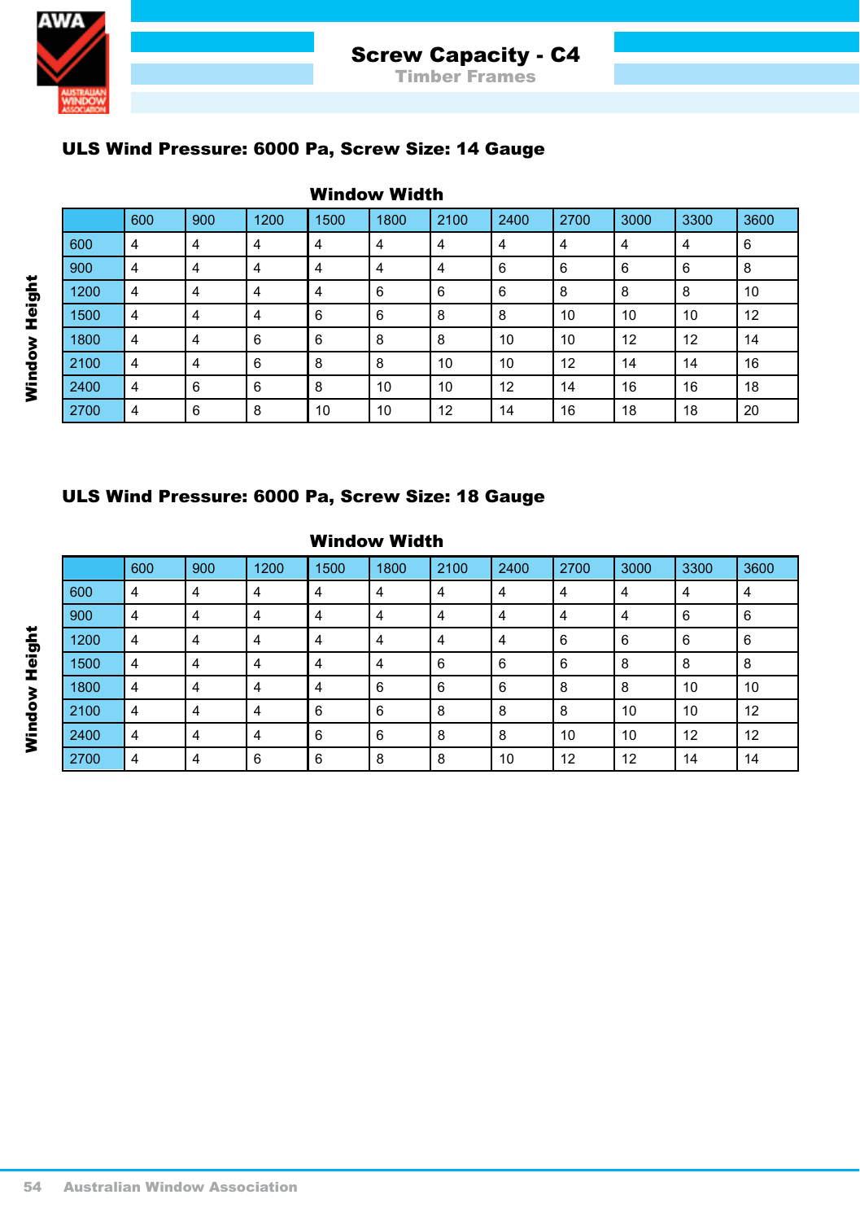# Screw Capacity - C4

## Timber Frames

### ULS Wind Pressure: 6000 Pa, Screw Size: 14 Gauge

**Window Width** (columns) / **Window Height** (rows)

| | 600 | 900 | 1200 | 1500 | 1800 | 2100 | 2400 | 2700 | 3000 | 3300 | 3600 |
|---|---|---|---|---|---|---|---|---|---|---|---|
| 600 | 4 | 4 | 4 | 4 | 4 | 4 | 4 | 4 | 4 | 4 | 6 |
| 900 | 4 | 4 | 4 | 4 | 4 | 4 | 6 | 6 | 6 | 6 | 8 |
| 1200 | 4 | 4 | 4 | 4 | 6 | 6 | 6 | 8 | 8 | 8 | 10 |
| 1500 | 4 | 4 | 4 | 6 | 6 | 8 | 8 | 10 | 10 | 10 | 12 |
| 1800 | 4 | 4 | 6 | 6 | 8 | 8 | 10 | 10 | 12 | 12 | 14 |
| 2100 | 4 | 4 | 6 | 8 | 8 | 10 | 10 | 12 | 14 | 14 | 16 |
| 2400 | 4 | 6 | 6 | 8 | 10 | 10 | 12 | 14 | 16 | 16 | 18 |
| 2700 | 4 | 6 | 8 | 10 | 10 | 12 | 14 | 16 | 18 | 18 | 20 |

### ULS Wind Pressure: 6000 Pa, Screw Size: 18 Gauge

**Window Width** (columns) / **Window Height** (rows)

| | 600 | 900 | 1200 | 1500 | 1800 | 2100 | 2400 | 2700 | 3000 | 3300 | 3600 |
|---|---|---|---|---|---|---|---|---|---|---|---|
| 600 | 4 | 4 | 4 | 4 | 4 | 4 | 4 | 4 | 4 | 4 | 4 |
| 900 | 4 | 4 | 4 | 4 | 4 | 4 | 4 | 4 | 4 | 6 | 6 |
| 1200 | 4 | 4 | 4 | 4 | 4 | 4 | 4 | 6 | 6 | 6 | 6 |
| 1500 | 4 | 4 | 4 | 4 | 4 | 6 | 6 | 6 | 8 | 8 | 8 |
| 1800 | 4 | 4 | 4 | 4 | 6 | 6 | 6 | 8 | 8 | 10 | 10 |
| 2100 | 4 | 4 | 4 | 6 | 6 | 8 | 8 | 8 | 10 | 10 | 12 |
| 2400 | 4 | 4 | 4 | 6 | 6 | 8 | 8 | 10 | 10 | 12 | 12 |
| 2700 | 4 | 4 | 6 | 6 | 8 | 8 | 10 | 12 | 12 | 14 | 14 |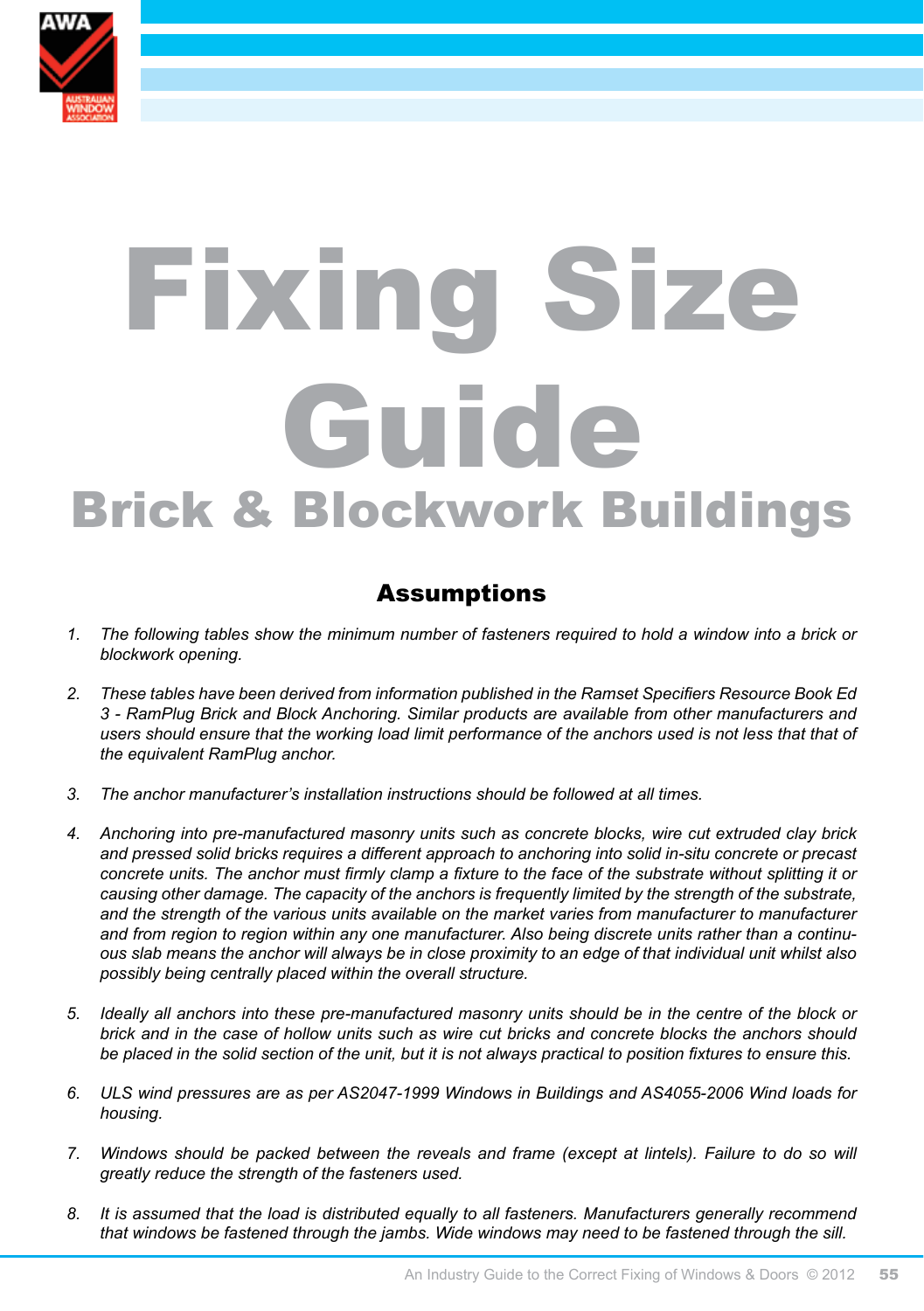# Fixing Size Guide

## Brick & Blockwork Buildings

### Assumptions

1. *The following tables show the minimum number of fasteners required to hold a window into a brick or blockwork opening.*

2. *These tables have been derived from information published in the Ramset Specifiers Resource Book Ed 3 - RamPlug Brick and Block Anchoring. Similar products are available from other manufacturers and users should ensure that the working load limit performance of the anchors used is not less that that of the equivalent RamPlug anchor.*

3. *The anchor manufacturer's installation instructions should be followed at all times.*

4. *Anchoring into pre-manufactured masonry units such as concrete blocks, wire cut extruded clay brick and pressed solid bricks requires a different approach to anchoring into solid in-situ concrete or precast concrete units. The anchor must firmly clamp a fixture to the face of the substrate without splitting it or causing other damage. The capacity of the anchors is frequently limited by the strength of the substrate, and the strength of the various units available on the market varies from manufacturer to manufacturer and from region to region within any one manufacturer. Also being discrete units rather than a continuous slab means the anchor will always be in close proximity to an edge of that individual unit whilst also possibly being centrally placed within the overall structure.*

5. *Ideally all anchors into these pre-manufactured masonry units should be in the centre of the block or brick and in the case of hollow units such as wire cut bricks and concrete blocks the anchors should be placed in the solid section of the unit, but it is not always practical to position fixtures to ensure this.*

6. *ULS wind pressures are as per AS2047-1999 Windows in Buildings and AS4055-2006 Wind loads for housing.*

7. *Windows should be packed between the reveals and frame (except at lintels). Failure to do so will greatly reduce the strength of the fasteners used.*

8. *It is assumed that the load is distributed equally to all fasteners. Manufacturers generally recommend that windows be fastened through the jambs. Wide windows may need to be fastened through the sill.*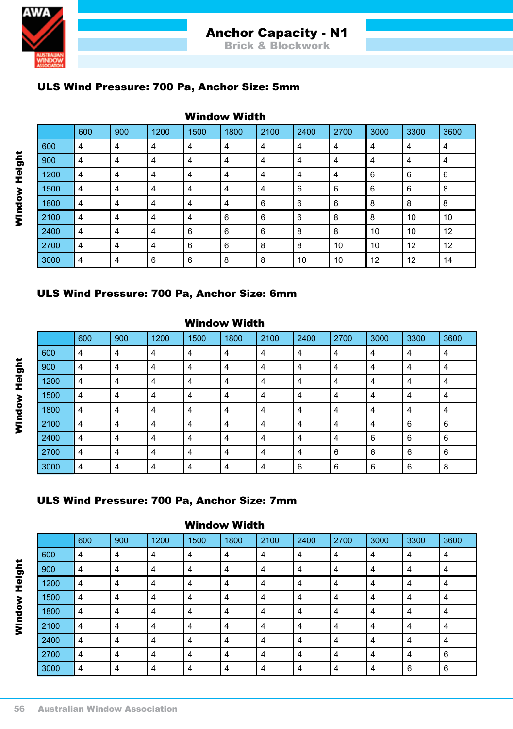# Anchor Capacity - N1

## Brick & Blockwork

### ULS Wind Pressure: 700 Pa, Anchor Size: 5mm

Window Width

| Window Height | 600 | 900 | 1200 | 1500 | 1800 | 2100 | 2400 | 2700 | 3000 | 3300 | 3600 |
|---|---|---|---|---|---|---|---|---|---|---|---|
| 600 | 4 | 4 | 4 | 4 | 4 | 4 | 4 | 4 | 4 | 4 | 4 |
| 900 | 4 | 4 | 4 | 4 | 4 | 4 | 4 | 4 | 4 | 4 | 4 |
| 1200 | 4 | 4 | 4 | 4 | 4 | 4 | 4 | 4 | 6 | 6 | 6 |
| 1500 | 4 | 4 | 4 | 4 | 4 | 4 | 6 | 6 | 6 | 6 | 8 |
| 1800 | 4 | 4 | 4 | 4 | 4 | 6 | 6 | 6 | 8 | 8 | 8 |
| 2100 | 4 | 4 | 4 | 4 | 6 | 6 | 6 | 8 | 8 | 10 | 10 |
| 2400 | 4 | 4 | 4 | 6 | 6 | 6 | 8 | 8 | 10 | 10 | 12 |
| 2700 | 4 | 4 | 4 | 6 | 6 | 8 | 8 | 10 | 10 | 12 | 12 |
| 3000 | 4 | 4 | 6 | 6 | 8 | 8 | 10 | 10 | 12 | 12 | 14 |

### ULS Wind Pressure: 700 Pa, Anchor Size: 6mm

Window Width

| Window Height | 600 | 900 | 1200 | 1500 | 1800 | 2100 | 2400 | 2700 | 3000 | 3300 | 3600 |
|---|---|---|---|---|---|---|---|---|---|---|---|
| 600 | 4 | 4 | 4 | 4 | 4 | 4 | 4 | 4 | 4 | 4 | 4 |
| 900 | 4 | 4 | 4 | 4 | 4 | 4 | 4 | 4 | 4 | 4 | 4 |
| 1200 | 4 | 4 | 4 | 4 | 4 | 4 | 4 | 4 | 4 | 4 | 4 |
| 1500 | 4 | 4 | 4 | 4 | 4 | 4 | 4 | 4 | 4 | 4 | 4 |
| 1800 | 4 | 4 | 4 | 4 | 4 | 4 | 4 | 4 | 4 | 4 | 4 |
| 2100 | 4 | 4 | 4 | 4 | 4 | 4 | 4 | 4 | 4 | 6 | 6 |
| 2400 | 4 | 4 | 4 | 4 | 4 | 4 | 4 | 4 | 6 | 6 | 6 |
| 2700 | 4 | 4 | 4 | 4 | 4 | 4 | 4 | 6 | 6 | 6 | 6 |
| 3000 | 4 | 4 | 4 | 4 | 4 | 4 | 6 | 6 | 6 | 6 | 8 |

### ULS Wind Pressure: 700 Pa, Anchor Size: 7mm

Window Width

| Window Height | 600 | 900 | 1200 | 1500 | 1800 | 2100 | 2400 | 2700 | 3000 | 3300 | 3600 |
|---|---|---|---|---|---|---|---|---|---|---|---|
| 600 | 4 | 4 | 4 | 4 | 4 | 4 | 4 | 4 | 4 | 4 | 4 |
| 900 | 4 | 4 | 4 | 4 | 4 | 4 | 4 | 4 | 4 | 4 | 4 |
| 1200 | 4 | 4 | 4 | 4 | 4 | 4 | 4 | 4 | 4 | 4 | 4 |
| 1500 | 4 | 4 | 4 | 4 | 4 | 4 | 4 | 4 | 4 | 4 | 4 |
| 1800 | 4 | 4 | 4 | 4 | 4 | 4 | 4 | 4 | 4 | 4 | 4 |
| 2100 | 4 | 4 | 4 | 4 | 4 | 4 | 4 | 4 | 4 | 4 | 4 |
| 2400 | 4 | 4 | 4 | 4 | 4 | 4 | 4 | 4 | 4 | 4 | 4 |
| 2700 | 4 | 4 | 4 | 4 | 4 | 4 | 4 | 4 | 4 | 4 | 6 |
| 3000 | 4 | 4 | 4 | 4 | 4 | 4 | 4 | 4 | 4 | 6 | 6 |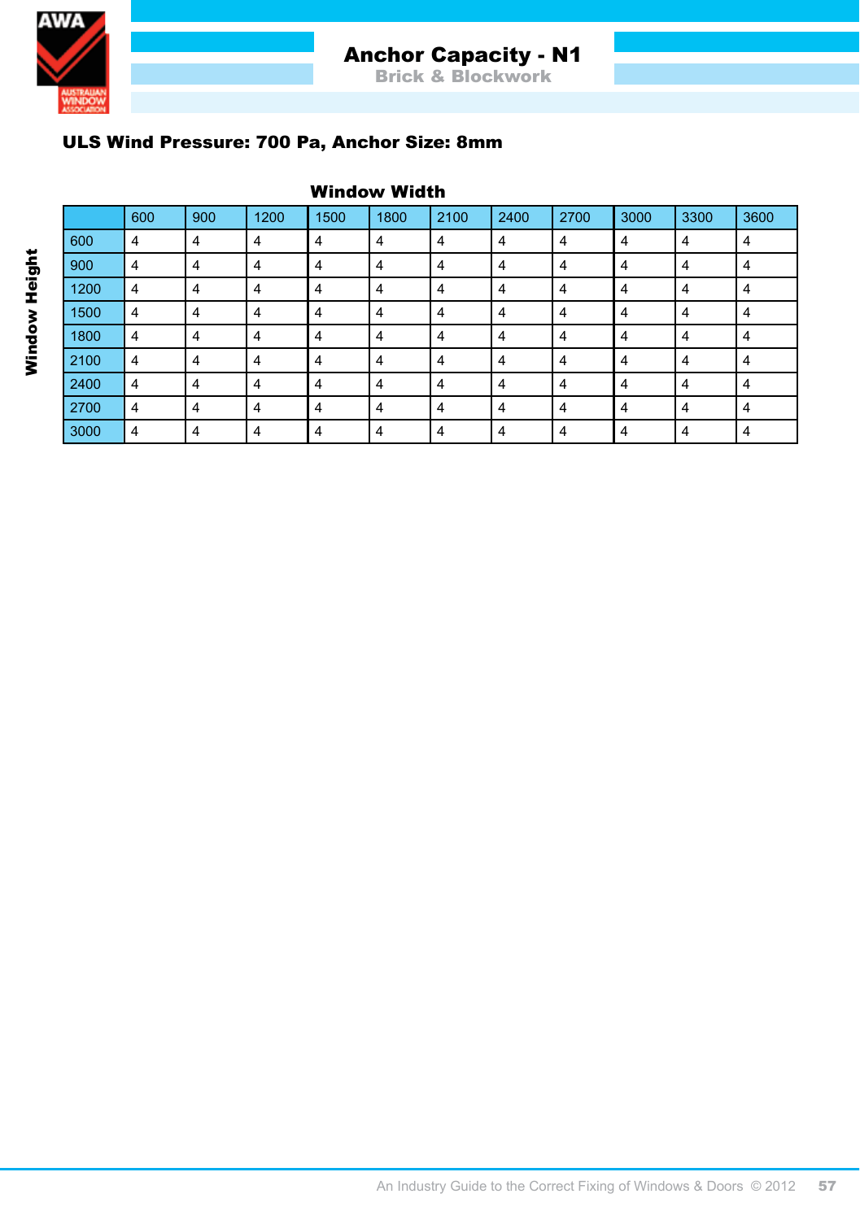# Anchor Capacity - N1

## Brick & Blockwork

### ULS Wind Pressure: 700 Pa, Anchor Size: 8mm

**Window Width** (columns) / **Window Height** (rows)

| | 600 | 900 | 1200 | 1500 | 1800 | 2100 | 2400 | 2700 | 3000 | 3300 | 3600 |
|---|---|---|---|---|---|---|---|---|---|---|---|
| 600 | 4 | 4 | 4 | 4 | 4 | 4 | 4 | 4 | 4 | 4 | 4 |
| 900 | 4 | 4 | 4 | 4 | 4 | 4 | 4 | 4 | 4 | 4 | 4 |
| 1200 | 4 | 4 | 4 | 4 | 4 | 4 | 4 | 4 | 4 | 4 | 4 |
| 1500 | 4 | 4 | 4 | 4 | 4 | 4 | 4 | 4 | 4 | 4 | 4 |
| 1800 | 4 | 4 | 4 | 4 | 4 | 4 | 4 | 4 | 4 | 4 | 4 |
| 2100 | 4 | 4 | 4 | 4 | 4 | 4 | 4 | 4 | 4 | 4 | 4 |
| 2400 | 4 | 4 | 4 | 4 | 4 | 4 | 4 | 4 | 4 | 4 | 4 |
| 2700 | 4 | 4 | 4 | 4 | 4 | 4 | 4 | 4 | 4 | 4 | 4 |
| 3000 | 4 | 4 | 4 | 4 | 4 | 4 | 4 | 4 | 4 | 4 | 4 |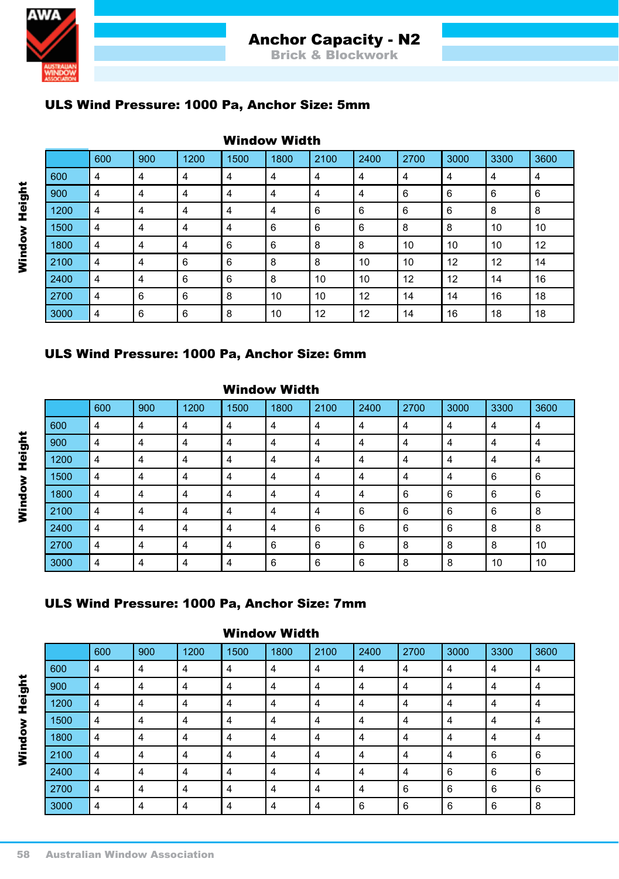# Anchor Capacity - N2

## Brick & Blockwork

### ULS Wind Pressure: 1000 Pa, Anchor Size: 5mm

Window Width

| Window Height | 600 | 900 | 1200 | 1500 | 1800 | 2100 | 2400 | 2700 | 3000 | 3300 | 3600 |
|---|---|---|---|---|---|---|---|---|---|---|---|
| 600 | 4 | 4 | 4 | 4 | 4 | 4 | 4 | 4 | 4 | 4 | 4 |
| 900 | 4 | 4 | 4 | 4 | 4 | 4 | 4 | 6 | 6 | 6 | 6 |
| 1200 | 4 | 4 | 4 | 4 | 4 | 6 | 6 | 6 | 6 | 8 | 8 |
| 1500 | 4 | 4 | 4 | 4 | 6 | 6 | 6 | 8 | 8 | 10 | 10 |
| 1800 | 4 | 4 | 4 | 6 | 6 | 8 | 8 | 10 | 10 | 10 | 12 |
| 2100 | 4 | 4 | 6 | 6 | 8 | 8 | 10 | 10 | 12 | 12 | 14 |
| 2400 | 4 | 4 | 6 | 6 | 8 | 10 | 10 | 12 | 12 | 14 | 16 |
| 2700 | 4 | 6 | 6 | 8 | 10 | 10 | 12 | 14 | 14 | 16 | 18 |
| 3000 | 4 | 6 | 6 | 8 | 10 | 12 | 12 | 14 | 16 | 18 | 18 |

### ULS Wind Pressure: 1000 Pa, Anchor Size: 6mm

Window Width

| Window Height | 600 | 900 | 1200 | 1500 | 1800 | 2100 | 2400 | 2700 | 3000 | 3300 | 3600 |
|---|---|---|---|---|---|---|---|---|---|---|---|
| 600 | 4 | 4 | 4 | 4 | 4 | 4 | 4 | 4 | 4 | 4 | 4 |
| 900 | 4 | 4 | 4 | 4 | 4 | 4 | 4 | 4 | 4 | 4 | 4 |
| 1200 | 4 | 4 | 4 | 4 | 4 | 4 | 4 | 4 | 4 | 4 | 4 |
| 1500 | 4 | 4 | 4 | 4 | 4 | 4 | 4 | 4 | 4 | 6 | 6 |
| 1800 | 4 | 4 | 4 | 4 | 4 | 4 | 4 | 6 | 6 | 6 | 6 |
| 2100 | 4 | 4 | 4 | 4 | 4 | 4 | 6 | 6 | 6 | 6 | 8 |
| 2400 | 4 | 4 | 4 | 4 | 4 | 6 | 6 | 6 | 6 | 8 | 8 |
| 2700 | 4 | 4 | 4 | 4 | 6 | 6 | 6 | 8 | 8 | 8 | 10 |
| 3000 | 4 | 4 | 4 | 4 | 6 | 6 | 6 | 8 | 8 | 10 | 10 |

### ULS Wind Pressure: 1000 Pa, Anchor Size: 7mm

Window Width

| Window Height | 600 | 900 | 1200 | 1500 | 1800 | 2100 | 2400 | 2700 | 3000 | 3300 | 3600 |
|---|---|---|---|---|---|---|---|---|---|---|---|
| 600 | 4 | 4 | 4 | 4 | 4 | 4 | 4 | 4 | 4 | 4 | 4 |
| 900 | 4 | 4 | 4 | 4 | 4 | 4 | 4 | 4 | 4 | 4 | 4 |
| 1200 | 4 | 4 | 4 | 4 | 4 | 4 | 4 | 4 | 4 | 4 | 4 |
| 1500 | 4 | 4 | 4 | 4 | 4 | 4 | 4 | 4 | 4 | 4 | 4 |
| 1800 | 4 | 4 | 4 | 4 | 4 | 4 | 4 | 4 | 4 | 4 | 4 |
| 2100 | 4 | 4 | 4 | 4 | 4 | 4 | 4 | 4 | 4 | 6 | 6 |
| 2400 | 4 | 4 | 4 | 4 | 4 | 4 | 4 | 4 | 6 | 6 | 6 |
| 2700 | 4 | 4 | 4 | 4 | 4 | 4 | 4 | 6 | 6 | 6 | 6 |
| 3000 | 4 | 4 | 4 | 4 | 4 | 4 | 6 | 6 | 6 | 6 | 8 |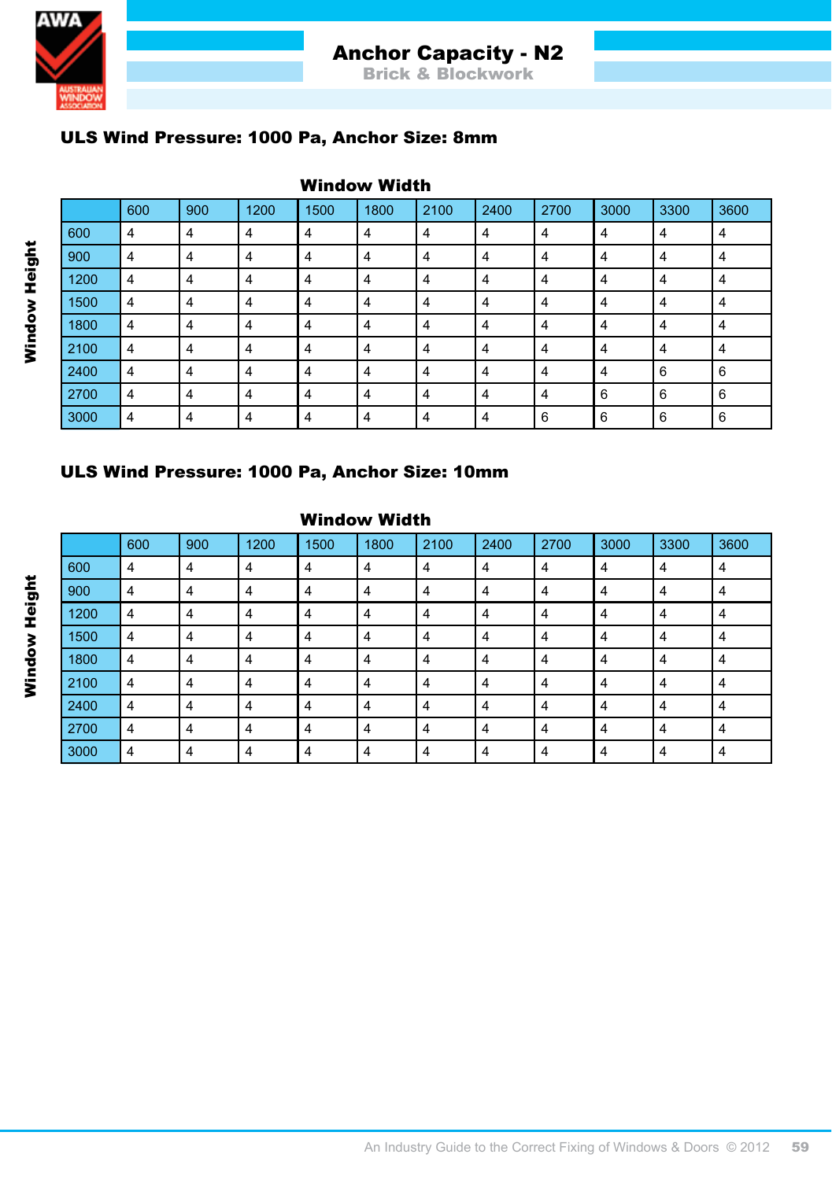# Anchor Capacity - N2

## Brick & Blockwork

### ULS Wind Pressure: 1000 Pa, Anchor Size: 8mm

**Window Width** (columns) / **Window Height** (rows)

| | 600 | 900 | 1200 | 1500 | 1800 | 2100 | 2400 | 2700 | 3000 | 3300 | 3600 |
|---|---|---|---|---|---|---|---|---|---|---|---|
| 600 | 4 | 4 | 4 | 4 | 4 | 4 | 4 | 4 | 4 | 4 | 4 |
| 900 | 4 | 4 | 4 | 4 | 4 | 4 | 4 | 4 | 4 | 4 | 4 |
| 1200 | 4 | 4 | 4 | 4 | 4 | 4 | 4 | 4 | 4 | 4 | 4 |
| 1500 | 4 | 4 | 4 | 4 | 4 | 4 | 4 | 4 | 4 | 4 | 4 |
| 1800 | 4 | 4 | 4 | 4 | 4 | 4 | 4 | 4 | 4 | 4 | 4 |
| 2100 | 4 | 4 | 4 | 4 | 4 | 4 | 4 | 4 | 4 | 4 | 4 |
| 2400 | 4 | 4 | 4 | 4 | 4 | 4 | 4 | 4 | 4 | 6 | 6 |
| 2700 | 4 | 4 | 4 | 4 | 4 | 4 | 4 | 4 | 6 | 6 | 6 |
| 3000 | 4 | 4 | 4 | 4 | 4 | 4 | 4 | 6 | 6 | 6 | 6 |

### ULS Wind Pressure: 1000 Pa, Anchor Size: 10mm

**Window Width** (columns) / **Window Height** (rows)

| | 600 | 900 | 1200 | 1500 | 1800 | 2100 | 2400 | 2700 | 3000 | 3300 | 3600 |
|---|---|---|---|---|---|---|---|---|---|---|---|
| 600 | 4 | 4 | 4 | 4 | 4 | 4 | 4 | 4 | 4 | 4 | 4 |
| 900 | 4 | 4 | 4 | 4 | 4 | 4 | 4 | 4 | 4 | 4 | 4 |
| 1200 | 4 | 4 | 4 | 4 | 4 | 4 | 4 | 4 | 4 | 4 | 4 |
| 1500 | 4 | 4 | 4 | 4 | 4 | 4 | 4 | 4 | 4 | 4 | 4 |
| 1800 | 4 | 4 | 4 | 4 | 4 | 4 | 4 | 4 | 4 | 4 | 4 |
| 2100 | 4 | 4 | 4 | 4 | 4 | 4 | 4 | 4 | 4 | 4 | 4 |
| 2400 | 4 | 4 | 4 | 4 | 4 | 4 | 4 | 4 | 4 | 4 | 4 |
| 2700 | 4 | 4 | 4 | 4 | 4 | 4 | 4 | 4 | 4 | 4 | 4 |
| 3000 | 4 | 4 | 4 | 4 | 4 | 4 | 4 | 4 | 4 | 4 | 4 |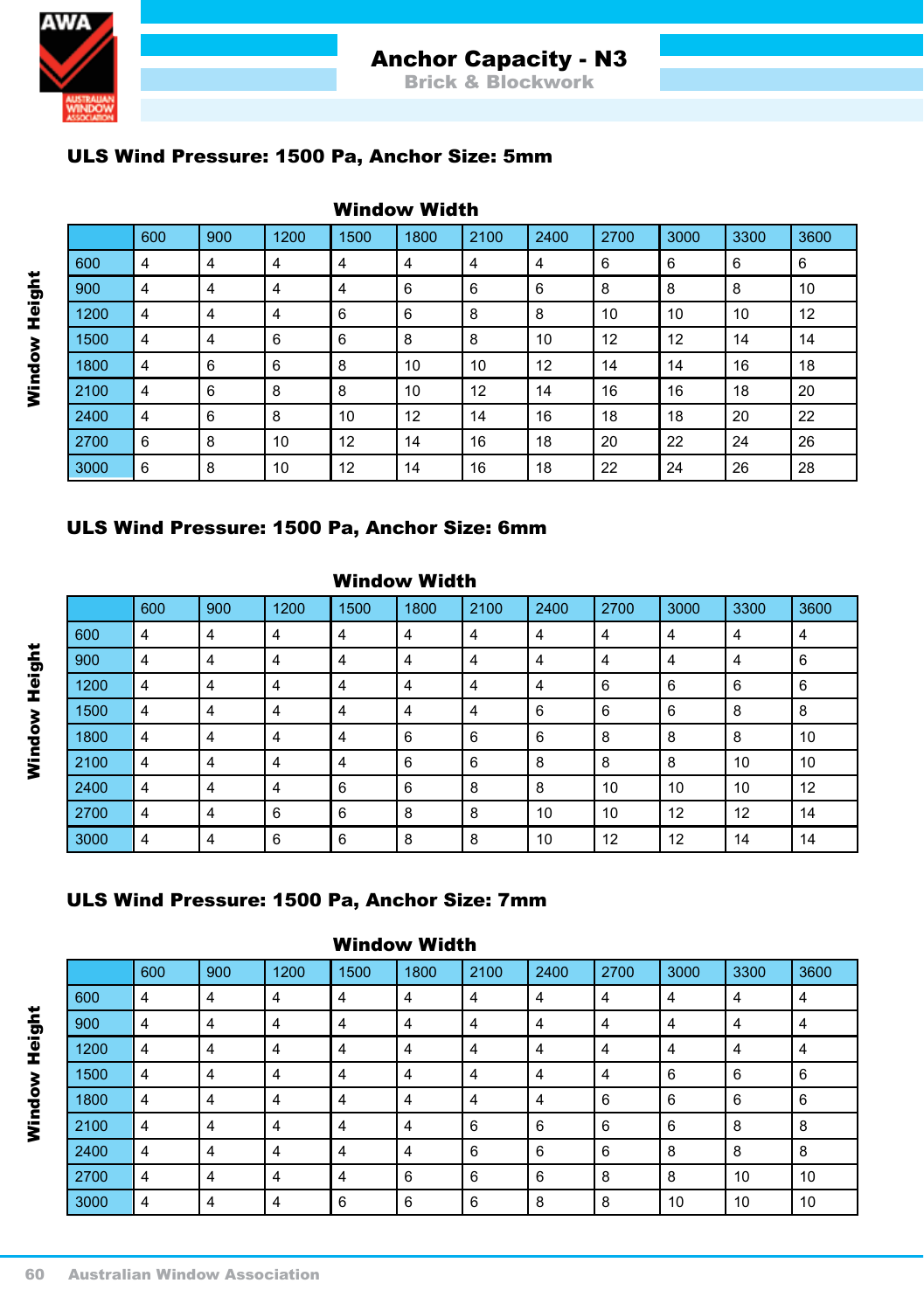# Anchor Capacity - N3

## Brick & Blockwork

### ULS Wind Pressure: 1500 Pa, Anchor Size: 5mm

**Window Width** (columns) / **Window Height** (rows)

| | 600 | 900 | 1200 | 1500 | 1800 | 2100 | 2400 | 2700 | 3000 | 3300 | 3600 |
|---|---|---|---|---|---|---|---|---|---|---|---|
| 600 | 4 | 4 | 4 | 4 | 4 | 4 | 4 | 6 | 6 | 6 | 6 |
| 900 | 4 | 4 | 4 | 4 | 6 | 6 | 6 | 8 | 8 | 8 | 10 |
| 1200 | 4 | 4 | 4 | 6 | 6 | 8 | 8 | 10 | 10 | 10 | 12 |
| 1500 | 4 | 4 | 6 | 6 | 8 | 8 | 10 | 12 | 12 | 14 | 14 |
| 1800 | 4 | 6 | 6 | 8 | 10 | 10 | 12 | 14 | 14 | 16 | 18 |
| 2100 | 4 | 6 | 8 | 8 | 10 | 12 | 14 | 16 | 16 | 18 | 20 |
| 2400 | 4 | 6 | 8 | 10 | 12 | 14 | 16 | 18 | 18 | 20 | 22 |
| 2700 | 6 | 8 | 10 | 12 | 14 | 16 | 18 | 20 | 22 | 24 | 26 |
| 3000 | 6 | 8 | 10 | 12 | 14 | 16 | 18 | 22 | 24 | 26 | 28 |

### ULS Wind Pressure: 1500 Pa, Anchor Size: 6mm

**Window Width** (columns) / **Window Height** (rows)

| | 600 | 900 | 1200 | 1500 | 1800 | 2100 | 2400 | 2700 | 3000 | 3300 | 3600 |
|---|---|---|---|---|---|---|---|---|---|---|---|
| 600 | 4 | 4 | 4 | 4 | 4 | 4 | 4 | 4 | 4 | 4 | 4 |
| 900 | 4 | 4 | 4 | 4 | 4 | 4 | 4 | 4 | 4 | 4 | 6 |
| 1200 | 4 | 4 | 4 | 4 | 4 | 4 | 4 | 6 | 6 | 6 | 6 |
| 1500 | 4 | 4 | 4 | 4 | 4 | 4 | 6 | 6 | 6 | 8 | 8 |
| 1800 | 4 | 4 | 4 | 4 | 6 | 6 | 6 | 8 | 8 | 8 | 10 |
| 2100 | 4 | 4 | 4 | 4 | 6 | 6 | 8 | 8 | 8 | 10 | 10 |
| 2400 | 4 | 4 | 4 | 6 | 6 | 8 | 8 | 10 | 10 | 10 | 12 |
| 2700 | 4 | 4 | 6 | 6 | 8 | 8 | 10 | 10 | 12 | 12 | 14 |
| 3000 | 4 | 4 | 6 | 6 | 8 | 8 | 10 | 12 | 12 | 14 | 14 |

### ULS Wind Pressure: 1500 Pa, Anchor Size: 7mm

**Window Width** (columns) / **Window Height** (rows)

| | 600 | 900 | 1200 | 1500 | 1800 | 2100 | 2400 | 2700 | 3000 | 3300 | 3600 |
|---|---|---|---|---|---|---|---|---|---|---|---|
| 600 | 4 | 4 | 4 | 4 | 4 | 4 | 4 | 4 | 4 | 4 | 4 |
| 900 | 4 | 4 | 4 | 4 | 4 | 4 | 4 | 4 | 4 | 4 | 4 |
| 1200 | 4 | 4 | 4 | 4 | 4 | 4 | 4 | 4 | 4 | 4 | 4 |
| 1500 | 4 | 4 | 4 | 4 | 4 | 4 | 4 | 4 | 6 | 6 | 6 |
| 1800 | 4 | 4 | 4 | 4 | 4 | 4 | 4 | 6 | 6 | 6 | 6 |
| 2100 | 4 | 4 | 4 | 4 | 4 | 6 | 6 | 6 | 6 | 8 | 8 |
| 2400 | 4 | 4 | 4 | 4 | 4 | 6 | 6 | 6 | 8 | 8 | 8 |
| 2700 | 4 | 4 | 4 | 4 | 6 | 6 | 6 | 8 | 8 | 10 | 10 |
| 3000 | 4 | 4 | 4 | 6 | 6 | 6 | 8 | 8 | 10 | 10 | 10 |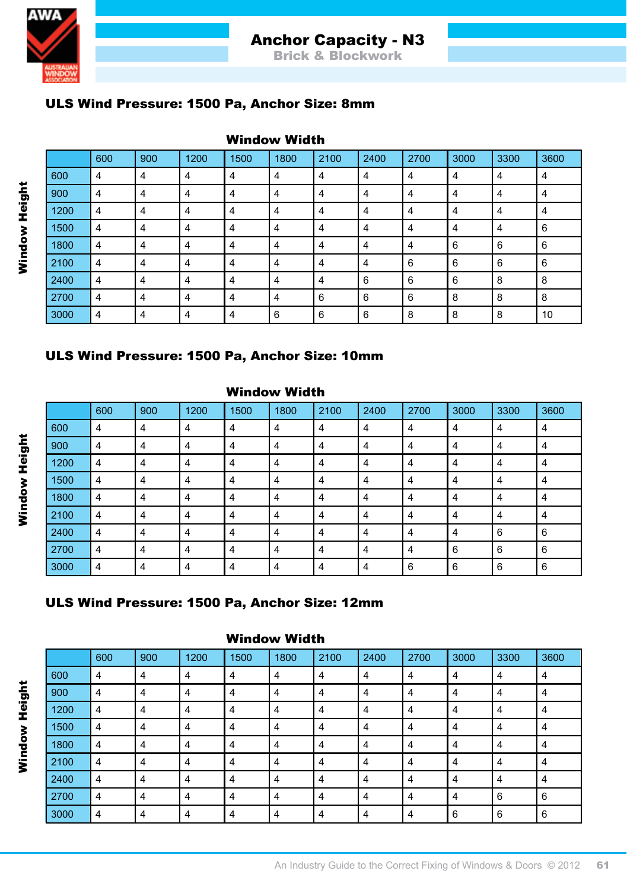# Anchor Capacity - N3

## Brick & Blockwork

### ULS Wind Pressure: 1500 Pa, Anchor Size: 8mm

**Window Width** (columns) / **Window Height** (rows)

| | 600 | 900 | 1200 | 1500 | 1800 | 2100 | 2400 | 2700 | 3000 | 3300 | 3600 |
|---|---|---|---|---|---|---|---|---|---|---|---|
| 600 | 4 | 4 | 4 | 4 | 4 | 4 | 4 | 4 | 4 | 4 | 4 |
| 900 | 4 | 4 | 4 | 4 | 4 | 4 | 4 | 4 | 4 | 4 | 4 |
| 1200 | 4 | 4 | 4 | 4 | 4 | 4 | 4 | 4 | 4 | 4 | 4 |
| 1500 | 4 | 4 | 4 | 4 | 4 | 4 | 4 | 4 | 4 | 4 | 6 |
| 1800 | 4 | 4 | 4 | 4 | 4 | 4 | 4 | 4 | 6 | 6 | 6 |
| 2100 | 4 | 4 | 4 | 4 | 4 | 4 | 4 | 6 | 6 | 6 | 6 |
| 2400 | 4 | 4 | 4 | 4 | 4 | 4 | 6 | 6 | 6 | 8 | 8 |
| 2700 | 4 | 4 | 4 | 4 | 4 | 6 | 6 | 6 | 8 | 8 | 8 |
| 3000 | 4 | 4 | 4 | 4 | 6 | 6 | 6 | 8 | 8 | 8 | 10 |

### ULS Wind Pressure: 1500 Pa, Anchor Size: 10mm

**Window Width** (columns) / **Window Height** (rows)

| | 600 | 900 | 1200 | 1500 | 1800 | 2100 | 2400 | 2700 | 3000 | 3300 | 3600 |
|---|---|---|---|---|---|---|---|---|---|---|---|
| 600 | 4 | 4 | 4 | 4 | 4 | 4 | 4 | 4 | 4 | 4 | 4 |
| 900 | 4 | 4 | 4 | 4 | 4 | 4 | 4 | 4 | 4 | 4 | 4 |
| 1200 | 4 | 4 | 4 | 4 | 4 | 4 | 4 | 4 | 4 | 4 | 4 |
| 1500 | 4 | 4 | 4 | 4 | 4 | 4 | 4 | 4 | 4 | 4 | 4 |
| 1800 | 4 | 4 | 4 | 4 | 4 | 4 | 4 | 4 | 4 | 4 | 4 |
| 2100 | 4 | 4 | 4 | 4 | 4 | 4 | 4 | 4 | 4 | 4 | 4 |
| 2400 | 4 | 4 | 4 | 4 | 4 | 4 | 4 | 4 | 4 | 6 | 6 |
| 2700 | 4 | 4 | 4 | 4 | 4 | 4 | 4 | 4 | 6 | 6 | 6 |
| 3000 | 4 | 4 | 4 | 4 | 4 | 4 | 4 | 6 | 6 | 6 | 6 |

### ULS Wind Pressure: 1500 Pa, Anchor Size: 12mm

**Window Width** (columns) / **Window Height** (rows)

| | 600 | 900 | 1200 | 1500 | 1800 | 2100 | 2400 | 2700 | 3000 | 3300 | 3600 |
|---|---|---|---|---|---|---|---|---|---|---|---|
| 600 | 4 | 4 | 4 | 4 | 4 | 4 | 4 | 4 | 4 | 4 | 4 |
| 900 | 4 | 4 | 4 | 4 | 4 | 4 | 4 | 4 | 4 | 4 | 4 |
| 1200 | 4 | 4 | 4 | 4 | 4 | 4 | 4 | 4 | 4 | 4 | 4 |
| 1500 | 4 | 4 | 4 | 4 | 4 | 4 | 4 | 4 | 4 | 4 | 4 |
| 1800 | 4 | 4 | 4 | 4 | 4 | 4 | 4 | 4 | 4 | 4 | 4 |
| 2100 | 4 | 4 | 4 | 4 | 4 | 4 | 4 | 4 | 4 | 4 | 4 |
| 2400 | 4 | 4 | 4 | 4 | 4 | 4 | 4 | 4 | 4 | 4 | 4 |
| 2700 | 4 | 4 | 4 | 4 | 4 | 4 | 4 | 4 | 4 | 6 | 6 |
| 3000 | 4 | 4 | 4 | 4 | 4 | 4 | 4 | 4 | 6 | 6 | 6 |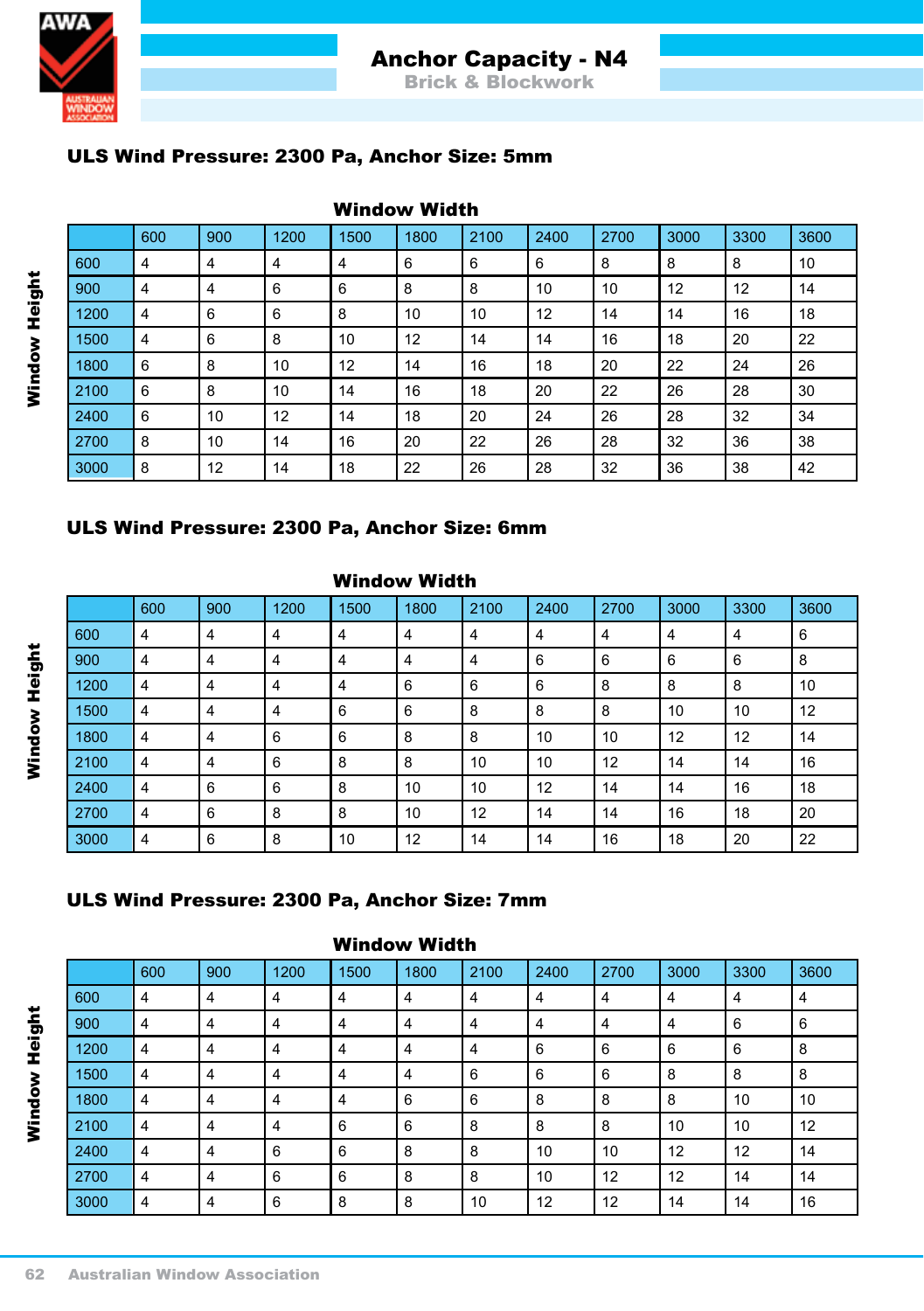# Anchor Capacity - N4

## Brick & Blockwork

### ULS Wind Pressure: 2300 Pa, Anchor Size: 5mm

Window Width (columns) / Window Height (rows)

| | 600 | 900 | 1200 | 1500 | 1800 | 2100 | 2400 | 2700 | 3000 | 3300 | 3600 |
|---|---|---|---|---|---|---|---|---|---|---|---|
| 600 | 4 | 4 | 4 | 4 | 6 | 6 | 6 | 8 | 8 | 8 | 10 |
| 900 | 4 | 4 | 6 | 6 | 8 | 8 | 10 | 10 | 12 | 12 | 14 |
| 1200 | 4 | 6 | 6 | 8 | 10 | 10 | 12 | 14 | 14 | 16 | 18 |
| 1500 | 4 | 6 | 8 | 10 | 12 | 14 | 14 | 16 | 18 | 20 | 22 |
| 1800 | 6 | 8 | 10 | 12 | 14 | 16 | 18 | 20 | 22 | 24 | 26 |
| 2100 | 6 | 8 | 10 | 14 | 16 | 18 | 20 | 22 | 26 | 28 | 30 |
| 2400 | 6 | 10 | 12 | 14 | 18 | 20 | 24 | 26 | 28 | 32 | 34 |
| 2700 | 8 | 10 | 14 | 16 | 20 | 22 | 26 | 28 | 32 | 36 | 38 |
| 3000 | 8 | 12 | 14 | 18 | 22 | 26 | 28 | 32 | 36 | 38 | 42 |

### ULS Wind Pressure: 2300 Pa, Anchor Size: 6mm

Window Width (columns) / Window Height (rows)

| | 600 | 900 | 1200 | 1500 | 1800 | 2100 | 2400 | 2700 | 3000 | 3300 | 3600 |
|---|---|---|---|---|---|---|---|---|---|---|---|
| 600 | 4 | 4 | 4 | 4 | 4 | 4 | 4 | 4 | 4 | 4 | 6 |
| 900 | 4 | 4 | 4 | 4 | 4 | 4 | 6 | 6 | 6 | 6 | 8 |
| 1200 | 4 | 4 | 4 | 4 | 6 | 6 | 6 | 8 | 8 | 8 | 10 |
| 1500 | 4 | 4 | 4 | 6 | 6 | 8 | 8 | 8 | 10 | 10 | 12 |
| 1800 | 4 | 4 | 6 | 6 | 8 | 8 | 10 | 10 | 12 | 12 | 14 |
| 2100 | 4 | 4 | 6 | 8 | 8 | 10 | 10 | 12 | 14 | 14 | 16 |
| 2400 | 4 | 6 | 6 | 8 | 10 | 10 | 12 | 14 | 14 | 16 | 18 |
| 2700 | 4 | 6 | 8 | 8 | 10 | 12 | 14 | 14 | 16 | 18 | 20 |
| 3000 | 4 | 6 | 8 | 10 | 12 | 14 | 14 | 16 | 18 | 20 | 22 |

### ULS Wind Pressure: 2300 Pa, Anchor Size: 7mm

Window Width (columns) / Window Height (rows)

| | 600 | 900 | 1200 | 1500 | 1800 | 2100 | 2400 | 2700 | 3000 | 3300 | 3600 |
|---|---|---|---|---|---|---|---|---|---|---|---|
| 600 | 4 | 4 | 4 | 4 | 4 | 4 | 4 | 4 | 4 | 4 | 4 |
| 900 | 4 | 4 | 4 | 4 | 4 | 4 | 4 | 4 | 4 | 6 | 6 |
| 1200 | 4 | 4 | 4 | 4 | 4 | 4 | 6 | 6 | 6 | 6 | 8 |
| 1500 | 4 | 4 | 4 | 4 | 4 | 6 | 6 | 6 | 8 | 8 | 8 |
| 1800 | 4 | 4 | 4 | 4 | 6 | 6 | 8 | 8 | 8 | 10 | 10 |
| 2100 | 4 | 4 | 4 | 6 | 6 | 8 | 8 | 8 | 10 | 10 | 12 |
| 2400 | 4 | 4 | 6 | 6 | 8 | 8 | 10 | 10 | 12 | 12 | 14 |
| 2700 | 4 | 4 | 6 | 6 | 8 | 8 | 10 | 12 | 12 | 14 | 14 |
| 3000 | 4 | 4 | 6 | 8 | 8 | 10 | 12 | 12 | 14 | 14 | 16 |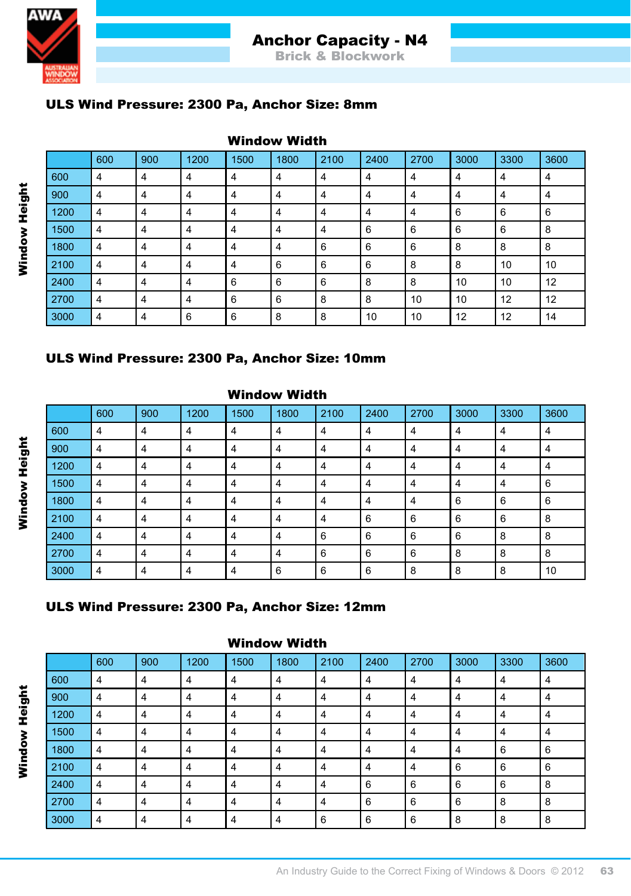# Anchor Capacity - N4

## Brick & Blockwork

### ULS Wind Pressure: 2300 Pa, Anchor Size: 8mm

**Window Width** (columns) / **Window Height** (rows)

| | 600 | 900 | 1200 | 1500 | 1800 | 2100 | 2400 | 2700 | 3000 | 3300 | 3600 |
|---|---|---|---|---|---|---|---|---|---|---|---|
| 600 | 4 | 4 | 4 | 4 | 4 | 4 | 4 | 4 | 4 | 4 | 4 |
| 900 | 4 | 4 | 4 | 4 | 4 | 4 | 4 | 4 | 4 | 4 | 4 |
| 1200 | 4 | 4 | 4 | 4 | 4 | 4 | 4 | 4 | 6 | 6 | 6 |
| 1500 | 4 | 4 | 4 | 4 | 4 | 4 | 6 | 6 | 6 | 6 | 8 |
| 1800 | 4 | 4 | 4 | 4 | 4 | 6 | 6 | 6 | 8 | 8 | 8 |
| 2100 | 4 | 4 | 4 | 4 | 6 | 6 | 6 | 8 | 8 | 10 | 10 |
| 2400 | 4 | 4 | 4 | 6 | 6 | 6 | 8 | 8 | 10 | 10 | 12 |
| 2700 | 4 | 4 | 4 | 6 | 6 | 8 | 8 | 10 | 10 | 12 | 12 |
| 3000 | 4 | 4 | 6 | 6 | 8 | 8 | 10 | 10 | 12 | 12 | 14 |

### ULS Wind Pressure: 2300 Pa, Anchor Size: 10mm

**Window Width** (columns) / **Window Height** (rows)

| | 600 | 900 | 1200 | 1500 | 1800 | 2100 | 2400 | 2700 | 3000 | 3300 | 3600 |
|---|---|---|---|---|---|---|---|---|---|---|---|
| 600 | 4 | 4 | 4 | 4 | 4 | 4 | 4 | 4 | 4 | 4 | 4 |
| 900 | 4 | 4 | 4 | 4 | 4 | 4 | 4 | 4 | 4 | 4 | 4 |
| 1200 | 4 | 4 | 4 | 4 | 4 | 4 | 4 | 4 | 4 | 4 | 4 |
| 1500 | 4 | 4 | 4 | 4 | 4 | 4 | 4 | 4 | 4 | 4 | 6 |
| 1800 | 4 | 4 | 4 | 4 | 4 | 4 | 4 | 4 | 6 | 6 | 6 |
| 2100 | 4 | 4 | 4 | 4 | 4 | 4 | 6 | 6 | 6 | 6 | 8 |
| 2400 | 4 | 4 | 4 | 4 | 4 | 6 | 6 | 6 | 6 | 8 | 8 |
| 2700 | 4 | 4 | 4 | 4 | 4 | 6 | 6 | 6 | 8 | 8 | 8 |
| 3000 | 4 | 4 | 4 | 4 | 6 | 6 | 6 | 8 | 8 | 8 | 10 |

### ULS Wind Pressure: 2300 Pa, Anchor Size: 12mm

**Window Width** (columns) / **Window Height** (rows)

| | 600 | 900 | 1200 | 1500 | 1800 | 2100 | 2400 | 2700 | 3000 | 3300 | 3600 |
|---|---|---|---|---|---|---|---|---|---|---|---|
| 600 | 4 | 4 | 4 | 4 | 4 | 4 | 4 | 4 | 4 | 4 | 4 |
| 900 | 4 | 4 | 4 | 4 | 4 | 4 | 4 | 4 | 4 | 4 | 4 |
| 1200 | 4 | 4 | 4 | 4 | 4 | 4 | 4 | 4 | 4 | 4 | 4 |
| 1500 | 4 | 4 | 4 | 4 | 4 | 4 | 4 | 4 | 4 | 4 | 4 |
| 1800 | 4 | 4 | 4 | 4 | 4 | 4 | 4 | 4 | 4 | 6 | 6 |
| 2100 | 4 | 4 | 4 | 4 | 4 | 4 | 4 | 4 | 6 | 6 | 6 |
| 2400 | 4 | 4 | 4 | 4 | 4 | 4 | 6 | 6 | 6 | 6 | 8 |
| 2700 | 4 | 4 | 4 | 4 | 4 | 4 | 6 | 6 | 6 | 8 | 8 |
| 3000 | 4 | 4 | 4 | 4 | 4 | 6 | 6 | 6 | 8 | 8 | 8 |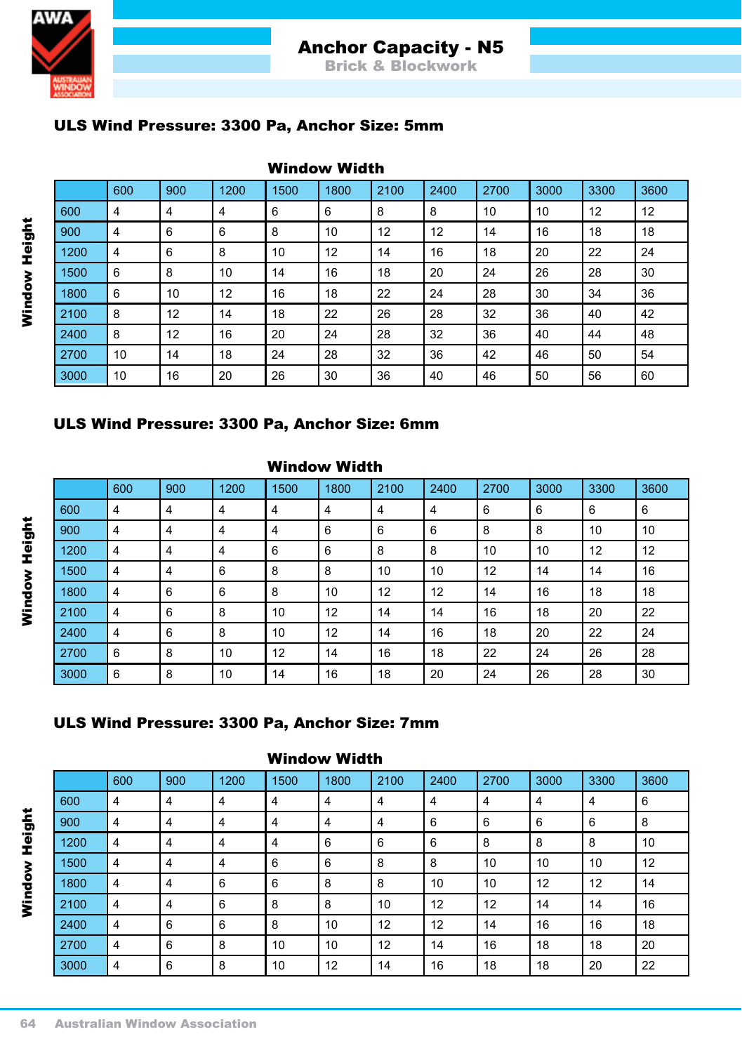# Anchor Capacity - N5

## Brick & Blockwork

### ULS Wind Pressure: 3300 Pa, Anchor Size: 5mm

**Window Width** (columns) / **Window Height** (rows)

| | 600 | 900 | 1200 | 1500 | 1800 | 2100 | 2400 | 2700 | 3000 | 3300 | 3600 |
|---|---|---|---|---|---|---|---|---|---|---|---|
| 600 | 4 | 4 | 4 | 6 | 6 | 8 | 8 | 10 | 10 | 12 | 12 |
| 900 | 4 | 6 | 6 | 8 | 10 | 12 | 12 | 14 | 16 | 18 | 18 |
| 1200 | 4 | 6 | 8 | 10 | 12 | 14 | 16 | 18 | 20 | 22 | 24 |
| 1500 | 6 | 8 | 10 | 14 | 16 | 18 | 20 | 24 | 26 | 28 | 30 |
| 1800 | 6 | 10 | 12 | 16 | 18 | 22 | 24 | 28 | 30 | 34 | 36 |
| 2100 | 8 | 12 | 14 | 18 | 22 | 26 | 28 | 32 | 36 | 40 | 42 |
| 2400 | 8 | 12 | 16 | 20 | 24 | 28 | 32 | 36 | 40 | 44 | 48 |
| 2700 | 10 | 14 | 18 | 24 | 28 | 32 | 36 | 42 | 46 | 50 | 54 |
| 3000 | 10 | 16 | 20 | 26 | 30 | 36 | 40 | 46 | 50 | 56 | 60 |

### ULS Wind Pressure: 3300 Pa, Anchor Size: 6mm

**Window Width** (columns) / **Window Height** (rows)

| | 600 | 900 | 1200 | 1500 | 1800 | 2100 | 2400 | 2700 | 3000 | 3300 | 3600 |
|---|---|---|---|---|---|---|---|---|---|---|---|
| 600 | 4 | 4 | 4 | 4 | 4 | 4 | 4 | 6 | 6 | 6 | 6 |
| 900 | 4 | 4 | 4 | 4 | 6 | 6 | 6 | 8 | 8 | 10 | 10 |
| 1200 | 4 | 4 | 4 | 6 | 6 | 8 | 8 | 10 | 10 | 12 | 12 |
| 1500 | 4 | 4 | 6 | 8 | 8 | 10 | 10 | 12 | 14 | 14 | 16 |
| 1800 | 4 | 6 | 6 | 8 | 10 | 12 | 12 | 14 | 16 | 18 | 18 |
| 2100 | 4 | 6 | 8 | 10 | 12 | 14 | 14 | 16 | 18 | 20 | 22 |
| 2400 | 4 | 6 | 8 | 10 | 12 | 14 | 16 | 18 | 20 | 22 | 24 |
| 2700 | 6 | 8 | 10 | 12 | 14 | 16 | 18 | 22 | 24 | 26 | 28 |
| 3000 | 6 | 8 | 10 | 14 | 16 | 18 | 20 | 24 | 26 | 28 | 30 |

### ULS Wind Pressure: 3300 Pa, Anchor Size: 7mm

**Window Width** (columns) / **Window Height** (rows)

| | 600 | 900 | 1200 | 1500 | 1800 | 2100 | 2400 | 2700 | 3000 | 3300 | 3600 |
|---|---|---|---|---|---|---|---|---|---|---|---|
| 600 | 4 | 4 | 4 | 4 | 4 | 4 | 4 | 4 | 4 | 4 | 6 |
| 900 | 4 | 4 | 4 | 4 | 4 | 4 | 6 | 6 | 6 | 6 | 8 |
| 1200 | 4 | 4 | 4 | 4 | 6 | 6 | 6 | 8 | 8 | 8 | 10 |
| 1500 | 4 | 4 | 4 | 6 | 6 | 8 | 8 | 10 | 10 | 10 | 12 |
| 1800 | 4 | 4 | 6 | 6 | 8 | 8 | 10 | 10 | 12 | 12 | 14 |
| 2100 | 4 | 4 | 6 | 8 | 8 | 10 | 12 | 12 | 14 | 14 | 16 |
| 2400 | 4 | 6 | 6 | 8 | 10 | 12 | 12 | 14 | 16 | 16 | 18 |
| 2700 | 4 | 6 | 8 | 10 | 10 | 12 | 14 | 16 | 18 | 18 | 20 |
| 3000 | 4 | 6 | 8 | 10 | 12 | 14 | 16 | 18 | 18 | 20 | 22 |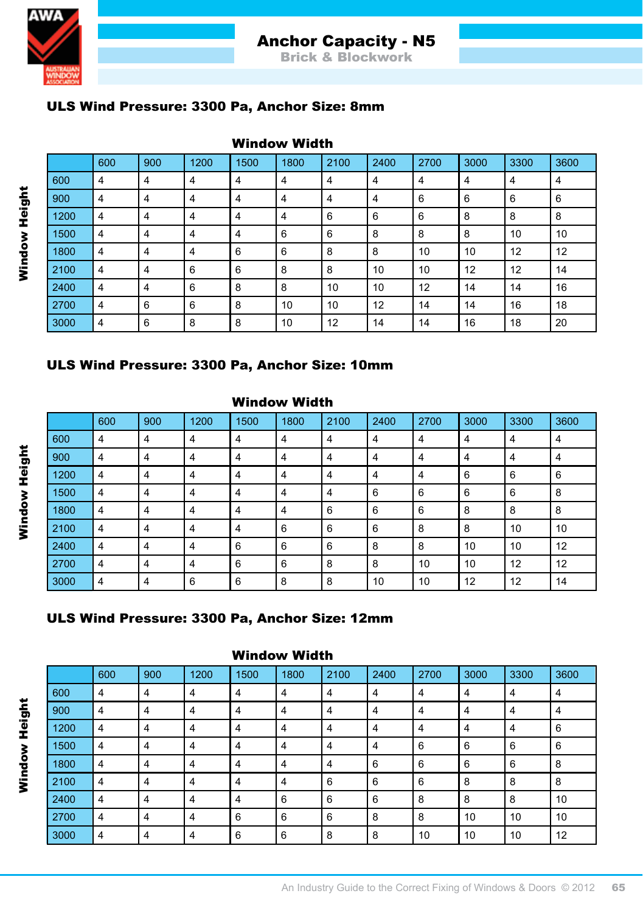# Anchor Capacity - N5

## Brick & Blockwork

### ULS Wind Pressure: 3300 Pa, Anchor Size: 8mm

| Window Height \ Window Width | 600 | 900 | 1200 | 1500 | 1800 | 2100 | 2400 | 2700 | 3000 | 3300 | 3600 |
|---|---|---|---|---|---|---|---|---|---|---|---|
| 600 | 4 | 4 | 4 | 4 | 4 | 4 | 4 | 4 | 4 | 4 | 4 |
| 900 | 4 | 4 | 4 | 4 | 4 | 4 | 4 | 6 | 6 | 6 | 6 |
| 1200 | 4 | 4 | 4 | 4 | 4 | 6 | 6 | 6 | 8 | 8 | 8 |
| 1500 | 4 | 4 | 4 | 4 | 6 | 6 | 8 | 8 | 8 | 10 | 10 |
| 1800 | 4 | 4 | 4 | 6 | 6 | 8 | 8 | 10 | 10 | 12 | 12 |
| 2100 | 4 | 4 | 6 | 6 | 8 | 8 | 10 | 10 | 12 | 12 | 14 |
| 2400 | 4 | 4 | 6 | 8 | 8 | 10 | 10 | 12 | 14 | 14 | 16 |
| 2700 | 4 | 6 | 6 | 8 | 10 | 10 | 12 | 14 | 14 | 16 | 18 |
| 3000 | 4 | 6 | 8 | 8 | 10 | 12 | 14 | 14 | 16 | 18 | 20 |

### ULS Wind Pressure: 3300 Pa, Anchor Size: 10mm

| Window Height \ Window Width | 600 | 900 | 1200 | 1500 | 1800 | 2100 | 2400 | 2700 | 3000 | 3300 | 3600 |
|---|---|---|---|---|---|---|---|---|---|---|---|
| 600 | 4 | 4 | 4 | 4 | 4 | 4 | 4 | 4 | 4 | 4 | 4 |
| 900 | 4 | 4 | 4 | 4 | 4 | 4 | 4 | 4 | 4 | 4 | 4 |
| 1200 | 4 | 4 | 4 | 4 | 4 | 4 | 4 | 4 | 6 | 6 | 6 |
| 1500 | 4 | 4 | 4 | 4 | 4 | 4 | 6 | 6 | 6 | 6 | 8 |
| 1800 | 4 | 4 | 4 | 4 | 4 | 6 | 6 | 6 | 8 | 8 | 8 |
| 2100 | 4 | 4 | 4 | 4 | 6 | 6 | 6 | 8 | 8 | 10 | 10 |
| 2400 | 4 | 4 | 4 | 6 | 6 | 6 | 8 | 8 | 10 | 10 | 12 |
| 2700 | 4 | 4 | 4 | 6 | 6 | 8 | 8 | 10 | 10 | 12 | 12 |
| 3000 | 4 | 4 | 6 | 6 | 8 | 8 | 10 | 10 | 12 | 12 | 14 |

### ULS Wind Pressure: 3300 Pa, Anchor Size: 12mm

| Window Height \ Window Width | 600 | 900 | 1200 | 1500 | 1800 | 2100 | 2400 | 2700 | 3000 | 3300 | 3600 |
|---|---|---|---|---|---|---|---|---|---|---|---|
| 600 | 4 | 4 | 4 | 4 | 4 | 4 | 4 | 4 | 4 | 4 | 4 |
| 900 | 4 | 4 | 4 | 4 | 4 | 4 | 4 | 4 | 4 | 4 | 4 |
| 1200 | 4 | 4 | 4 | 4 | 4 | 4 | 4 | 4 | 4 | 4 | 6 |
| 1500 | 4 | 4 | 4 | 4 | 4 | 4 | 4 | 6 | 6 | 6 | 6 |
| 1800 | 4 | 4 | 4 | 4 | 4 | 4 | 6 | 6 | 6 | 6 | 8 |
| 2100 | 4 | 4 | 4 | 4 | 4 | 6 | 6 | 6 | 8 | 8 | 8 |
| 2400 | 4 | 4 | 4 | 4 | 6 | 6 | 6 | 8 | 8 | 8 | 10 |
| 2700 | 4 | 4 | 4 | 6 | 6 | 6 | 8 | 8 | 10 | 10 | 10 |
| 3000 | 4 | 4 | 4 | 6 | 6 | 8 | 8 | 10 | 10 | 10 | 12 |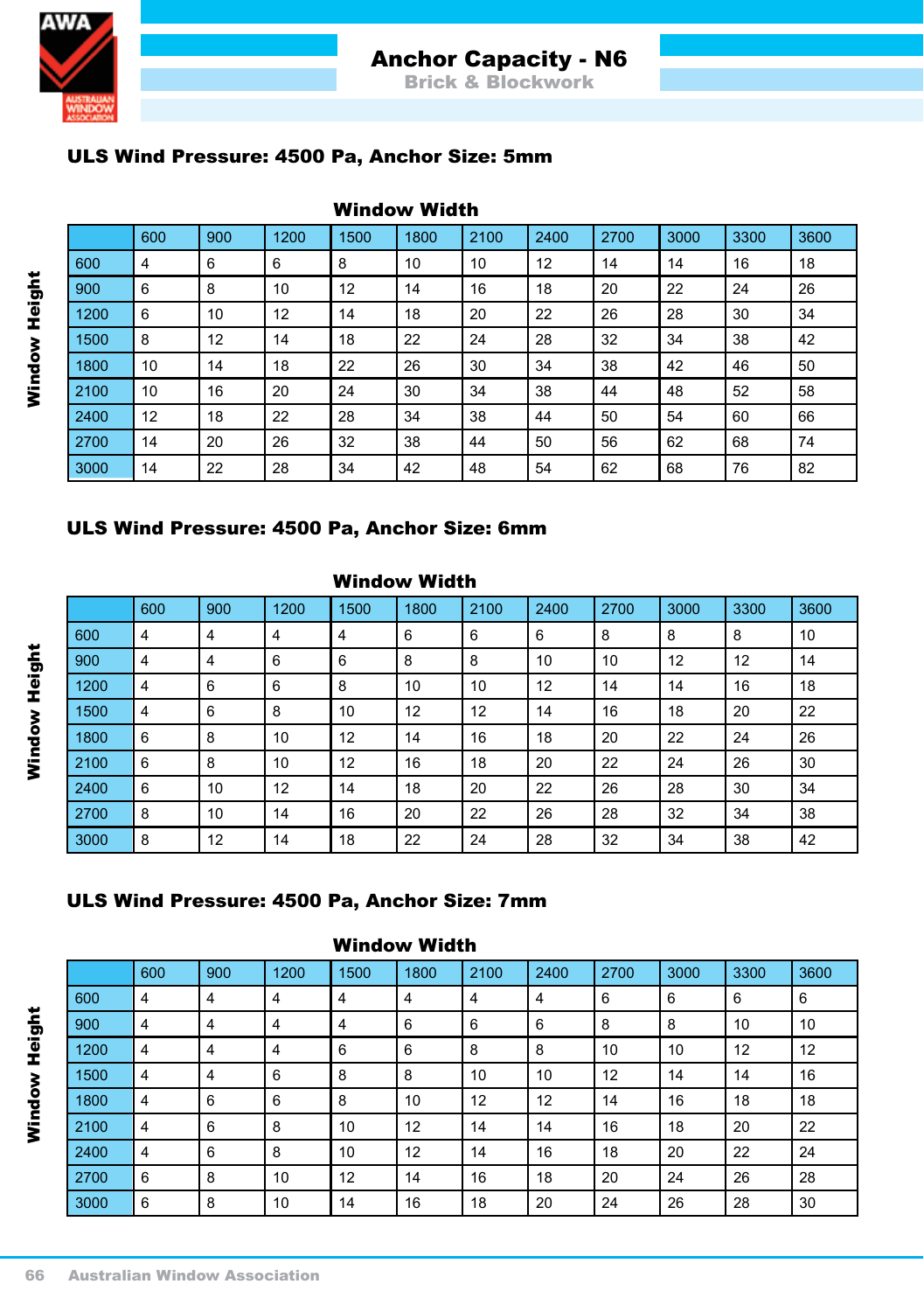# Anchor Capacity - N6

## Brick & Blockwork

### ULS Wind Pressure: 4500 Pa, Anchor Size: 5mm

Window Width (columns) / Window Height (rows)

| | 600 | 900 | 1200 | 1500 | 1800 | 2100 | 2400 | 2700 | 3000 | 3300 | 3600 |
|---|---|---|---|---|---|---|---|---|---|---|---|
| 600 | 4 | 6 | 6 | 8 | 10 | 10 | 12 | 14 | 14 | 16 | 18 |
| 900 | 6 | 8 | 10 | 12 | 14 | 16 | 18 | 20 | 22 | 24 | 26 |
| 1200 | 6 | 10 | 12 | 14 | 18 | 20 | 22 | 26 | 28 | 30 | 34 |
| 1500 | 8 | 12 | 14 | 18 | 22 | 24 | 28 | 32 | 34 | 38 | 42 |
| 1800 | 10 | 14 | 18 | 22 | 26 | 30 | 34 | 38 | 42 | 46 | 50 |
| 2100 | 10 | 16 | 20 | 24 | 30 | 34 | 38 | 44 | 48 | 52 | 58 |
| 2400 | 12 | 18 | 22 | 28 | 34 | 38 | 44 | 50 | 54 | 60 | 66 |
| 2700 | 14 | 20 | 26 | 32 | 38 | 44 | 50 | 56 | 62 | 68 | 74 |
| 3000 | 14 | 22 | 28 | 34 | 42 | 48 | 54 | 62 | 68 | 76 | 82 |

### ULS Wind Pressure: 4500 Pa, Anchor Size: 6mm

Window Width (columns) / Window Height (rows)

| | 600 | 900 | 1200 | 1500 | 1800 | 2100 | 2400 | 2700 | 3000 | 3300 | 3600 |
|---|---|---|---|---|---|---|---|---|---|---|---|
| 600 | 4 | 4 | 4 | 4 | 6 | 6 | 6 | 8 | 8 | 8 | 10 |
| 900 | 4 | 4 | 6 | 6 | 8 | 8 | 10 | 10 | 12 | 12 | 14 |
| 1200 | 4 | 6 | 6 | 8 | 10 | 10 | 12 | 14 | 14 | 16 | 18 |
| 1500 | 4 | 6 | 8 | 10 | 12 | 12 | 14 | 16 | 18 | 20 | 22 |
| 1800 | 6 | 8 | 10 | 12 | 14 | 16 | 18 | 20 | 22 | 24 | 26 |
| 2100 | 6 | 8 | 10 | 12 | 16 | 18 | 20 | 22 | 24 | 26 | 30 |
| 2400 | 6 | 10 | 12 | 14 | 18 | 20 | 22 | 26 | 28 | 30 | 34 |
| 2700 | 8 | 10 | 14 | 16 | 20 | 22 | 26 | 28 | 32 | 34 | 38 |
| 3000 | 8 | 12 | 14 | 18 | 22 | 24 | 28 | 32 | 34 | 38 | 42 |

### ULS Wind Pressure: 4500 Pa, Anchor Size: 7mm

Window Width (columns) / Window Height (rows)

| | 600 | 900 | 1200 | 1500 | 1800 | 2100 | 2400 | 2700 | 3000 | 3300 | 3600 |
|---|---|---|---|---|---|---|---|---|---|---|---|
| 600 | 4 | 4 | 4 | 4 | 4 | 4 | 4 | 6 | 6 | 6 | 6 |
| 900 | 4 | 4 | 4 | 4 | 6 | 6 | 6 | 8 | 8 | 10 | 10 |
| 1200 | 4 | 4 | 4 | 6 | 6 | 8 | 8 | 10 | 10 | 12 | 12 |
| 1500 | 4 | 4 | 6 | 8 | 8 | 10 | 10 | 12 | 14 | 14 | 16 |
| 1800 | 4 | 6 | 6 | 8 | 10 | 12 | 12 | 14 | 16 | 18 | 18 |
| 2100 | 4 | 6 | 8 | 10 | 12 | 14 | 14 | 16 | 18 | 20 | 22 |
| 2400 | 4 | 6 | 8 | 10 | 12 | 14 | 16 | 18 | 20 | 22 | 24 |
| 2700 | 6 | 8 | 10 | 12 | 14 | 16 | 18 | 20 | 24 | 26 | 28 |
| 3000 | 6 | 8 | 10 | 14 | 16 | 18 | 20 | 24 | 26 | 28 | 30 |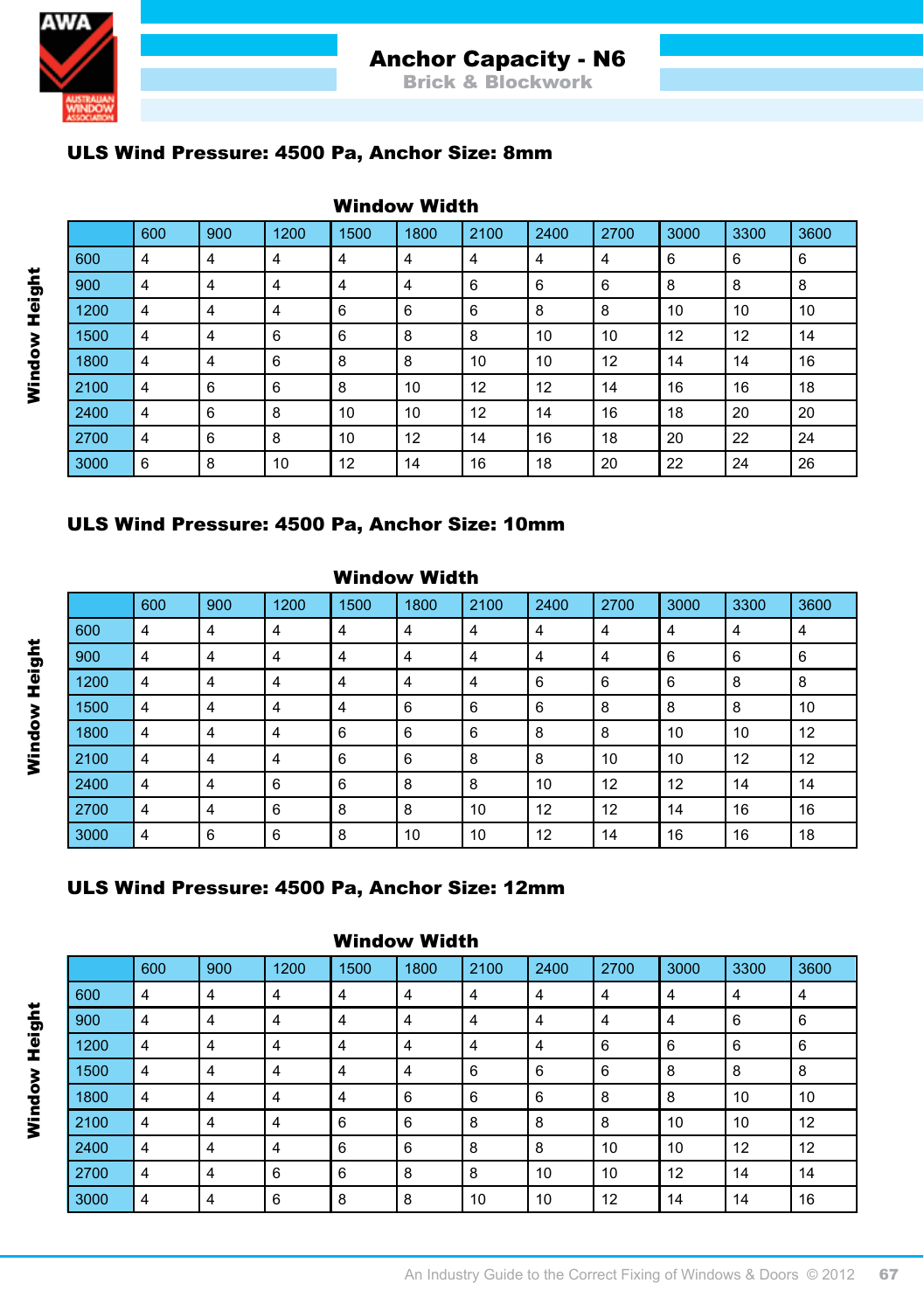# Anchor Capacity - N6

## Brick & Blockwork

### ULS Wind Pressure: 4500 Pa, Anchor Size: 8mm

Window Width (columns) / Window Height (rows)

| | 600 | 900 | 1200 | 1500 | 1800 | 2100 | 2400 | 2700 | 3000 | 3300 | 3600 |
|---|---|---|---|---|---|---|---|---|---|---|---|
| 600 | 4 | 4 | 4 | 4 | 4 | 4 | 4 | 4 | 6 | 6 | 6 |
| 900 | 4 | 4 | 4 | 4 | 4 | 6 | 6 | 6 | 8 | 8 | 8 |
| 1200 | 4 | 4 | 4 | 6 | 6 | 6 | 8 | 8 | 10 | 10 | 10 |
| 1500 | 4 | 4 | 6 | 6 | 8 | 8 | 10 | 10 | 12 | 12 | 14 |
| 1800 | 4 | 4 | 6 | 8 | 8 | 10 | 10 | 12 | 14 | 14 | 16 |
| 2100 | 4 | 6 | 6 | 8 | 10 | 12 | 12 | 14 | 16 | 16 | 18 |
| 2400 | 4 | 6 | 8 | 10 | 10 | 12 | 14 | 16 | 18 | 20 | 20 |
| 2700 | 4 | 6 | 8 | 10 | 12 | 14 | 16 | 18 | 20 | 22 | 24 |
| 3000 | 6 | 8 | 10 | 12 | 14 | 16 | 18 | 20 | 22 | 24 | 26 |

### ULS Wind Pressure: 4500 Pa, Anchor Size: 10mm

Window Width (columns) / Window Height (rows)

| | 600 | 900 | 1200 | 1500 | 1800 | 2100 | 2400 | 2700 | 3000 | 3300 | 3600 |
|---|---|---|---|---|---|---|---|---|---|---|---|
| 600 | 4 | 4 | 4 | 4 | 4 | 4 | 4 | 4 | 4 | 4 | 4 |
| 900 | 4 | 4 | 4 | 4 | 4 | 4 | 4 | 4 | 6 | 6 | 6 |
| 1200 | 4 | 4 | 4 | 4 | 4 | 4 | 6 | 6 | 6 | 8 | 8 |
| 1500 | 4 | 4 | 4 | 4 | 6 | 6 | 6 | 8 | 8 | 8 | 10 |
| 1800 | 4 | 4 | 4 | 6 | 6 | 6 | 8 | 8 | 10 | 10 | 12 |
| 2100 | 4 | 4 | 4 | 6 | 6 | 8 | 8 | 10 | 10 | 12 | 12 |
| 2400 | 4 | 4 | 6 | 6 | 8 | 8 | 10 | 12 | 12 | 14 | 14 |
| 2700 | 4 | 4 | 6 | 8 | 8 | 10 | 12 | 12 | 14 | 16 | 16 |
| 3000 | 4 | 6 | 6 | 8 | 10 | 10 | 12 | 14 | 16 | 16 | 18 |

### ULS Wind Pressure: 4500 Pa, Anchor Size: 12mm

Window Width (columns) / Window Height (rows)

| | 600 | 900 | 1200 | 1500 | 1800 | 2100 | 2400 | 2700 | 3000 | 3300 | 3600 |
|---|---|---|---|---|---|---|---|---|---|---|---|
| 600 | 4 | 4 | 4 | 4 | 4 | 4 | 4 | 4 | 4 | 4 | 4 |
| 900 | 4 | 4 | 4 | 4 | 4 | 4 | 4 | 4 | 4 | 6 | 6 |
| 1200 | 4 | 4 | 4 | 4 | 4 | 4 | 4 | 6 | 6 | 6 | 6 |
| 1500 | 4 | 4 | 4 | 4 | 4 | 6 | 6 | 6 | 8 | 8 | 8 |
| 1800 | 4 | 4 | 4 | 4 | 6 | 6 | 6 | 8 | 8 | 10 | 10 |
| 2100 | 4 | 4 | 4 | 6 | 6 | 8 | 8 | 8 | 10 | 10 | 12 |
| 2400 | 4 | 4 | 4 | 6 | 6 | 8 | 8 | 10 | 10 | 12 | 12 |
| 2700 | 4 | 4 | 6 | 6 | 8 | 8 | 10 | 10 | 12 | 14 | 14 |
| 3000 | 4 | 4 | 6 | 8 | 8 | 10 | 10 | 12 | 14 | 14 | 16 |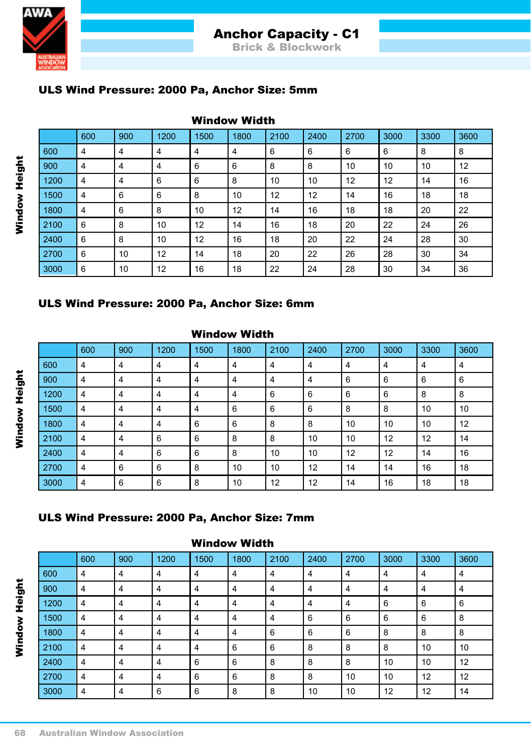# Anchor Capacity - C1

## Brick & Blockwork

### ULS Wind Pressure: 2000 Pa, Anchor Size: 5mm

**Window Width** (columns) / **Window Height** (rows)

| | 600 | 900 | 1200 | 1500 | 1800 | 2100 | 2400 | 2700 | 3000 | 3300 | 3600 |
|---|---|---|---|---|---|---|---|---|---|---|---|
| 600 | 4 | 4 | 4 | 4 | 4 | 6 | 6 | 6 | 6 | 8 | 8 |
| 900 | 4 | 4 | 4 | 6 | 6 | 8 | 8 | 10 | 10 | 10 | 12 |
| 1200 | 4 | 4 | 6 | 6 | 8 | 10 | 10 | 12 | 12 | 14 | 16 |
| 1500 | 4 | 6 | 6 | 8 | 10 | 12 | 12 | 14 | 16 | 18 | 18 |
| 1800 | 4 | 6 | 8 | 10 | 12 | 14 | 16 | 18 | 18 | 20 | 22 |
| 2100 | 6 | 8 | 10 | 12 | 14 | 16 | 18 | 20 | 22 | 24 | 26 |
| 2400 | 6 | 8 | 10 | 12 | 16 | 18 | 20 | 22 | 24 | 28 | 30 |
| 2700 | 6 | 10 | 12 | 14 | 18 | 20 | 22 | 26 | 28 | 30 | 34 |
| 3000 | 6 | 10 | 12 | 16 | 18 | 22 | 24 | 28 | 30 | 34 | 36 |

### ULS Wind Pressure: 2000 Pa, Anchor Size: 6mm

**Window Width** (columns) / **Window Height** (rows)

| | 600 | 900 | 1200 | 1500 | 1800 | 2100 | 2400 | 2700 | 3000 | 3300 | 3600 |
|---|---|---|---|---|---|---|---|---|---|---|---|
| 600 | 4 | 4 | 4 | 4 | 4 | 4 | 4 | 4 | 4 | 4 | 4 |
| 900 | 4 | 4 | 4 | 4 | 4 | 4 | 4 | 6 | 6 | 6 | 6 |
| 1200 | 4 | 4 | 4 | 4 | 4 | 6 | 6 | 6 | 6 | 8 | 8 |
| 1500 | 4 | 4 | 4 | 4 | 6 | 6 | 6 | 8 | 8 | 10 | 10 |
| 1800 | 4 | 4 | 4 | 6 | 6 | 8 | 8 | 10 | 10 | 10 | 12 |
| 2100 | 4 | 4 | 6 | 6 | 8 | 8 | 10 | 10 | 12 | 12 | 14 |
| 2400 | 4 | 4 | 6 | 6 | 8 | 10 | 10 | 12 | 12 | 14 | 16 |
| 2700 | 4 | 6 | 6 | 8 | 10 | 10 | 12 | 14 | 14 | 16 | 18 |
| 3000 | 4 | 6 | 6 | 8 | 10 | 12 | 12 | 14 | 16 | 18 | 18 |

### ULS Wind Pressure: 2000 Pa, Anchor Size: 7mm

**Window Width** (columns) / **Window Height** (rows)

| | 600 | 900 | 1200 | 1500 | 1800 | 2100 | 2400 | 2700 | 3000 | 3300 | 3600 |
|---|---|---|---|---|---|---|---|---|---|---|---|
| 600 | 4 | 4 | 4 | 4 | 4 | 4 | 4 | 4 | 4 | 4 | 4 |
| 900 | 4 | 4 | 4 | 4 | 4 | 4 | 4 | 4 | 4 | 4 | 4 |
| 1200 | 4 | 4 | 4 | 4 | 4 | 4 | 4 | 4 | 6 | 6 | 6 |
| 1500 | 4 | 4 | 4 | 4 | 4 | 4 | 6 | 6 | 6 | 6 | 8 |
| 1800 | 4 | 4 | 4 | 4 | 4 | 6 | 6 | 6 | 8 | 8 | 8 |
| 2100 | 4 | 4 | 4 | 4 | 6 | 6 | 8 | 8 | 8 | 10 | 10 |
| 2400 | 4 | 4 | 4 | 6 | 6 | 8 | 8 | 8 | 10 | 10 | 12 |
| 2700 | 4 | 4 | 4 | 6 | 6 | 8 | 8 | 10 | 10 | 12 | 12 |
| 3000 | 4 | 4 | 6 | 6 | 8 | 8 | 10 | 10 | 12 | 12 | 14 |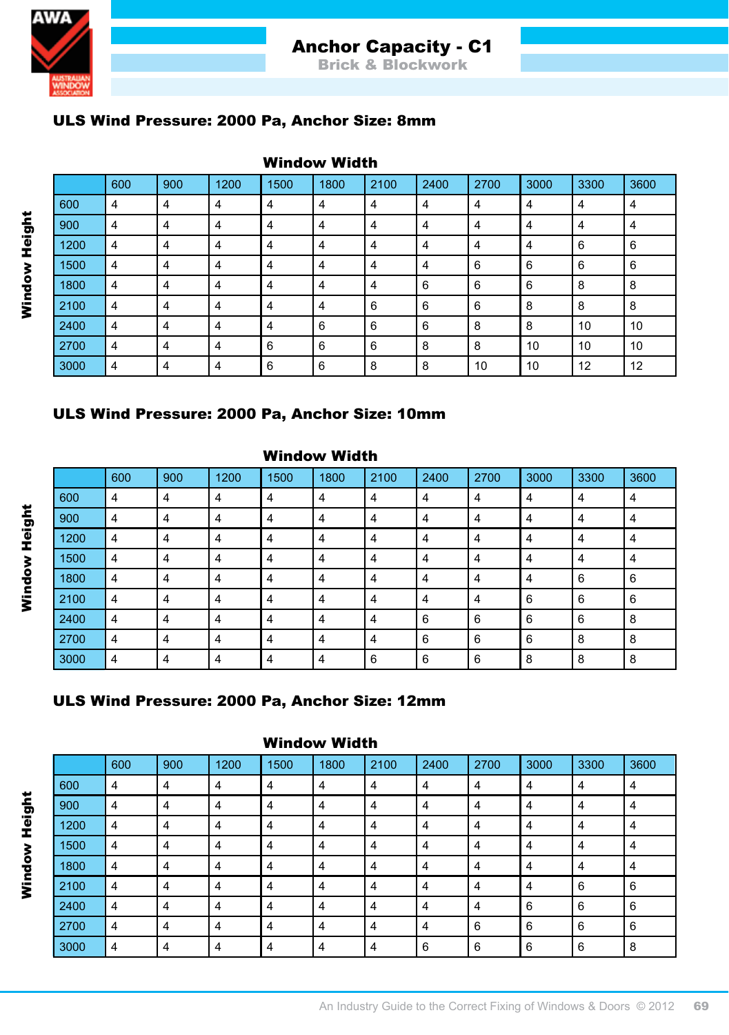# Anchor Capacity - C1

## Brick & Blockwork

### ULS Wind Pressure: 2000 Pa, Anchor Size: 8mm

Window Width (columns) / Window Height (rows)

| Window Height | 600 | 900 | 1200 | 1500 | 1800 | 2100 | 2400 | 2700 | 3000 | 3300 | 3600 |
|---|---|---|---|---|---|---|---|---|---|---|---|
| 600 | 4 | 4 | 4 | 4 | 4 | 4 | 4 | 4 | 4 | 4 | 4 |
| 900 | 4 | 4 | 4 | 4 | 4 | 4 | 4 | 4 | 4 | 4 | 4 |
| 1200 | 4 | 4 | 4 | 4 | 4 | 4 | 4 | 4 | 4 | 6 | 6 |
| 1500 | 4 | 4 | 4 | 4 | 4 | 4 | 4 | 6 | 6 | 6 | 6 |
| 1800 | 4 | 4 | 4 | 4 | 4 | 4 | 6 | 6 | 6 | 8 | 8 |
| 2100 | 4 | 4 | 4 | 4 | 4 | 6 | 6 | 6 | 8 | 8 | 8 |
| 2400 | 4 | 4 | 4 | 4 | 6 | 6 | 6 | 8 | 8 | 10 | 10 |
| 2700 | 4 | 4 | 4 | 6 | 6 | 6 | 8 | 8 | 10 | 10 | 10 |
| 3000 | 4 | 4 | 4 | 6 | 6 | 8 | 8 | 10 | 10 | 12 | 12 |

### ULS Wind Pressure: 2000 Pa, Anchor Size: 10mm

Window Width (columns) / Window Height (rows)

| Window Height | 600 | 900 | 1200 | 1500 | 1800 | 2100 | 2400 | 2700 | 3000 | 3300 | 3600 |
|---|---|---|---|---|---|---|---|---|---|---|---|
| 600 | 4 | 4 | 4 | 4 | 4 | 4 | 4 | 4 | 4 | 4 | 4 |
| 900 | 4 | 4 | 4 | 4 | 4 | 4 | 4 | 4 | 4 | 4 | 4 |
| 1200 | 4 | 4 | 4 | 4 | 4 | 4 | 4 | 4 | 4 | 4 | 4 |
| 1500 | 4 | 4 | 4 | 4 | 4 | 4 | 4 | 4 | 4 | 4 | 4 |
| 1800 | 4 | 4 | 4 | 4 | 4 | 4 | 4 | 4 | 4 | 6 | 6 |
| 2100 | 4 | 4 | 4 | 4 | 4 | 4 | 4 | 4 | 6 | 6 | 6 |
| 2400 | 4 | 4 | 4 | 4 | 4 | 4 | 6 | 6 | 6 | 6 | 8 |
| 2700 | 4 | 4 | 4 | 4 | 4 | 4 | 6 | 6 | 6 | 8 | 8 |
| 3000 | 4 | 4 | 4 | 4 | 4 | 6 | 6 | 6 | 8 | 8 | 8 |

### ULS Wind Pressure: 2000 Pa, Anchor Size: 12mm

Window Width (columns) / Window Height (rows)

| Window Height | 600 | 900 | 1200 | 1500 | 1800 | 2100 | 2400 | 2700 | 3000 | 3300 | 3600 |
|---|---|---|---|---|---|---|---|---|---|---|---|
| 600 | 4 | 4 | 4 | 4 | 4 | 4 | 4 | 4 | 4 | 4 | 4 |
| 900 | 4 | 4 | 4 | 4 | 4 | 4 | 4 | 4 | 4 | 4 | 4 |
| 1200 | 4 | 4 | 4 | 4 | 4 | 4 | 4 | 4 | 4 | 4 | 4 |
| 1500 | 4 | 4 | 4 | 4 | 4 | 4 | 4 | 4 | 4 | 4 | 4 |
| 1800 | 4 | 4 | 4 | 4 | 4 | 4 | 4 | 4 | 4 | 4 | 4 |
| 2100 | 4 | 4 | 4 | 4 | 4 | 4 | 4 | 4 | 4 | 6 | 6 |
| 2400 | 4 | 4 | 4 | 4 | 4 | 4 | 4 | 4 | 6 | 6 | 6 |
| 2700 | 4 | 4 | 4 | 4 | 4 | 4 | 4 | 6 | 6 | 6 | 6 |
| 3000 | 4 | 4 | 4 | 4 | 4 | 4 | 6 | 6 | 6 | 6 | 8 |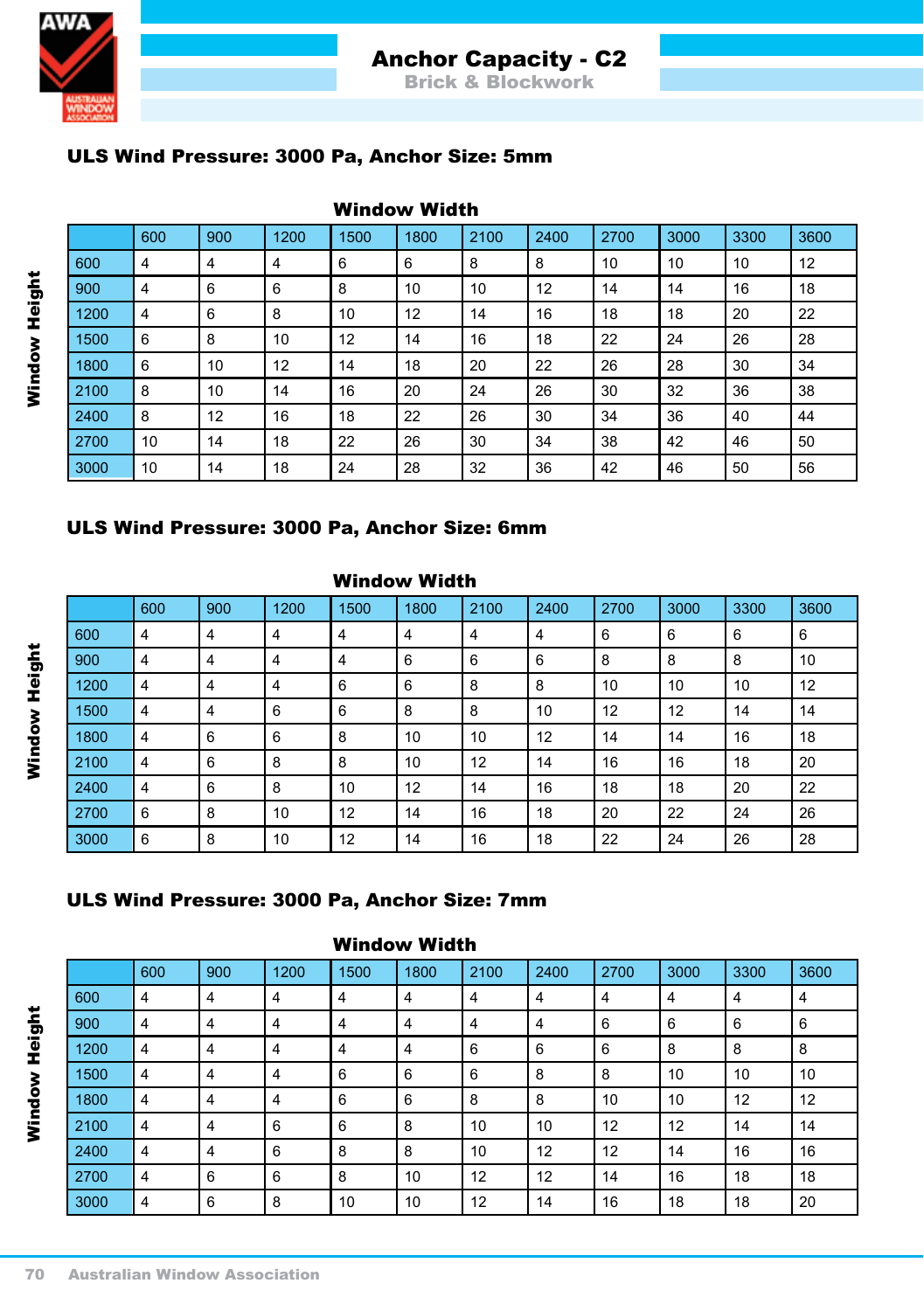# Anchor Capacity - C2

## Brick & Blockwork

### ULS Wind Pressure: 3000 Pa, Anchor Size: 5mm

Window Width (columns) / Window Height (rows)

| | 600 | 900 | 1200 | 1500 | 1800 | 2100 | 2400 | 2700 | 3000 | 3300 | 3600 |
|---|---|---|---|---|---|---|---|---|---|---|---|
| 600 | 4 | 4 | 4 | 6 | 6 | 8 | 8 | 10 | 10 | 10 | 12 |
| 900 | 4 | 6 | 6 | 8 | 10 | 10 | 12 | 14 | 14 | 16 | 18 |
| 1200 | 4 | 6 | 8 | 10 | 12 | 14 | 16 | 18 | 18 | 20 | 22 |
| 1500 | 6 | 8 | 10 | 12 | 14 | 16 | 18 | 22 | 24 | 26 | 28 |
| 1800 | 6 | 10 | 12 | 14 | 18 | 20 | 22 | 26 | 28 | 30 | 34 |
| 2100 | 8 | 10 | 14 | 16 | 20 | 24 | 26 | 30 | 32 | 36 | 38 |
| 2400 | 8 | 12 | 16 | 18 | 22 | 26 | 30 | 34 | 36 | 40 | 44 |
| 2700 | 10 | 14 | 18 | 22 | 26 | 30 | 34 | 38 | 42 | 46 | 50 |
| 3000 | 10 | 14 | 18 | 24 | 28 | 32 | 36 | 42 | 46 | 50 | 56 |

### ULS Wind Pressure: 3000 Pa, Anchor Size: 6mm

Window Width (columns) / Window Height (rows)

| | 600 | 900 | 1200 | 1500 | 1800 | 2100 | 2400 | 2700 | 3000 | 3300 | 3600 |
|---|---|---|---|---|---|---|---|---|---|---|---|
| 600 | 4 | 4 | 4 | 4 | 4 | 4 | 4 | 6 | 6 | 6 | 6 |
| 900 | 4 | 4 | 4 | 4 | 6 | 6 | 6 | 8 | 8 | 8 | 10 |
| 1200 | 4 | 4 | 4 | 6 | 6 | 8 | 8 | 10 | 10 | 10 | 12 |
| 1500 | 4 | 4 | 6 | 6 | 8 | 8 | 10 | 12 | 12 | 14 | 14 |
| 1800 | 4 | 6 | 6 | 8 | 10 | 10 | 12 | 14 | 14 | 16 | 18 |
| 2100 | 4 | 6 | 8 | 8 | 10 | 12 | 14 | 16 | 16 | 18 | 20 |
| 2400 | 4 | 6 | 8 | 10 | 12 | 14 | 16 | 18 | 18 | 20 | 22 |
| 2700 | 6 | 8 | 10 | 12 | 14 | 16 | 18 | 20 | 22 | 24 | 26 |
| 3000 | 6 | 8 | 10 | 12 | 14 | 16 | 18 | 22 | 24 | 26 | 28 |

### ULS Wind Pressure: 3000 Pa, Anchor Size: 7mm

Window Width (columns) / Window Height (rows)

| | 600 | 900 | 1200 | 1500 | 1800 | 2100 | 2400 | 2700 | 3000 | 3300 | 3600 |
|---|---|---|---|---|---|---|---|---|---|---|---|
| 600 | 4 | 4 | 4 | 4 | 4 | 4 | 4 | 4 | 4 | 4 | 4 |
| 900 | 4 | 4 | 4 | 4 | 4 | 4 | 4 | 6 | 6 | 6 | 6 |
| 1200 | 4 | 4 | 4 | 4 | 4 | 6 | 6 | 6 | 8 | 8 | 8 |
| 1500 | 4 | 4 | 4 | 6 | 6 | 6 | 8 | 8 | 10 | 10 | 10 |
| 1800 | 4 | 4 | 4 | 6 | 6 | 8 | 8 | 10 | 10 | 12 | 12 |
| 2100 | 4 | 4 | 6 | 6 | 8 | 10 | 10 | 12 | 12 | 14 | 14 |
| 2400 | 4 | 4 | 6 | 8 | 8 | 10 | 12 | 12 | 14 | 16 | 16 |
| 2700 | 4 | 6 | 6 | 8 | 10 | 12 | 12 | 14 | 16 | 18 | 18 |
| 3000 | 4 | 6 | 8 | 10 | 10 | 12 | 14 | 16 | 18 | 18 | 20 |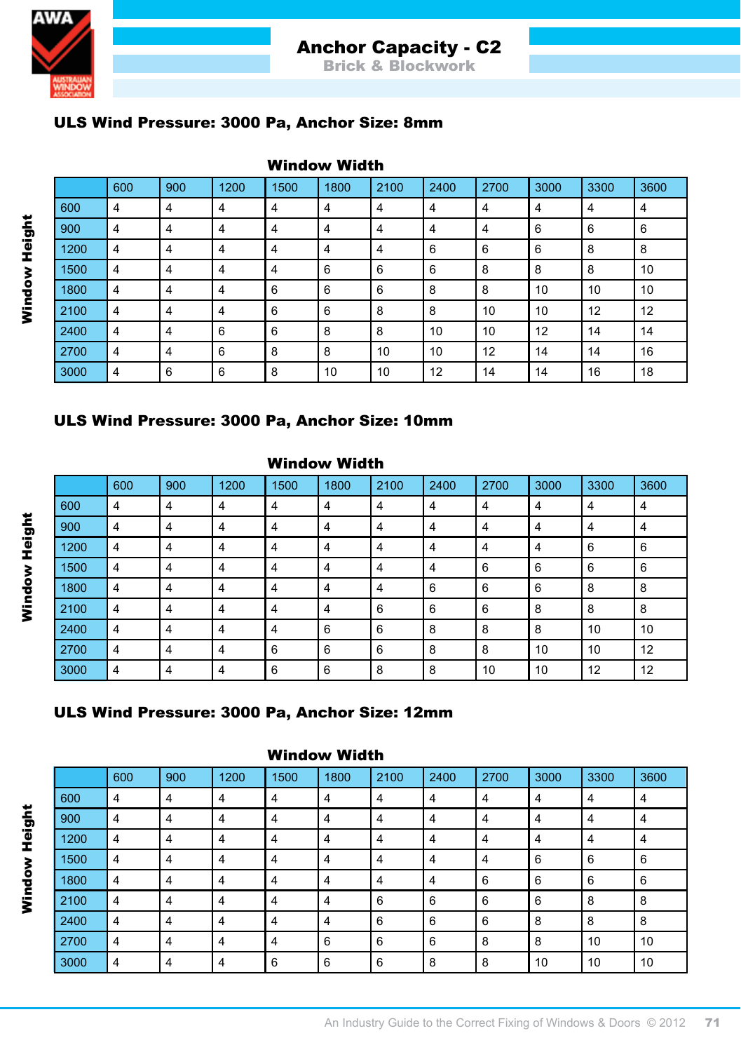# Anchor Capacity - C2

## Brick & Blockwork

### ULS Wind Pressure: 3000 Pa, Anchor Size: 8mm

| Window Height \ Window Width | 600 | 900 | 1200 | 1500 | 1800 | 2100 | 2400 | 2700 | 3000 | 3300 | 3600 |
|---|---|---|---|---|---|---|---|---|---|---|---|
| 600 | 4 | 4 | 4 | 4 | 4 | 4 | 4 | 4 | 4 | 4 | 4 |
| 900 | 4 | 4 | 4 | 4 | 4 | 4 | 4 | 4 | 6 | 6 | 6 |
| 1200 | 4 | 4 | 4 | 4 | 4 | 4 | 6 | 6 | 6 | 8 | 8 |
| 1500 | 4 | 4 | 4 | 4 | 6 | 6 | 6 | 8 | 8 | 8 | 10 |
| 1800 | 4 | 4 | 4 | 6 | 6 | 6 | 8 | 8 | 10 | 10 | 10 |
| 2100 | 4 | 4 | 4 | 6 | 6 | 8 | 8 | 10 | 10 | 12 | 12 |
| 2400 | 4 | 4 | 6 | 6 | 8 | 8 | 10 | 10 | 12 | 14 | 14 |
| 2700 | 4 | 4 | 6 | 8 | 8 | 10 | 10 | 12 | 14 | 14 | 16 |
| 3000 | 4 | 6 | 6 | 8 | 10 | 10 | 12 | 14 | 14 | 16 | 18 |

### ULS Wind Pressure: 3000 Pa, Anchor Size: 10mm

| Window Height \ Window Width | 600 | 900 | 1200 | 1500 | 1800 | 2100 | 2400 | 2700 | 3000 | 3300 | 3600 |
|---|---|---|---|---|---|---|---|---|---|---|---|
| 600 | 4 | 4 | 4 | 4 | 4 | 4 | 4 | 4 | 4 | 4 | 4 |
| 900 | 4 | 4 | 4 | 4 | 4 | 4 | 4 | 4 | 4 | 4 | 4 |
| 1200 | 4 | 4 | 4 | 4 | 4 | 4 | 4 | 4 | 4 | 6 | 6 |
| 1500 | 4 | 4 | 4 | 4 | 4 | 4 | 4 | 6 | 6 | 6 | 6 |
| 1800 | 4 | 4 | 4 | 4 | 4 | 4 | 6 | 6 | 6 | 8 | 8 |
| 2100 | 4 | 4 | 4 | 4 | 4 | 6 | 6 | 6 | 8 | 8 | 8 |
| 2400 | 4 | 4 | 4 | 4 | 6 | 6 | 8 | 8 | 8 | 10 | 10 |
| 2700 | 4 | 4 | 4 | 6 | 6 | 6 | 8 | 8 | 10 | 10 | 12 |
| 3000 | 4 | 4 | 4 | 6 | 6 | 8 | 8 | 10 | 10 | 12 | 12 |

### ULS Wind Pressure: 3000 Pa, Anchor Size: 12mm

| Window Height \ Window Width | 600 | 900 | 1200 | 1500 | 1800 | 2100 | 2400 | 2700 | 3000 | 3300 | 3600 |
|---|---|---|---|---|---|---|---|---|---|---|---|
| 600 | 4 | 4 | 4 | 4 | 4 | 4 | 4 | 4 | 4 | 4 | 4 |
| 900 | 4 | 4 | 4 | 4 | 4 | 4 | 4 | 4 | 4 | 4 | 4 |
| 1200 | 4 | 4 | 4 | 4 | 4 | 4 | 4 | 4 | 4 | 4 | 4 |
| 1500 | 4 | 4 | 4 | 4 | 4 | 4 | 4 | 4 | 6 | 6 | 6 |
| 1800 | 4 | 4 | 4 | 4 | 4 | 4 | 4 | 6 | 6 | 6 | 6 |
| 2100 | 4 | 4 | 4 | 4 | 4 | 6 | 6 | 6 | 6 | 8 | 8 |
| 2400 | 4 | 4 | 4 | 4 | 4 | 6 | 6 | 6 | 8 | 8 | 8 |
| 2700 | 4 | 4 | 4 | 4 | 6 | 6 | 6 | 8 | 8 | 10 | 10 |
| 3000 | 4 | 4 | 4 | 6 | 6 | 6 | 8 | 8 | 10 | 10 | 10 |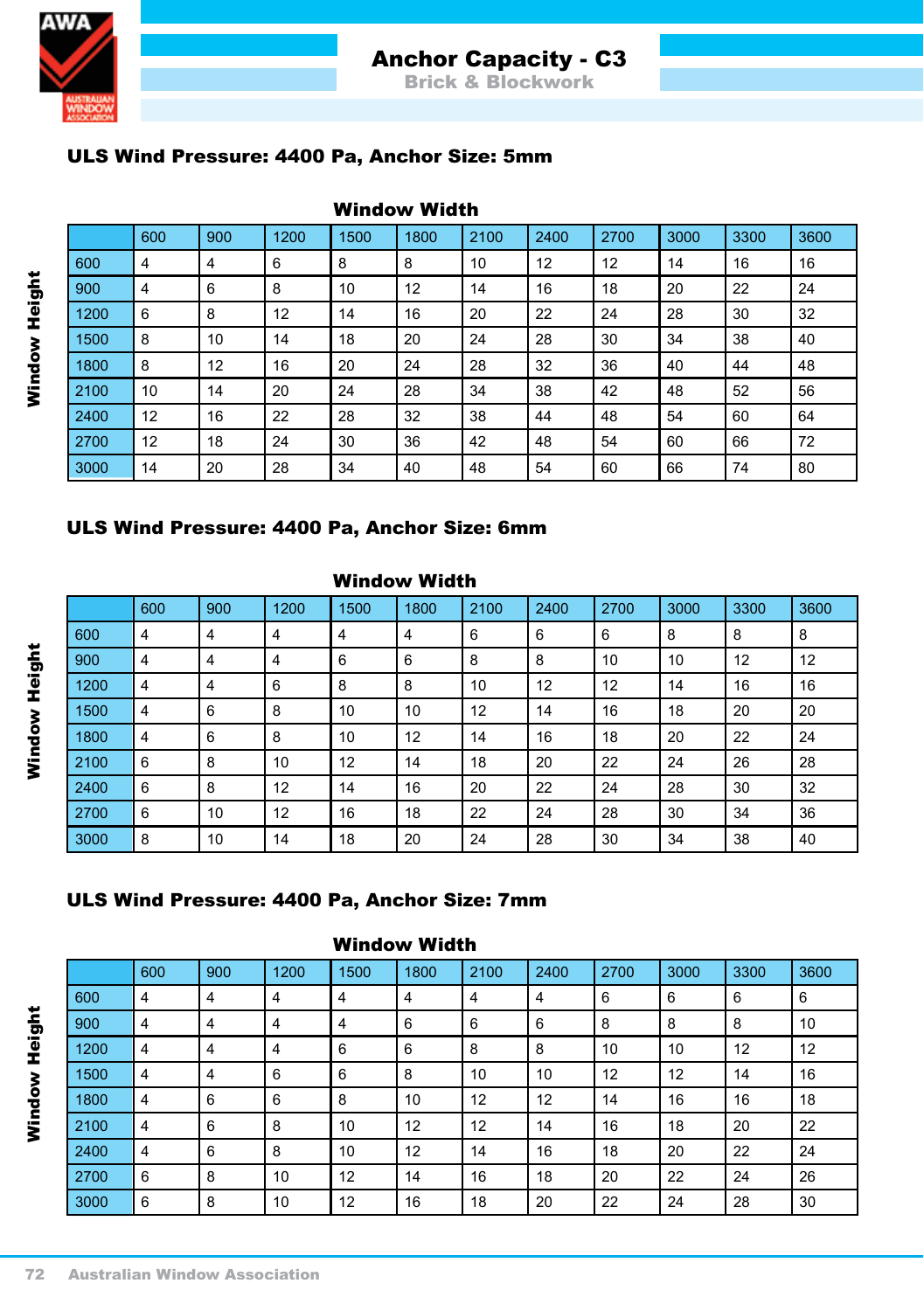# Anchor Capacity - C3

## Brick & Blockwork

### ULS Wind Pressure: 4400 Pa, Anchor Size: 5mm

Window Width (columns) / Window Height (rows)

| | 600 | 900 | 1200 | 1500 | 1800 | 2100 | 2400 | 2700 | 3000 | 3300 | 3600 |
|---|---|---|---|---|---|---|---|---|---|---|---|
| 600 | 4 | 4 | 6 | 8 | 8 | 10 | 12 | 12 | 14 | 16 | 16 |
| 900 | 4 | 6 | 8 | 10 | 12 | 14 | 16 | 18 | 20 | 22 | 24 |
| 1200 | 6 | 8 | 12 | 14 | 16 | 20 | 22 | 24 | 28 | 30 | 32 |
| 1500 | 8 | 10 | 14 | 18 | 20 | 24 | 28 | 30 | 34 | 38 | 40 |
| 1800 | 8 | 12 | 16 | 20 | 24 | 28 | 32 | 36 | 40 | 44 | 48 |
| 2100 | 10 | 14 | 20 | 24 | 28 | 34 | 38 | 42 | 48 | 52 | 56 |
| 2400 | 12 | 16 | 22 | 28 | 32 | 38 | 44 | 48 | 54 | 60 | 64 |
| 2700 | 12 | 18 | 24 | 30 | 36 | 42 | 48 | 54 | 60 | 66 | 72 |
| 3000 | 14 | 20 | 28 | 34 | 40 | 48 | 54 | 60 | 66 | 74 | 80 |

### ULS Wind Pressure: 4400 Pa, Anchor Size: 6mm

Window Width (columns) / Window Height (rows)

| | 600 | 900 | 1200 | 1500 | 1800 | 2100 | 2400 | 2700 | 3000 | 3300 | 3600 |
|---|---|---|---|---|---|---|---|---|---|---|---|
| 600 | 4 | 4 | 4 | 4 | 4 | 6 | 6 | 6 | 8 | 8 | 8 |
| 900 | 4 | 4 | 4 | 6 | 6 | 8 | 8 | 10 | 10 | 12 | 12 |
| 1200 | 4 | 4 | 6 | 8 | 8 | 10 | 12 | 12 | 14 | 16 | 16 |
| 1500 | 4 | 6 | 8 | 10 | 10 | 12 | 14 | 16 | 18 | 20 | 20 |
| 1800 | 4 | 6 | 8 | 10 | 12 | 14 | 16 | 18 | 20 | 22 | 24 |
| 2100 | 6 | 8 | 10 | 12 | 14 | 18 | 20 | 22 | 24 | 26 | 28 |
| 2400 | 6 | 8 | 12 | 14 | 16 | 20 | 22 | 24 | 28 | 30 | 32 |
| 2700 | 6 | 10 | 12 | 16 | 18 | 22 | 24 | 28 | 30 | 34 | 36 |
| 3000 | 8 | 10 | 14 | 18 | 20 | 24 | 28 | 30 | 34 | 38 | 40 |

### ULS Wind Pressure: 4400 Pa, Anchor Size: 7mm

Window Width (columns) / Window Height (rows)

| | 600 | 900 | 1200 | 1500 | 1800 | 2100 | 2400 | 2700 | 3000 | 3300 | 3600 |
|---|---|---|---|---|---|---|---|---|---|---|---|
| 600 | 4 | 4 | 4 | 4 | 4 | 4 | 4 | 6 | 6 | 6 | 6 |
| 900 | 4 | 4 | 4 | 4 | 6 | 6 | 6 | 8 | 8 | 8 | 10 |
| 1200 | 4 | 4 | 4 | 6 | 6 | 8 | 8 | 10 | 10 | 12 | 12 |
| 1500 | 4 | 4 | 6 | 6 | 8 | 10 | 10 | 12 | 12 | 14 | 16 |
| 1800 | 4 | 6 | 6 | 8 | 10 | 12 | 12 | 14 | 16 | 16 | 18 |
| 2100 | 4 | 6 | 8 | 10 | 12 | 12 | 14 | 16 | 18 | 20 | 22 |
| 2400 | 4 | 6 | 8 | 10 | 12 | 14 | 16 | 18 | 20 | 22 | 24 |
| 2700 | 6 | 8 | 10 | 12 | 14 | 16 | 18 | 20 | 22 | 24 | 26 |
| 3000 | 6 | 8 | 10 | 12 | 16 | 18 | 20 | 22 | 24 | 28 | 30 |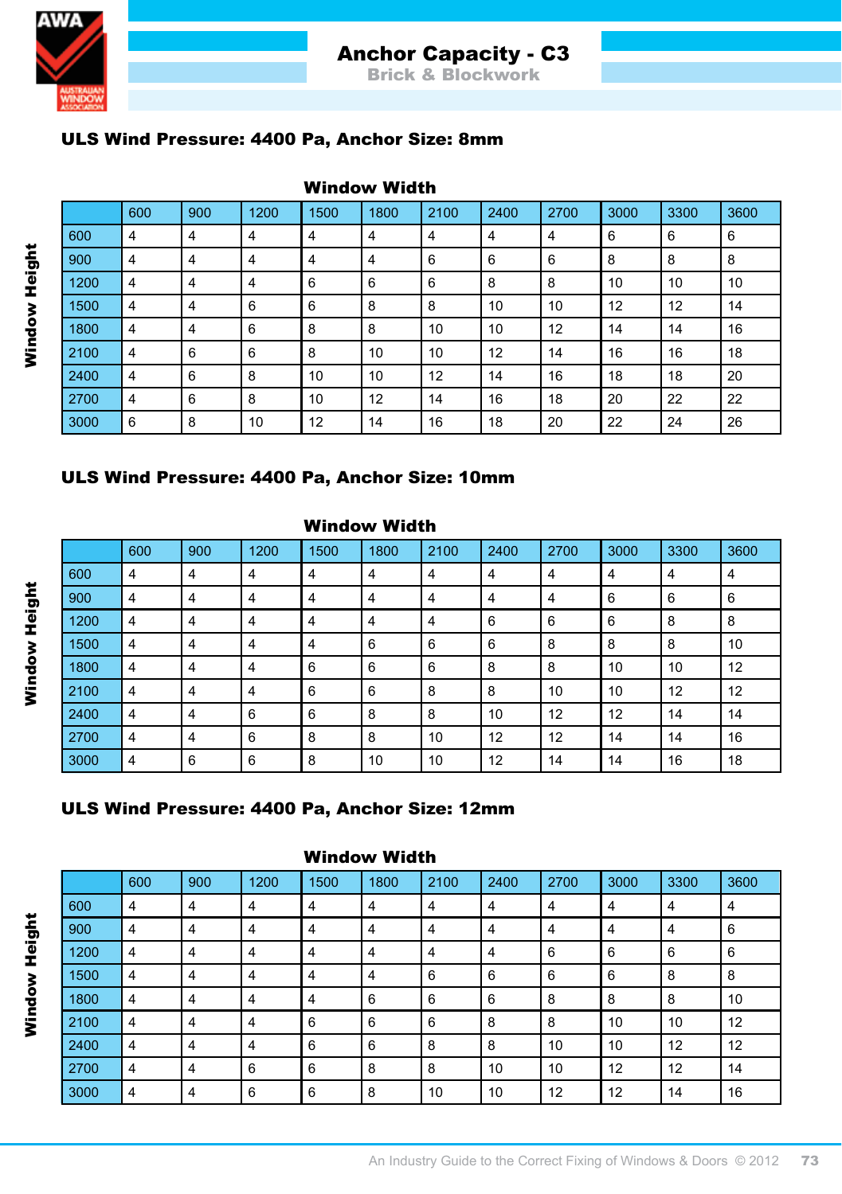# Anchor Capacity - C3

## Brick & Blockwork

### ULS Wind Pressure: 4400 Pa, Anchor Size: 8mm

**Window Width** (columns) / **Window Height** (rows)

| | 600 | 900 | 1200 | 1500 | 1800 | 2100 | 2400 | 2700 | 3000 | 3300 | 3600 |
|---|---|---|---|---|---|---|---|---|---|---|---|
| 600 | 4 | 4 | 4 | 4 | 4 | 4 | 4 | 4 | 6 | 6 | 6 |
| 900 | 4 | 4 | 4 | 4 | 4 | 6 | 6 | 6 | 8 | 8 | 8 |
| 1200 | 4 | 4 | 4 | 6 | 6 | 6 | 8 | 8 | 10 | 10 | 10 |
| 1500 | 4 | 4 | 6 | 6 | 8 | 8 | 10 | 10 | 12 | 12 | 14 |
| 1800 | 4 | 4 | 6 | 8 | 8 | 10 | 10 | 12 | 14 | 14 | 16 |
| 2100 | 4 | 6 | 6 | 8 | 10 | 10 | 12 | 14 | 16 | 16 | 18 |
| 2400 | 4 | 6 | 8 | 10 | 10 | 12 | 14 | 16 | 18 | 18 | 20 |
| 2700 | 4 | 6 | 8 | 10 | 12 | 14 | 16 | 18 | 20 | 22 | 22 |
| 3000 | 6 | 8 | 10 | 12 | 14 | 16 | 18 | 20 | 22 | 24 | 26 |

### ULS Wind Pressure: 4400 Pa, Anchor Size: 10mm

**Window Width** (columns) / **Window Height** (rows)

| | 600 | 900 | 1200 | 1500 | 1800 | 2100 | 2400 | 2700 | 3000 | 3300 | 3600 |
|---|---|---|---|---|---|---|---|---|---|---|---|
| 600 | 4 | 4 | 4 | 4 | 4 | 4 | 4 | 4 | 4 | 4 | 4 |
| 900 | 4 | 4 | 4 | 4 | 4 | 4 | 4 | 4 | 6 | 6 | 6 |
| 1200 | 4 | 4 | 4 | 4 | 4 | 4 | 6 | 6 | 6 | 8 | 8 |
| 1500 | 4 | 4 | 4 | 4 | 6 | 6 | 6 | 8 | 8 | 8 | 10 |
| 1800 | 4 | 4 | 4 | 6 | 6 | 6 | 8 | 8 | 10 | 10 | 12 |
| 2100 | 4 | 4 | 4 | 6 | 6 | 8 | 8 | 10 | 10 | 12 | 12 |
| 2400 | 4 | 4 | 6 | 6 | 8 | 8 | 10 | 12 | 12 | 14 | 14 |
| 2700 | 4 | 4 | 6 | 8 | 8 | 10 | 12 | 12 | 14 | 14 | 16 |
| 3000 | 4 | 6 | 6 | 8 | 10 | 10 | 12 | 14 | 14 | 16 | 18 |

### ULS Wind Pressure: 4400 Pa, Anchor Size: 12mm

**Window Width** (columns) / **Window Height** (rows)

| | 600 | 900 | 1200 | 1500 | 1800 | 2100 | 2400 | 2700 | 3000 | 3300 | 3600 |
|---|---|---|---|---|---|---|---|---|---|---|---|
| 600 | 4 | 4 | 4 | 4 | 4 | 4 | 4 | 4 | 4 | 4 | 4 |
| 900 | 4 | 4 | 4 | 4 | 4 | 4 | 4 | 4 | 4 | 4 | 6 |
| 1200 | 4 | 4 | 4 | 4 | 4 | 4 | 4 | 6 | 6 | 6 | 6 |
| 1500 | 4 | 4 | 4 | 4 | 4 | 6 | 6 | 6 | 6 | 8 | 8 |
| 1800 | 4 | 4 | 4 | 4 | 6 | 6 | 6 | 8 | 8 | 8 | 10 |
| 2100 | 4 | 4 | 4 | 6 | 6 | 6 | 8 | 8 | 10 | 10 | 12 |
| 2400 | 4 | 4 | 4 | 6 | 6 | 8 | 8 | 10 | 10 | 12 | 12 |
| 2700 | 4 | 4 | 6 | 6 | 8 | 8 | 10 | 10 | 12 | 12 | 14 |
| 3000 | 4 | 4 | 6 | 6 | 8 | 10 | 10 | 12 | 12 | 14 | 16 |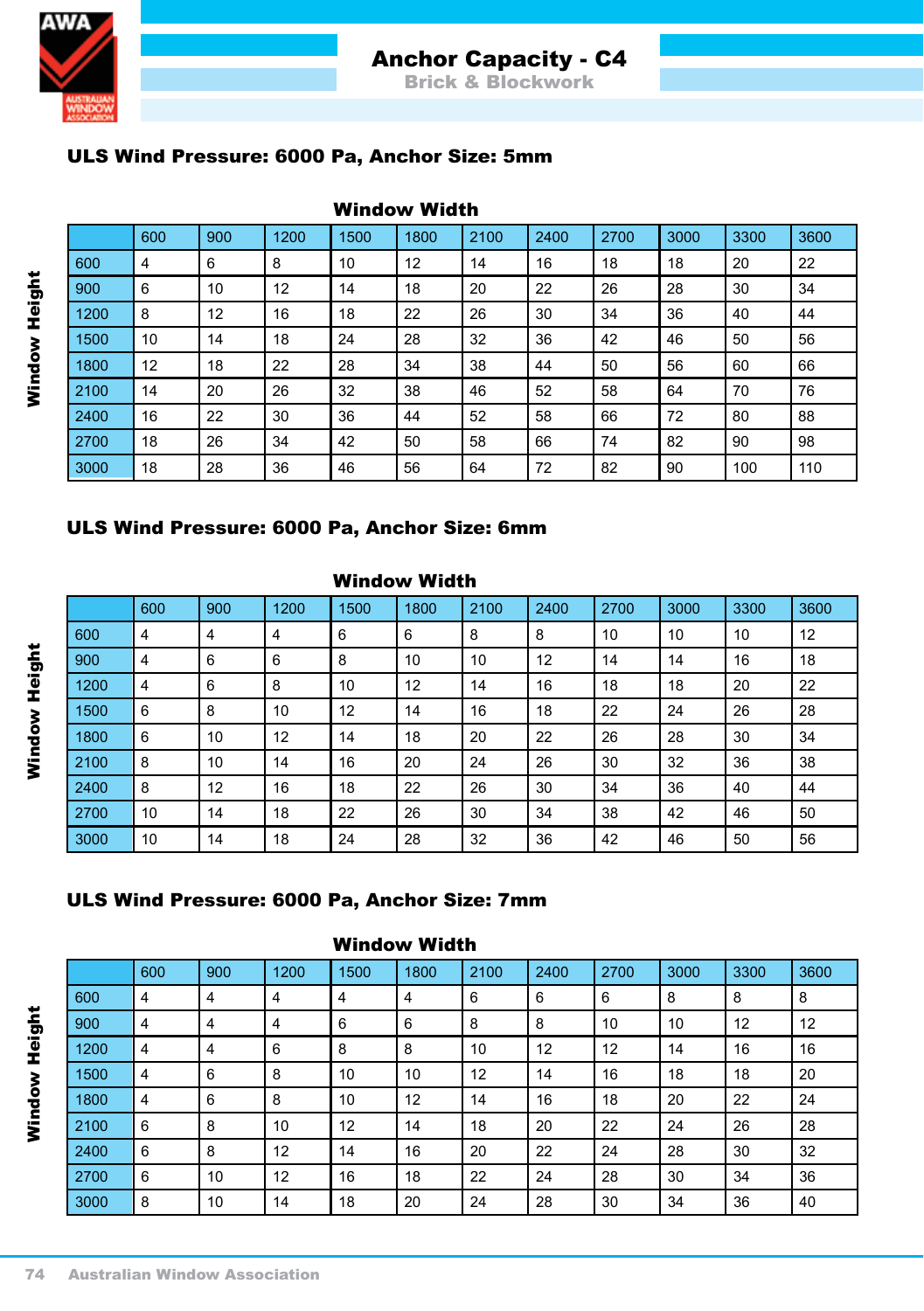# Anchor Capacity - C4

## Brick & Blockwork

### ULS Wind Pressure: 6000 Pa, Anchor Size: 5mm

**Window Width** (columns) / **Window Height** (rows)

| | 600 | 900 | 1200 | 1500 | 1800 | 2100 | 2400 | 2700 | 3000 | 3300 | 3600 |
|---|---|---|---|---|---|---|---|---|---|---|---|
| 600 | 4 | 6 | 8 | 10 | 12 | 14 | 16 | 18 | 18 | 20 | 22 |
| 900 | 6 | 10 | 12 | 14 | 18 | 20 | 22 | 26 | 28 | 30 | 34 |
| 1200 | 8 | 12 | 16 | 18 | 22 | 26 | 30 | 34 | 36 | 40 | 44 |
| 1500 | 10 | 14 | 18 | 24 | 28 | 32 | 36 | 42 | 46 | 50 | 56 |
| 1800 | 12 | 18 | 22 | 28 | 34 | 38 | 44 | 50 | 56 | 60 | 66 |
| 2100 | 14 | 20 | 26 | 32 | 38 | 46 | 52 | 58 | 64 | 70 | 76 |
| 2400 | 16 | 22 | 30 | 36 | 44 | 52 | 58 | 66 | 72 | 80 | 88 |
| 2700 | 18 | 26 | 34 | 42 | 50 | 58 | 66 | 74 | 82 | 90 | 98 |
| 3000 | 18 | 28 | 36 | 46 | 56 | 64 | 72 | 82 | 90 | 100 | 110 |

### ULS Wind Pressure: 6000 Pa, Anchor Size: 6mm

**Window Width** (columns) / **Window Height** (rows)

| | 600 | 900 | 1200 | 1500 | 1800 | 2100 | 2400 | 2700 | 3000 | 3300 | 3600 |
|---|---|---|---|---|---|---|---|---|---|---|---|
| 600 | 4 | 4 | 4 | 6 | 6 | 8 | 8 | 10 | 10 | 10 | 12 |
| 900 | 4 | 6 | 6 | 8 | 10 | 10 | 12 | 14 | 14 | 16 | 18 |
| 1200 | 4 | 6 | 8 | 10 | 12 | 14 | 16 | 18 | 18 | 20 | 22 |
| 1500 | 6 | 8 | 10 | 12 | 14 | 16 | 18 | 22 | 24 | 26 | 28 |
| 1800 | 6 | 10 | 12 | 14 | 18 | 20 | 22 | 26 | 28 | 30 | 34 |
| 2100 | 8 | 10 | 14 | 16 | 20 | 24 | 26 | 30 | 32 | 36 | 38 |
| 2400 | 8 | 12 | 16 | 18 | 22 | 26 | 30 | 34 | 36 | 40 | 44 |
| 2700 | 10 | 14 | 18 | 22 | 26 | 30 | 34 | 38 | 42 | 46 | 50 |
| 3000 | 10 | 14 | 18 | 24 | 28 | 32 | 36 | 42 | 46 | 50 | 56 |

### ULS Wind Pressure: 6000 Pa, Anchor Size: 7mm

**Window Width** (columns) / **Window Height** (rows)

| | 600 | 900 | 1200 | 1500 | 1800 | 2100 | 2400 | 2700 | 3000 | 3300 | 3600 |
|---|---|---|---|---|---|---|---|---|---|---|---|
| 600 | 4 | 4 | 4 | 4 | 4 | 6 | 6 | 6 | 8 | 8 | 8 |
| 900 | 4 | 4 | 4 | 6 | 6 | 8 | 8 | 10 | 10 | 12 | 12 |
| 1200 | 4 | 4 | 6 | 8 | 8 | 10 | 12 | 12 | 14 | 16 | 16 |
| 1500 | 4 | 6 | 8 | 10 | 10 | 12 | 14 | 16 | 18 | 18 | 20 |
| 1800 | 4 | 6 | 8 | 10 | 12 | 14 | 16 | 18 | 20 | 22 | 24 |
| 2100 | 6 | 8 | 10 | 12 | 14 | 18 | 20 | 22 | 24 | 26 | 28 |
| 2400 | 6 | 8 | 12 | 14 | 16 | 20 | 22 | 24 | 28 | 30 | 32 |
| 2700 | 6 | 10 | 12 | 16 | 18 | 22 | 24 | 28 | 30 | 34 | 36 |
| 3000 | 8 | 10 | 14 | 18 | 20 | 24 | 28 | 30 | 34 | 36 | 40 |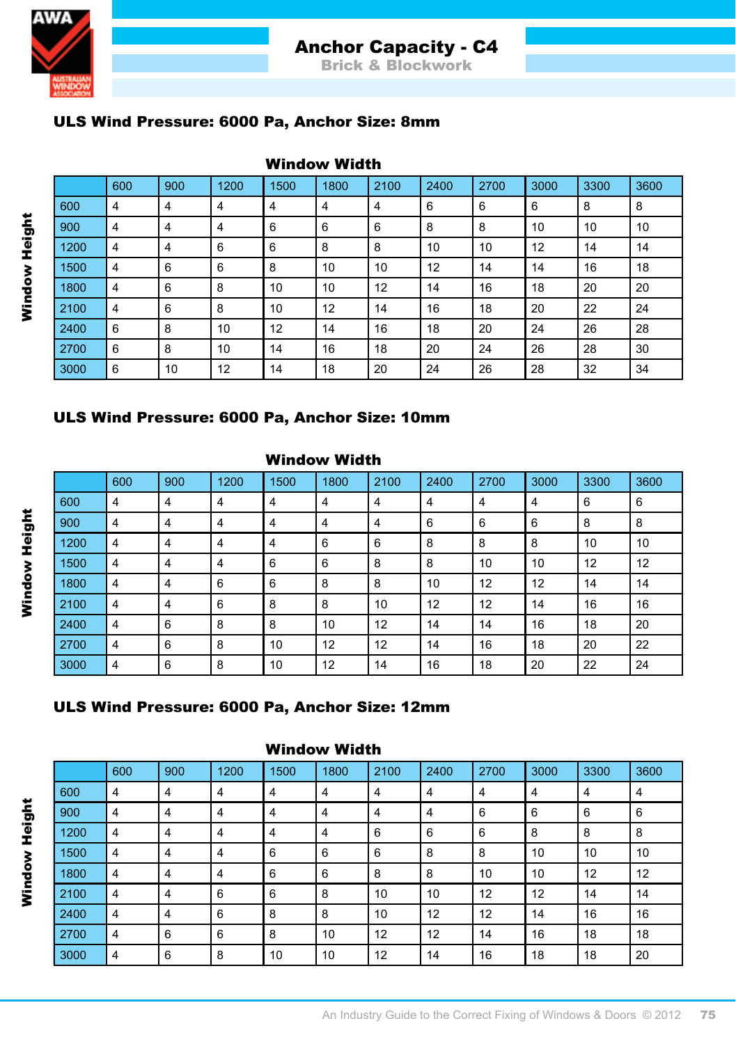# Anchor Capacity - C4

## Brick & Blockwork

### ULS Wind Pressure: 6000 Pa, Anchor Size: 8mm

**Window Width** (columns) / **Window Height** (rows)

| | 600 | 900 | 1200 | 1500 | 1800 | 2100 | 2400 | 2700 | 3000 | 3300 | 3600 |
|---|---|---|---|---|---|---|---|---|---|---|---|
| 600 | 4 | 4 | 4 | 4 | 4 | 4 | 6 | 6 | 6 | 8 | 8 |
| 900 | 4 | 4 | 4 | 6 | 6 | 6 | 8 | 8 | 10 | 10 | 10 |
| 1200 | 4 | 4 | 6 | 6 | 8 | 8 | 10 | 10 | 12 | 14 | 14 |
| 1500 | 4 | 6 | 6 | 8 | 10 | 10 | 12 | 14 | 14 | 16 | 18 |
| 1800 | 4 | 6 | 8 | 10 | 10 | 12 | 14 | 16 | 18 | 20 | 20 |
| 2100 | 4 | 6 | 8 | 10 | 12 | 14 | 16 | 18 | 20 | 22 | 24 |
| 2400 | 6 | 8 | 10 | 12 | 14 | 16 | 18 | 20 | 24 | 26 | 28 |
| 2700 | 6 | 8 | 10 | 14 | 16 | 18 | 20 | 24 | 26 | 28 | 30 |
| 3000 | 6 | 10 | 12 | 14 | 18 | 20 | 24 | 26 | 28 | 32 | 34 |

### ULS Wind Pressure: 6000 Pa, Anchor Size: 10mm

**Window Width** (columns) / **Window Height** (rows)

| | 600 | 900 | 1200 | 1500 | 1800 | 2100 | 2400 | 2700 | 3000 | 3300 | 3600 |
|---|---|---|---|---|---|---|---|---|---|---|---|
| 600 | 4 | 4 | 4 | 4 | 4 | 4 | 4 | 4 | 4 | 6 | 6 |
| 900 | 4 | 4 | 4 | 4 | 4 | 4 | 6 | 6 | 6 | 8 | 8 |
| 1200 | 4 | 4 | 4 | 4 | 6 | 6 | 8 | 8 | 8 | 10 | 10 |
| 1500 | 4 | 4 | 4 | 6 | 6 | 8 | 8 | 10 | 10 | 12 | 12 |
| 1800 | 4 | 4 | 6 | 6 | 8 | 8 | 10 | 12 | 12 | 14 | 14 |
| 2100 | 4 | 4 | 6 | 8 | 8 | 10 | 12 | 12 | 14 | 16 | 16 |
| 2400 | 4 | 6 | 8 | 8 | 10 | 12 | 14 | 14 | 16 | 18 | 20 |
| 2700 | 4 | 6 | 8 | 10 | 12 | 12 | 14 | 16 | 18 | 20 | 22 |
| 3000 | 4 | 6 | 8 | 10 | 12 | 14 | 16 | 18 | 20 | 22 | 24 |

### ULS Wind Pressure: 6000 Pa, Anchor Size: 12mm

**Window Width** (columns) / **Window Height** (rows)

| | 600 | 900 | 1200 | 1500 | 1800 | 2100 | 2400 | 2700 | 3000 | 3300 | 3600 |
|---|---|---|---|---|---|---|---|---|---|---|---|
| 600 | 4 | 4 | 4 | 4 | 4 | 4 | 4 | 4 | 4 | 4 | 4 |
| 900 | 4 | 4 | 4 | 4 | 4 | 4 | 4 | 6 | 6 | 6 | 6 |
| 1200 | 4 | 4 | 4 | 4 | 4 | 6 | 6 | 6 | 8 | 8 | 8 |
| 1500 | 4 | 4 | 4 | 6 | 6 | 6 | 8 | 8 | 10 | 10 | 10 |
| 1800 | 4 | 4 | 4 | 6 | 6 | 8 | 8 | 10 | 10 | 12 | 12 |
| 2100 | 4 | 4 | 6 | 6 | 8 | 10 | 10 | 12 | 12 | 14 | 14 |
| 2400 | 4 | 4 | 6 | 8 | 8 | 10 | 12 | 12 | 14 | 16 | 16 |
| 2700 | 4 | 6 | 6 | 8 | 10 | 12 | 12 | 14 | 16 | 18 | 18 |
| 3000 | 4 | 6 | 8 | 10 | 10 | 12 | 14 | 16 | 18 | 18 | 20 |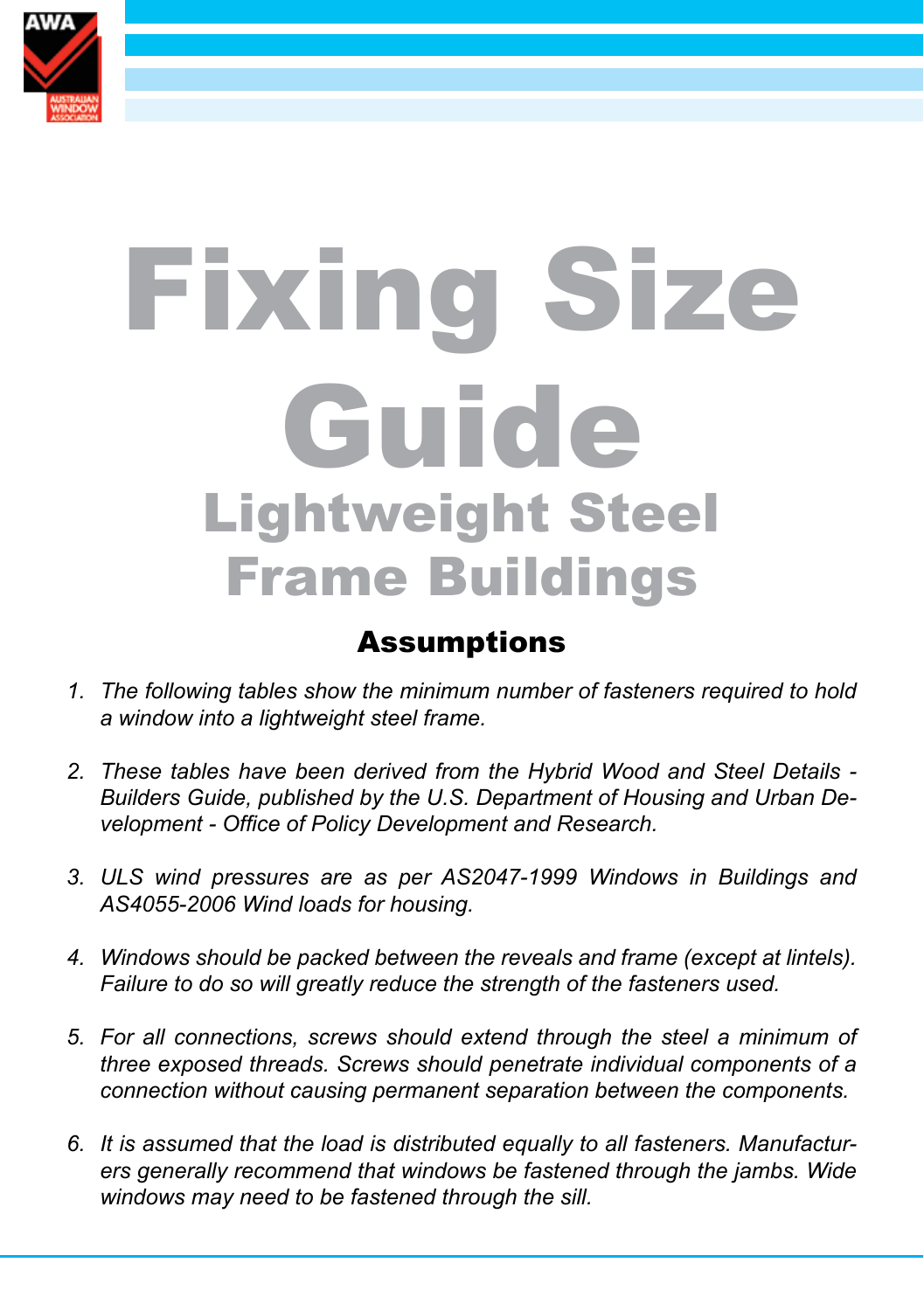# Fixing Size Guide

## Lightweight Steel Frame Buildings

### Assumptions

1. *The following tables show the minimum number of fasteners required to hold a window into a lightweight steel frame.*

2. *These tables have been derived from the Hybrid Wood and Steel Details - Builders Guide, published by the U.S. Department of Housing and Urban Development - Office of Policy Development and Research.*

3. *ULS wind pressures are as per AS2047-1999 Windows in Buildings and AS4055-2006 Wind loads for housing.*

4. *Windows should be packed between the reveals and frame (except at lintels). Failure to do so will greatly reduce the strength of the fasteners used.*

5. *For all connections, screws should extend through the steel a minimum of three exposed threads. Screws should penetrate individual components of a connection without causing permanent separation between the components.*

6. *It is assumed that the load is distributed equally to all fasteners. Manufacturers generally recommend that windows be fastened through the jambs. Wide windows may need to be fastened through the sill.*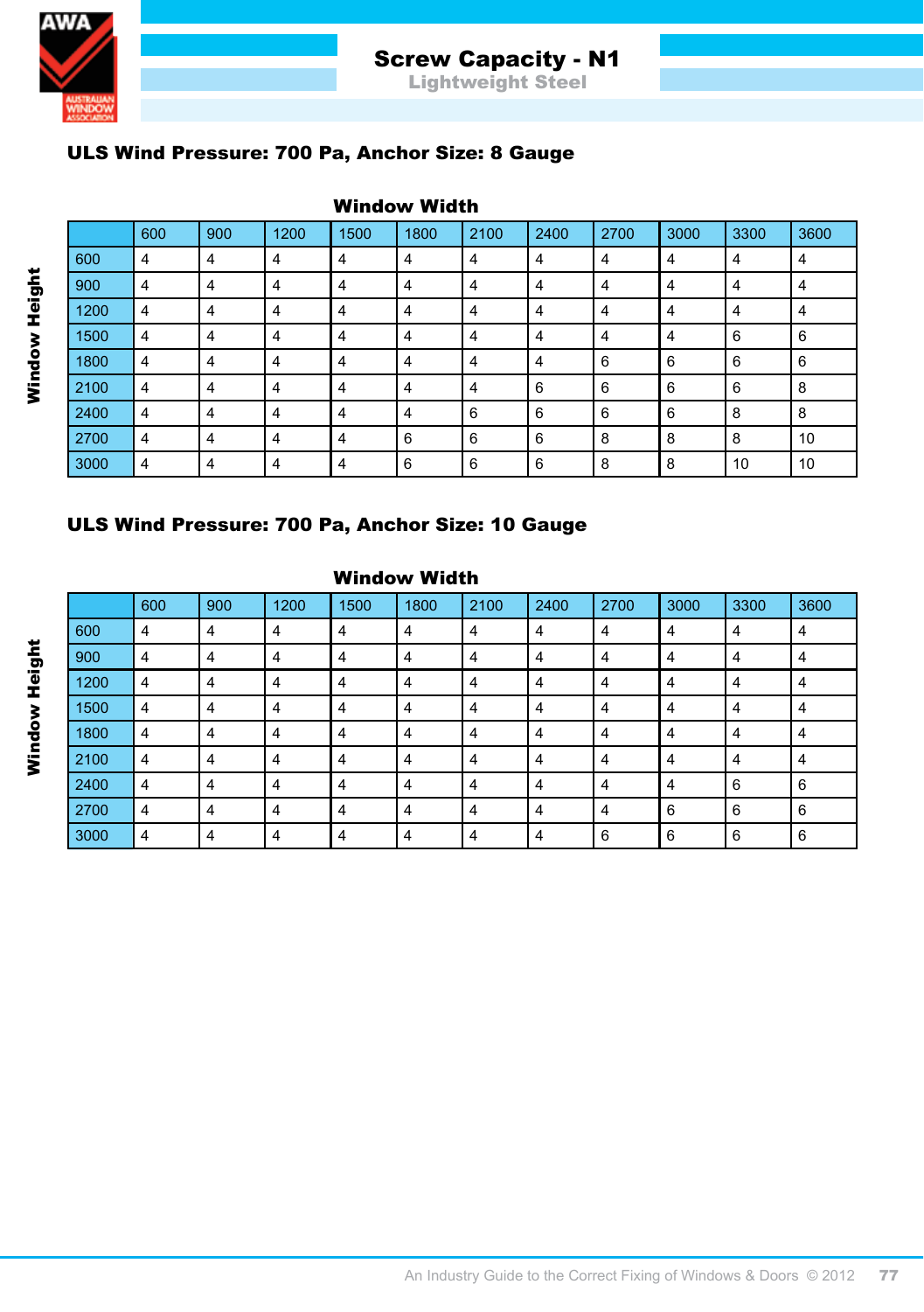# Screw Capacity - N1

## Lightweight Steel

### ULS Wind Pressure: 700 Pa, Anchor Size: 8 Gauge

Window Width (columns) / Window Height (rows)

| | 600 | 900 | 1200 | 1500 | 1800 | 2100 | 2400 | 2700 | 3000 | 3300 | 3600 |
|---|---|---|---|---|---|---|---|---|---|---|---|
| 600 | 4 | 4 | 4 | 4 | 4 | 4 | 4 | 4 | 4 | 4 | 4 |
| 900 | 4 | 4 | 4 | 4 | 4 | 4 | 4 | 4 | 4 | 4 | 4 |
| 1200 | 4 | 4 | 4 | 4 | 4 | 4 | 4 | 4 | 4 | 4 | 4 |
| 1500 | 4 | 4 | 4 | 4 | 4 | 4 | 4 | 4 | 4 | 6 | 6 |
| 1800 | 4 | 4 | 4 | 4 | 4 | 4 | 4 | 6 | 6 | 6 | 6 |
| 2100 | 4 | 4 | 4 | 4 | 4 | 4 | 6 | 6 | 6 | 6 | 8 |
| 2400 | 4 | 4 | 4 | 4 | 4 | 6 | 6 | 6 | 6 | 8 | 8 |
| 2700 | 4 | 4 | 4 | 4 | 6 | 6 | 6 | 8 | 8 | 8 | 10 |
| 3000 | 4 | 4 | 4 | 4 | 6 | 6 | 6 | 8 | 8 | 10 | 10 |

### ULS Wind Pressure: 700 Pa, Anchor Size: 10 Gauge

Window Width (columns) / Window Height (rows)

| | 600 | 900 | 1200 | 1500 | 1800 | 2100 | 2400 | 2700 | 3000 | 3300 | 3600 |
|---|---|---|---|---|---|---|---|---|---|---|---|
| 600 | 4 | 4 | 4 | 4 | 4 | 4 | 4 | 4 | 4 | 4 | 4 |
| 900 | 4 | 4 | 4 | 4 | 4 | 4 | 4 | 4 | 4 | 4 | 4 |
| 1200 | 4 | 4 | 4 | 4 | 4 | 4 | 4 | 4 | 4 | 4 | 4 |
| 1500 | 4 | 4 | 4 | 4 | 4 | 4 | 4 | 4 | 4 | 4 | 4 |
| 1800 | 4 | 4 | 4 | 4 | 4 | 4 | 4 | 4 | 4 | 4 | 4 |
| 2100 | 4 | 4 | 4 | 4 | 4 | 4 | 4 | 4 | 4 | 4 | 4 |
| 2400 | 4 | 4 | 4 | 4 | 4 | 4 | 4 | 4 | 4 | 6 | 6 |
| 2700 | 4 | 4 | 4 | 4 | 4 | 4 | 4 | 4 | 6 | 6 | 6 |
| 3000 | 4 | 4 | 4 | 4 | 4 | 4 | 4 | 6 | 6 | 6 | 6 |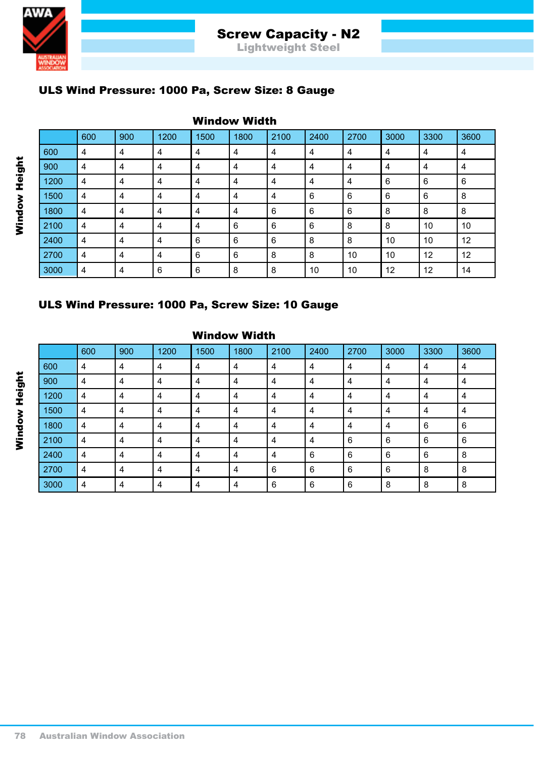# Screw Capacity - N2

## Lightweight Steel

### ULS Wind Pressure: 1000 Pa, Screw Size: 8 Gauge

**Window Width** (columns) / **Window Height** (rows)

| | 600 | 900 | 1200 | 1500 | 1800 | 2100 | 2400 | 2700 | 3000 | 3300 | 3600 |
|---|---|---|---|---|---|---|---|---|---|---|---|
| 600 | 4 | 4 | 4 | 4 | 4 | 4 | 4 | 4 | 4 | 4 | 4 |
| 900 | 4 | 4 | 4 | 4 | 4 | 4 | 4 | 4 | 4 | 4 | 4 |
| 1200 | 4 | 4 | 4 | 4 | 4 | 4 | 4 | 4 | 6 | 6 | 6 |
| 1500 | 4 | 4 | 4 | 4 | 4 | 4 | 6 | 6 | 6 | 6 | 8 |
| 1800 | 4 | 4 | 4 | 4 | 4 | 6 | 6 | 6 | 8 | 8 | 8 |
| 2100 | 4 | 4 | 4 | 4 | 6 | 6 | 6 | 8 | 8 | 10 | 10 |
| 2400 | 4 | 4 | 4 | 6 | 6 | 6 | 8 | 8 | 10 | 10 | 12 |
| 2700 | 4 | 4 | 4 | 6 | 6 | 8 | 8 | 10 | 10 | 12 | 12 |
| 3000 | 4 | 4 | 6 | 6 | 8 | 8 | 10 | 10 | 12 | 12 | 14 |

### ULS Wind Pressure: 1000 Pa, Screw Size: 10 Gauge

**Window Width** (columns) / **Window Height** (rows)

| | 600 | 900 | 1200 | 1500 | 1800 | 2100 | 2400 | 2700 | 3000 | 3300 | 3600 |
|---|---|---|---|---|---|---|---|---|---|---|---|
| 600 | 4 | 4 | 4 | 4 | 4 | 4 | 4 | 4 | 4 | 4 | 4 |
| 900 | 4 | 4 | 4 | 4 | 4 | 4 | 4 | 4 | 4 | 4 | 4 |
| 1200 | 4 | 4 | 4 | 4 | 4 | 4 | 4 | 4 | 4 | 4 | 4 |
| 1500 | 4 | 4 | 4 | 4 | 4 | 4 | 4 | 4 | 4 | 4 | 4 |
| 1800 | 4 | 4 | 4 | 4 | 4 | 4 | 4 | 4 | 4 | 6 | 6 |
| 2100 | 4 | 4 | 4 | 4 | 4 | 4 | 4 | 6 | 6 | 6 | 6 |
| 2400 | 4 | 4 | 4 | 4 | 4 | 4 | 6 | 6 | 6 | 6 | 8 |
| 2700 | 4 | 4 | 4 | 4 | 4 | 6 | 6 | 6 | 6 | 8 | 8 |
| 3000 | 4 | 4 | 4 | 4 | 4 | 6 | 6 | 6 | 8 | 8 | 8 |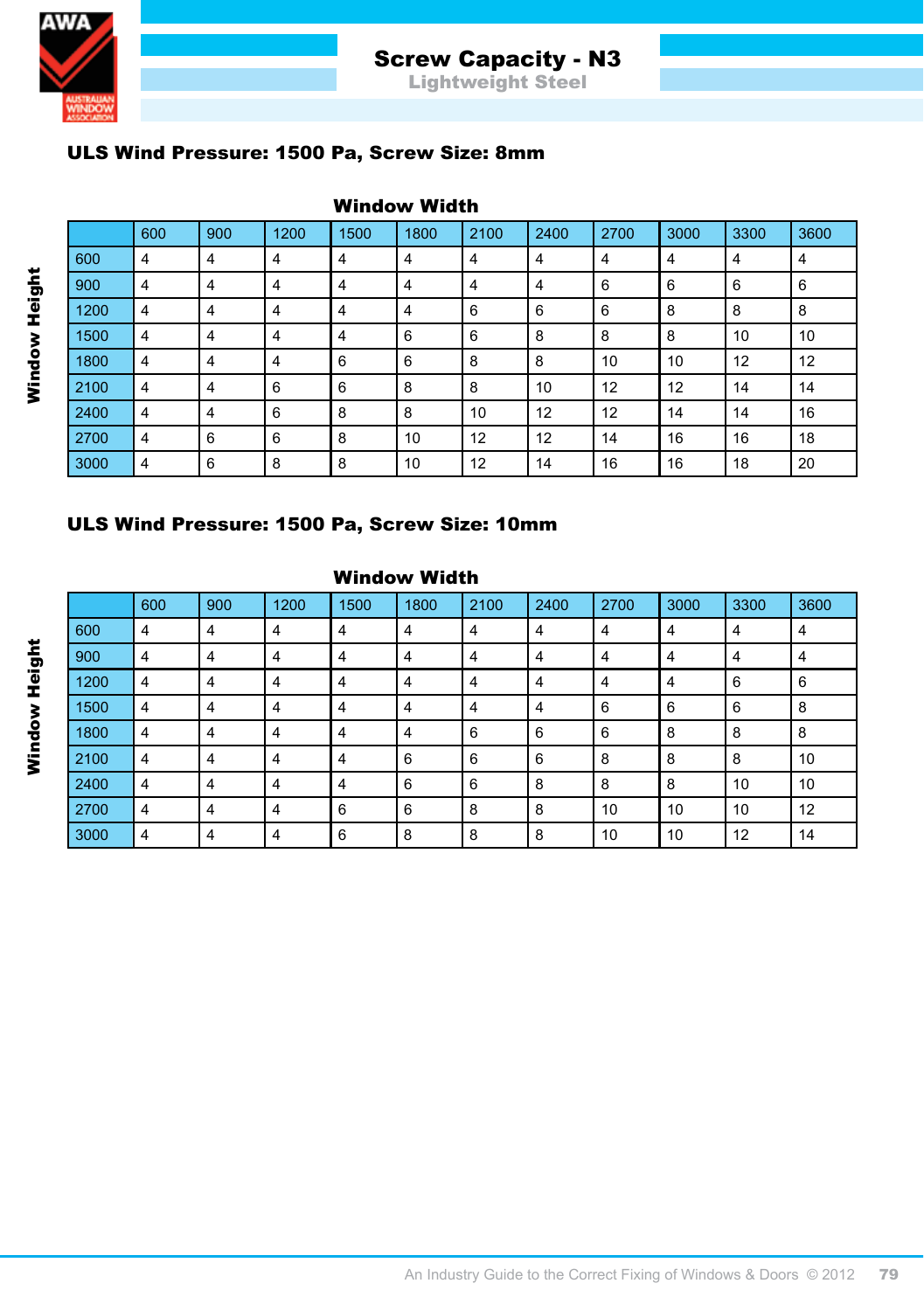# Screw Capacity - N3

## Lightweight Steel

### ULS Wind Pressure: 1500 Pa, Screw Size: 8mm

Window Width

| Window Height | 600 | 900 | 1200 | 1500 | 1800 | 2100 | 2400 | 2700 | 3000 | 3300 | 3600 |
|---|---|---|---|---|---|---|---|---|---|---|---|
| 600 | 4 | 4 | 4 | 4 | 4 | 4 | 4 | 4 | 4 | 4 | 4 |
| 900 | 4 | 4 | 4 | 4 | 4 | 4 | 4 | 6 | 6 | 6 | 6 |
| 1200 | 4 | 4 | 4 | 4 | 4 | 6 | 6 | 6 | 8 | 8 | 8 |
| 1500 | 4 | 4 | 4 | 4 | 6 | 6 | 8 | 8 | 8 | 10 | 10 |
| 1800 | 4 | 4 | 4 | 6 | 6 | 8 | 8 | 10 | 10 | 12 | 12 |
| 2100 | 4 | 4 | 6 | 6 | 8 | 8 | 10 | 12 | 12 | 14 | 14 |
| 2400 | 4 | 4 | 6 | 8 | 8 | 10 | 12 | 12 | 14 | 14 | 16 |
| 2700 | 4 | 6 | 6 | 8 | 10 | 12 | 12 | 14 | 16 | 16 | 18 |
| 3000 | 4 | 6 | 8 | 8 | 10 | 12 | 14 | 16 | 16 | 18 | 20 |

### ULS Wind Pressure: 1500 Pa, Screw Size: 10mm

Window Width

| Window Height | 600 | 900 | 1200 | 1500 | 1800 | 2100 | 2400 | 2700 | 3000 | 3300 | 3600 |
|---|---|---|---|---|---|---|---|---|---|---|---|
| 600 | 4 | 4 | 4 | 4 | 4 | 4 | 4 | 4 | 4 | 4 | 4 |
| 900 | 4 | 4 | 4 | 4 | 4 | 4 | 4 | 4 | 4 | 4 | 4 |
| 1200 | 4 | 4 | 4 | 4 | 4 | 4 | 4 | 4 | 4 | 6 | 6 |
| 1500 | 4 | 4 | 4 | 4 | 4 | 4 | 4 | 6 | 6 | 6 | 8 |
| 1800 | 4 | 4 | 4 | 4 | 4 | 6 | 6 | 6 | 8 | 8 | 8 |
| 2100 | 4 | 4 | 4 | 4 | 6 | 6 | 6 | 8 | 8 | 8 | 10 |
| 2400 | 4 | 4 | 4 | 4 | 6 | 6 | 8 | 8 | 8 | 10 | 10 |
| 2700 | 4 | 4 | 4 | 6 | 6 | 8 | 8 | 10 | 10 | 10 | 12 |
| 3000 | 4 | 4 | 4 | 6 | 8 | 8 | 8 | 10 | 10 | 12 | 14 |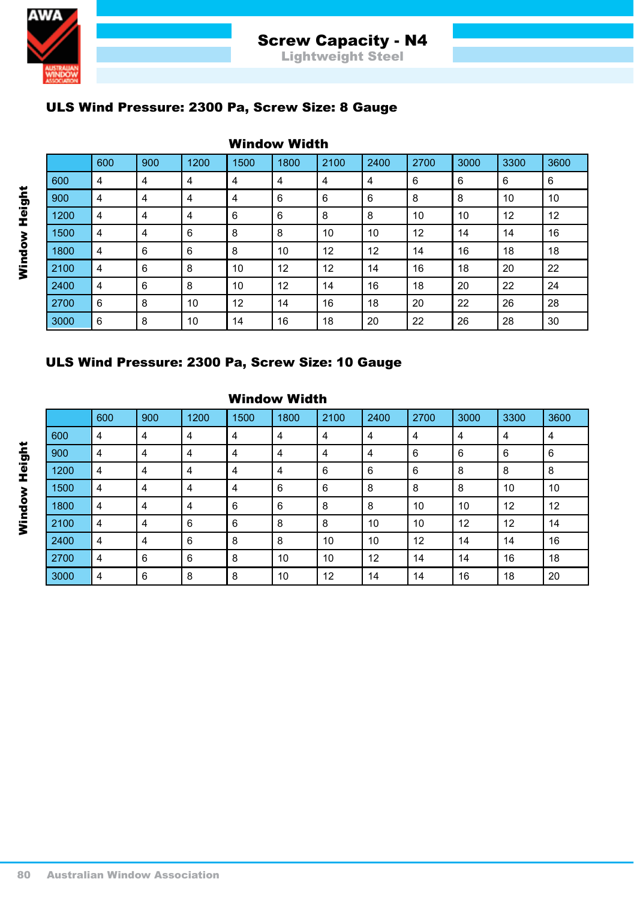# Screw Capacity - N4

## Lightweight Steel

### ULS Wind Pressure: 2300 Pa, Screw Size: 8 Gauge

**Window Width** (columns) / **Window Height** (rows)

| | 600 | 900 | 1200 | 1500 | 1800 | 2100 | 2400 | 2700 | 3000 | 3300 | 3600 |
|---|---|---|---|---|---|---|---|---|---|---|---|
| 600 | 4 | 4 | 4 | 4 | 4 | 4 | 4 | 6 | 6 | 6 | 6 |
| 900 | 4 | 4 | 4 | 4 | 6 | 6 | 6 | 8 | 8 | 10 | 10 |
| 1200 | 4 | 4 | 4 | 6 | 6 | 8 | 8 | 10 | 10 | 12 | 12 |
| 1500 | 4 | 4 | 6 | 8 | 8 | 10 | 10 | 12 | 14 | 14 | 16 |
| 1800 | 4 | 6 | 6 | 8 | 10 | 12 | 12 | 14 | 16 | 18 | 18 |
| 2100 | 4 | 6 | 8 | 10 | 12 | 12 | 14 | 16 | 18 | 20 | 22 |
| 2400 | 4 | 6 | 8 | 10 | 12 | 14 | 16 | 18 | 20 | 22 | 24 |
| 2700 | 6 | 8 | 10 | 12 | 14 | 16 | 18 | 20 | 22 | 26 | 28 |
| 3000 | 6 | 8 | 10 | 14 | 16 | 18 | 20 | 22 | 26 | 28 | 30 |

### ULS Wind Pressure: 2300 Pa, Screw Size: 10 Gauge

**Window Width** (columns) / **Window Height** (rows)

| | 600 | 900 | 1200 | 1500 | 1800 | 2100 | 2400 | 2700 | 3000 | 3300 | 3600 |
|---|---|---|---|---|---|---|---|---|---|---|---|
| 600 | 4 | 4 | 4 | 4 | 4 | 4 | 4 | 4 | 4 | 4 | 4 |
| 900 | 4 | 4 | 4 | 4 | 4 | 4 | 4 | 6 | 6 | 6 | 6 |
| 1200 | 4 | 4 | 4 | 4 | 4 | 6 | 6 | 6 | 8 | 8 | 8 |
| 1500 | 4 | 4 | 4 | 4 | 6 | 6 | 8 | 8 | 8 | 10 | 10 |
| 1800 | 4 | 4 | 4 | 6 | 6 | 8 | 8 | 10 | 10 | 12 | 12 |
| 2100 | 4 | 4 | 6 | 6 | 8 | 8 | 10 | 10 | 12 | 12 | 14 |
| 2400 | 4 | 4 | 6 | 8 | 8 | 10 | 10 | 12 | 14 | 14 | 16 |
| 2700 | 4 | 6 | 6 | 8 | 10 | 10 | 12 | 14 | 14 | 16 | 18 |
| 3000 | 4 | 6 | 8 | 8 | 10 | 12 | 14 | 14 | 16 | 18 | 20 |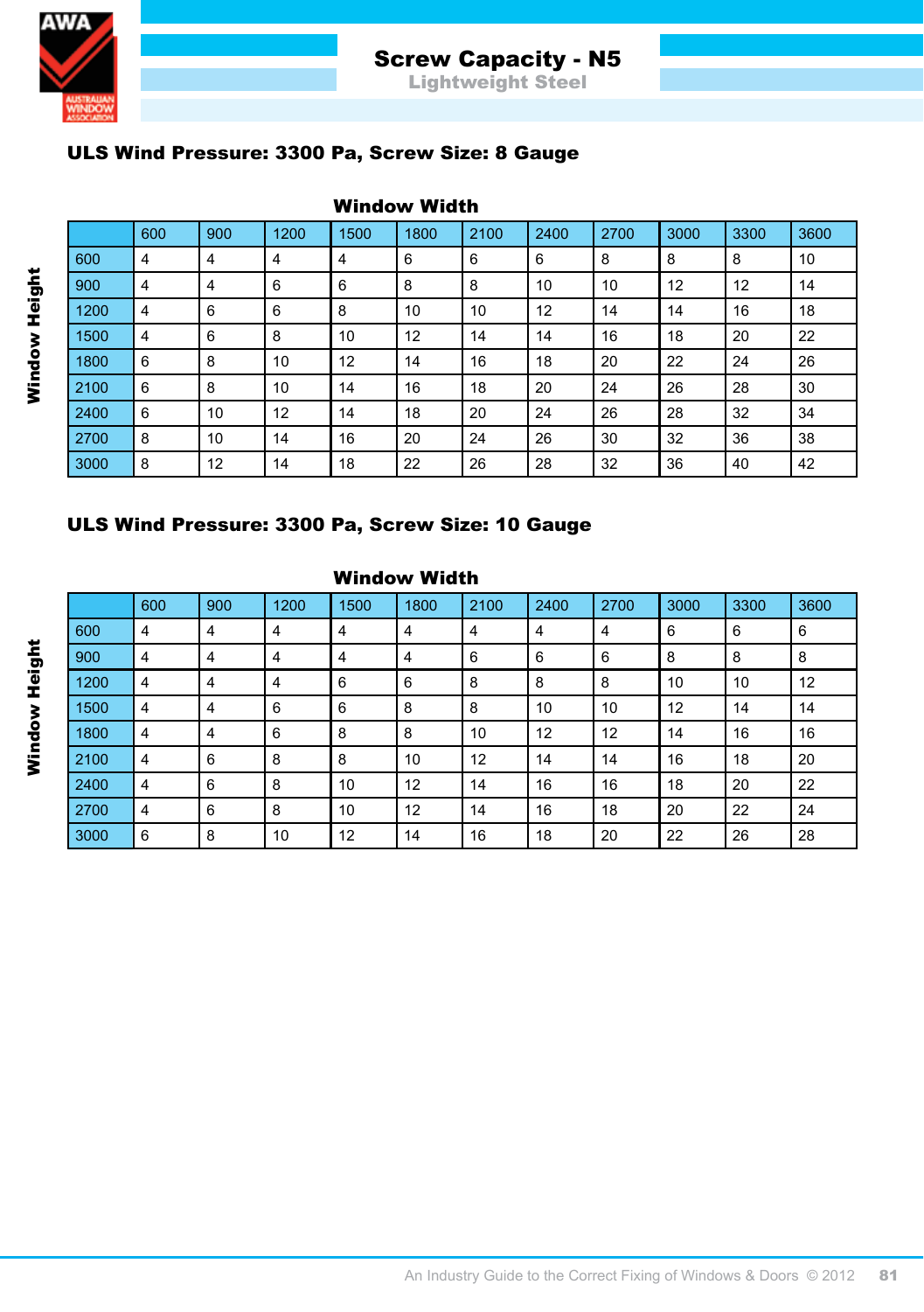# Screw Capacity - N5

## Lightweight Steel

### ULS Wind Pressure: 3300 Pa, Screw Size: 8 Gauge

**Window Width** (columns) / **Window Height** (rows)

| | 600 | 900 | 1200 | 1500 | 1800 | 2100 | 2400 | 2700 | 3000 | 3300 | 3600 |
|---|---|---|---|---|---|---|---|---|---|---|---|
| 600 | 4 | 4 | 4 | 4 | 6 | 6 | 6 | 8 | 8 | 8 | 10 |
| 900 | 4 | 4 | 6 | 6 | 8 | 8 | 10 | 10 | 12 | 12 | 14 |
| 1200 | 4 | 6 | 6 | 8 | 10 | 10 | 12 | 14 | 14 | 16 | 18 |
| 1500 | 4 | 6 | 8 | 10 | 12 | 14 | 14 | 16 | 18 | 20 | 22 |
| 1800 | 6 | 8 | 10 | 12 | 14 | 16 | 18 | 20 | 22 | 24 | 26 |
| 2100 | 6 | 8 | 10 | 14 | 16 | 18 | 20 | 24 | 26 | 28 | 30 |
| 2400 | 6 | 10 | 12 | 14 | 18 | 20 | 24 | 26 | 28 | 32 | 34 |
| 2700 | 8 | 10 | 14 | 16 | 20 | 24 | 26 | 30 | 32 | 36 | 38 |
| 3000 | 8 | 12 | 14 | 18 | 22 | 26 | 28 | 32 | 36 | 40 | 42 |

### ULS Wind Pressure: 3300 Pa, Screw Size: 10 Gauge

**Window Width** (columns) / **Window Height** (rows)

| | 600 | 900 | 1200 | 1500 | 1800 | 2100 | 2400 | 2700 | 3000 | 3300 | 3600 |
|---|---|---|---|---|---|---|---|---|---|---|---|
| 600 | 4 | 4 | 4 | 4 | 4 | 4 | 4 | 4 | 6 | 6 | 6 |
| 900 | 4 | 4 | 4 | 4 | 4 | 6 | 6 | 6 | 8 | 8 | 8 |
| 1200 | 4 | 4 | 4 | 6 | 6 | 8 | 8 | 8 | 10 | 10 | 12 |
| 1500 | 4 | 4 | 6 | 6 | 8 | 8 | 10 | 10 | 12 | 14 | 14 |
| 1800 | 4 | 4 | 6 | 8 | 8 | 10 | 12 | 12 | 14 | 16 | 16 |
| 2100 | 4 | 6 | 8 | 8 | 10 | 12 | 14 | 14 | 16 | 18 | 20 |
| 2400 | 4 | 6 | 8 | 10 | 12 | 14 | 16 | 16 | 18 | 20 | 22 |
| 2700 | 4 | 6 | 8 | 10 | 12 | 14 | 16 | 18 | 20 | 22 | 24 |
| 3000 | 6 | 8 | 10 | 12 | 14 | 16 | 18 | 20 | 22 | 26 | 28 |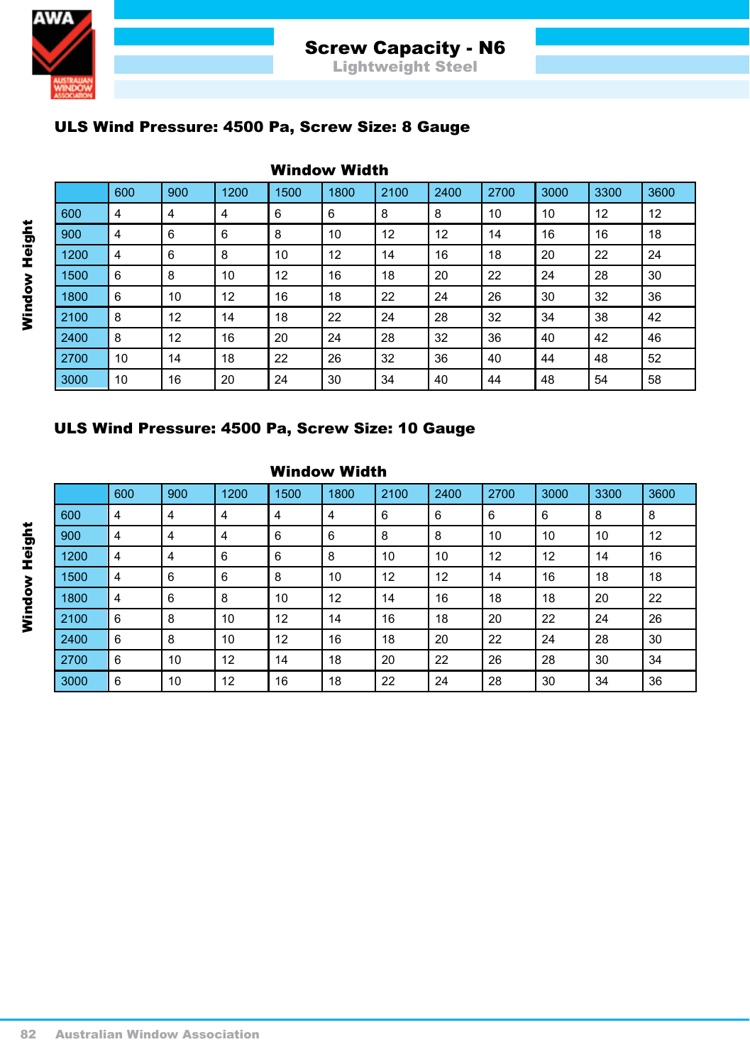# Screw Capacity - N6

## Lightweight Steel

### ULS Wind Pressure: 4500 Pa, Screw Size: 8 Gauge

| Window Height \ Window Width | 600 | 900 | 1200 | 1500 | 1800 | 2100 | 2400 | 2700 | 3000 | 3300 | 3600 |
|---|---|---|---|---|---|---|---|---|---|---|---|
| 600 | 4 | 4 | 4 | 6 | 6 | 8 | 8 | 10 | 10 | 12 | 12 |
| 900 | 4 | 6 | 6 | 8 | 10 | 12 | 12 | 14 | 16 | 16 | 18 |
| 1200 | 4 | 6 | 8 | 10 | 12 | 14 | 16 | 18 | 20 | 22 | 24 |
| 1500 | 6 | 8 | 10 | 12 | 16 | 18 | 20 | 22 | 24 | 28 | 30 |
| 1800 | 6 | 10 | 12 | 16 | 18 | 22 | 24 | 26 | 30 | 32 | 36 |
| 2100 | 8 | 12 | 14 | 18 | 22 | 24 | 28 | 32 | 34 | 38 | 42 |
| 2400 | 8 | 12 | 16 | 20 | 24 | 28 | 32 | 36 | 40 | 42 | 46 |
| 2700 | 10 | 14 | 18 | 22 | 26 | 32 | 36 | 40 | 44 | 48 | 52 |
| 3000 | 10 | 16 | 20 | 24 | 30 | 34 | 40 | 44 | 48 | 54 | 58 |

### ULS Wind Pressure: 4500 Pa, Screw Size: 10 Gauge

| Window Height \ Window Width | 600 | 900 | 1200 | 1500 | 1800 | 2100 | 2400 | 2700 | 3000 | 3300 | 3600 |
|---|---|---|---|---|---|---|---|---|---|---|---|
| 600 | 4 | 4 | 4 | 4 | 4 | 6 | 6 | 6 | 6 | 8 | 8 |
| 900 | 4 | 4 | 4 | 6 | 6 | 8 | 8 | 10 | 10 | 10 | 12 |
| 1200 | 4 | 4 | 6 | 6 | 8 | 10 | 10 | 12 | 12 | 14 | 16 |
| 1500 | 4 | 6 | 6 | 8 | 10 | 12 | 12 | 14 | 16 | 18 | 18 |
| 1800 | 4 | 6 | 8 | 10 | 12 | 14 | 16 | 18 | 18 | 20 | 22 |
| 2100 | 6 | 8 | 10 | 12 | 14 | 16 | 18 | 20 | 22 | 24 | 26 |
| 2400 | 6 | 8 | 10 | 12 | 16 | 18 | 20 | 22 | 24 | 28 | 30 |
| 2700 | 6 | 10 | 12 | 14 | 18 | 20 | 22 | 26 | 28 | 30 | 34 |
| 3000 | 6 | 10 | 12 | 16 | 18 | 22 | 24 | 28 | 30 | 34 | 36 |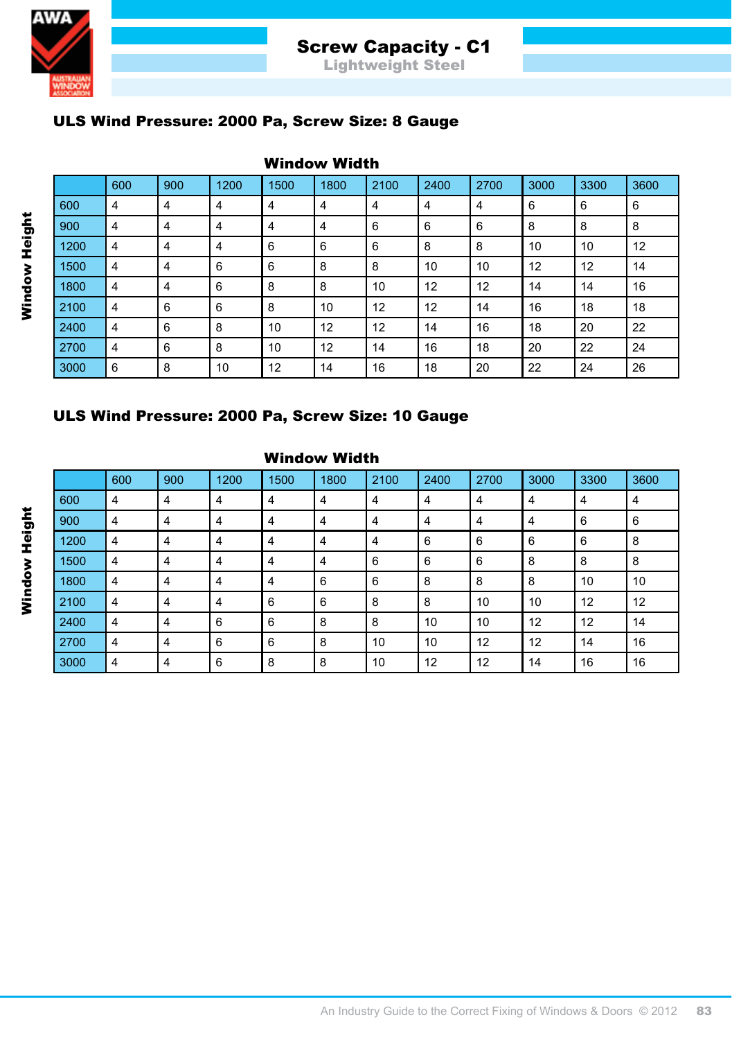# Screw Capacity - C1

## Lightweight Steel

### ULS Wind Pressure: 2000 Pa, Screw Size: 8 Gauge

| Window Height \ Window Width | 600 | 900 | 1200 | 1500 | 1800 | 2100 | 2400 | 2700 | 3000 | 3300 | 3600 |
|---|---|---|---|---|---|---|---|---|---|---|---|
| 600 | 4 | 4 | 4 | 4 | 4 | 4 | 4 | 4 | 6 | 6 | 6 |
| 900 | 4 | 4 | 4 | 4 | 4 | 6 | 6 | 6 | 8 | 8 | 8 |
| 1200 | 4 | 4 | 4 | 6 | 6 | 6 | 8 | 8 | 10 | 10 | 12 |
| 1500 | 4 | 4 | 6 | 6 | 8 | 8 | 10 | 10 | 12 | 12 | 14 |
| 1800 | 4 | 4 | 6 | 8 | 8 | 10 | 12 | 12 | 14 | 14 | 16 |
| 2100 | 4 | 6 | 6 | 8 | 10 | 12 | 12 | 14 | 16 | 18 | 18 |
| 2400 | 4 | 6 | 8 | 10 | 12 | 12 | 14 | 16 | 18 | 20 | 22 |
| 2700 | 4 | 6 | 8 | 10 | 12 | 14 | 16 | 18 | 20 | 22 | 24 |
| 3000 | 6 | 8 | 10 | 12 | 14 | 16 | 18 | 20 | 22 | 24 | 26 |

### ULS Wind Pressure: 2000 Pa, Screw Size: 10 Gauge

| Window Height \ Window Width | 600 | 900 | 1200 | 1500 | 1800 | 2100 | 2400 | 2700 | 3000 | 3300 | 3600 |
|---|---|---|---|---|---|---|---|---|---|---|---|
| 600 | 4 | 4 | 4 | 4 | 4 | 4 | 4 | 4 | 4 | 4 | 4 |
| 900 | 4 | 4 | 4 | 4 | 4 | 4 | 4 | 4 | 4 | 6 | 6 |
| 1200 | 4 | 4 | 4 | 4 | 4 | 4 | 6 | 6 | 6 | 6 | 8 |
| 1500 | 4 | 4 | 4 | 4 | 4 | 6 | 6 | 6 | 8 | 8 | 8 |
| 1800 | 4 | 4 | 4 | 4 | 6 | 6 | 8 | 8 | 8 | 10 | 10 |
| 2100 | 4 | 4 | 4 | 6 | 6 | 8 | 8 | 10 | 10 | 12 | 12 |
| 2400 | 4 | 4 | 6 | 6 | 8 | 8 | 10 | 10 | 12 | 12 | 14 |
| 2700 | 4 | 4 | 6 | 6 | 8 | 10 | 10 | 12 | 12 | 14 | 16 |
| 3000 | 4 | 4 | 6 | 8 | 8 | 10 | 12 | 12 | 14 | 16 | 16 |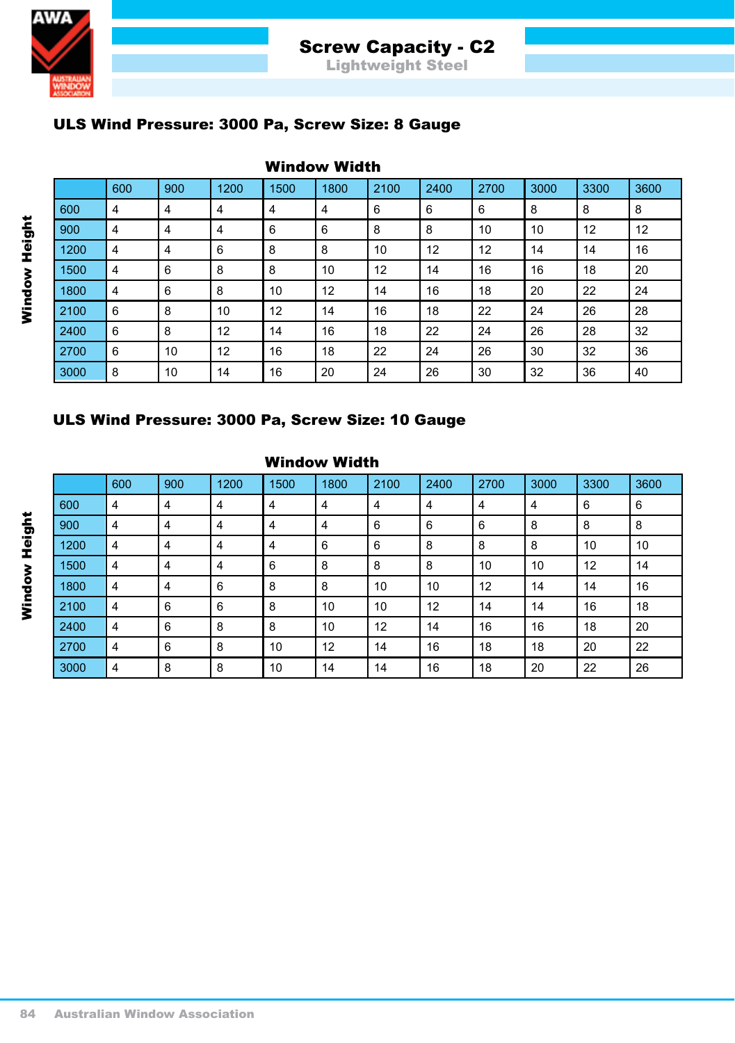# Screw Capacity - C2

## Lightweight Steel

### ULS Wind Pressure: 3000 Pa, Screw Size: 8 Gauge

**Window Width** (columns) / **Window Height** (rows)

| | 600 | 900 | 1200 | 1500 | 1800 | 2100 | 2400 | 2700 | 3000 | 3300 | 3600 |
|---|---|---|---|---|---|---|---|---|---|---|---|
| 600 | 4 | 4 | 4 | 4 | 4 | 6 | 6 | 6 | 8 | 8 | 8 |
| 900 | 4 | 4 | 4 | 6 | 6 | 8 | 8 | 10 | 10 | 12 | 12 |
| 1200 | 4 | 4 | 6 | 8 | 8 | 10 | 12 | 12 | 14 | 14 | 16 |
| 1500 | 4 | 6 | 8 | 8 | 10 | 12 | 14 | 16 | 16 | 18 | 20 |
| 1800 | 4 | 6 | 8 | 10 | 12 | 14 | 16 | 18 | 20 | 22 | 24 |
| 2100 | 6 | 8 | 10 | 12 | 14 | 16 | 18 | 22 | 24 | 26 | 28 |
| 2400 | 6 | 8 | 12 | 14 | 16 | 18 | 22 | 24 | 26 | 28 | 32 |
| 2700 | 6 | 10 | 12 | 16 | 18 | 22 | 24 | 26 | 30 | 32 | 36 |
| 3000 | 8 | 10 | 14 | 16 | 20 | 24 | 26 | 30 | 32 | 36 | 40 |

### ULS Wind Pressure: 3000 Pa, Screw Size: 10 Gauge

**Window Width** (columns) / **Window Height** (rows)

| | 600 | 900 | 1200 | 1500 | 1800 | 2100 | 2400 | 2700 | 3000 | 3300 | 3600 |
|---|---|---|---|---|---|---|---|---|---|---|---|
| 600 | 4 | 4 | 4 | 4 | 4 | 4 | 4 | 4 | 4 | 6 | 6 |
| 900 | 4 | 4 | 4 | 4 | 4 | 6 | 6 | 6 | 8 | 8 | 8 |
| 1200 | 4 | 4 | 4 | 4 | 6 | 6 | 8 | 8 | 8 | 10 | 10 |
| 1500 | 4 | 4 | 4 | 6 | 8 | 8 | 8 | 10 | 10 | 12 | 14 |
| 1800 | 4 | 4 | 6 | 8 | 8 | 10 | 10 | 12 | 14 | 14 | 16 |
| 2100 | 4 | 6 | 6 | 8 | 10 | 10 | 12 | 14 | 14 | 16 | 18 |
| 2400 | 4 | 6 | 8 | 8 | 10 | 12 | 14 | 16 | 16 | 18 | 20 |
| 2700 | 4 | 6 | 8 | 10 | 12 | 14 | 16 | 18 | 18 | 20 | 22 |
| 3000 | 4 | 8 | 8 | 10 | 14 | 14 | 16 | 18 | 20 | 22 | 26 |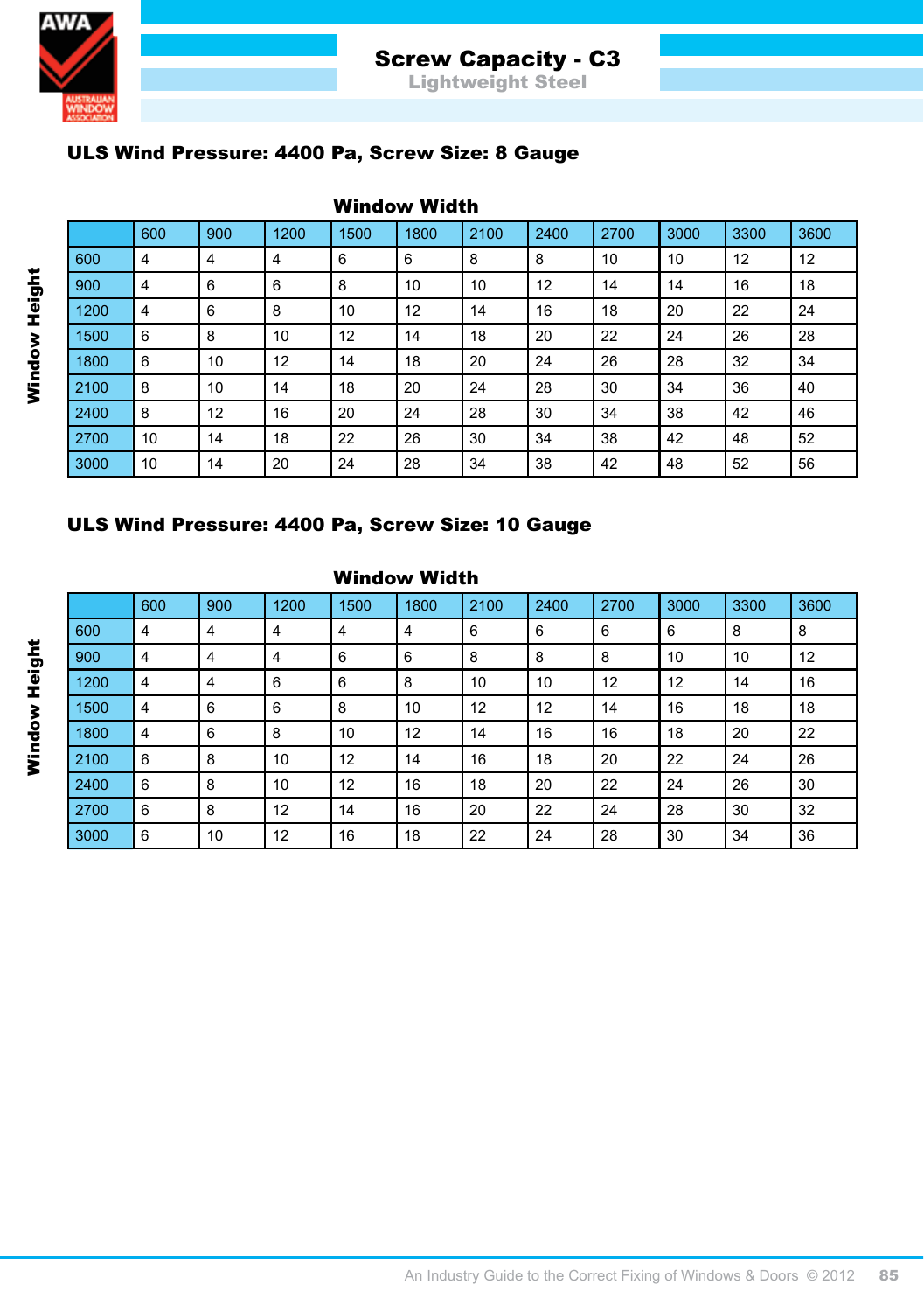# Screw Capacity - C3

## Lightweight Steel

### ULS Wind Pressure: 4400 Pa, Screw Size: 8 Gauge

**Window Width** (columns) / **Window Height** (rows)

| | 600 | 900 | 1200 | 1500 | 1800 | 2100 | 2400 | 2700 | 3000 | 3300 | 3600 |
|---|---|---|---|---|---|---|---|---|---|---|---|
| 600 | 4 | 4 | 4 | 6 | 6 | 8 | 8 | 10 | 10 | 12 | 12 |
| 900 | 4 | 6 | 6 | 8 | 10 | 10 | 12 | 14 | 14 | 16 | 18 |
| 1200 | 4 | 6 | 8 | 10 | 12 | 14 | 16 | 18 | 20 | 22 | 24 |
| 1500 | 6 | 8 | 10 | 12 | 14 | 18 | 20 | 22 | 24 | 26 | 28 |
| 1800 | 6 | 10 | 12 | 14 | 18 | 20 | 24 | 26 | 28 | 32 | 34 |
| 2100 | 8 | 10 | 14 | 18 | 20 | 24 | 28 | 30 | 34 | 36 | 40 |
| 2400 | 8 | 12 | 16 | 20 | 24 | 28 | 30 | 34 | 38 | 42 | 46 |
| 2700 | 10 | 14 | 18 | 22 | 26 | 30 | 34 | 38 | 42 | 48 | 52 |
| 3000 | 10 | 14 | 20 | 24 | 28 | 34 | 38 | 42 | 48 | 52 | 56 |

### ULS Wind Pressure: 4400 Pa, Screw Size: 10 Gauge

**Window Width** (columns) / **Window Height** (rows)

| | 600 | 900 | 1200 | 1500 | 1800 | 2100 | 2400 | 2700 | 3000 | 3300 | 3600 |
|---|---|---|---|---|---|---|---|---|---|---|---|
| 600 | 4 | 4 | 4 | 4 | 4 | 6 | 6 | 6 | 6 | 8 | 8 |
| 900 | 4 | 4 | 4 | 6 | 6 | 8 | 8 | 8 | 10 | 10 | 12 |
| 1200 | 4 | 4 | 6 | 6 | 8 | 10 | 10 | 12 | 12 | 14 | 16 |
| 1500 | 4 | 6 | 6 | 8 | 10 | 12 | 12 | 14 | 16 | 18 | 18 |
| 1800 | 4 | 6 | 8 | 10 | 12 | 14 | 16 | 16 | 18 | 20 | 22 |
| 2100 | 6 | 8 | 10 | 12 | 14 | 16 | 18 | 20 | 22 | 24 | 26 |
| 2400 | 6 | 8 | 10 | 12 | 16 | 18 | 20 | 22 | 24 | 26 | 30 |
| 2700 | 6 | 8 | 12 | 14 | 16 | 20 | 22 | 24 | 28 | 30 | 32 |
| 3000 | 6 | 10 | 12 | 16 | 18 | 22 | 24 | 28 | 30 | 34 | 36 |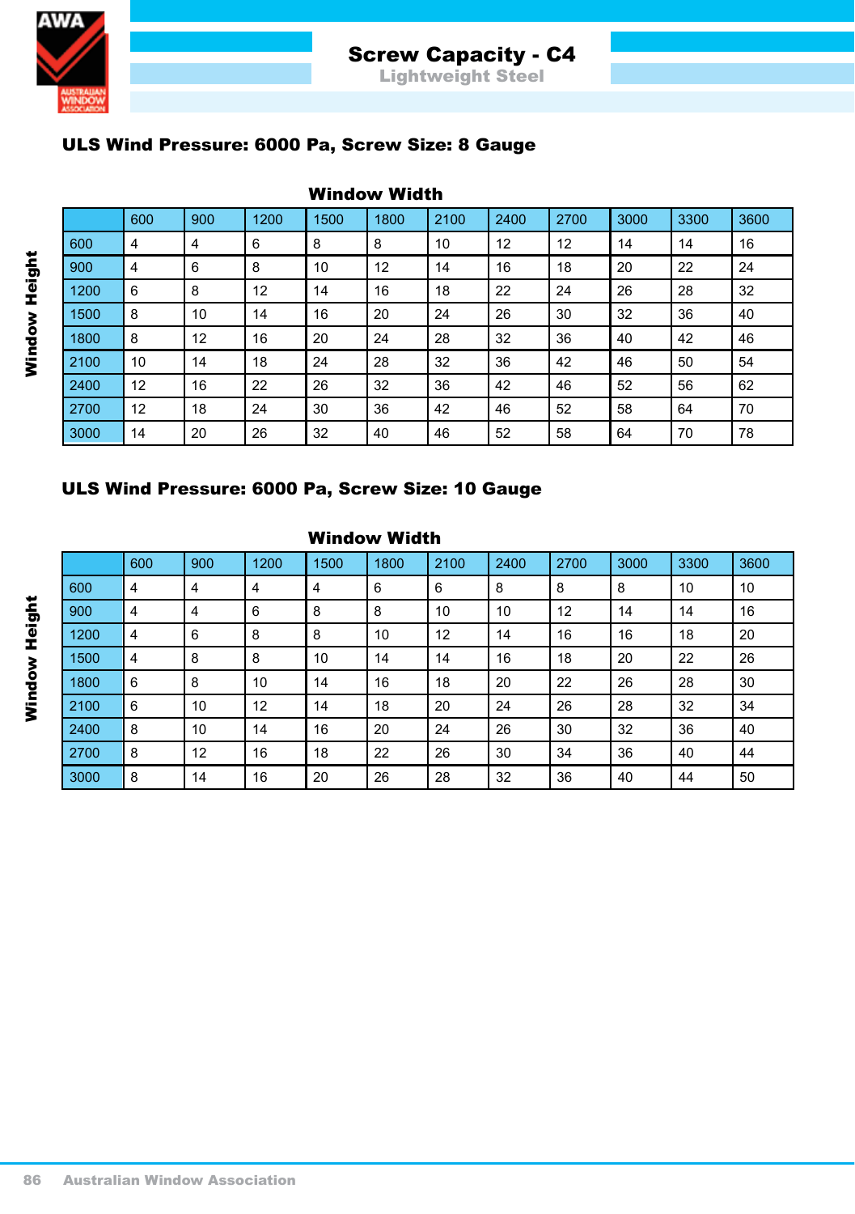# Screw Capacity - C4

## Lightweight Steel

### ULS Wind Pressure: 6000 Pa, Screw Size: 8 Gauge

**Window Width** (columns) / **Window Height** (rows)

| | 600 | 900 | 1200 | 1500 | 1800 | 2100 | 2400 | 2700 | 3000 | 3300 | 3600 |
|---|---|---|---|---|---|---|---|---|---|---|---|
| 600 | 4 | 4 | 6 | 8 | 8 | 10 | 12 | 12 | 14 | 14 | 16 |
| 900 | 4 | 6 | 8 | 10 | 12 | 14 | 16 | 18 | 20 | 22 | 24 |
| 1200 | 6 | 8 | 12 | 14 | 16 | 18 | 22 | 24 | 26 | 28 | 32 |
| 1500 | 8 | 10 | 14 | 16 | 20 | 24 | 26 | 30 | 32 | 36 | 40 |
| 1800 | 8 | 12 | 16 | 20 | 24 | 28 | 32 | 36 | 40 | 42 | 46 |
| 2100 | 10 | 14 | 18 | 24 | 28 | 32 | 36 | 42 | 46 | 50 | 54 |
| 2400 | 12 | 16 | 22 | 26 | 32 | 36 | 42 | 46 | 52 | 56 | 62 |
| 2700 | 12 | 18 | 24 | 30 | 36 | 42 | 46 | 52 | 58 | 64 | 70 |
| 3000 | 14 | 20 | 26 | 32 | 40 | 46 | 52 | 58 | 64 | 70 | 78 |

### ULS Wind Pressure: 6000 Pa, Screw Size: 10 Gauge

**Window Width** (columns) / **Window Height** (rows)

| | 600 | 900 | 1200 | 1500 | 1800 | 2100 | 2400 | 2700 | 3000 | 3300 | 3600 |
|---|---|---|---|---|---|---|---|---|---|---|---|
| 600 | 4 | 4 | 4 | 4 | 6 | 6 | 8 | 8 | 8 | 10 | 10 |
| 900 | 4 | 4 | 6 | 8 | 8 | 10 | 10 | 12 | 14 | 14 | 16 |
| 1200 | 4 | 6 | 8 | 8 | 10 | 12 | 14 | 16 | 16 | 18 | 20 |
| 1500 | 4 | 8 | 8 | 10 | 14 | 14 | 16 | 18 | 20 | 22 | 26 |
| 1800 | 6 | 8 | 10 | 14 | 16 | 18 | 20 | 22 | 26 | 28 | 30 |
| 2100 | 6 | 10 | 12 | 14 | 18 | 20 | 24 | 26 | 28 | 32 | 34 |
| 2400 | 8 | 10 | 14 | 16 | 20 | 24 | 26 | 30 | 32 | 36 | 40 |
| 2700 | 8 | 12 | 16 | 18 | 22 | 26 | 30 | 34 | 36 | 40 | 44 |
| 3000 | 8 | 14 | 16 | 20 | 26 | 28 | 32 | 36 | 40 | 44 | 50 |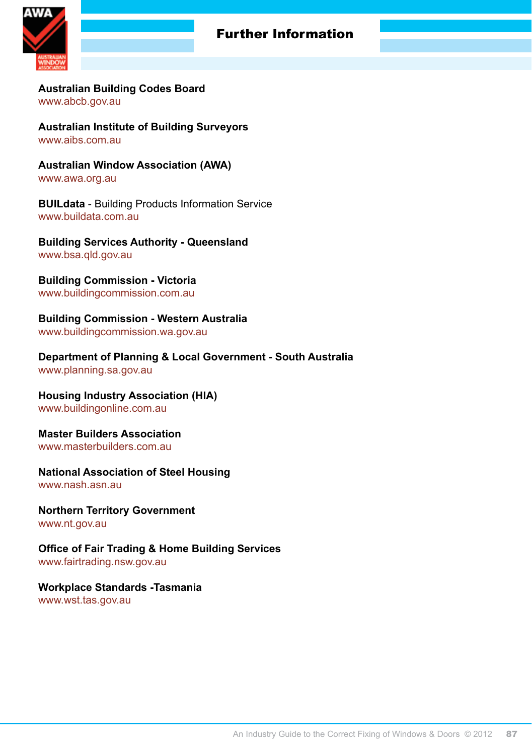# Further Information

**Australian Building Codes Board**
www.abcb.gov.au

**Australian Institute of Building Surveyors**
www.aibs.com.au

**Australian Window Association (AWA)**
www.awa.org.au

**BUILdata** - Building Products Information Service
www.buildata.com.au

**Building Services Authority - Queensland**
www.bsa.qld.gov.au

**Building Commission - Victoria**
www.buildingcommission.com.au

**Building Commission - Western Australia**
www.buildingcommission.wa.gov.au

**Department of Planning & Local Government - South Australia**
www.planning.sa.gov.au

**Housing Industry Association (HIA)**
www.buildingonline.com.au

**Master Builders Association**
www.masterbuilders.com.au

**National Association of Steel Housing**
www.nash.asn.au

**Northern Territory Government**
www.nt.gov.au

**Office of Fair Trading & Home Building Services**
www.fairtrading.nsw.gov.au

**Workplace Standards -Tasmania**
www.wst.tas.gov.au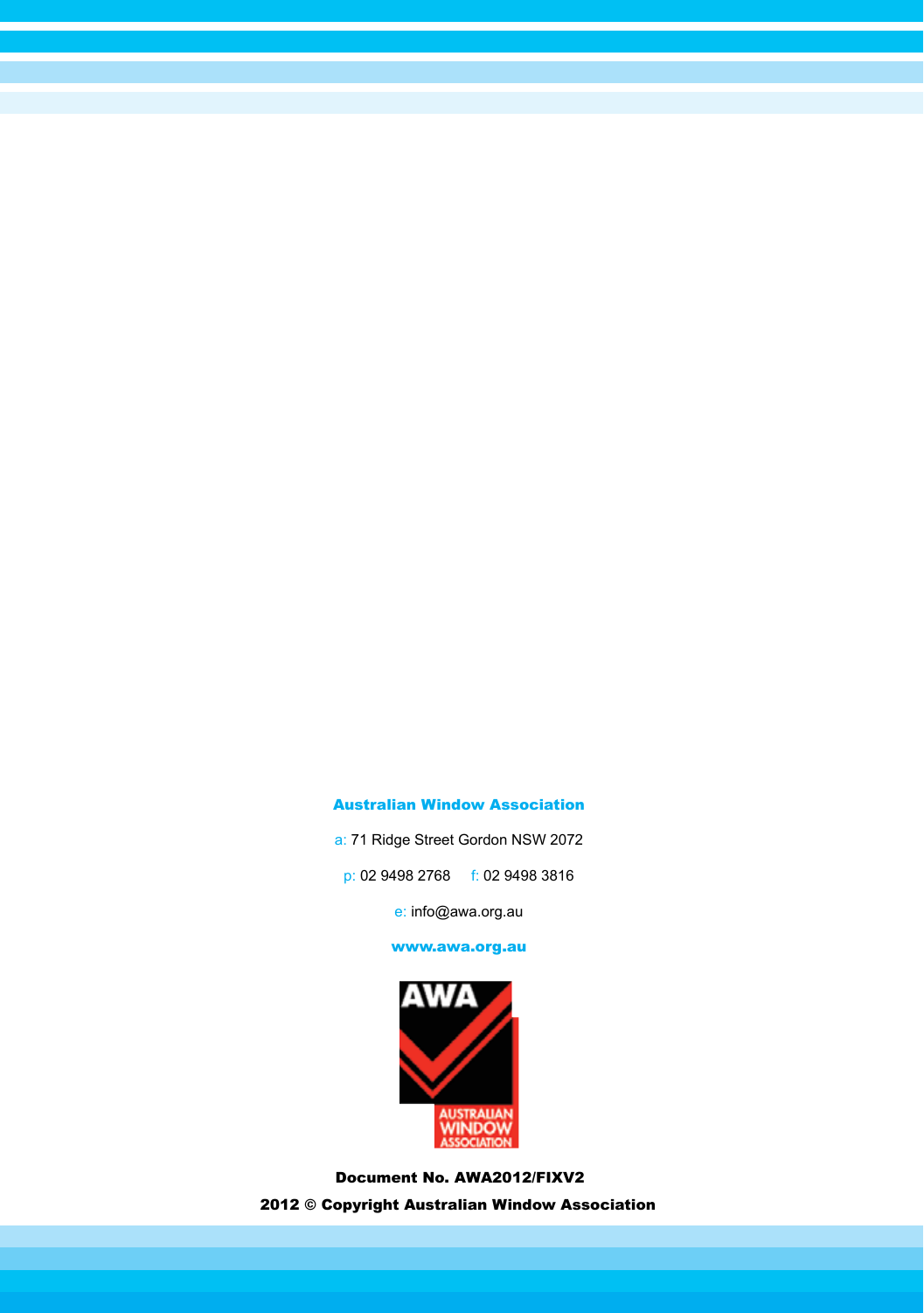**Australian Window Association**

a: 71 Ridge Street Gordon NSW 2072

p: 02 9498 2768 f: 02 9498 3816

e: info@awa.org.au

**www.awa.org.au**

**Document No. AWA2012/FIXV2**

**2012 © Copyright Australian Window Association**